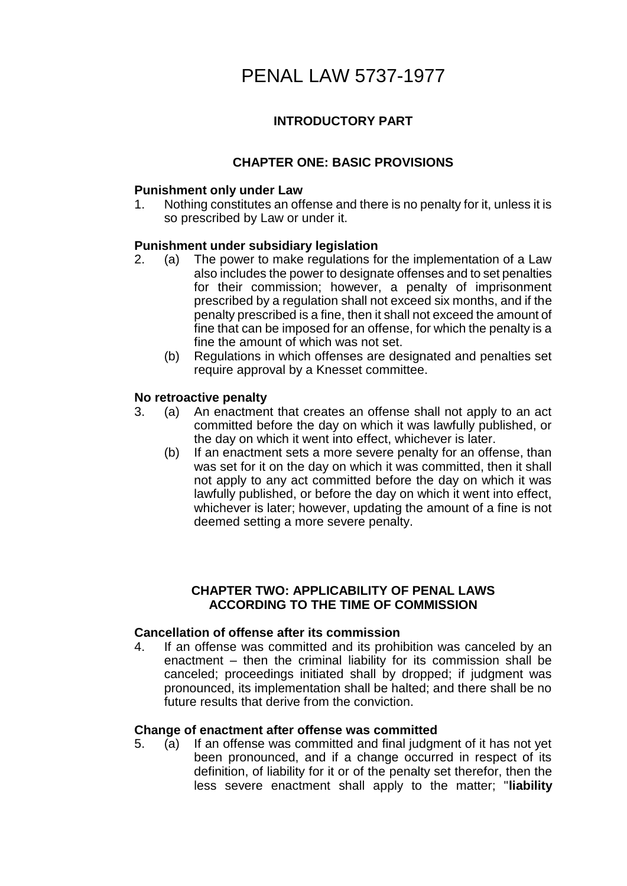# PENAL LAW 5737-1977

## INTRODUCTORY PART

### CHAPTER ONE: BASIC PROVISIONS

**Punishment only under Law**

1. Nothing constitutes an offense and there is no penalty for it, unless it is so prescribed by Law or under it.

**Punishment under subsidiary legislation**

2. (a) The power to make regulations for the implementation of a Law also includes the power to designate offenses and to set penalties for their commission; however, a penalty of imprisonment prescribed by a regulation shall not exceed six months, and if the penalty prescribed is a fine, then it shall not exceed the amount of fine that can be imposed for an offense, for which the penalty is a fine the amount of which was not set.

   (b) Regulations in which offenses are designated and penalties set require approval by a Knesset committee.

**No retroactive penalty**

3. (a) An enactment that creates an offense shall not apply to an act committed before the day on which it was lawfully published, or the day on which it went into effect, whichever is later.

   (b) If an enactment sets a more severe penalty for an offense, than was set for it on the day on which it was committed, then it shall not apply to any act committed before the day on which it was lawfully published, or before the day on which it went into effect, whichever is later; however, updating the amount of a fine is not deemed setting a more severe penalty.

### CHAPTER TWO: APPLICABILITY OF PENAL LAWS ACCORDING TO THE TIME OF COMMISSION

**Cancellation of offense after its commission**

4. If an offense was committed and its prohibition was canceled by an enactment – then the criminal liability for its commission shall be canceled; proceedings initiated shall by dropped; if judgment was pronounced, its implementation shall be halted; and there shall be no future results that derive from the conviction.

**Change of enactment after offense was committed**

5. (a) If an offense was committed and final judgment of it has not yet been pronounced, and if a change occurred in respect of its definition, of liability for it or of the penalty set therefor, then the less severe enactment shall apply to the matter; "**liability**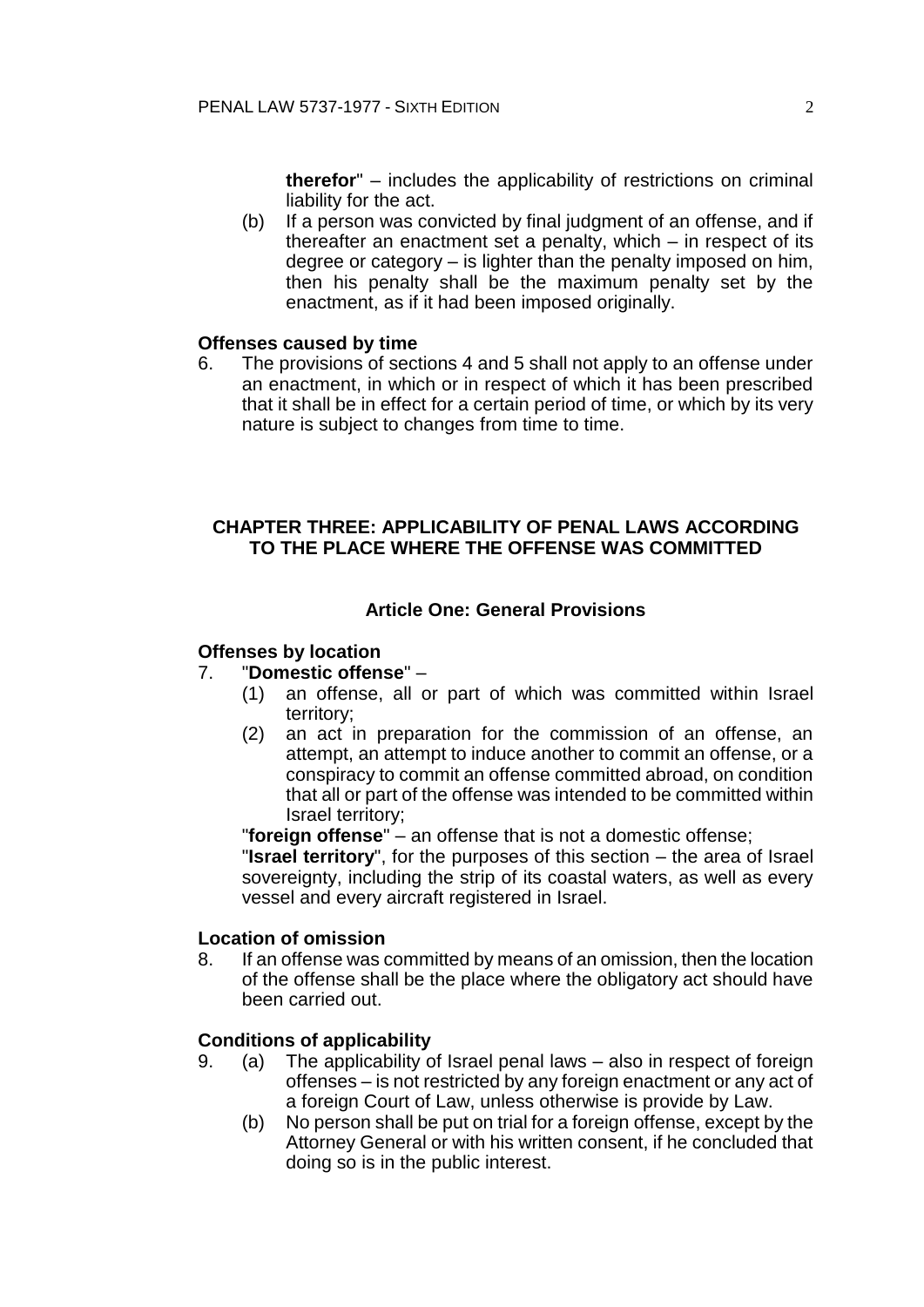**therefor**" – includes the applicability of restrictions on criminal liability for the act.

(b) If a person was convicted by final judgment of an offense, and if thereafter an enactment set a penalty, which – in respect of its degree or category – is lighter than the penalty imposed on him, then his penalty shall be the maximum penalty set by the enactment, as if it had been imposed originally.

**Offenses caused by time**

6. The provisions of sections 4 and 5 shall not apply to an offense under an enactment, in which or in respect of which it has been prescribed that it shall be in effect for a certain period of time, or which by its very nature is subject to changes from time to time.

## CHAPTER THREE: APPLICABILITY OF PENAL LAWS ACCORDING TO THE PLACE WHERE THE OFFENSE WAS COMMITTED

### Article One: General Provisions

**Offenses by location**

7. "**Domestic offense**" –
   (1) an offense, all or part of which was committed within Israel territory;
   (2) an act in preparation for the commission of an offense, an attempt, an attempt to induce another to commit an offense, or a conspiracy to commit an offense committed abroad, on condition that all or part of the offense was intended to be committed within Israel territory;

   "**foreign offense**" – an offense that is not a domestic offense;

   "**Israel territory**", for the purposes of this section – the area of Israel sovereignty, including the strip of its coastal waters, as well as every vessel and every aircraft registered in Israel.

**Location of omission**

8. If an offense was committed by means of an omission, then the location of the offense shall be the place where the obligatory act should have been carried out.

**Conditions of applicability**

9. (a) The applicability of Israel penal laws – also in respect of foreign offenses – is not restricted by any foreign enactment or any act of a foreign Court of Law, unless otherwise is provide by Law.
   (b) No person shall be put on trial for a foreign offense, except by the Attorney General or with his written consent, if he concluded that doing so is in the public interest.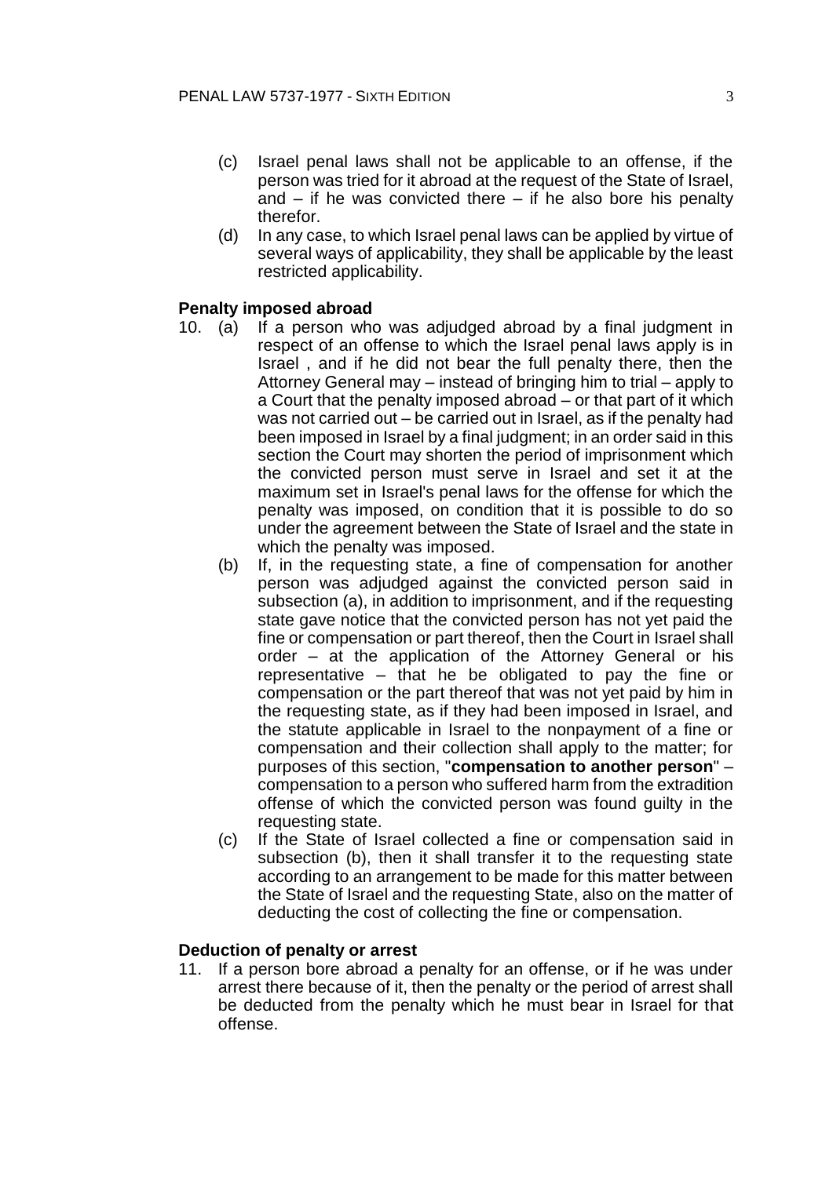(c) Israel penal laws shall not be applicable to an offense, if the person was tried for it abroad at the request of the State of Israel, and – if he was convicted there – if he also bore his penalty therefor.

(d) In any case, to which Israel penal laws can be applied by virtue of several ways of applicability, they shall be applicable by the least restricted applicability.

**Penalty imposed abroad**

10. (a) If a person who was adjudged abroad by a final judgment in respect of an offense to which the Israel penal laws apply is in Israel , and if he did not bear the full penalty there, then the Attorney General may – instead of bringing him to trial – apply to a Court that the penalty imposed abroad – or that part of it which was not carried out – be carried out in Israel, as if the penalty had been imposed in Israel by a final judgment; in an order said in this section the Court may shorten the period of imprisonment which the convicted person must serve in Israel and set it at the maximum set in Israel's penal laws for the offense for which the penalty was imposed, on condition that it is possible to do so under the agreement between the State of Israel and the state in which the penalty was imposed.

(b) If, in the requesting state, a fine of compensation for another person was adjudged against the convicted person said in subsection (a), in addition to imprisonment, and if the requesting state gave notice that the convicted person has not yet paid the fine or compensation or part thereof, then the Court in Israel shall order – at the application of the Attorney General or his representative – that he be obligated to pay the fine or compensation or the part thereof that was not yet paid by him in the requesting state, as if they had been imposed in Israel, and the statute applicable in Israel to the nonpayment of a fine or compensation and their collection shall apply to the matter; for purposes of this section, "**compensation to another person**" – compensation to a person who suffered harm from the extradition offense of which the convicted person was found guilty in the requesting state.

(c) If the State of Israel collected a fine or compensation said in subsection (b), then it shall transfer it to the requesting state according to an arrangement to be made for this matter between the State of Israel and the requesting State, also on the matter of deducting the cost of collecting the fine or compensation.

**Deduction of penalty or arrest**

11. If a person bore abroad a penalty for an offense, or if he was under arrest there because of it, then the penalty or the period of arrest shall be deducted from the penalty which he must bear in Israel for that offense.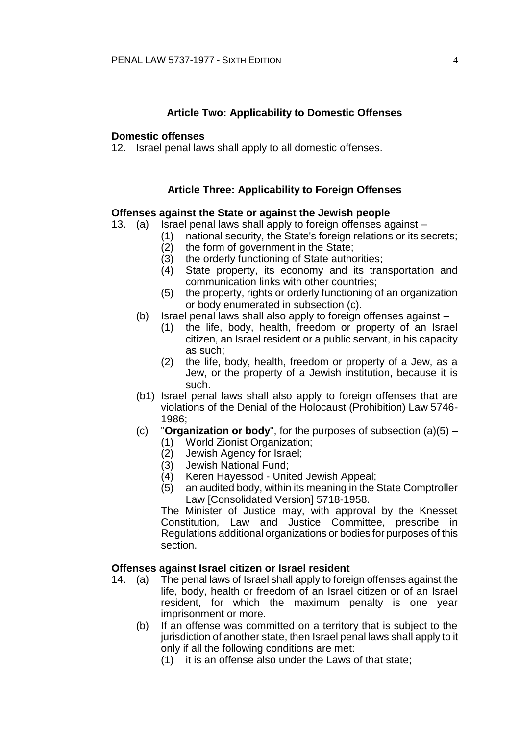## Article Two: Applicability to Domestic Offenses

**Domestic offenses**

12. Israel penal laws shall apply to all domestic offenses.

## Article Three: Applicability to Foreign Offenses

**Offenses against the State or against the Jewish people**

13. (a) Israel penal laws shall apply to foreign offenses against –
    (1) national security, the State's foreign relations or its secrets;
    (2) the form of government in the State;
    (3) the orderly functioning of State authorities;
    (4) State property, its economy and its transportation and communication links with other countries;
    (5) the property, rights or orderly functioning of an organization or body enumerated in subsection (c).

    (b) Israel penal laws shall also apply to foreign offenses against –
    (1) the life, body, health, freedom or property of an Israel citizen, an Israel resident or a public servant, in his capacity as such;
    (2) the life, body, health, freedom or property of a Jew, as a Jew, or the property of a Jewish institution, because it is such.

    (b1) Israel penal laws shall also apply to foreign offenses that are violations of the Denial of the Holocaust (Prohibition) Law 5746-1986;

    (c) "**Organization or body**", for the purposes of subsection (a)(5) –
    (1) World Zionist Organization;
    (2) Jewish Agency for Israel;
    (3) Jewish National Fund;
    (4) Keren Hayessod - United Jewish Appeal;
    (5) an audited body, within its meaning in the State Comptroller Law [Consolidated Version] 5718-1958.

    The Minister of Justice may, with approval by the Knesset Constitution, Law and Justice Committee, prescribe in Regulations additional organizations or bodies for purposes of this section.

**Offenses against Israel citizen or Israel resident**

14. (a) The penal laws of Israel shall apply to foreign offenses against the life, body, health or freedom of an Israel citizen or of an Israel resident, for which the maximum penalty is one year imprisonment or more.

    (b) If an offense was committed on a territory that is subject to the jurisdiction of another state, then Israel penal laws shall apply to it only if all the following conditions are met:
    (1) it is an offense also under the Laws of that state;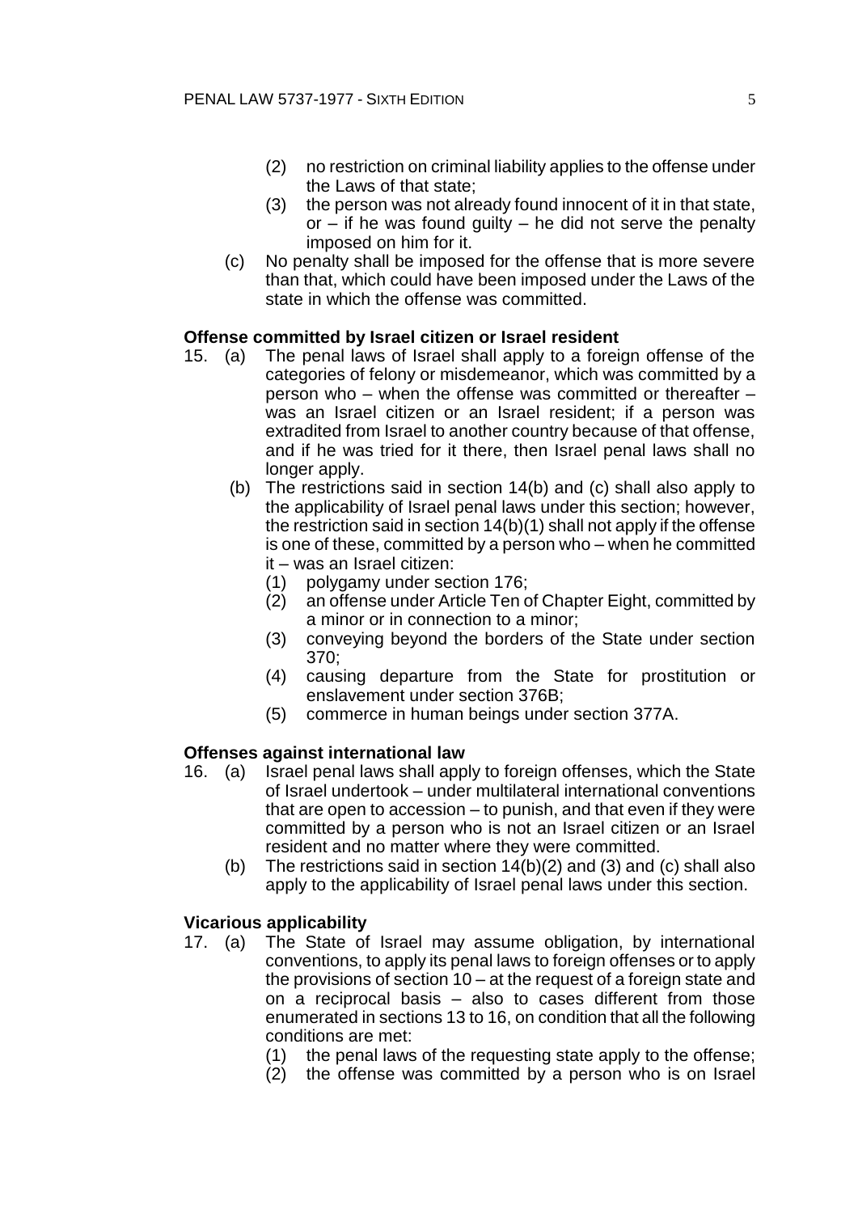(2) no restriction on criminal liability applies to the offense under the Laws of that state;

(3) the person was not already found innocent of it in that state, or – if he was found guilty – he did not serve the penalty imposed on him for it.

(c) No penalty shall be imposed for the offense that is more severe than that, which could have been imposed under the Laws of the state in which the offense was committed.

**Offense committed by Israel citizen or Israel resident**

15. (a) The penal laws of Israel shall apply to a foreign offense of the categories of felony or misdemeanor, which was committed by a person who – when the offense was committed or thereafter – was an Israel citizen or an Israel resident; if a person was extradited from Israel to another country because of that offense, and if he was tried for it there, then Israel penal laws shall no longer apply.

(b) The restrictions said in section 14(b) and (c) shall also apply to the applicability of Israel penal laws under this section; however, the restriction said in section 14(b)(1) shall not apply if the offense is one of these, committed by a person who – when he committed it – was an Israel citizen:

(1) polygamy under section 176;

(2) an offense under Article Ten of Chapter Eight, committed by a minor or in connection to a minor;

(3) conveying beyond the borders of the State under section 370;

(4) causing departure from the State for prostitution or enslavement under section 376B;

(5) commerce in human beings under section 377A.

**Offenses against international law**

16. (a) Israel penal laws shall apply to foreign offenses, which the State of Israel undertook – under multilateral international conventions that are open to accession – to punish, and that even if they were committed by a person who is not an Israel citizen or an Israel resident and no matter where they were committed.

(b) The restrictions said in section 14(b)(2) and (3) and (c) shall also apply to the applicability of Israel penal laws under this section.

**Vicarious applicability**

17. (a) The State of Israel may assume obligation, by international conventions, to apply its penal laws to foreign offenses or to apply the provisions of section 10 – at the request of a foreign state and on a reciprocal basis – also to cases different from those enumerated in sections 13 to 16, on condition that all the following conditions are met:

(1) the penal laws of the requesting state apply to the offense;

(2) the offense was committed by a person who is on Israel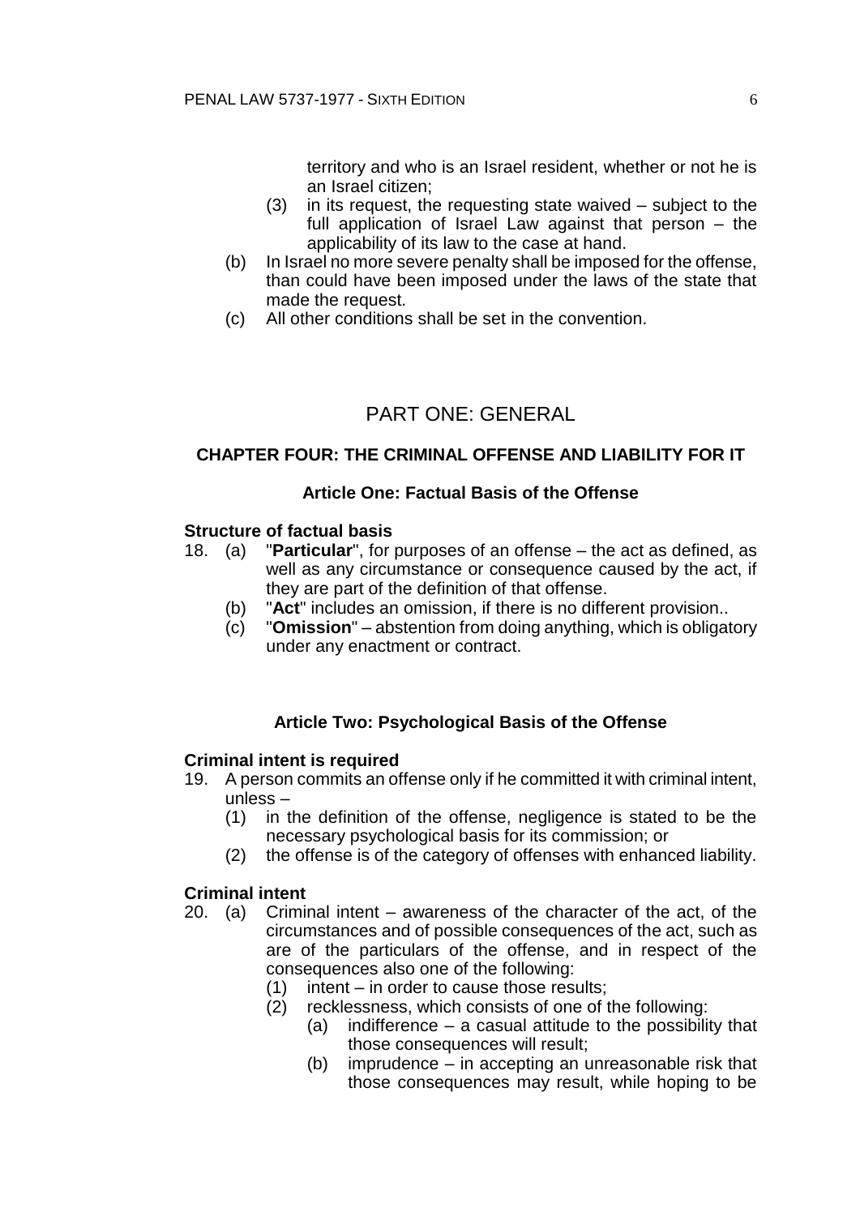territory and who is an Israel resident, whether or not he is an Israel citizen;

(3) in its request, the requesting state waived – subject to the full application of Israel Law against that person – the applicability of its law to the case at hand.

(b) In Israel no more severe penalty shall be imposed for the offense, than could have been imposed under the laws of the state that made the request.

(c) All other conditions shall be set in the convention.

# PART ONE: GENERAL

## CHAPTER FOUR: THE CRIMINAL OFFENSE AND LIABILITY FOR IT

### Article One: Factual Basis of the Offense

**Structure of factual basis**

18. (a) "**Particular**", for purposes of an offense – the act as defined, as well as any circumstance or consequence caused by the act, if they are part of the definition of that offense.
    (b) "**Act**" includes an omission, if there is no different provision..
    (c) "**Omission**" – abstention from doing anything, which is obligatory under any enactment or contract.

### Article Two: Psychological Basis of the Offense

**Criminal intent is required**

19. A person commits an offense only if he committed it with criminal intent, unless –
    (1) in the definition of the offense, negligence is stated to be the necessary psychological basis for its commission; or
    (2) the offense is of the category of offenses with enhanced liability.

**Criminal intent**

20. (a) Criminal intent – awareness of the character of the act, of the circumstances and of possible consequences of the act, such as are of the particulars of the offense, and in respect of the consequences also one of the following:
        (1) intent – in order to cause those results;
        (2) recklessness, which consists of one of the following:
            (a) indifference – a casual attitude to the possibility that those consequences will result;
            (b) imprudence – in accepting an unreasonable risk that those consequences may result, while hoping to be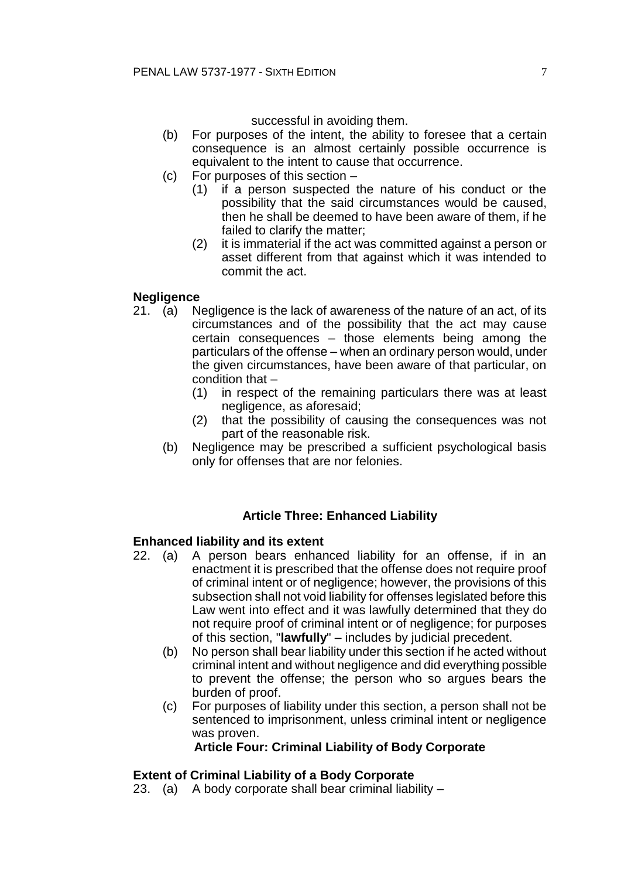successful in avoiding them.

(b) For purposes of the intent, the ability to foresee that a certain consequence is an almost certainly possible occurrence is equivalent to the intent to cause that occurrence.

(c) For purposes of this section –

(1) if a person suspected the nature of his conduct or the possibility that the said circumstances would be caused, then he shall be deemed to have been aware of them, if he failed to clarify the matter;

(2) it is immaterial if the act was committed against a person or asset different from that against which it was intended to commit the act.

**Negligence**

21. (a) Negligence is the lack of awareness of the nature of an act, of its circumstances and of the possibility that the act may cause certain consequences – those elements being among the particulars of the offense – when an ordinary person would, under the given circumstances, have been aware of that particular, on condition that –

(1) in respect of the remaining particulars there was at least negligence, as aforesaid;

(2) that the possibility of causing the consequences was not part of the reasonable risk.

(b) Negligence may be prescribed a sufficient psychological basis only for offenses that are nor felonies.

## Article Three: Enhanced Liability

**Enhanced liability and its extent**

22. (a) A person bears enhanced liability for an offense, if in an enactment it is prescribed that the offense does not require proof of criminal intent or of negligence; however, the provisions of this subsection shall not void liability for offenses legislated before this Law went into effect and it was lawfully determined that they do not require proof of criminal intent or of negligence; for purposes of this section, "**lawfully**" – includes by judicial precedent.

(b) No person shall bear liability under this section if he acted without criminal intent and without negligence and did everything possible to prevent the offense; the person who so argues bears the burden of proof.

(c) For purposes of liability under this section, a person shall not be sentenced to imprisonment, unless criminal intent or negligence was proven.

## Article Four: Criminal Liability of Body Corporate

**Extent of Criminal Liability of a Body Corporate**

23. (a) A body corporate shall bear criminal liability –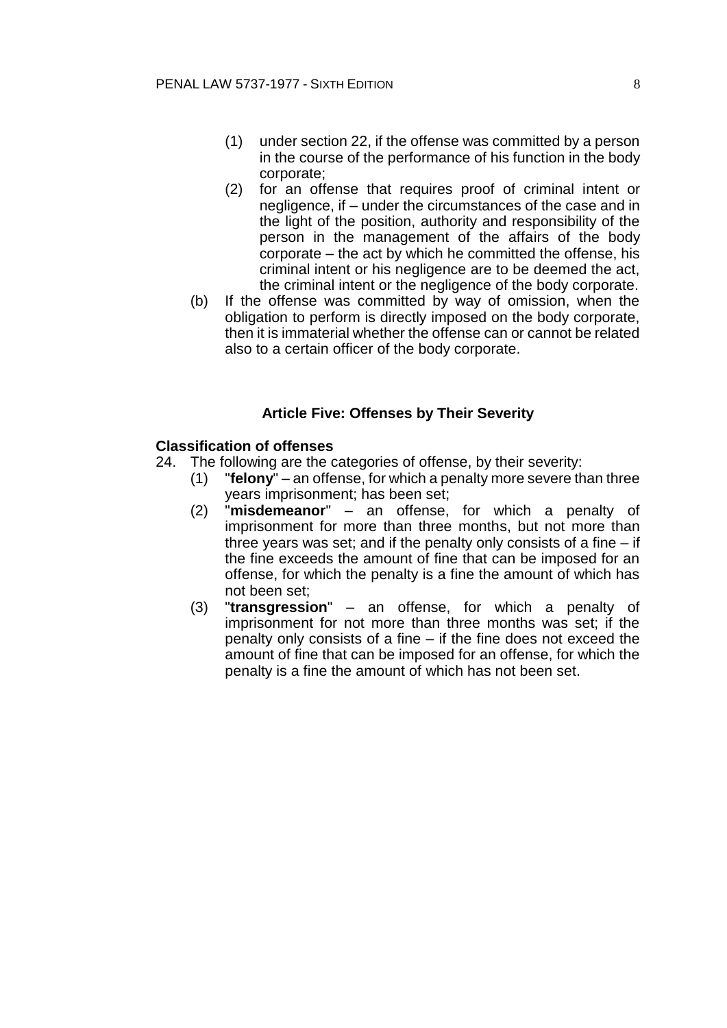(1) under section 22, if the offense was committed by a person in the course of the performance of his function in the body corporate;

(2) for an offense that requires proof of criminal intent or negligence, if – under the circumstances of the case and in the light of the position, authority and responsibility of the person in the management of the affairs of the body corporate – the act by which he committed the offense, his criminal intent or his negligence are to be deemed the act, the criminal intent or the negligence of the body corporate.

(b) If the offense was committed by way of omission, when the obligation to perform is directly imposed on the body corporate, then it is immaterial whether the offense can or cannot be related also to a certain officer of the body corporate.

## Article Five: Offenses by Their Severity

**Classification of offenses**

24. The following are the categories of offense, by their severity:

(1) "**felony**" – an offense, for which a penalty more severe than three years imprisonment; has been set;

(2) "**misdemeanor**" – an offense, for which a penalty of imprisonment for more than three months, but not more than three years was set; and if the penalty only consists of a fine – if the fine exceeds the amount of fine that can be imposed for an offense, for which the penalty is a fine the amount of which has not been set;

(3) "**transgression**" – an offense, for which a penalty of imprisonment for not more than three months was set; if the penalty only consists of a fine – if the fine does not exceed the amount of fine that can be imposed for an offense, for which the penalty is a fine the amount of which has not been set.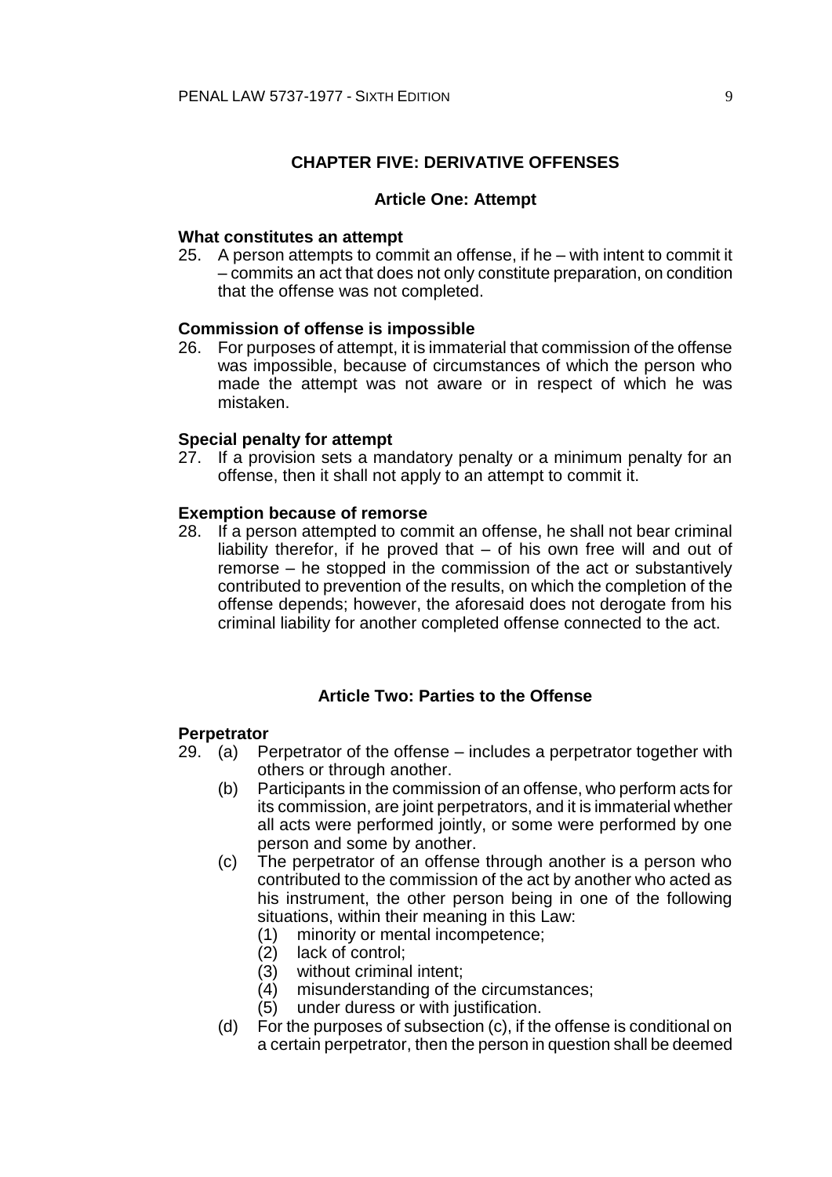## CHAPTER FIVE: DERIVATIVE OFFENSES

### Article One: Attempt

**What constitutes an attempt**

25. A person attempts to commit an offense, if he – with intent to commit it – commits an act that does not only constitute preparation, on condition that the offense was not completed.

**Commission of offense is impossible**

26. For purposes of attempt, it is immaterial that commission of the offense was impossible, because of circumstances of which the person who made the attempt was not aware or in respect of which he was mistaken.

**Special penalty for attempt**

27. If a provision sets a mandatory penalty or a minimum penalty for an offense, then it shall not apply to an attempt to commit it.

**Exemption because of remorse**

28. If a person attempted to commit an offense, he shall not bear criminal liability therefor, if he proved that – of his own free will and out of remorse – he stopped in the commission of the act or substantively contributed to prevention of the results, on which the completion of the offense depends; however, the aforesaid does not derogate from his criminal liability for another completed offense connected to the act.

### Article Two: Parties to the Offense

**Perpetrator**

29. (a) Perpetrator of the offense – includes a perpetrator together with others or through another.
    (b) Participants in the commission of an offense, who perform acts for its commission, are joint perpetrators, and it is immaterial whether all acts were performed jointly, or some were performed by one person and some by another.
    (c) The perpetrator of an offense through another is a person who contributed to the commission of the act by another who acted as his instrument, the other person being in one of the following situations, within their meaning in this Law:
        (1) minority or mental incompetence;
        (2) lack of control;
        (3) without criminal intent;
        (4) misunderstanding of the circumstances;
        (5) under duress or with justification.
    (d) For the purposes of subsection (c), if the offense is conditional on a certain perpetrator, then the person in question shall be deemed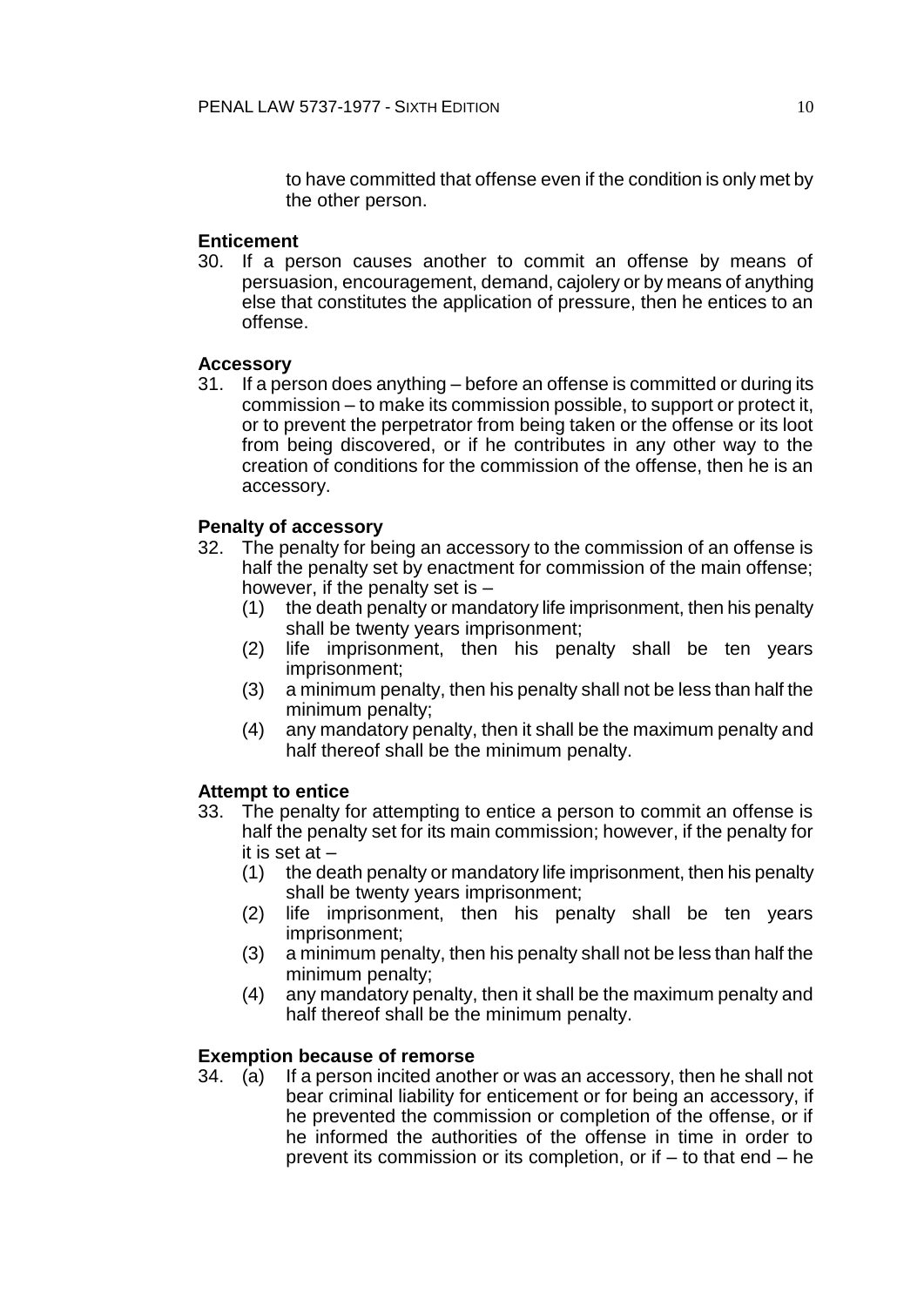to have committed that offense even if the condition is only met by the other person.

**Enticement**

30. If a person causes another to commit an offense by means of persuasion, encouragement, demand, cajolery or by means of anything else that constitutes the application of pressure, then he entices to an offense.

**Accessory**

31. If a person does anything – before an offense is committed or during its commission – to make its commission possible, to support or protect it, or to prevent the perpetrator from being taken or the offense or its loot from being discovered, or if he contributes in any other way to the creation of conditions for the commission of the offense, then he is an accessory.

**Penalty of accessory**

32. The penalty for being an accessory to the commission of an offense is half the penalty set by enactment for commission of the main offense; however, if the penalty set is –
    (1) the death penalty or mandatory life imprisonment, then his penalty shall be twenty years imprisonment;
    (2) life imprisonment, then his penalty shall be ten years imprisonment;
    (3) a minimum penalty, then his penalty shall not be less than half the minimum penalty;
    (4) any mandatory penalty, then it shall be the maximum penalty and half thereof shall be the minimum penalty.

**Attempt to entice**

33. The penalty for attempting to entice a person to commit an offense is half the penalty set for its main commission; however, if the penalty for it is set at –
    (1) the death penalty or mandatory life imprisonment, then his penalty shall be twenty years imprisonment;
    (2) life imprisonment, then his penalty shall be ten years imprisonment;
    (3) a minimum penalty, then his penalty shall not be less than half the minimum penalty;
    (4) any mandatory penalty, then it shall be the maximum penalty and half thereof shall be the minimum penalty.

**Exemption because of remorse**

34. (a) If a person incited another or was an accessory, then he shall not bear criminal liability for enticement or for being an accessory, if he prevented the commission or completion of the offense, or if he informed the authorities of the offense in time in order to prevent its commission or its completion, or if – to that end – he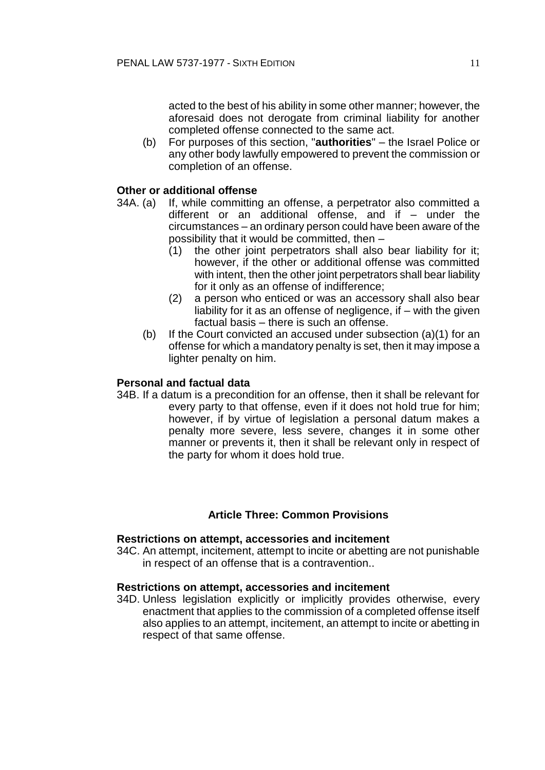acted to the best of his ability in some other manner; however, the aforesaid does not derogate from criminal liability for another completed offense connected to the same act.

(b) For purposes of this section, "**authorities**" – the Israel Police or any other body lawfully empowered to prevent the commission or completion of an offense.

#### Other or additional offense

34A. (a) If, while committing an offense, a perpetrator also committed a different or an additional offense, and if – under the circumstances – an ordinary person could have been aware of the possibility that it would be committed, then –

(1) the other joint perpetrators shall also bear liability for it; however, if the other or additional offense was committed with intent, then the other joint perpetrators shall bear liability for it only as an offense of indifference;

(2) a person who enticed or was an accessory shall also bear liability for it as an offense of negligence, if – with the given factual basis – there is such an offense.

(b) If the Court convicted an accused under subsection (a)(1) for an offense for which a mandatory penalty is set, then it may impose a lighter penalty on him.

#### Personal and factual data

34B. If a datum is a precondition for an offense, then it shall be relevant for every party to that offense, even if it does not hold true for him; however, if by virtue of legislation a personal datum makes a penalty more severe, less severe, changes it in some other manner or prevents it, then it shall be relevant only in respect of the party for whom it does hold true.

## Article Three: Common Provisions

#### Restrictions on attempt, accessories and incitement

34C. An attempt, incitement, attempt to incite or abetting are not punishable in respect of an offense that is a contravention..

#### Restrictions on attempt, accessories and incitement

34D. Unless legislation explicitly or implicitly provides otherwise, every enactment that applies to the commission of a completed offense itself also applies to an attempt, incitement, an attempt to incite or abetting in respect of that same offense.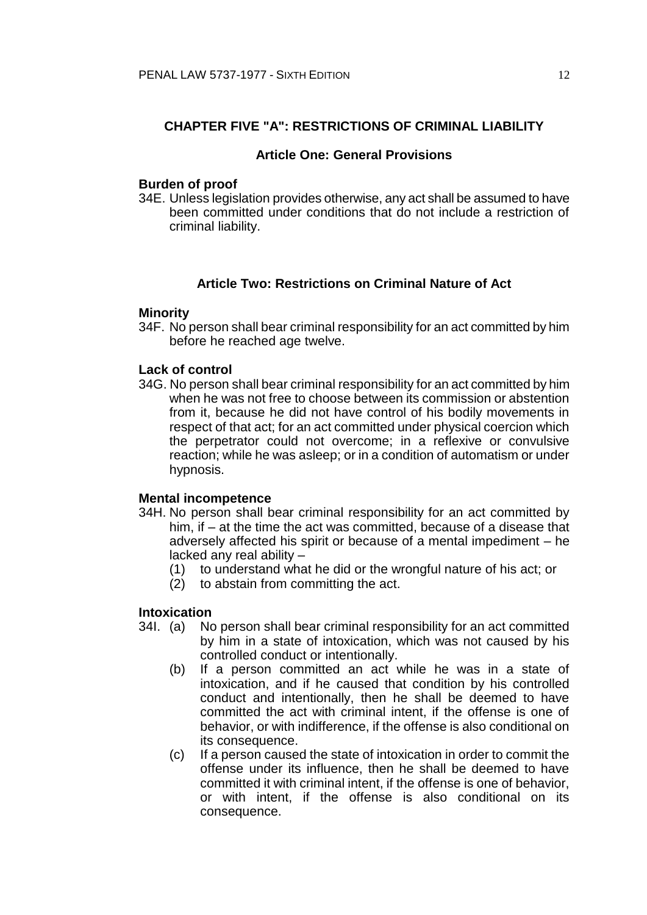## CHAPTER FIVE "A": RESTRICTIONS OF CRIMINAL LIABILITY

### Article One: General Provisions

**Burden of proof**

34E. Unless legislation provides otherwise, any act shall be assumed to have been committed under conditions that do not include a restriction of criminal liability.

### Article Two: Restrictions on Criminal Nature of Act

**Minority**

34F. No person shall bear criminal responsibility for an act committed by him before he reached age twelve.

**Lack of control**

34G. No person shall bear criminal responsibility for an act committed by him when he was not free to choose between its commission or abstention from it, because he did not have control of his bodily movements in respect of that act; for an act committed under physical coercion which the perpetrator could not overcome; in a reflexive or convulsive reaction; while he was asleep; or in a condition of automatism or under hypnosis.

**Mental incompetence**

34H. No person shall bear criminal responsibility for an act committed by him, if – at the time the act was committed, because of a disease that adversely affected his spirit or because of a mental impediment – he lacked any real ability –

(1) to understand what he did or the wrongful nature of his act; or

(2) to abstain from committing the act.

**Intoxication**

34I. (a) No person shall bear criminal responsibility for an act committed by him in a state of intoxication, which was not caused by his controlled conduct or intentionally.

(b) If a person committed an act while he was in a state of intoxication, and if he caused that condition by his controlled conduct and intentionally, then he shall be deemed to have committed the act with criminal intent, if the offense is one of behavior, or with indifference, if the offense is also conditional on its consequence.

(c) If a person caused the state of intoxication in order to commit the offense under its influence, then he shall be deemed to have committed it with criminal intent, if the offense is one of behavior, or with intent, if the offense is also conditional on its consequence.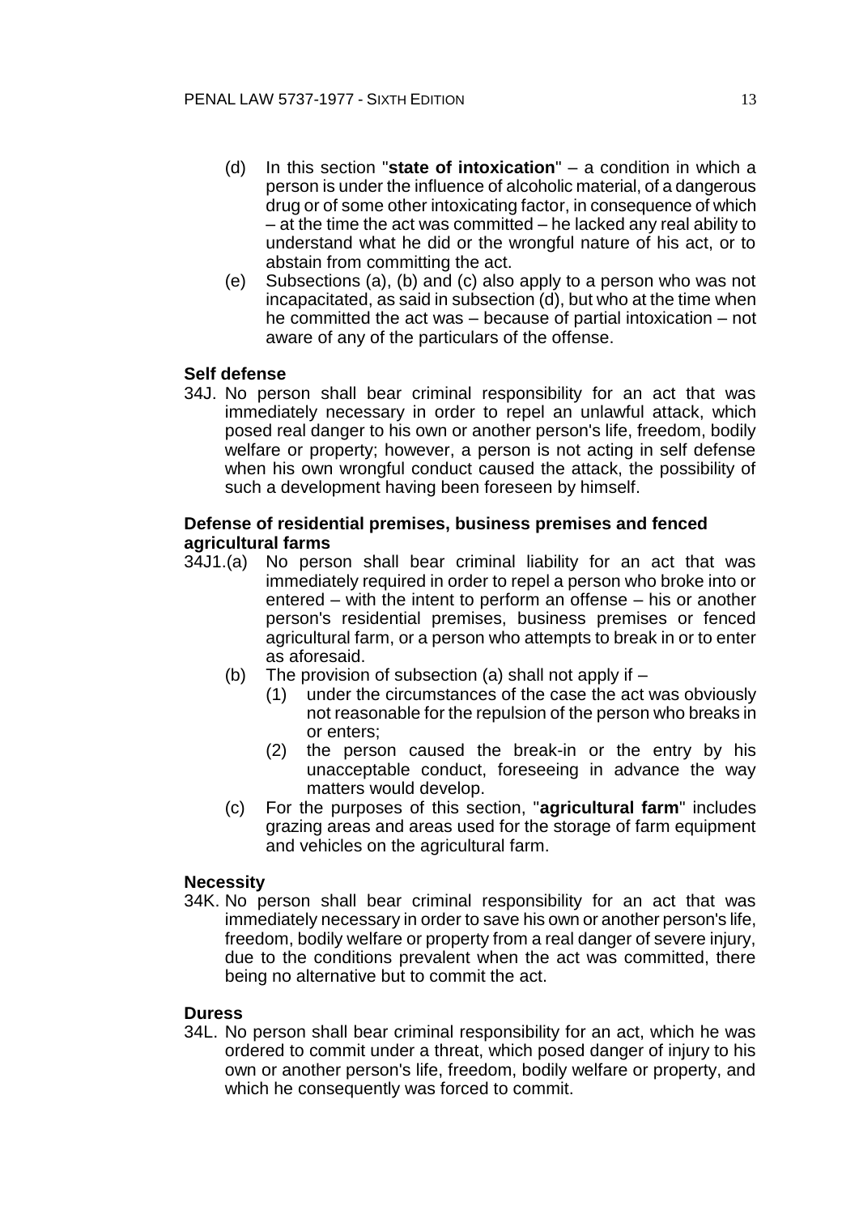(d) In this section "**state of intoxication**" – a condition in which a person is under the influence of alcoholic material, of a dangerous drug or of some other intoxicating factor, in consequence of which – at the time the act was committed – he lacked any real ability to understand what he did or the wrongful nature of his act, or to abstain from committing the act.

(e) Subsections (a), (b) and (c) also apply to a person who was not incapacitated, as said in subsection (d), but who at the time when he committed the act was – because of partial intoxication – not aware of any of the particulars of the offense.

**Self defense**

34J. No person shall bear criminal responsibility for an act that was immediately necessary in order to repel an unlawful attack, which posed real danger to his own or another person's life, freedom, bodily welfare or property; however, a person is not acting in self defense when his own wrongful conduct caused the attack, the possibility of such a development having been foreseen by himself.

**Defense of residential premises, business premises and fenced agricultural farms**

34J1.(a) No person shall bear criminal liability for an act that was immediately required in order to repel a person who broke into or entered – with the intent to perform an offense – his or another person's residential premises, business premises or fenced agricultural farm, or a person who attempts to break in or to enter as aforesaid.

(b) The provision of subsection (a) shall not apply if –

(1) under the circumstances of the case the act was obviously not reasonable for the repulsion of the person who breaks in or enters;

(2) the person caused the break-in or the entry by his unacceptable conduct, foreseeing in advance the way matters would develop.

(c) For the purposes of this section, "**agricultural farm**" includes grazing areas and areas used for the storage of farm equipment and vehicles on the agricultural farm.

**Necessity**

34K. No person shall bear criminal responsibility for an act that was immediately necessary in order to save his own or another person's life, freedom, bodily welfare or property from a real danger of severe injury, due to the conditions prevalent when the act was committed, there being no alternative but to commit the act.

**Duress**

34L. No person shall bear criminal responsibility for an act, which he was ordered to commit under a threat, which posed danger of injury to his own or another person's life, freedom, bodily welfare or property, and which he consequently was forced to commit.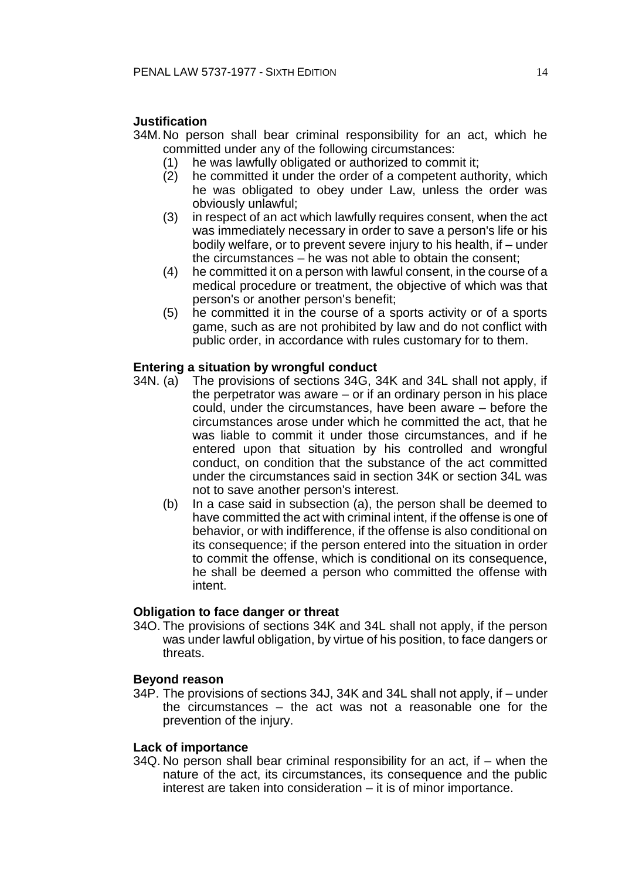**Justification**

34M. No person shall bear criminal responsibility for an act, which he committed under any of the following circumstances:

(1) he was lawfully obligated or authorized to commit it;

(2) he committed it under the order of a competent authority, which he was obligated to obey under Law, unless the order was obviously unlawful;

(3) in respect of an act which lawfully requires consent, when the act was immediately necessary in order to save a person's life or his bodily welfare, or to prevent severe injury to his health, if – under the circumstances – he was not able to obtain the consent;

(4) he committed it on a person with lawful consent, in the course of a medical procedure or treatment, the objective of which was that person's or another person's benefit;

(5) he committed it in the course of a sports activity or of a sports game, such as are not prohibited by law and do not conflict with public order, in accordance with rules customary for to them.

**Entering a situation by wrongful conduct**

34N. (a) The provisions of sections 34G, 34K and 34L shall not apply, if the perpetrator was aware – or if an ordinary person in his place could, under the circumstances, have been aware – before the circumstances arose under which he committed the act, that he was liable to commit it under those circumstances, and if he entered upon that situation by his controlled and wrongful conduct, on condition that the substance of the act committed under the circumstances said in section 34K or section 34L was not to save another person's interest.

(b) In a case said in subsection (a), the person shall be deemed to have committed the act with criminal intent, if the offense is one of behavior, or with indifference, if the offense is also conditional on its consequence; if the person entered into the situation in order to commit the offense, which is conditional on its consequence, he shall be deemed a person who committed the offense with intent.

**Obligation to face danger or threat**

34O. The provisions of sections 34K and 34L shall not apply, if the person was under lawful obligation, by virtue of his position, to face dangers or threats.

**Beyond reason**

34P. The provisions of sections 34J, 34K and 34L shall not apply, if – under the circumstances – the act was not a reasonable one for the prevention of the injury.

**Lack of importance**

34Q. No person shall bear criminal responsibility for an act, if – when the nature of the act, its circumstances, its consequence and the public interest are taken into consideration – it is of minor importance.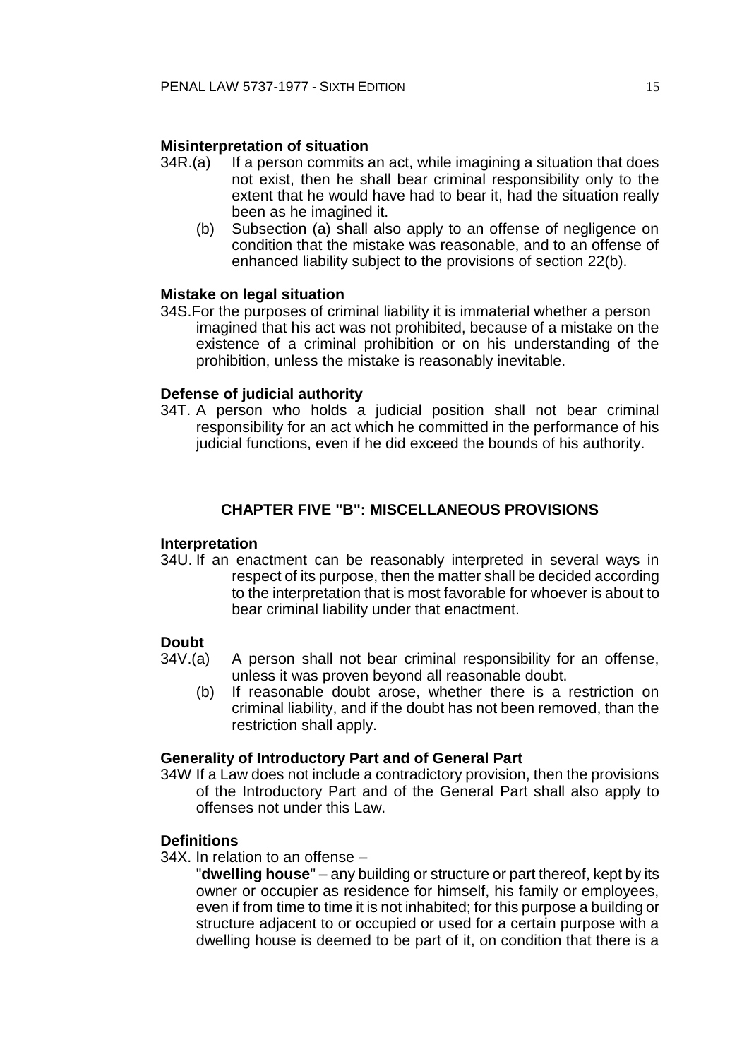**Misinterpretation of situation**

34R.(a) If a person commits an act, while imagining a situation that does not exist, then he shall bear criminal responsibility only to the extent that he would have had to bear it, had the situation really been as he imagined it.

(b) Subsection (a) shall also apply to an offense of negligence on condition that the mistake was reasonable, and to an offense of enhanced liability subject to the provisions of section 22(b).

**Mistake on legal situation**

34S. For the purposes of criminal liability it is immaterial whether a person imagined that his act was not prohibited, because of a mistake on the existence of a criminal prohibition or on his understanding of the prohibition, unless the mistake is reasonably inevitable.

**Defense of judicial authority**

34T. A person who holds a judicial position shall not bear criminal responsibility for an act which he committed in the performance of his judicial functions, even if he did exceed the bounds of his authority.

## CHAPTER FIVE "B": MISCELLANEOUS PROVISIONS

**Interpretation**

34U. If an enactment can be reasonably interpreted in several ways in respect of its purpose, then the matter shall be decided according to the interpretation that is most favorable for whoever is about to bear criminal liability under that enactment.

**Doubt**

34V.(a) A person shall not bear criminal responsibility for an offense, unless it was proven beyond all reasonable doubt.

(b) If reasonable doubt arose, whether there is a restriction on criminal liability, and if the doubt has not been removed, than the restriction shall apply.

**Generality of Introductory Part and of General Part**

34W If a Law does not include a contradictory provision, then the provisions of the Introductory Part and of the General Part shall also apply to offenses not under this Law.

**Definitions**

34X. In relation to an offense –

"**dwelling house**" – any building or structure or part thereof, kept by its owner or occupier as residence for himself, his family or employees, even if from time to time it is not inhabited; for this purpose a building or structure adjacent to or occupied or used for a certain purpose with a dwelling house is deemed to be part of it, on condition that there is a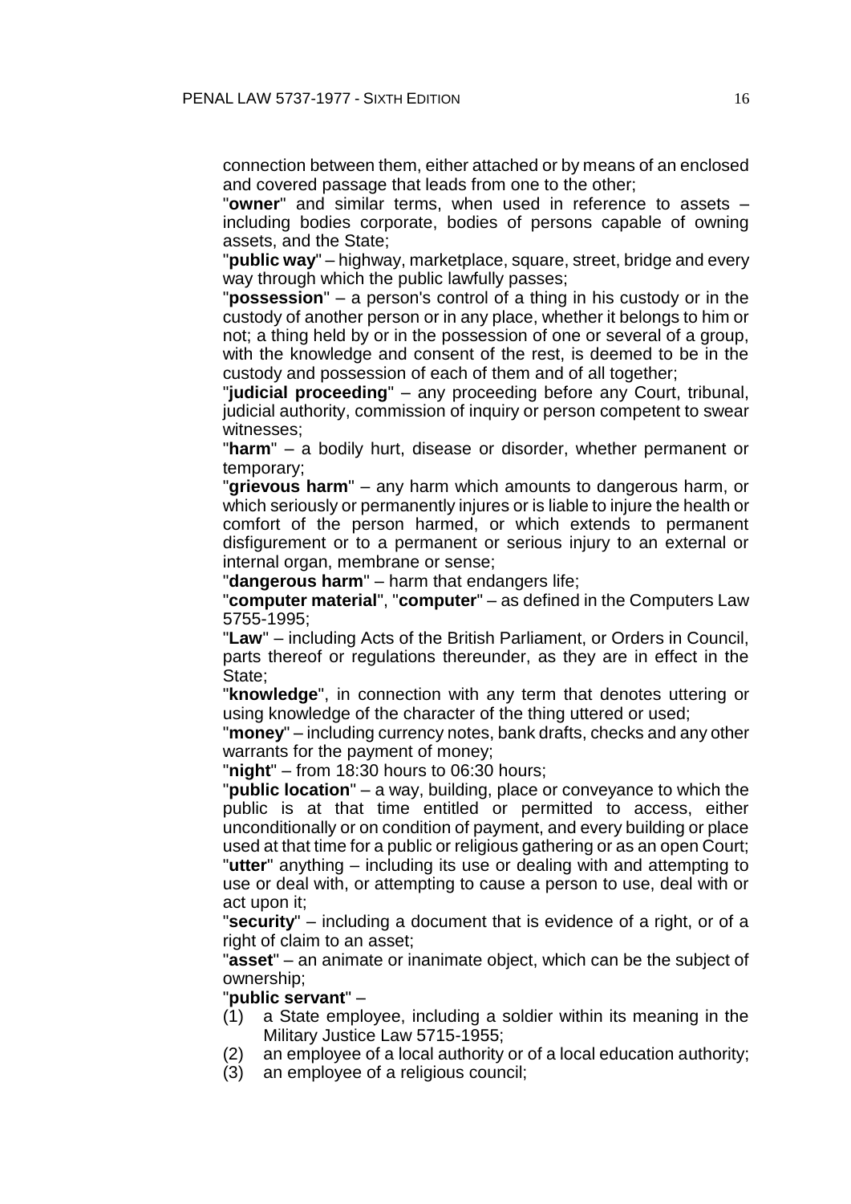connection between them, either attached or by means of an enclosed and covered passage that leads from one to the other;

"**owner**" and similar terms, when used in reference to assets – including bodies corporate, bodies of persons capable of owning assets, and the State;

"**public way**" – highway, marketplace, square, street, bridge and every way through which the public lawfully passes;

"**possession**" – a person's control of a thing in his custody or in the custody of another person or in any place, whether it belongs to him or not; a thing held by or in the possession of one or several of a group, with the knowledge and consent of the rest, is deemed to be in the custody and possession of each of them and of all together;

"**judicial proceeding**" – any proceeding before any Court, tribunal, judicial authority, commission of inquiry or person competent to swear witnesses;

"**harm**" – a bodily hurt, disease or disorder, whether permanent or temporary;

"**grievous harm**" – any harm which amounts to dangerous harm, or which seriously or permanently injures or is liable to injure the health or comfort of the person harmed, or which extends to permanent disfigurement or to a permanent or serious injury to an external or internal organ, membrane or sense;

"**dangerous harm**" – harm that endangers life;

"**computer material**", "**computer**" – as defined in the Computers Law 5755-1995;

"**Law**" – including Acts of the British Parliament, or Orders in Council, parts thereof or regulations thereunder, as they are in effect in the State;

"**knowledge**", in connection with any term that denotes uttering or using knowledge of the character of the thing uttered or used;

"**money**" – including currency notes, bank drafts, checks and any other warrants for the payment of money;

"**night**" – from 18:30 hours to 06:30 hours;

"**public location**" – a way, building, place or conveyance to which the public is at that time entitled or permitted to access, either unconditionally or on condition of payment, and every building or place used at that time for a public or religious gathering or as an open Court;

"**utter**" anything – including its use or dealing with and attempting to use or deal with, or attempting to cause a person to use, deal with or act upon it;

"**security**" – including a document that is evidence of a right, or of a right of claim to an asset;

"**asset**" – an animate or inanimate object, which can be the subject of ownership;

"**public servant**" –

(1) a State employee, including a soldier within its meaning in the Military Justice Law 5715-1955;

(2) an employee of a local authority or of a local education authority;

(3) an employee of a religious council;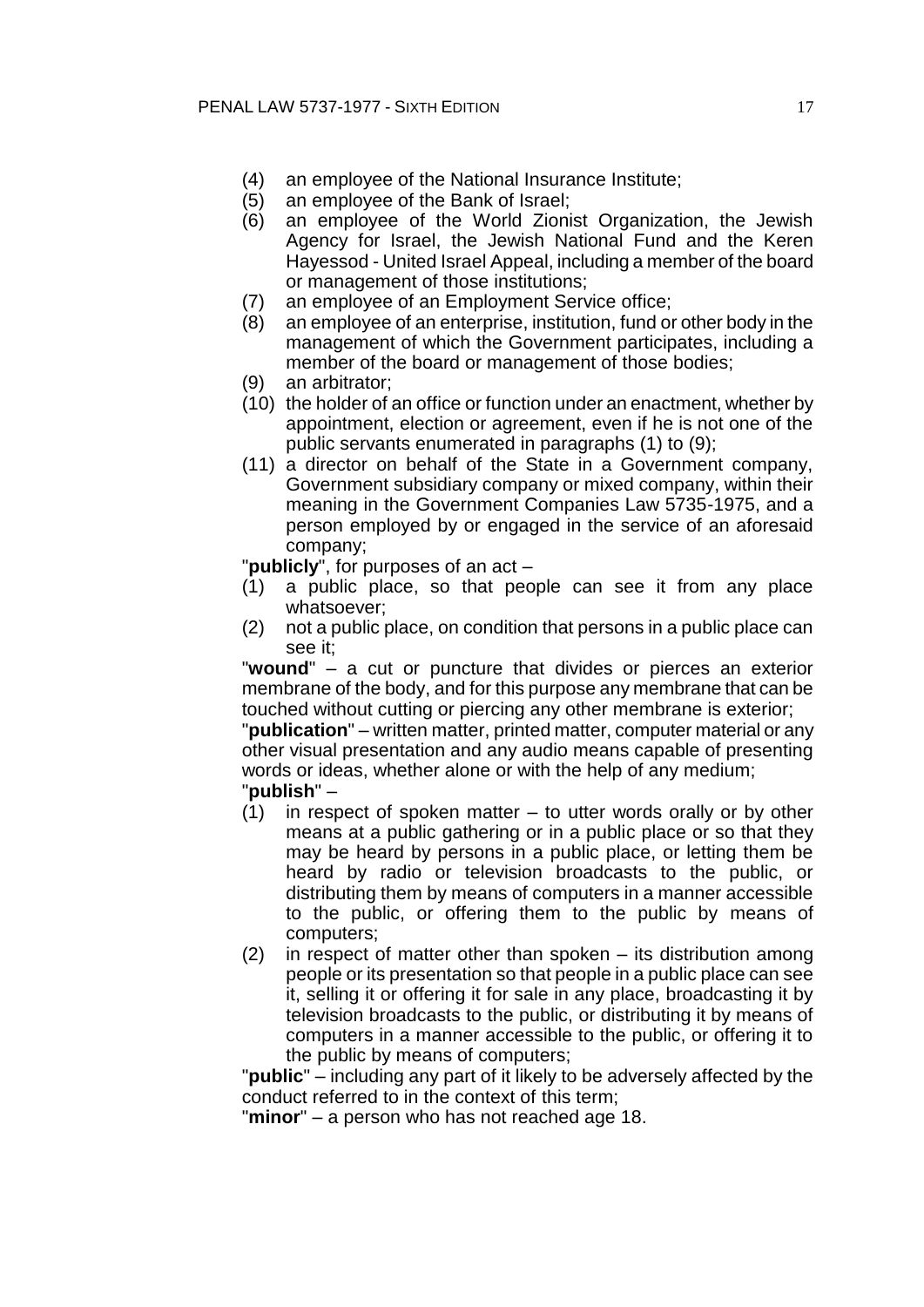(4) an employee of the National Insurance Institute;
(5) an employee of the Bank of Israel;
(6) an employee of the World Zionist Organization, the Jewish Agency for Israel, the Jewish National Fund and the Keren Hayessod - United Israel Appeal, including a member of the board or management of those institutions;
(7) an employee of an Employment Service office;
(8) an employee of an enterprise, institution, fund or other body in the management of which the Government participates, including a member of the board or management of those bodies;
(9) an arbitrator;
(10) the holder of an office or function under an enactment, whether by appointment, election or agreement, even if he is not one of the public servants enumerated in paragraphs (1) to (9);
(11) a director on behalf of the State in a Government company, Government subsidiary company or mixed company, within their meaning in the Government Companies Law 5735-1975, and a person employed by or engaged in the service of an aforesaid company;

"**publicly**", for purposes of an act –
(1) a public place, so that people can see it from any place whatsoever;
(2) not a public place, on condition that persons in a public place can see it;

"**wound**" – a cut or puncture that divides or pierces an exterior membrane of the body, and for this purpose any membrane that can be touched without cutting or piercing any other membrane is exterior;

"**publication**" – written matter, printed matter, computer material or any other visual presentation and any audio means capable of presenting words or ideas, whether alone or with the help of any medium;

"**publish**" –
(1) in respect of spoken matter – to utter words orally or by other means at a public gathering or in a public place or so that they may be heard by persons in a public place, or letting them be heard by radio or television broadcasts to the public, or distributing them by means of computers in a manner accessible to the public, or offering them to the public by means of computers;
(2) in respect of matter other than spoken – its distribution among people or its presentation so that people in a public place can see it, selling it or offering it for sale in any place, broadcasting it by television broadcasts to the public, or distributing it by means of computers in a manner accessible to the public, or offering it to the public by means of computers;

"**public**" – including any part of it likely to be adversely affected by the conduct referred to in the context of this term;

"**minor**" – a person who has not reached age 18.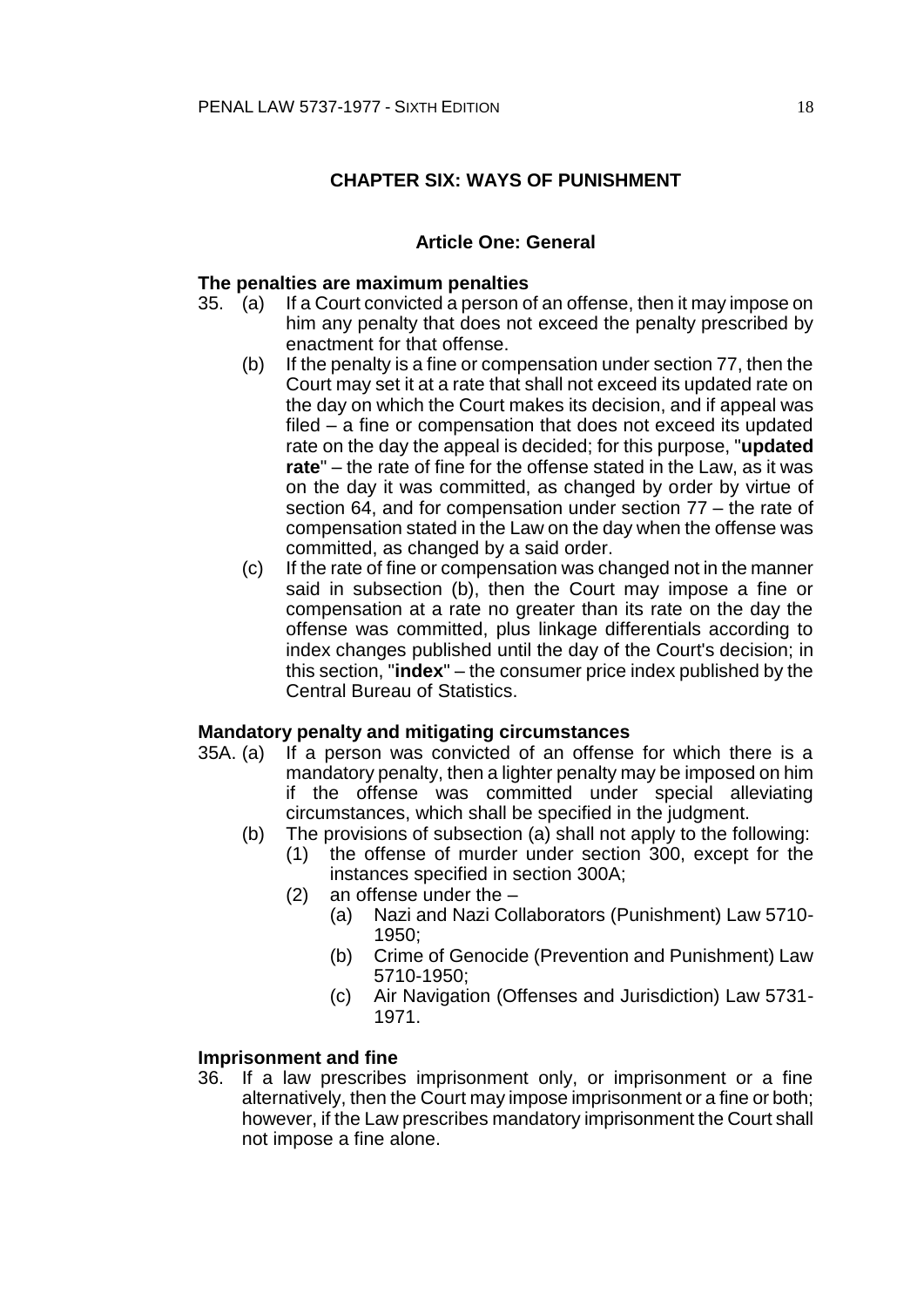## CHAPTER SIX: WAYS OF PUNISHMENT

### Article One: General

**The penalties are maximum penalties**

35. (a) If a Court convicted a person of an offense, then it may impose on him any penalty that does not exceed the penalty prescribed by enactment for that offense.

    (b) If the penalty is a fine or compensation under section 77, then the Court may set it at a rate that shall not exceed its updated rate on the day on which the Court makes its decision, and if appeal was filed – a fine or compensation that does not exceed its updated rate on the day the appeal is decided; for this purpose, "**updated rate**" – the rate of fine for the offense stated in the Law, as it was on the day it was committed, as changed by order by virtue of section 64, and for compensation under section 77 – the rate of compensation stated in the Law on the day when the offense was committed, as changed by a said order.

    (c) If the rate of fine or compensation was changed not in the manner said in subsection (b), then the Court may impose a fine or compensation at a rate no greater than its rate on the day the offense was committed, plus linkage differentials according to index changes published until the day of the Court's decision; in this section, "**index**" – the consumer price index published by the Central Bureau of Statistics.

**Mandatory penalty and mitigating circumstances**

35A. (a) If a person was convicted of an offense for which there is a mandatory penalty, then a lighter penalty may be imposed on him if the offense was committed under special alleviating circumstances, which shall be specified in the judgment.

    (b) The provisions of subsection (a) shall not apply to the following:

    (1) the offense of murder under section 300, except for the instances specified in section 300A;

    (2) an offense under the –

    (a) Nazi and Nazi Collaborators (Punishment) Law 5710-1950;

    (b) Crime of Genocide (Prevention and Punishment) Law 5710-1950;

    (c) Air Navigation (Offenses and Jurisdiction) Law 5731-1971.

**Imprisonment and fine**

36. If a law prescribes imprisonment only, or imprisonment or a fine alternatively, then the Court may impose imprisonment or a fine or both; however, if the Law prescribes mandatory imprisonment the Court shall not impose a fine alone.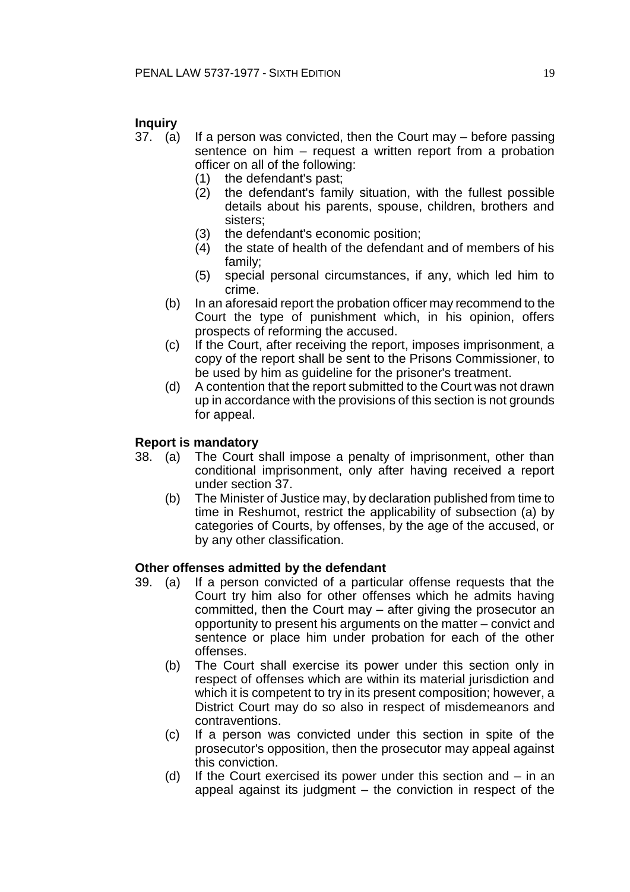**Inquiry**

37. (a) If a person was convicted, then the Court may – before passing sentence on him – request a written report from a probation officer on all of the following:
    (1) the defendant's past;
    (2) the defendant's family situation, with the fullest possible details about his parents, spouse, children, brothers and sisters;
    (3) the defendant's economic position;
    (4) the state of health of the defendant and of members of his family;
    (5) special personal circumstances, if any, which led him to crime.

    (b) In an aforesaid report the probation officer may recommend to the Court the type of punishment which, in his opinion, offers prospects of reforming the accused.

    (c) If the Court, after receiving the report, imposes imprisonment, a copy of the report shall be sent to the Prisons Commissioner, to be used by him as guideline for the prisoner's treatment.

    (d) A contention that the report submitted to the Court was not drawn up in accordance with the provisions of this section is not grounds for appeal.

**Report is mandatory**

38. (a) The Court shall impose a penalty of imprisonment, other than conditional imprisonment, only after having received a report under section 37.

    (b) The Minister of Justice may, by declaration published from time to time in Reshumot, restrict the applicability of subsection (a) by categories of Courts, by offenses, by the age of the accused, or by any other classification.

**Other offenses admitted by the defendant**

39. (a) If a person convicted of a particular offense requests that the Court try him also for other offenses which he admits having committed, then the Court may – after giving the prosecutor an opportunity to present his arguments on the matter – convict and sentence or place him under probation for each of the other offenses.

    (b) The Court shall exercise its power under this section only in respect of offenses which are within its material jurisdiction and which it is competent to try in its present composition; however, a District Court may do so also in respect of misdemeanors and contraventions.

    (c) If a person was convicted under this section in spite of the prosecutor's opposition, then the prosecutor may appeal against this conviction.

    (d) If the Court exercised its power under this section and – in an appeal against its judgment – the conviction in respect of the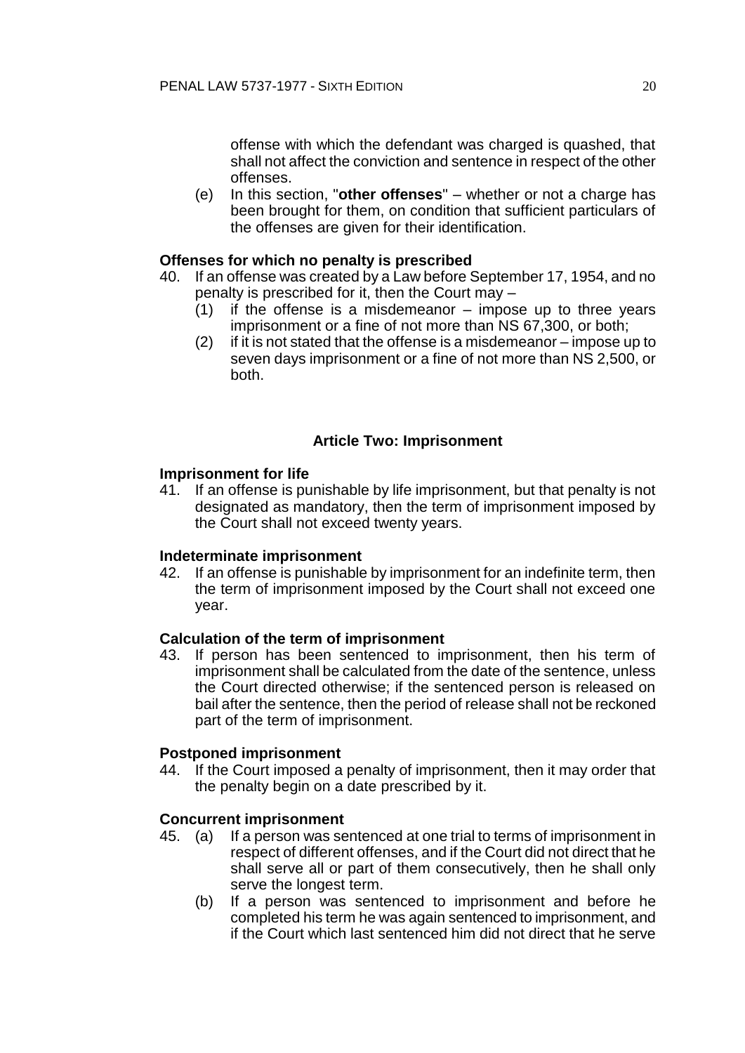offense with which the defendant was charged is quashed, that shall not affect the conviction and sentence in respect of the other offenses.

(e) In this section, "**other offenses**" – whether or not a charge has been brought for them, on condition that sufficient particulars of the offenses are given for their identification.

**Offenses for which no penalty is prescribed**

40. If an offense was created by a Law before September 17, 1954, and no penalty is prescribed for it, then the Court may –
    (1) if the offense is a misdemeanor – impose up to three years imprisonment or a fine of not more than NS 67,300, or both;
    (2) if it is not stated that the offense is a misdemeanor – impose up to seven days imprisonment or a fine of not more than NS 2,500, or both.

### Article Two: Imprisonment

**Imprisonment for life**

41. If an offense is punishable by life imprisonment, but that penalty is not designated as mandatory, then the term of imprisonment imposed by the Court shall not exceed twenty years.

**Indeterminate imprisonment**

42. If an offense is punishable by imprisonment for an indefinite term, then the term of imprisonment imposed by the Court shall not exceed one year.

**Calculation of the term of imprisonment**

43. If person has been sentenced to imprisonment, then his term of imprisonment shall be calculated from the date of the sentence, unless the Court directed otherwise; if the sentenced person is released on bail after the sentence, then the period of release shall not be reckoned part of the term of imprisonment.

**Postponed imprisonment**

44. If the Court imposed a penalty of imprisonment, then it may order that the penalty begin on a date prescribed by it.

**Concurrent imprisonment**

45. (a) If a person was sentenced at one trial to terms of imprisonment in respect of different offenses, and if the Court did not direct that he shall serve all or part of them consecutively, then he shall only serve the longest term.
    (b) If a person was sentenced to imprisonment and before he completed his term he was again sentenced to imprisonment, and if the Court which last sentenced him did not direct that he serve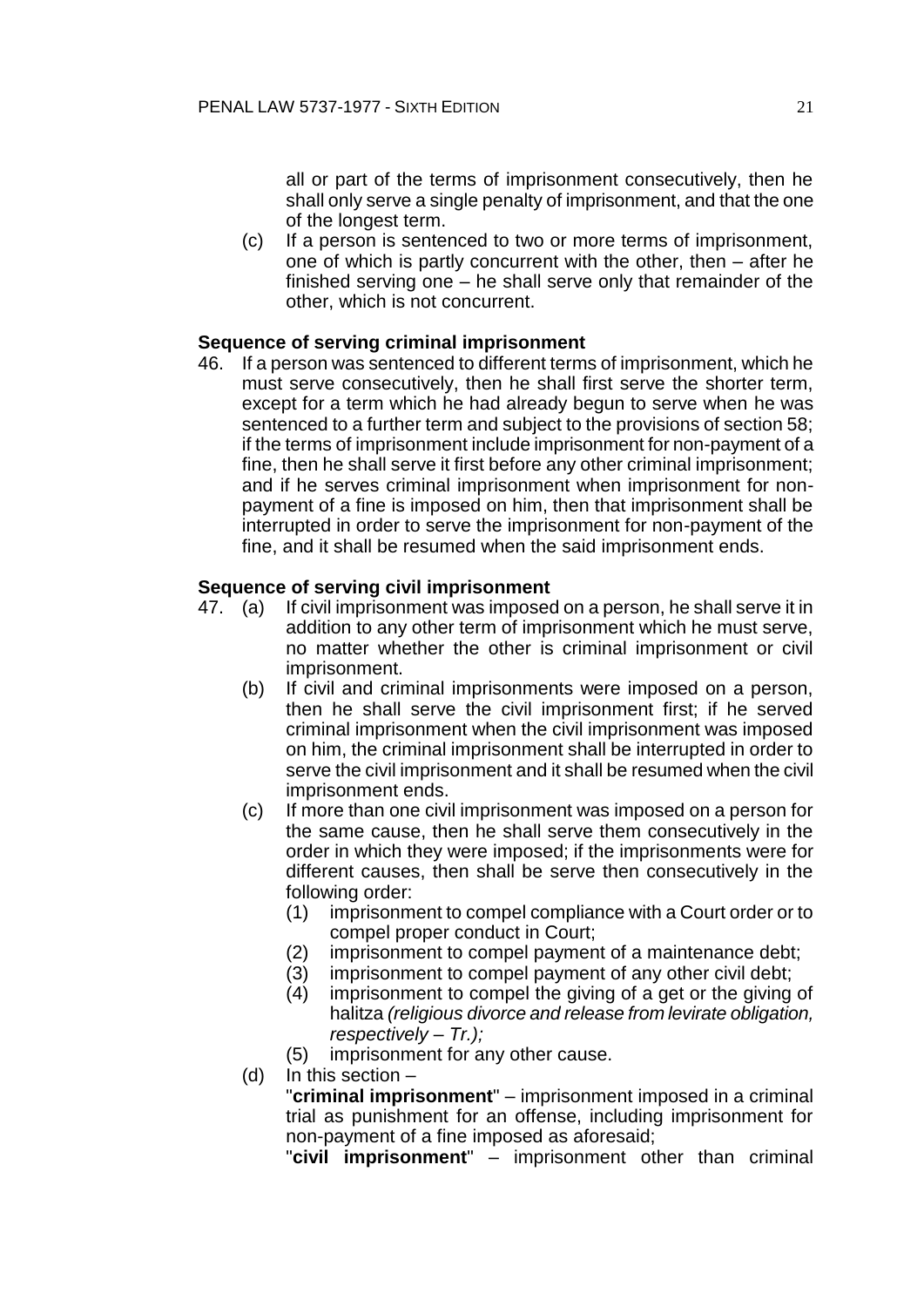all or part of the terms of imprisonment consecutively, then he shall only serve a single penalty of imprisonment, and that the one of the longest term.

(c) If a person is sentenced to two or more terms of imprisonment, one of which is partly concurrent with the other, then – after he finished serving one – he shall serve only that remainder of the other, which is not concurrent.

**Sequence of serving criminal imprisonment**

46. If a person was sentenced to different terms of imprisonment, which he must serve consecutively, then he shall first serve the shorter term, except for a term which he had already begun to serve when he was sentenced to a further term and subject to the provisions of section 58; if the terms of imprisonment include imprisonment for non-payment of a fine, then he shall serve it first before any other criminal imprisonment; and if he serves criminal imprisonment when imprisonment for non-payment of a fine is imposed on him, then that imprisonment shall be interrupted in order to serve the imprisonment for non-payment of the fine, and it shall be resumed when the said imprisonment ends.

**Sequence of serving civil imprisonment**

47. (a) If civil imprisonment was imposed on a person, he shall serve it in addition to any other term of imprisonment which he must serve, no matter whether the other is criminal imprisonment or civil imprisonment.

(b) If civil and criminal imprisonments were imposed on a person, then he shall serve the civil imprisonment first; if he served criminal imprisonment when the civil imprisonment was imposed on him, the criminal imprisonment shall be interrupted in order to serve the civil imprisonment and it shall be resumed when the civil imprisonment ends.

(c) If more than one civil imprisonment was imposed on a person for the same cause, then he shall serve them consecutively in the order in which they were imposed; if the imprisonments were for different causes, then shall be serve then consecutively in the following order:

(1) imprisonment to compel compliance with a Court order or to compel proper conduct in Court;

(2) imprisonment to compel payment of a maintenance debt;

(3) imprisonment to compel payment of any other civil debt;

(4) imprisonment to compel the giving of a get or the giving of halitza *(religious divorce and release from levirate obligation, respectively – Tr.);*

(5) imprisonment for any other cause.

(d) In this section –

"**criminal imprisonment**" – imprisonment imposed in a criminal trial as punishment for an offense, including imprisonment for non-payment of a fine imposed as aforesaid;

"**civil imprisonment**" – imprisonment other than criminal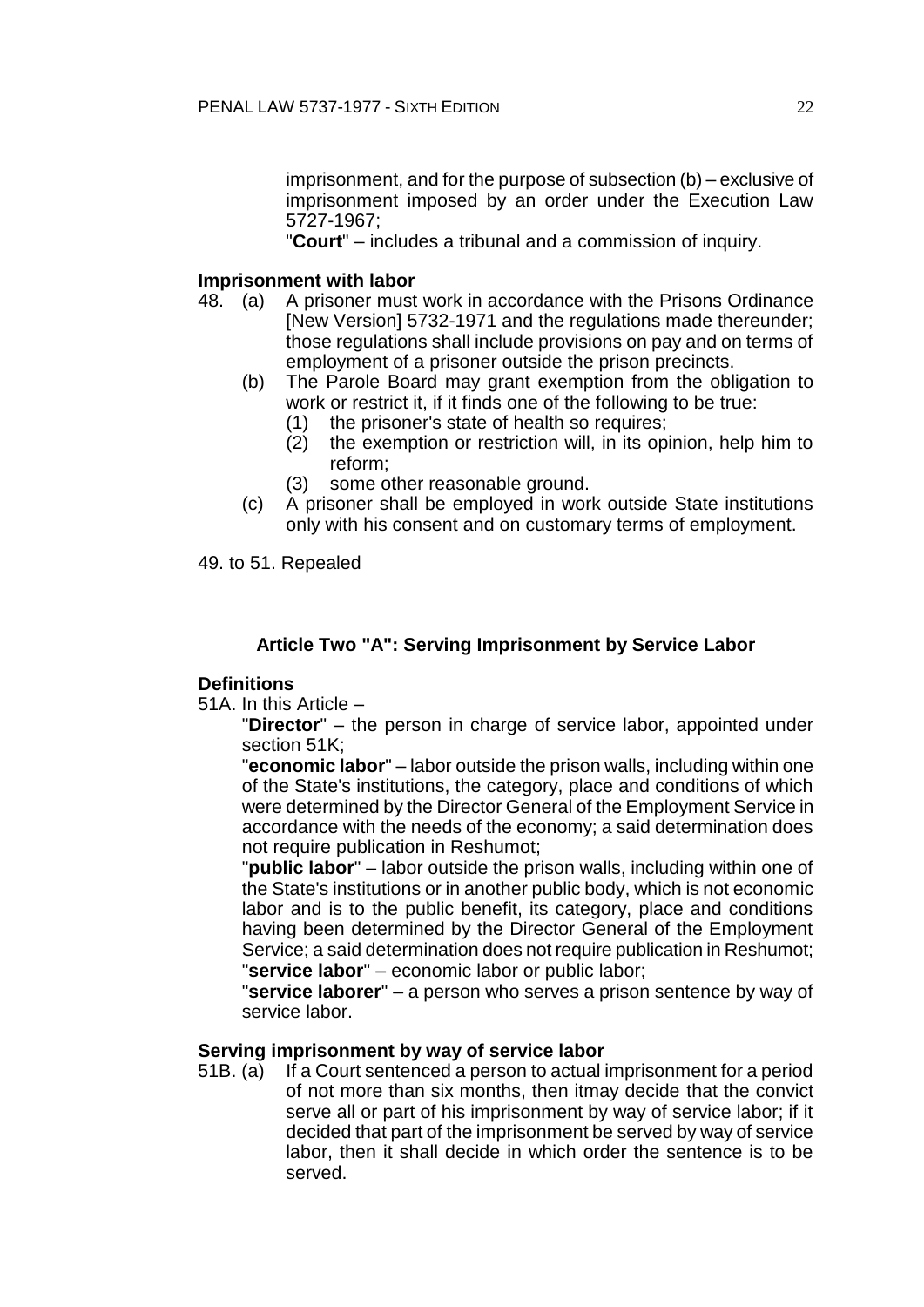imprisonment, and for the purpose of subsection (b) – exclusive of imprisonment imposed by an order under the Execution Law 5727-1967;

"**Court**" – includes a tribunal and a commission of inquiry.

**Imprisonment with labor**

48. (a) A prisoner must work in accordance with the Prisons Ordinance [New Version] 5732-1971 and the regulations made thereunder; those regulations shall include provisions on pay and on terms of employment of a prisoner outside the prison precincts.

    (b) The Parole Board may grant exemption from the obligation to work or restrict it, if it finds one of the following to be true:

        (1) the prisoner's state of health so requires;

        (2) the exemption or restriction will, in its opinion, help him to reform;

        (3) some other reasonable ground.

    (c) A prisoner shall be employed in work outside State institutions only with his consent and on customary terms of employment.

49. to 51. Repealed

### Article Two "A": Serving Imprisonment by Service Labor

**Definitions**

51A. In this Article –

"**Director**" – the person in charge of service labor, appointed under section 51K;

"**economic labor**" – labor outside the prison walls, including within one of the State's institutions, the category, place and conditions of which were determined by the Director General of the Employment Service in accordance with the needs of the economy; a said determination does not require publication in Reshumot;

"**public labor**" – labor outside the prison walls, including within one of the State's institutions or in another public body, which is not economic labor and is to the public benefit, its category, place and conditions having been determined by the Director General of the Employment Service; a said determination does not require publication in Reshumot;

"**service labor**" – economic labor or public labor;

"**service laborer**" – a person who serves a prison sentence by way of service labor.

**Serving imprisonment by way of service labor**

51B. (a) If a Court sentenced a person to actual imprisonment for a period of not more than six months, then itmay decide that the convict serve all or part of his imprisonment by way of service labor; if it decided that part of the imprisonment be served by way of service labor, then it shall decide in which order the sentence is to be served.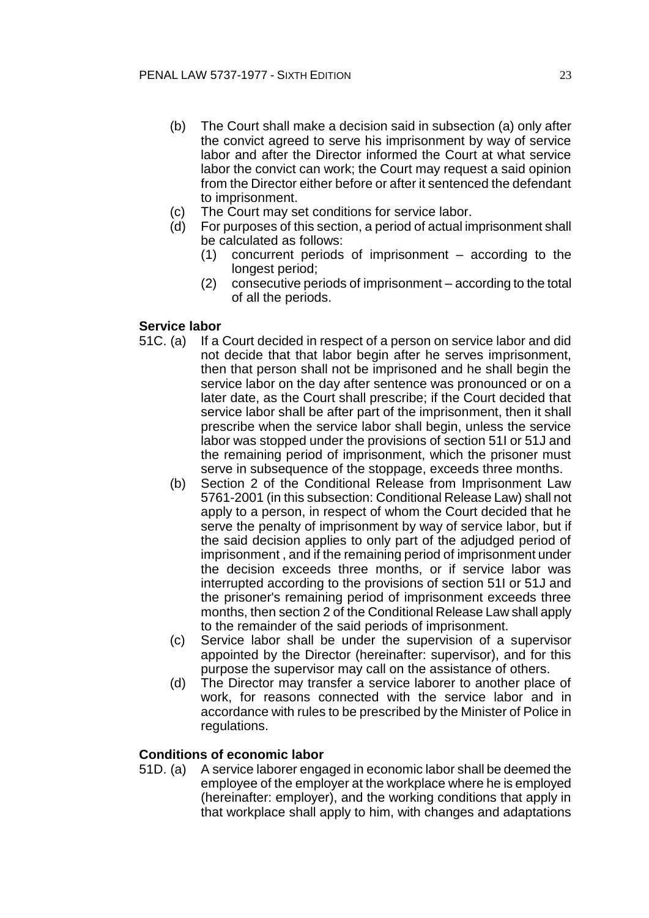(b) The Court shall make a decision said in subsection (a) only after the convict agreed to serve his imprisonment by way of service labor and after the Director informed the Court at what service labor the convict can work; the Court may request a said opinion from the Director either before or after it sentenced the defendant to imprisonment.

(c) The Court may set conditions for service labor.

(d) For purposes of this section, a period of actual imprisonment shall be calculated as follows:

(1) concurrent periods of imprisonment – according to the longest period;

(2) consecutive periods of imprisonment – according to the total of all the periods.

**Service labor**

51C. (a) If a Court decided in respect of a person on service labor and did not decide that that labor begin after he serves imprisonment, then that person shall not be imprisoned and he shall begin the service labor on the day after sentence was pronounced or on a later date, as the Court shall prescribe; if the Court decided that service labor shall be after part of the imprisonment, then it shall prescribe when the service labor shall begin, unless the service labor was stopped under the provisions of section 51I or 51J and the remaining period of imprisonment, which the prisoner must serve in subsequence of the stoppage, exceeds three months.

(b) Section 2 of the Conditional Release from Imprisonment Law 5761-2001 (in this subsection: Conditional Release Law) shall not apply to a person, in respect of whom the Court decided that he serve the penalty of imprisonment by way of service labor, but if the said decision applies to only part of the adjudged period of imprisonment , and if the remaining period of imprisonment under the decision exceeds three months, or if service labor was interrupted according to the provisions of section 51I or 51J and the prisoner's remaining period of imprisonment exceeds three months, then section 2 of the Conditional Release Law shall apply to the remainder of the said periods of imprisonment.

(c) Service labor shall be under the supervision of a supervisor appointed by the Director (hereinafter: supervisor), and for this purpose the supervisor may call on the assistance of others.

(d) The Director may transfer a service laborer to another place of work, for reasons connected with the service labor and in accordance with rules to be prescribed by the Minister of Police in regulations.

**Conditions of economic labor**

51D. (a) A service laborer engaged in economic labor shall be deemed the employee of the employer at the workplace where he is employed (hereinafter: employer), and the working conditions that apply in that workplace shall apply to him, with changes and adaptations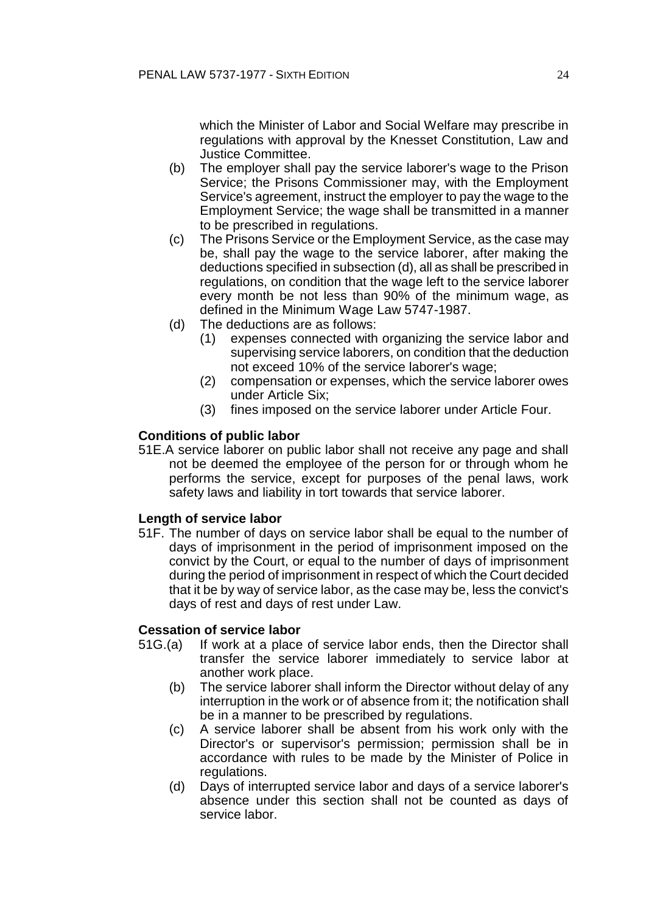which the Minister of Labor and Social Welfare may prescribe in regulations with approval by the Knesset Constitution, Law and Justice Committee.

(b) The employer shall pay the service laborer's wage to the Prison Service; the Prisons Commissioner may, with the Employment Service's agreement, instruct the employer to pay the wage to the Employment Service; the wage shall be transmitted in a manner to be prescribed in regulations.

(c) The Prisons Service or the Employment Service, as the case may be, shall pay the wage to the service laborer, after making the deductions specified in subsection (d), all as shall be prescribed in regulations, on condition that the wage left to the service laborer every month be not less than 90% of the minimum wage, as defined in the Minimum Wage Law 5747-1987.

(d) The deductions are as follows:

(1) expenses connected with organizing the service labor and supervising service laborers, on condition that the deduction not exceed 10% of the service laborer's wage;

(2) compensation or expenses, which the service laborer owes under Article Six;

(3) fines imposed on the service laborer under Article Four.

**Conditions of public labor**

51E. A service laborer on public labor shall not receive any page and shall not be deemed the employee of the person for or through whom he performs the service, except for purposes of the penal laws, work safety laws and liability in tort towards that service laborer.

**Length of service labor**

51F. The number of days on service labor shall be equal to the number of days of imprisonment in the period of imprisonment imposed on the convict by the Court, or equal to the number of days of imprisonment during the period of imprisonment in respect of which the Court decided that it be by way of service labor, as the case may be, less the convict's days of rest and days of rest under Law.

**Cessation of service labor**

51G.(a) If work at a place of service labor ends, then the Director shall transfer the service laborer immediately to service labor at another work place.

(b) The service laborer shall inform the Director without delay of any interruption in the work or of absence from it; the notification shall be in a manner to be prescribed by regulations.

(c) A service laborer shall be absent from his work only with the Director's or supervisor's permission; permission shall be in accordance with rules to be made by the Minister of Police in regulations.

(d) Days of interrupted service labor and days of a service laborer's absence under this section shall not be counted as days of service labor.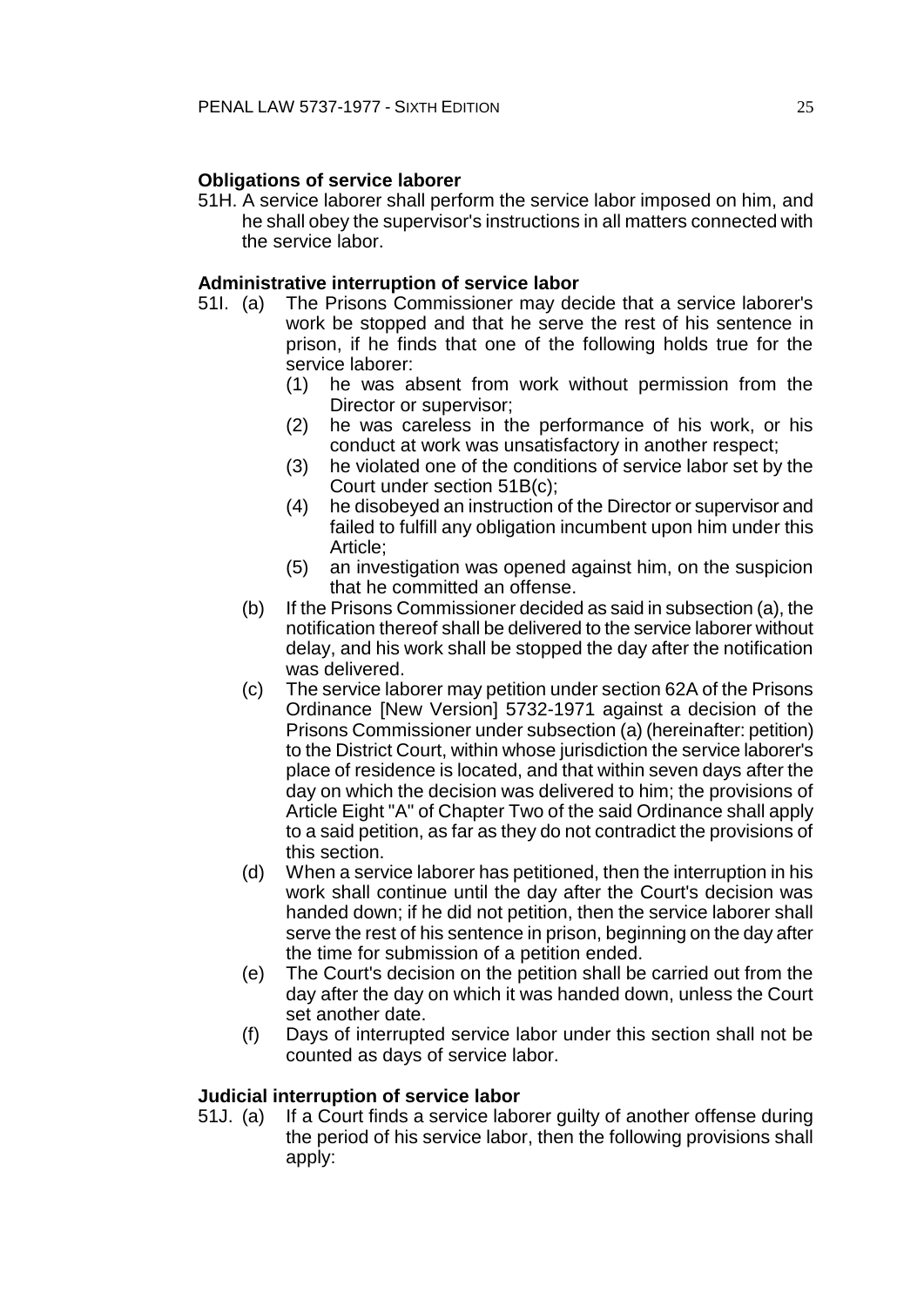**Obligations of service laborer**

51H. A service laborer shall perform the service labor imposed on him, and he shall obey the supervisor's instructions in all matters connected with the service labor.

**Administrative interruption of service labor**

51I. (a) The Prisons Commissioner may decide that a service laborer's work be stopped and that he serve the rest of his sentence in prison, if he finds that one of the following holds true for the service laborer:

(1) he was absent from work without permission from the Director or supervisor;

(2) he was careless in the performance of his work, or his conduct at work was unsatisfactory in another respect;

(3) he violated one of the conditions of service labor set by the Court under section 51B(c);

(4) he disobeyed an instruction of the Director or supervisor and failed to fulfill any obligation incumbent upon him under this Article;

(5) an investigation was opened against him, on the suspicion that he committed an offense.

(b) If the Prisons Commissioner decided as said in subsection (a), the notification thereof shall be delivered to the service laborer without delay, and his work shall be stopped the day after the notification was delivered.

(c) The service laborer may petition under section 62A of the Prisons Ordinance [New Version] 5732-1971 against a decision of the Prisons Commissioner under subsection (a) (hereinafter: petition) to the District Court, within whose jurisdiction the service laborer's place of residence is located, and that within seven days after the day on which the decision was delivered to him; the provisions of Article Eight "A" of Chapter Two of the said Ordinance shall apply to a said petition, as far as they do not contradict the provisions of this section.

(d) When a service laborer has petitioned, then the interruption in his work shall continue until the day after the Court's decision was handed down; if he did not petition, then the service laborer shall serve the rest of his sentence in prison, beginning on the day after the time for submission of a petition ended.

(e) The Court's decision on the petition shall be carried out from the day after the day on which it was handed down, unless the Court set another date.

(f) Days of interrupted service labor under this section shall not be counted as days of service labor.

**Judicial interruption of service labor**

51J. (a) If a Court finds a service laborer guilty of another offense during the period of his service labor, then the following provisions shall apply: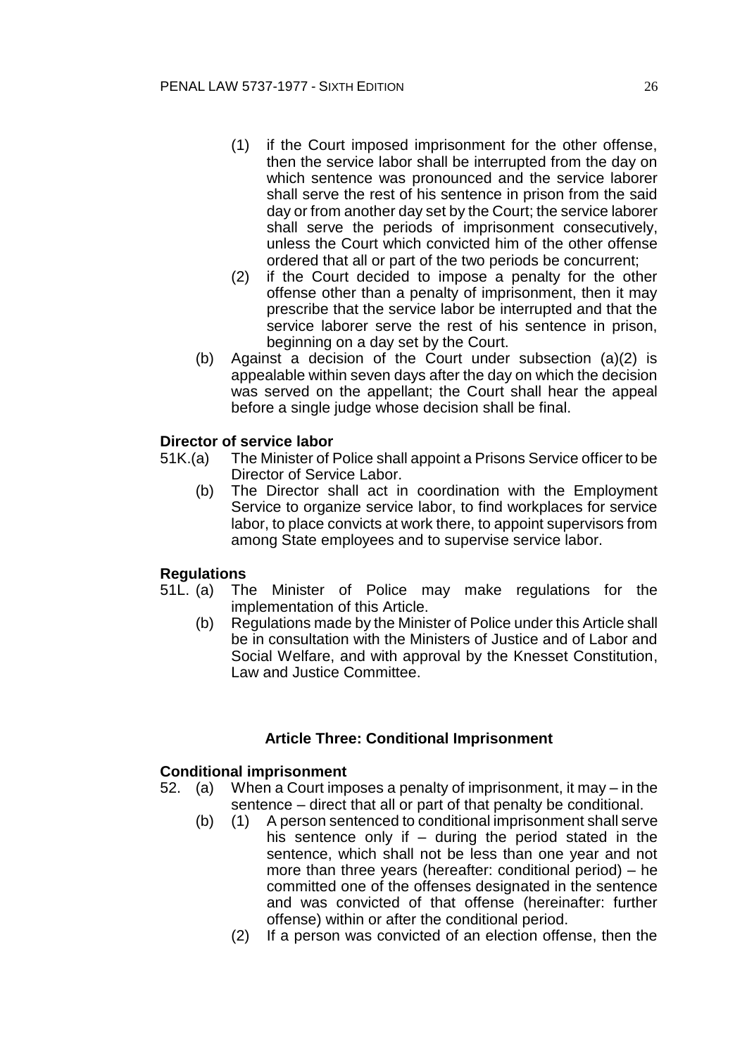(1) if the Court imposed imprisonment for the other offense, then the service labor shall be interrupted from the day on which sentence was pronounced and the service laborer shall serve the rest of his sentence in prison from the said day or from another day set by the Court; the service laborer shall serve the periods of imprisonment consecutively, unless the Court which convicted him of the other offense ordered that all or part of the two periods be concurrent;

(2) if the Court decided to impose a penalty for the other offense other than a penalty of imprisonment, then it may prescribe that the service labor be interrupted and that the service laborer serve the rest of his sentence in prison, beginning on a day set by the Court.

(b) Against a decision of the Court under subsection (a)(2) is appealable within seven days after the day on which the decision was served on the appellant; the Court shall hear the appeal before a single judge whose decision shall be final.

**Director of service labor**

51K.(a) The Minister of Police shall appoint a Prisons Service officer to be Director of Service Labor.

(b) The Director shall act in coordination with the Employment Service to organize service labor, to find workplaces for service labor, to place convicts at work there, to appoint supervisors from among State employees and to supervise service labor.

**Regulations**

51L. (a) The Minister of Police may make regulations for the implementation of this Article.

(b) Regulations made by the Minister of Police under this Article shall be in consultation with the Ministers of Justice and of Labor and Social Welfare, and with approval by the Knesset Constitution, Law and Justice Committee.

## Article Three: Conditional Imprisonment

**Conditional imprisonment**

52. (a) When a Court imposes a penalty of imprisonment, it may – in the sentence – direct that all or part of that penalty be conditional.

(b) (1) A person sentenced to conditional imprisonment shall serve his sentence only if – during the period stated in the sentence, which shall not be less than one year and not more than three years (hereafter: conditional period) – he committed one of the offenses designated in the sentence and was convicted of that offense (hereinafter: further offense) within or after the conditional period.

(2) If a person was convicted of an election offense, then the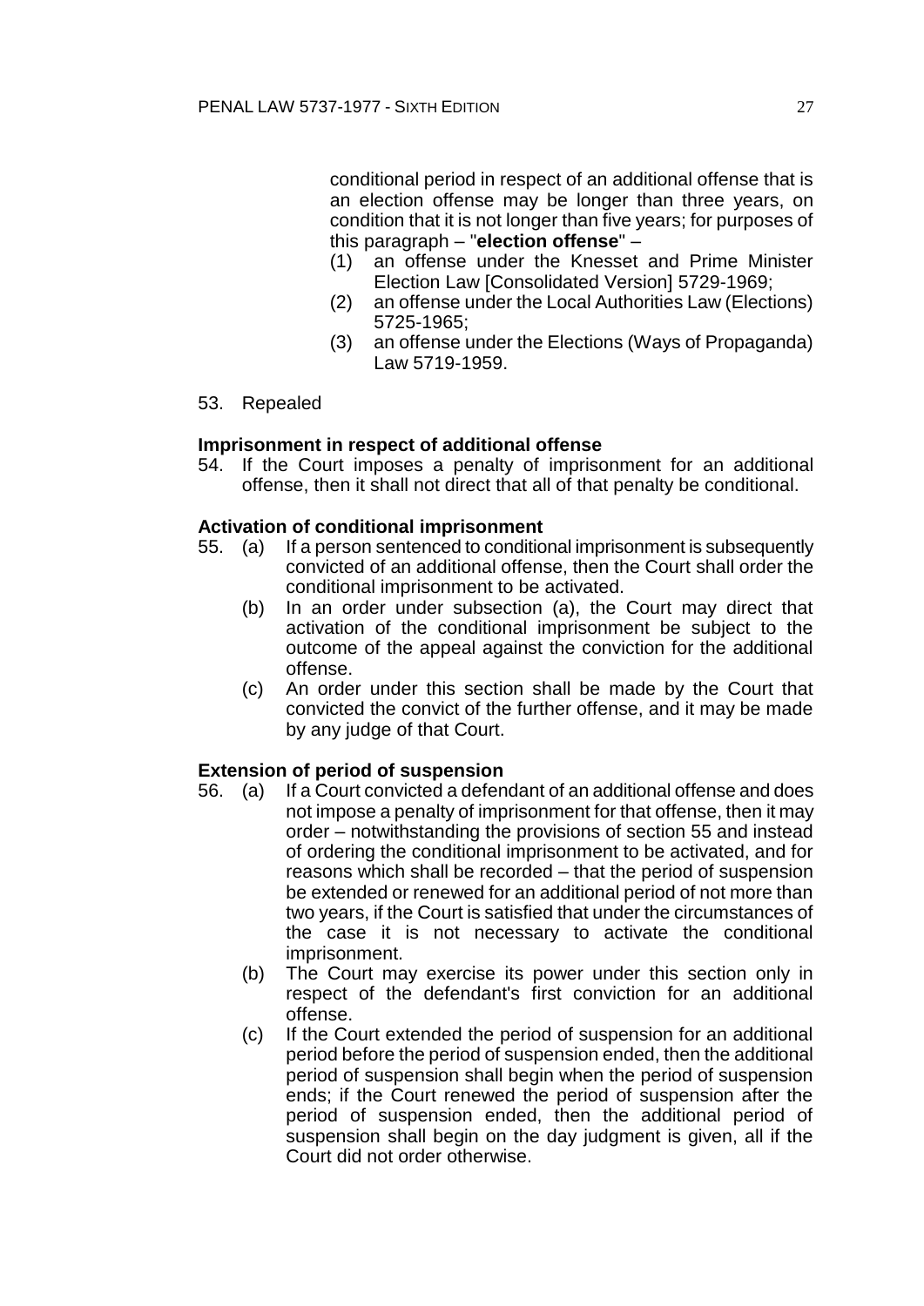conditional period in respect of an additional offense that is an election offense may be longer than three years, on condition that it is not longer than five years; for purposes of this paragraph – "**election offense**" –

(1) an offense under the Knesset and Prime Minister Election Law [Consolidated Version] 5729-1969;

(2) an offense under the Local Authorities Law (Elections) 5725-1965;

(3) an offense under the Elections (Ways of Propaganda) Law 5719-1959.

53. Repealed

**Imprisonment in respect of additional offense**

54. If the Court imposes a penalty of imprisonment for an additional offense, then it shall not direct that all of that penalty be conditional.

**Activation of conditional imprisonment**

55. (a) If a person sentenced to conditional imprisonment is subsequently convicted of an additional offense, then the Court shall order the conditional imprisonment to be activated.

(b) In an order under subsection (a), the Court may direct that activation of the conditional imprisonment be subject to the outcome of the appeal against the conviction for the additional offense.

(c) An order under this section shall be made by the Court that convicted the convict of the further offense, and it may be made by any judge of that Court.

**Extension of period of suspension**

56. (a) If a Court convicted a defendant of an additional offense and does not impose a penalty of imprisonment for that offense, then it may order – notwithstanding the provisions of section 55 and instead of ordering the conditional imprisonment to be activated, and for reasons which shall be recorded – that the period of suspension be extended or renewed for an additional period of not more than two years, if the Court is satisfied that under the circumstances of the case it is not necessary to activate the conditional imprisonment.

(b) The Court may exercise its power under this section only in respect of the defendant's first conviction for an additional offense.

(c) If the Court extended the period of suspension for an additional period before the period of suspension ended, then the additional period of suspension shall begin when the period of suspension ends; if the Court renewed the period of suspension after the period of suspension ended, then the additional period of suspension shall begin on the day judgment is given, all if the Court did not order otherwise.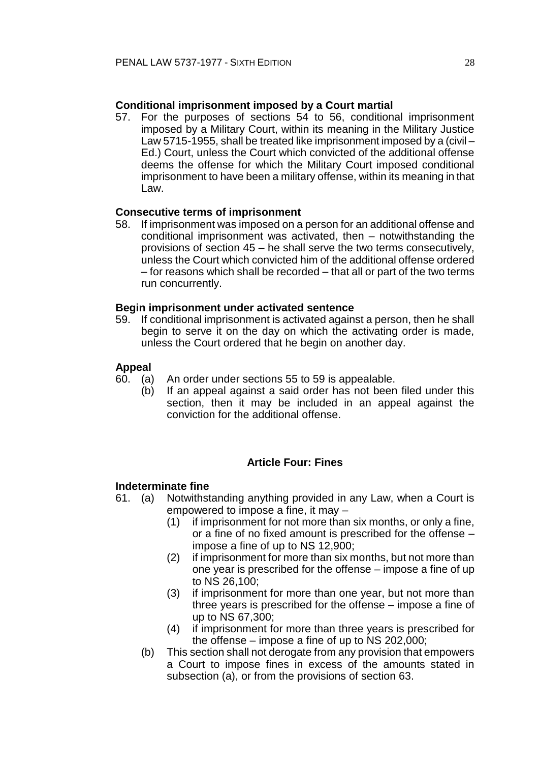**Conditional imprisonment imposed by a Court martial**

57. For the purposes of sections 54 to 56, conditional imprisonment imposed by a Military Court, within its meaning in the Military Justice Law 5715-1955, shall be treated like imprisonment imposed by a (civil – Ed.) Court, unless the Court which convicted of the additional offense deems the offense for which the Military Court imposed conditional imprisonment to have been a military offense, within its meaning in that Law.

**Consecutive terms of imprisonment**

58. If imprisonment was imposed on a person for an additional offense and conditional imprisonment was activated, then – notwithstanding the provisions of section 45 – he shall serve the two terms consecutively, unless the Court which convicted him of the additional offense ordered – for reasons which shall be recorded – that all or part of the two terms run concurrently.

**Begin imprisonment under activated sentence**

59. If conditional imprisonment is activated against a person, then he shall begin to serve it on the day on which the activating order is made, unless the Court ordered that he begin on another day.

**Appeal**

60. (a) An order under sections 55 to 59 is appealable.
    (b) If an appeal against a said order has not been filed under this section, then it may be included in an appeal against the conviction for the additional offense.

## Article Four: Fines

**Indeterminate fine**

61. (a) Notwithstanding anything provided in any Law, when a Court is empowered to impose a fine, it may –
    (1) if imprisonment for not more than six months, or only a fine, or a fine of no fixed amount is prescribed for the offense – impose a fine of up to NS 12,900;
    (2) if imprisonment for more than six months, but not more than one year is prescribed for the offense – impose a fine of up to NS 26,100;
    (3) if imprisonment for more than one year, but not more than three years is prescribed for the offense – impose a fine of up to NS 67,300;
    (4) if imprisonment for more than three years is prescribed for the offense – impose a fine of up to NS 202,000;
    (b) This section shall not derogate from any provision that empowers a Court to impose fines in excess of the amounts stated in subsection (a), or from the provisions of section 63.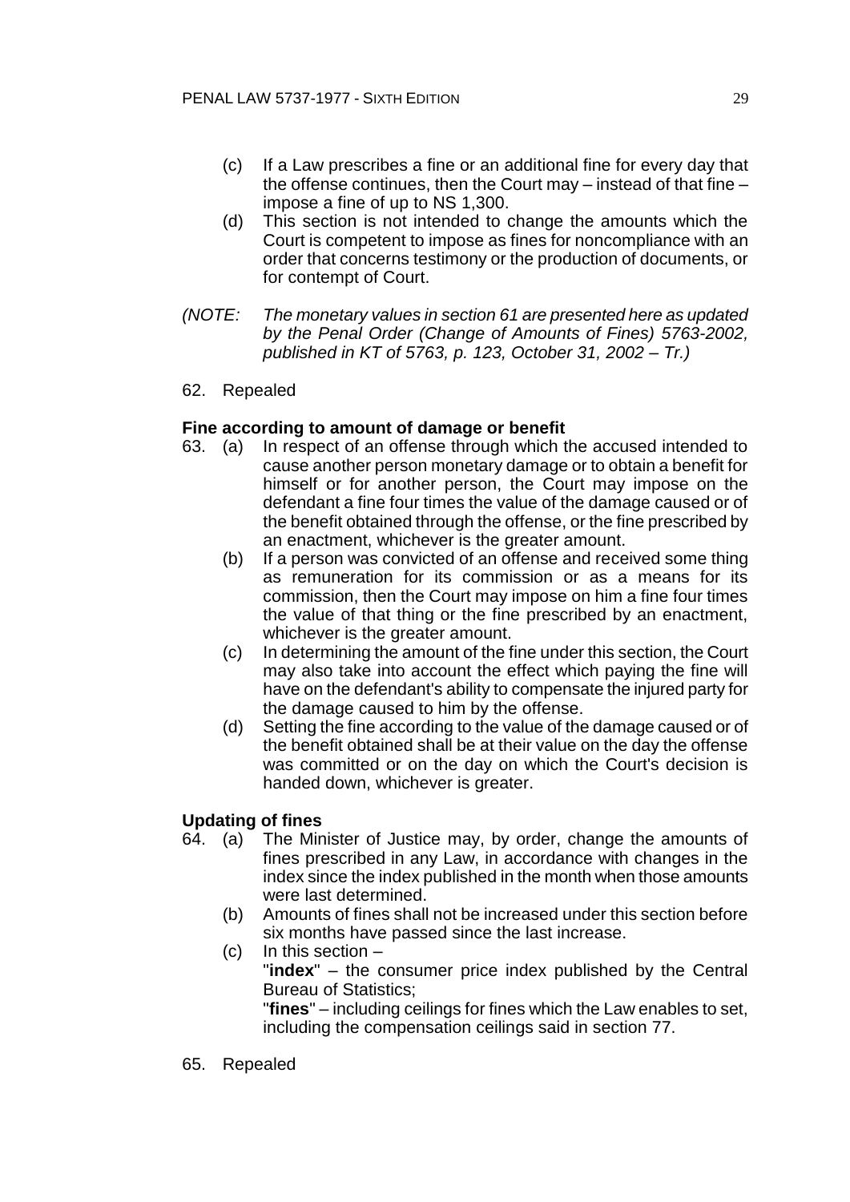(c) If a Law prescribes a fine or an additional fine for every day that the offense continues, then the Court may – instead of that fine – impose a fine of up to NS 1,300.

(d) This section is not intended to change the amounts which the Court is competent to impose as fines for noncompliance with an order that concerns testimony or the production of documents, or for contempt of Court.

*(NOTE: The monetary values in section 61 are presented here as updated by the Penal Order (Change of Amounts of Fines) 5763-2002, published in KT of 5763, p. 123, October 31, 2002 – Tr.)*

62. Repealed

**Fine according to amount of damage or benefit**

63. (a) In respect of an offense through which the accused intended to cause another person monetary damage or to obtain a benefit for himself or for another person, the Court may impose on the defendant a fine four times the value of the damage caused or of the benefit obtained through the offense, or the fine prescribed by an enactment, whichever is the greater amount.

(b) If a person was convicted of an offense and received some thing as remuneration for its commission or as a means for its commission, then the Court may impose on him a fine four times the value of that thing or the fine prescribed by an enactment, whichever is the greater amount.

(c) In determining the amount of the fine under this section, the Court may also take into account the effect which paying the fine will have on the defendant's ability to compensate the injured party for the damage caused to him by the offense.

(d) Setting the fine according to the value of the damage caused or of the benefit obtained shall be at their value on the day the offense was committed or on the day on which the Court's decision is handed down, whichever is greater.

**Updating of fines**

64. (a) The Minister of Justice may, by order, change the amounts of fines prescribed in any Law, in accordance with changes in the index since the index published in the month when those amounts were last determined.

(b) Amounts of fines shall not be increased under this section before six months have passed since the last increase.

(c) In this section –
"**index**" – the consumer price index published by the Central Bureau of Statistics;
"**fines**" – including ceilings for fines which the Law enables to set, including the compensation ceilings said in section 77.

65. Repealed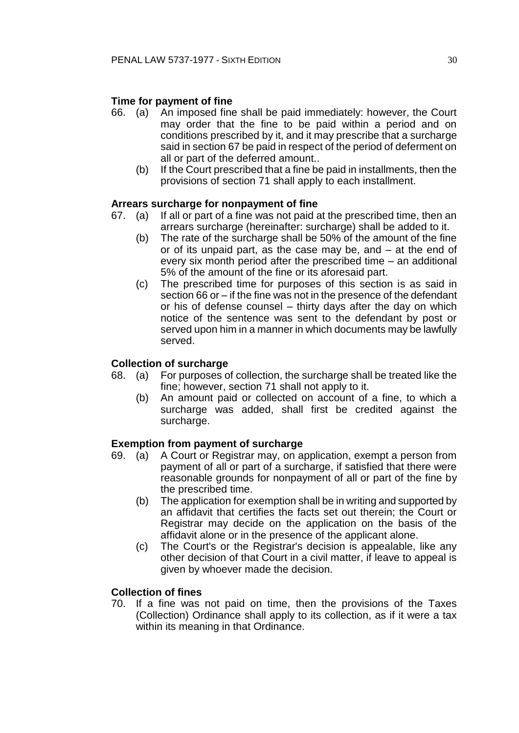**Time for payment of fine**

66. (a) An imposed fine shall be paid immediately: however, the Court may order that the fine to be paid within a period and on conditions prescribed by it, and it may prescribe that a surcharge said in section 67 be paid in respect of the period of deferment on all or part of the deferred amount..

(b) If the Court prescribed that a fine be paid in installments, then the provisions of section 71 shall apply to each installment.

**Arrears surcharge for nonpayment of fine**

67. (a) If all or part of a fine was not paid at the prescribed time, then an arrears surcharge (hereinafter: surcharge) shall be added to it.

(b) The rate of the surcharge shall be 50% of the amount of the fine or of its unpaid part, as the case may be, and – at the end of every six month period after the prescribed time – an additional 5% of the amount of the fine or its aforesaid part.

(c) The prescribed time for purposes of this section is as said in section 66 or – if the fine was not in the presence of the defendant or his of defense counsel – thirty days after the day on which notice of the sentence was sent to the defendant by post or served upon him in a manner in which documents may be lawfully served.

**Collection of surcharge**

68. (a) For purposes of collection, the surcharge shall be treated like the fine; however, section 71 shall not apply to it.

(b) An amount paid or collected on account of a fine, to which a surcharge was added, shall first be credited against the surcharge.

**Exemption from payment of surcharge**

69. (a) A Court or Registrar may, on application, exempt a person from payment of all or part of a surcharge, if satisfied that there were reasonable grounds for nonpayment of all or part of the fine by the prescribed time.

(b) The application for exemption shall be in writing and supported by an affidavit that certifies the facts set out therein; the Court or Registrar may decide on the application on the basis of the affidavit alone or in the presence of the applicant alone.

(c) The Court's or the Registrar's decision is appealable, like any other decision of that Court in a civil matter, if leave to appeal is given by whoever made the decision.

**Collection of fines**

70. If a fine was not paid on time, then the provisions of the Taxes (Collection) Ordinance shall apply to its collection, as if it were a tax within its meaning in that Ordinance.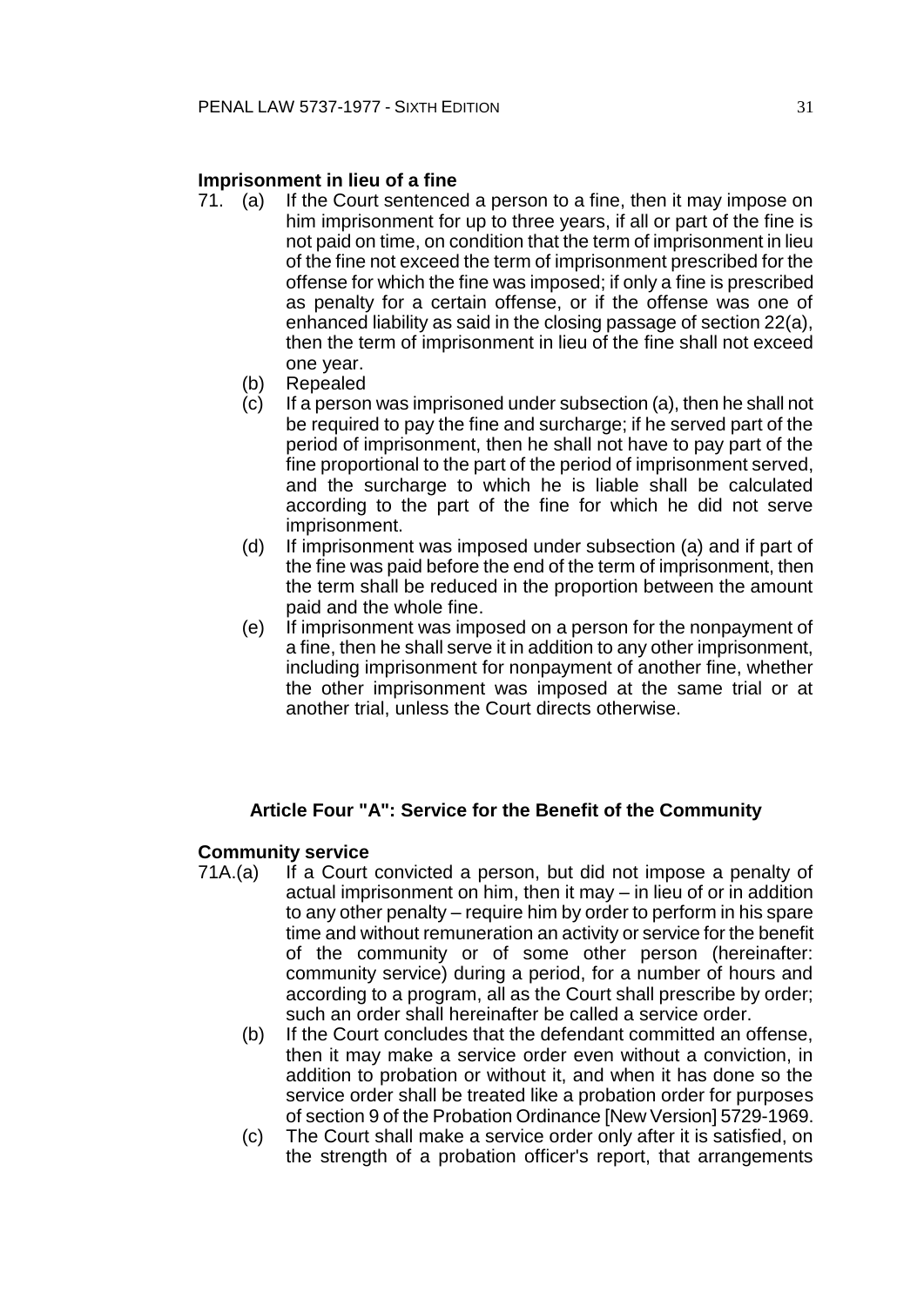**Imprisonment in lieu of a fine**

71. (a) If the Court sentenced a person to a fine, then it may impose on him imprisonment for up to three years, if all or part of the fine is not paid on time, on condition that the term of imprisonment in lieu of the fine not exceed the term of imprisonment prescribed for the offense for which the fine was imposed; if only a fine is prescribed as penalty for a certain offense, or if the offense was one of enhanced liability as said in the closing passage of section 22(a), then the term of imprisonment in lieu of the fine shall not exceed one year.

(b) Repealed

(c) If a person was imprisoned under subsection (a), then he shall not be required to pay the fine and surcharge; if he served part of the period of imprisonment, then he shall not have to pay part of the fine proportional to the part of the period of imprisonment served, and the surcharge to which he is liable shall be calculated according to the part of the fine for which he did not serve imprisonment.

(d) If imprisonment was imposed under subsection (a) and if part of the fine was paid before the end of the term of imprisonment, then the term shall be reduced in the proportion between the amount paid and the whole fine.

(e) If imprisonment was imposed on a person for the nonpayment of a fine, then he shall serve it in addition to any other imprisonment, including imprisonment for nonpayment of another fine, whether the other imprisonment was imposed at the same trial or at another trial, unless the Court directs otherwise.

## Article Four "A": Service for the Benefit of the Community

**Community service**

71A.(a) If a Court convicted a person, but did not impose a penalty of actual imprisonment on him, then it may – in lieu of or in addition to any other penalty – require him by order to perform in his spare time and without remuneration an activity or service for the benefit of the community or of some other person (hereinafter: community service) during a period, for a number of hours and according to a program, all as the Court shall prescribe by order; such an order shall hereinafter be called a service order.

(b) If the Court concludes that the defendant committed an offense, then it may make a service order even without a conviction, in addition to probation or without it, and when it has done so the service order shall be treated like a probation order for purposes of section 9 of the Probation Ordinance [New Version] 5729-1969.

(c) The Court shall make a service order only after it is satisfied, on the strength of a probation officer's report, that arrangements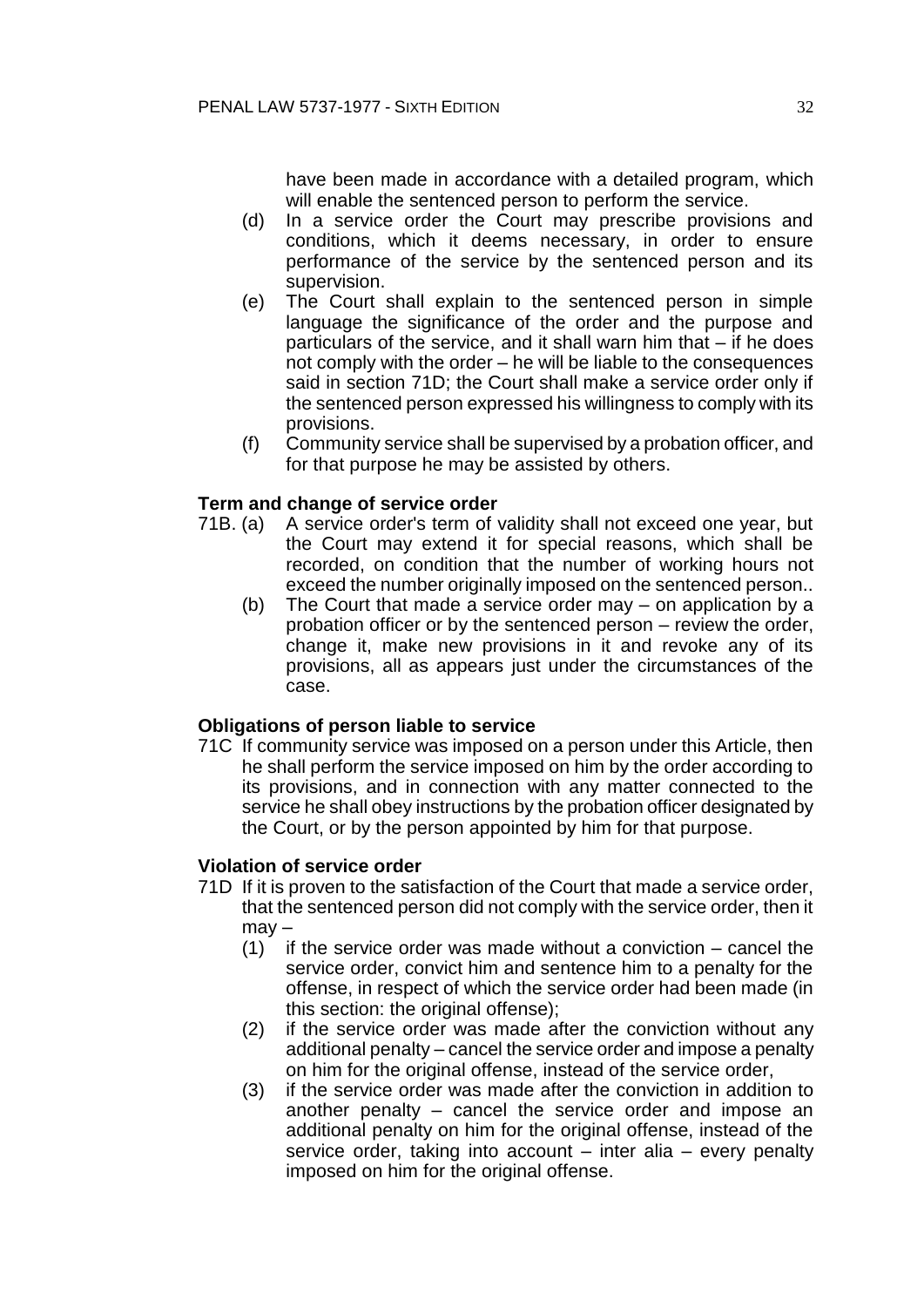have been made in accordance with a detailed program, which will enable the sentenced person to perform the service.

(d) In a service order the Court may prescribe provisions and conditions, which it deems necessary, in order to ensure performance of the service by the sentenced person and its supervision.

(e) The Court shall explain to the sentenced person in simple language the significance of the order and the purpose and particulars of the service, and it shall warn him that – if he does not comply with the order – he will be liable to the consequences said in section 71D; the Court shall make a service order only if the sentenced person expressed his willingness to comply with its provisions.

(f) Community service shall be supervised by a probation officer, and for that purpose he may be assisted by others.

**Term and change of service order**

71B. (a) A service order's term of validity shall not exceed one year, but the Court may extend it for special reasons, which shall be recorded, on condition that the number of working hours not exceed the number originally imposed on the sentenced person..

(b) The Court that made a service order may – on application by a probation officer or by the sentenced person – review the order, change it, make new provisions in it and revoke any of its provisions, all as appears just under the circumstances of the case.

**Obligations of person liable to service**

71C If community service was imposed on a person under this Article, then he shall perform the service imposed on him by the order according to its provisions, and in connection with any matter connected to the service he shall obey instructions by the probation officer designated by the Court, or by the person appointed by him for that purpose.

**Violation of service order**

71D If it is proven to the satisfaction of the Court that made a service order, that the sentenced person did not comply with the service order, then it may –

(1) if the service order was made without a conviction – cancel the service order, convict him and sentence him to a penalty for the offense, in respect of which the service order had been made (in this section: the original offense);

(2) if the service order was made after the conviction without any additional penalty – cancel the service order and impose a penalty on him for the original offense, instead of the service order,

(3) if the service order was made after the conviction in addition to another penalty – cancel the service order and impose an additional penalty on him for the original offense, instead of the service order, taking into account – inter alia – every penalty imposed on him for the original offense.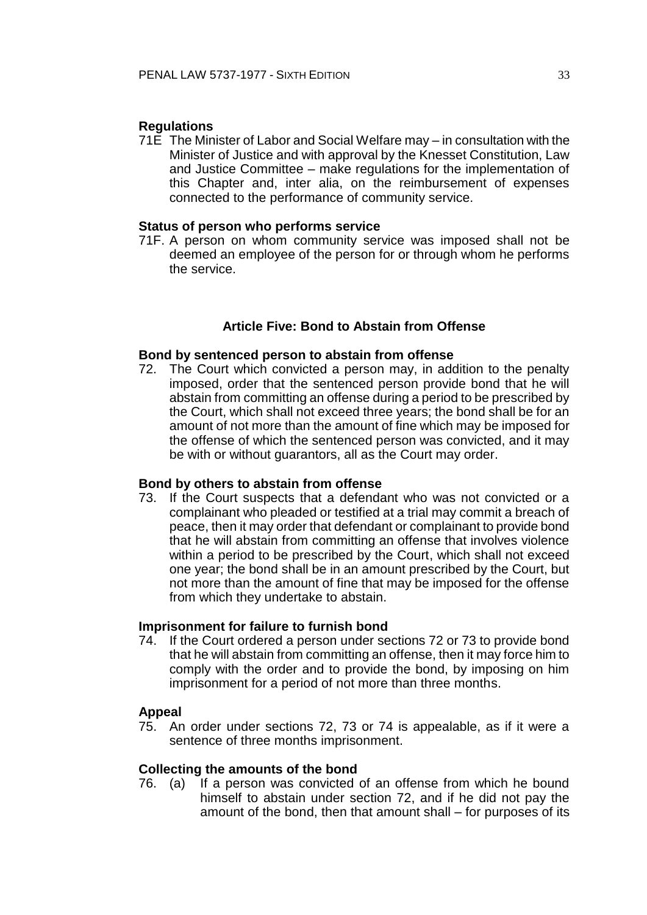**Regulations**

71E The Minister of Labor and Social Welfare may – in consultation with the Minister of Justice and with approval by the Knesset Constitution, Law and Justice Committee – make regulations for the implementation of this Chapter and, inter alia, on the reimbursement of expenses connected to the performance of community service.

**Status of person who performs service**

71F. A person on whom community service was imposed shall not be deemed an employee of the person for or through whom he performs the service.

### Article Five: Bond to Abstain from Offense

**Bond by sentenced person to abstain from offense**

72. The Court which convicted a person may, in addition to the penalty imposed, order that the sentenced person provide bond that he will abstain from committing an offense during a period to be prescribed by the Court, which shall not exceed three years; the bond shall be for an amount of not more than the amount of fine which may be imposed for the offense of which the sentenced person was convicted, and it may be with or without guarantors, all as the Court may order.

**Bond by others to abstain from offense**

73. If the Court suspects that a defendant who was not convicted or a complainant who pleaded or testified at a trial may commit a breach of peace, then it may order that defendant or complainant to provide bond that he will abstain from committing an offense that involves violence within a period to be prescribed by the Court, which shall not exceed one year; the bond shall be in an amount prescribed by the Court, but not more than the amount of fine that may be imposed for the offense from which they undertake to abstain.

**Imprisonment for failure to furnish bond**

74. If the Court ordered a person under sections 72 or 73 to provide bond that he will abstain from committing an offense, then it may force him to comply with the order and to provide the bond, by imposing on him imprisonment for a period of not more than three months.

**Appeal**

75. An order under sections 72, 73 or 74 is appealable, as if it were a sentence of three months imprisonment.

**Collecting the amounts of the bond**

76. (a) If a person was convicted of an offense from which he bound himself to abstain under section 72, and if he did not pay the amount of the bond, then that amount shall – for purposes of its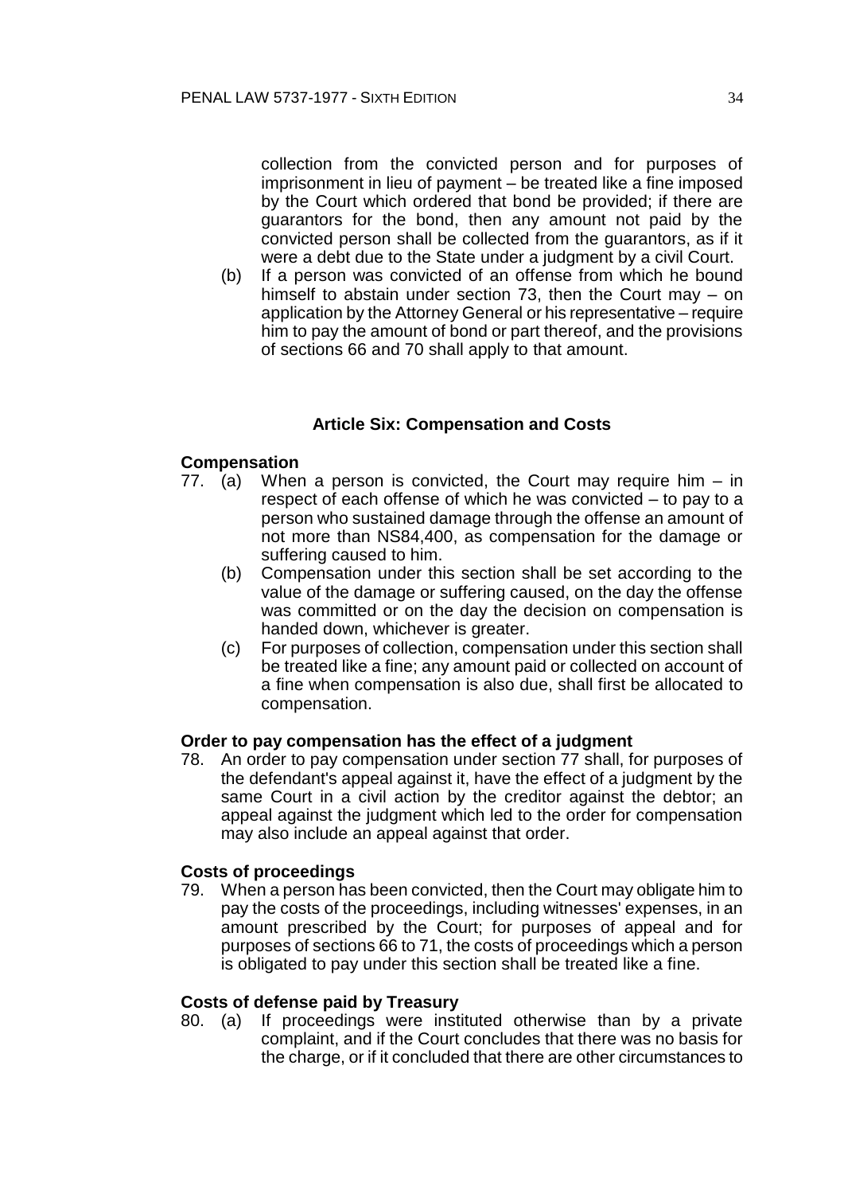collection from the convicted person and for purposes of imprisonment in lieu of payment – be treated like a fine imposed by the Court which ordered that bond be provided; if there are guarantors for the bond, then any amount not paid by the convicted person shall be collected from the guarantors, as if it were a debt due to the State under a judgment by a civil Court.

(b) If a person was convicted of an offense from which he bound himself to abstain under section 73, then the Court may – on application by the Attorney General or his representative – require him to pay the amount of bond or part thereof, and the provisions of sections 66 and 70 shall apply to that amount.

## Article Six: Compensation and Costs

**Compensation**

77. (a) When a person is convicted, the Court may require him – in respect of each offense of which he was convicted – to pay to a person who sustained damage through the offense an amount of not more than NS84,400, as compensation for the damage or suffering caused to him.

(b) Compensation under this section shall be set according to the value of the damage or suffering caused, on the day the offense was committed or on the day the decision on compensation is handed down, whichever is greater.

(c) For purposes of collection, compensation under this section shall be treated like a fine; any amount paid or collected on account of a fine when compensation is also due, shall first be allocated to compensation.

**Order to pay compensation has the effect of a judgment**

78. An order to pay compensation under section 77 shall, for purposes of the defendant's appeal against it, have the effect of a judgment by the same Court in a civil action by the creditor against the debtor; an appeal against the judgment which led to the order for compensation may also include an appeal against that order.

**Costs of proceedings**

79. When a person has been convicted, then the Court may obligate him to pay the costs of the proceedings, including witnesses' expenses, in an amount prescribed by the Court; for purposes of appeal and for purposes of sections 66 to 71, the costs of proceedings which a person is obligated to pay under this section shall be treated like a fine.

**Costs of defense paid by Treasury**

80. (a) If proceedings were instituted otherwise than by a private complaint, and if the Court concludes that there was no basis for the charge, or if it concluded that there are other circumstances to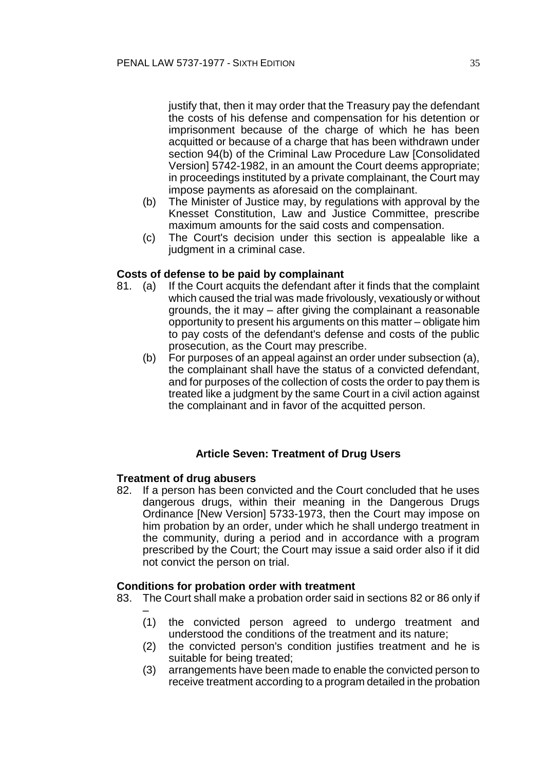justify that, then it may order that the Treasury pay the defendant the costs of his defense and compensation for his detention or imprisonment because of the charge of which he has been acquitted or because of a charge that has been withdrawn under section 94(b) of the Criminal Law Procedure Law [Consolidated Version] 5742-1982, in an amount the Court deems appropriate; in proceedings instituted by a private complainant, the Court may impose payments as aforesaid on the complainant.

(b) The Minister of Justice may, by regulations with approval by the Knesset Constitution, Law and Justice Committee, prescribe maximum amounts for the said costs and compensation.

(c) The Court's decision under this section is appealable like a judgment in a criminal case.

**Costs of defense to be paid by complainant**

81. (a) If the Court acquits the defendant after it finds that the complaint which caused the trial was made frivolously, vexatiously or without grounds, the it may – after giving the complainant a reasonable opportunity to present his arguments on this matter – obligate him to pay costs of the defendant's defense and costs of the public prosecution, as the Court may prescribe.

(b) For purposes of an appeal against an order under subsection (a), the complainant shall have the status of a convicted defendant, and for purposes of the collection of costs the order to pay them is treated like a judgment by the same Court in a civil action against the complainant and in favor of the acquitted person.

## Article Seven: Treatment of Drug Users

**Treatment of drug abusers**

82. If a person has been convicted and the Court concluded that he uses dangerous drugs, within their meaning in the Dangerous Drugs Ordinance [New Version] 5733-1973, then the Court may impose on him probation by an order, under which he shall undergo treatment in the community, during a period and in accordance with a program prescribed by the Court; the Court may issue a said order also if it did not convict the person on trial.

**Conditions for probation order with treatment**

83. The Court shall make a probation order said in sections 82 or 86 only if –

(1) the convicted person agreed to undergo treatment and understood the conditions of the treatment and its nature;

(2) the convicted person's condition justifies treatment and he is suitable for being treated;

(3) arrangements have been made to enable the convicted person to receive treatment according to a program detailed in the probation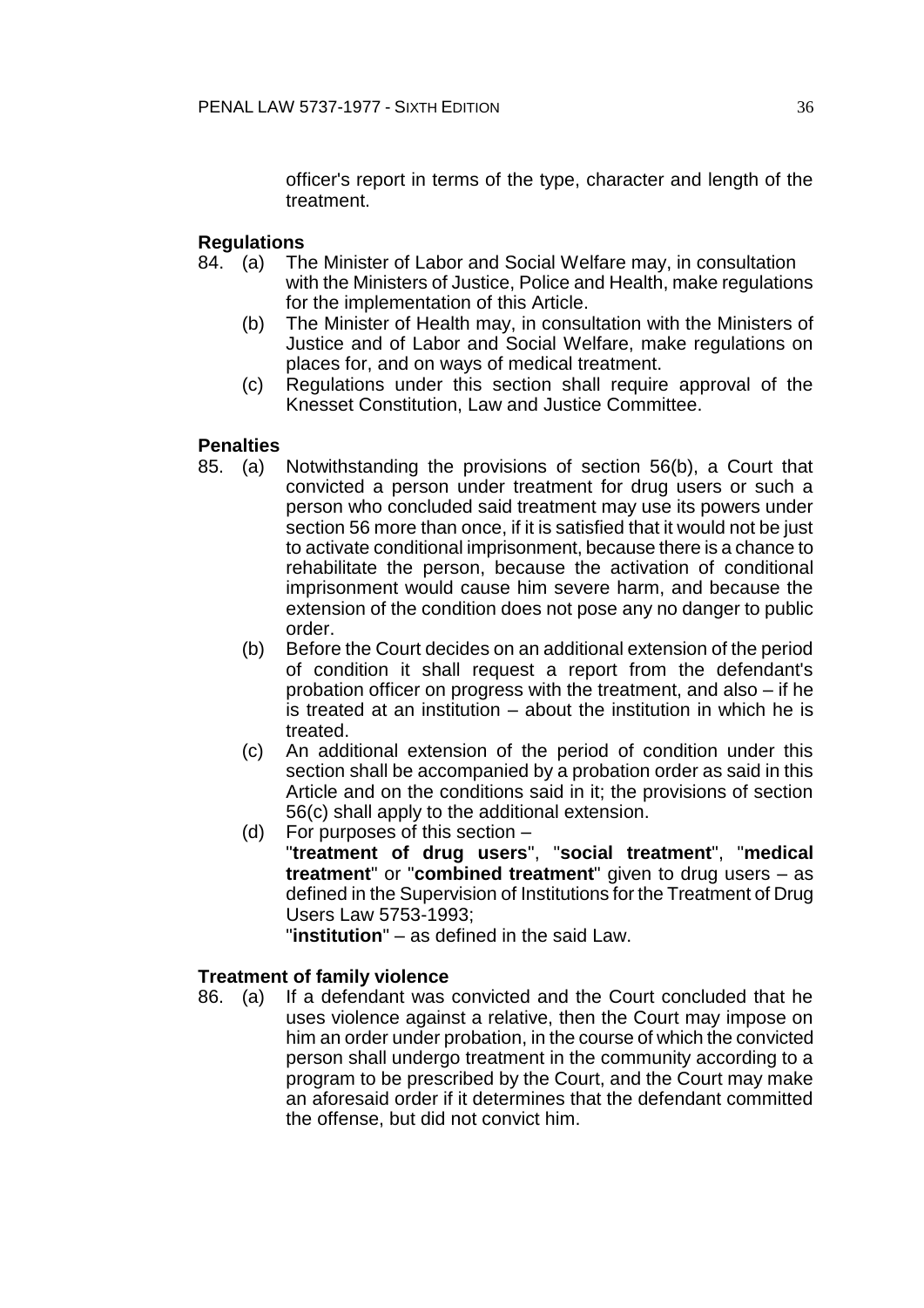officer's report in terms of the type, character and length of the treatment.

**Regulations**

84. (a) The Minister of Labor and Social Welfare may, in consultation with the Ministers of Justice, Police and Health, make regulations for the implementation of this Article.
    (b) The Minister of Health may, in consultation with the Ministers of Justice and of Labor and Social Welfare, make regulations on places for, and on ways of medical treatment.
    (c) Regulations under this section shall require approval of the Knesset Constitution, Law and Justice Committee.

**Penalties**

85. (a) Notwithstanding the provisions of section 56(b), a Court that convicted a person under treatment for drug users or such a person who concluded said treatment may use its powers under section 56 more than once, if it is satisfied that it would not be just to activate conditional imprisonment, because there is a chance to rehabilitate the person, because the activation of conditional imprisonment would cause him severe harm, and because the extension of the condition does not pose any no danger to public order.
    (b) Before the Court decides on an additional extension of the period of condition it shall request a report from the defendant's probation officer on progress with the treatment, and also – if he is treated at an institution – about the institution in which he is treated.
    (c) An additional extension of the period of condition under this section shall be accompanied by a probation order as said in this Article and on the conditions said in it; the provisions of section 56(c) shall apply to the additional extension.
    (d) For purposes of this section –
    "**treatment of drug users**", "**social treatment**", "**medical treatment**" or "**combined treatment**" given to drug users – as defined in the Supervision of Institutions for the Treatment of Drug Users Law 5753-1993;
    "**institution**" – as defined in the said Law.

**Treatment of family violence**

86. (a) If a defendant was convicted and the Court concluded that he uses violence against a relative, then the Court may impose on him an order under probation, in the course of which the convicted person shall undergo treatment in the community according to a program to be prescribed by the Court, and the Court may make an aforesaid order if it determines that the defendant committed the offense, but did not convict him.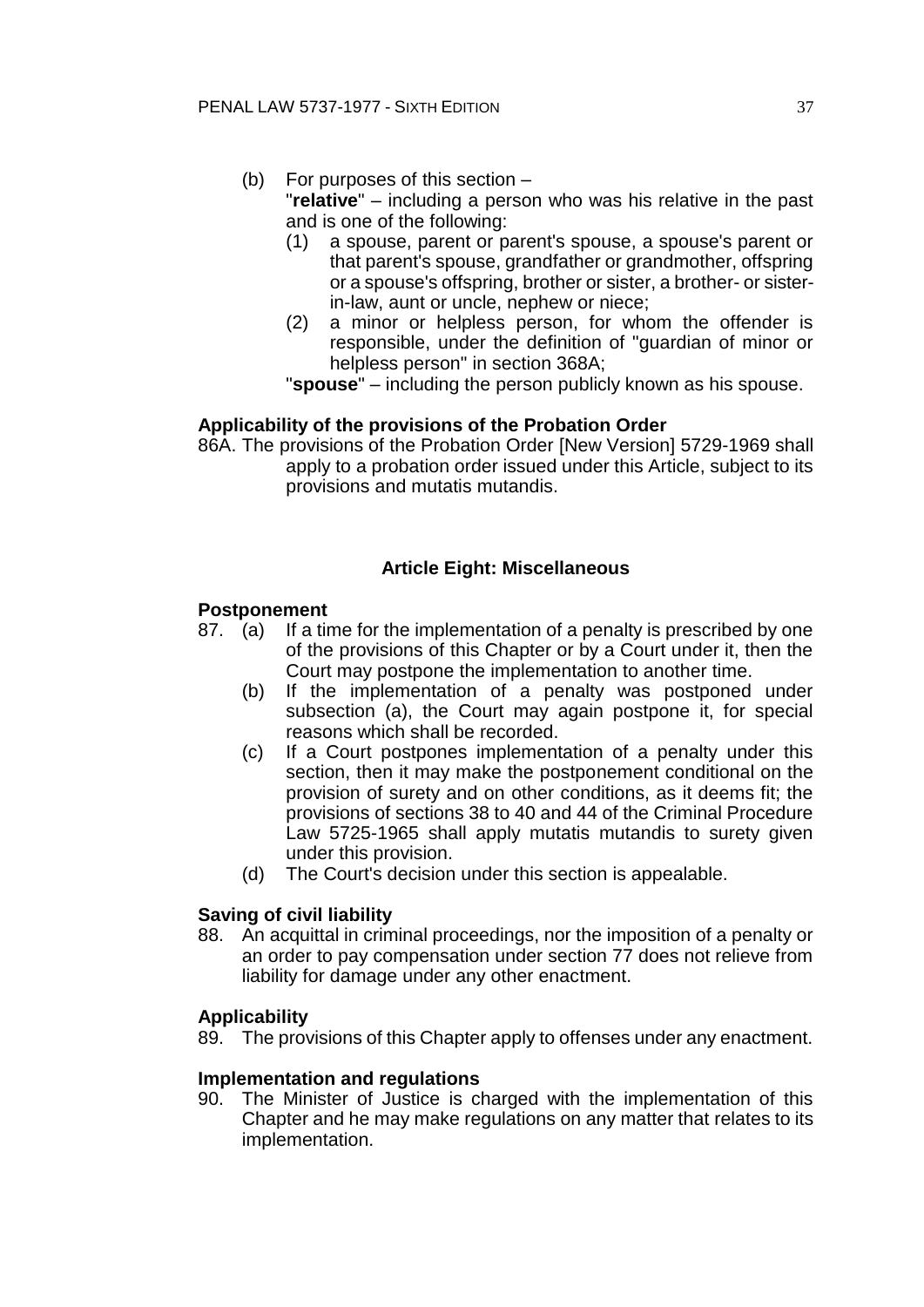(b) For purposes of this section –

"**relative**" – including a person who was his relative in the past and is one of the following:

(1) a spouse, parent or parent's spouse, a spouse's parent or that parent's spouse, grandfather or grandmother, offspring or a spouse's offspring, brother or sister, a brother- or sister-in-law, aunt or uncle, nephew or niece;

(2) a minor or helpless person, for whom the offender is responsible, under the definition of "guardian of minor or helpless person" in section 368A;

"**spouse**" – including the person publicly known as his spouse.

**Applicability of the provisions of the Probation Order**

86A. The provisions of the Probation Order [New Version] 5729-1969 shall apply to a probation order issued under this Article, subject to its provisions and mutatis mutandis.

## Article Eight: Miscellaneous

**Postponement**

87. (a) If a time for the implementation of a penalty is prescribed by one of the provisions of this Chapter or by a Court under it, then the Court may postpone the implementation to another time.

(b) If the implementation of a penalty was postponed under subsection (a), the Court may again postpone it, for special reasons which shall be recorded.

(c) If a Court postpones implementation of a penalty under this section, then it may make the postponement conditional on the provision of surety and on other conditions, as it deems fit; the provisions of sections 38 to 40 and 44 of the Criminal Procedure Law 5725-1965 shall apply mutatis mutandis to surety given under this provision.

(d) The Court's decision under this section is appealable.

**Saving of civil liability**

88. An acquittal in criminal proceedings, nor the imposition of a penalty or an order to pay compensation under section 77 does not relieve from liability for damage under any other enactment.

**Applicability**

89. The provisions of this Chapter apply to offenses under any enactment.

**Implementation and regulations**

90. The Minister of Justice is charged with the implementation of this Chapter and he may make regulations on any matter that relates to its implementation.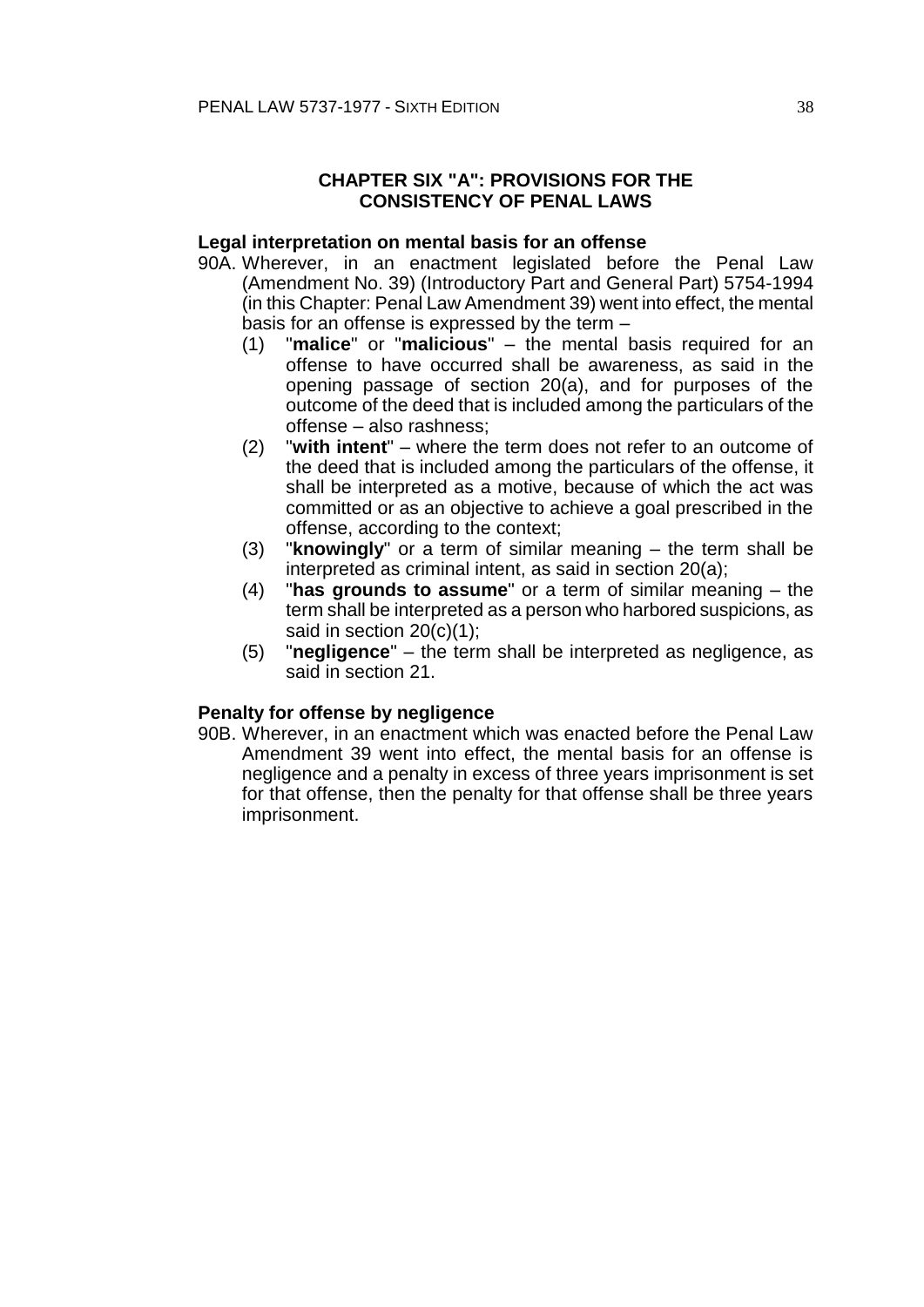## CHAPTER SIX "A": PROVISIONS FOR THE CONSISTENCY OF PENAL LAWS

**Legal interpretation on mental basis for an offense**

90A. Wherever, in an enactment legislated before the Penal Law (Amendment No. 39) (Introductory Part and General Part) 5754-1994 (in this Chapter: Penal Law Amendment 39) went into effect, the mental basis for an offense is expressed by the term –

(1) "**malice**" or "**malicious**" – the mental basis required for an offense to have occurred shall be awareness, as said in the opening passage of section 20(a), and for purposes of the outcome of the deed that is included among the particulars of the offense – also rashness;

(2) "**with intent**" – where the term does not refer to an outcome of the deed that is included among the particulars of the offense, it shall be interpreted as a motive, because of which the act was committed or as an objective to achieve a goal prescribed in the offense, according to the context;

(3) "**knowingly**" or a term of similar meaning – the term shall be interpreted as criminal intent, as said in section 20(a);

(4) "**has grounds to assume**" or a term of similar meaning – the term shall be interpreted as a person who harbored suspicions, as said in section 20(c)(1);

(5) "**negligence**" – the term shall be interpreted as negligence, as said in section 21.

**Penalty for offense by negligence**

90B. Wherever, in an enactment which was enacted before the Penal Law Amendment 39 went into effect, the mental basis for an offense is negligence and a penalty in excess of three years imprisonment is set for that offense, then the penalty for that offense shall be three years imprisonment.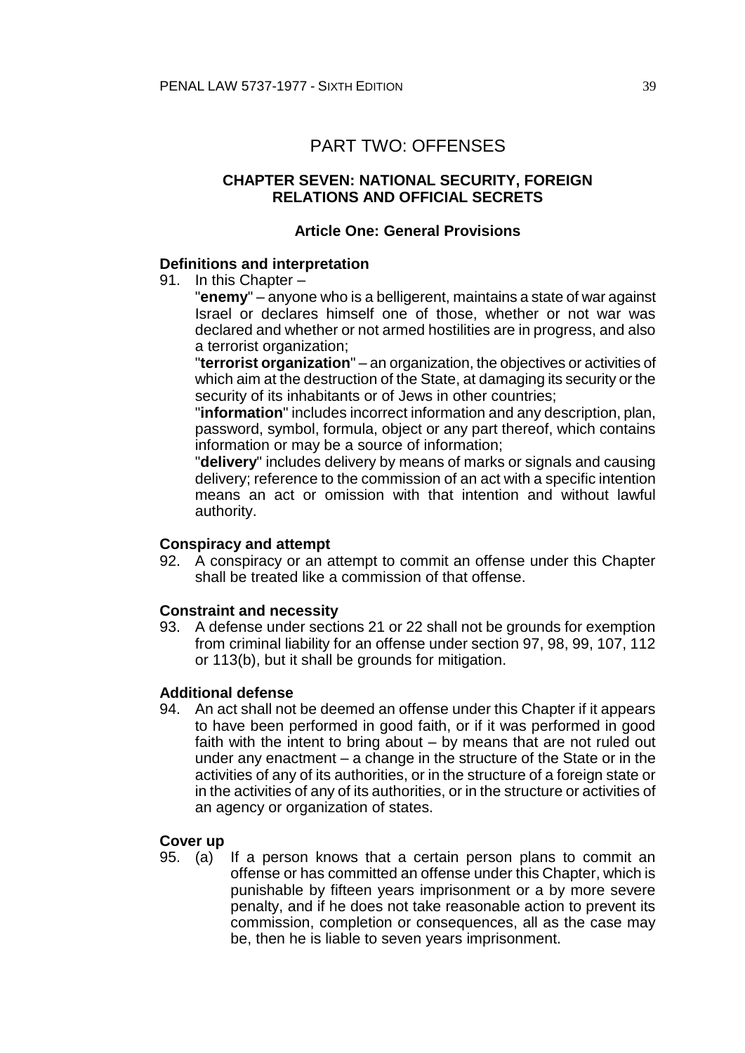# PART TWO: OFFENSES

## CHAPTER SEVEN: NATIONAL SECURITY, FOREIGN RELATIONS AND OFFICIAL SECRETS

### Article One: General Provisions

**Definitions and interpretation**

91. In this Chapter –

"**enemy**" – anyone who is a belligerent, maintains a state of war against Israel or declares himself one of those, whether or not war was declared and whether or not armed hostilities are in progress, and also a terrorist organization;

"**terrorist organization**" – an organization, the objectives or activities of which aim at the destruction of the State, at damaging its security or the security of its inhabitants or of Jews in other countries;

"**information**" includes incorrect information and any description, plan, password, symbol, formula, object or any part thereof, which contains information or may be a source of information;

"**delivery**" includes delivery by means of marks or signals and causing delivery; reference to the commission of an act with a specific intention means an act or omission with that intention and without lawful authority.

**Conspiracy and attempt**

92. A conspiracy or an attempt to commit an offense under this Chapter shall be treated like a commission of that offense.

**Constraint and necessity**

93. A defense under sections 21 or 22 shall not be grounds for exemption from criminal liability for an offense under section 97, 98, 99, 107, 112 or 113(b), but it shall be grounds for mitigation.

**Additional defense**

94. An act shall not be deemed an offense under this Chapter if it appears to have been performed in good faith, or if it was performed in good faith with the intent to bring about – by means that are not ruled out under any enactment – a change in the structure of the State or in the activities of any of its authorities, or in the structure of a foreign state or in the activities of any of its authorities, or in the structure or activities of an agency or organization of states.

**Cover up**

95. (a) If a person knows that a certain person plans to commit an offense or has committed an offense under this Chapter, which is punishable by fifteen years imprisonment or a by more severe penalty, and if he does not take reasonable action to prevent its commission, completion or consequences, all as the case may be, then he is liable to seven years imprisonment.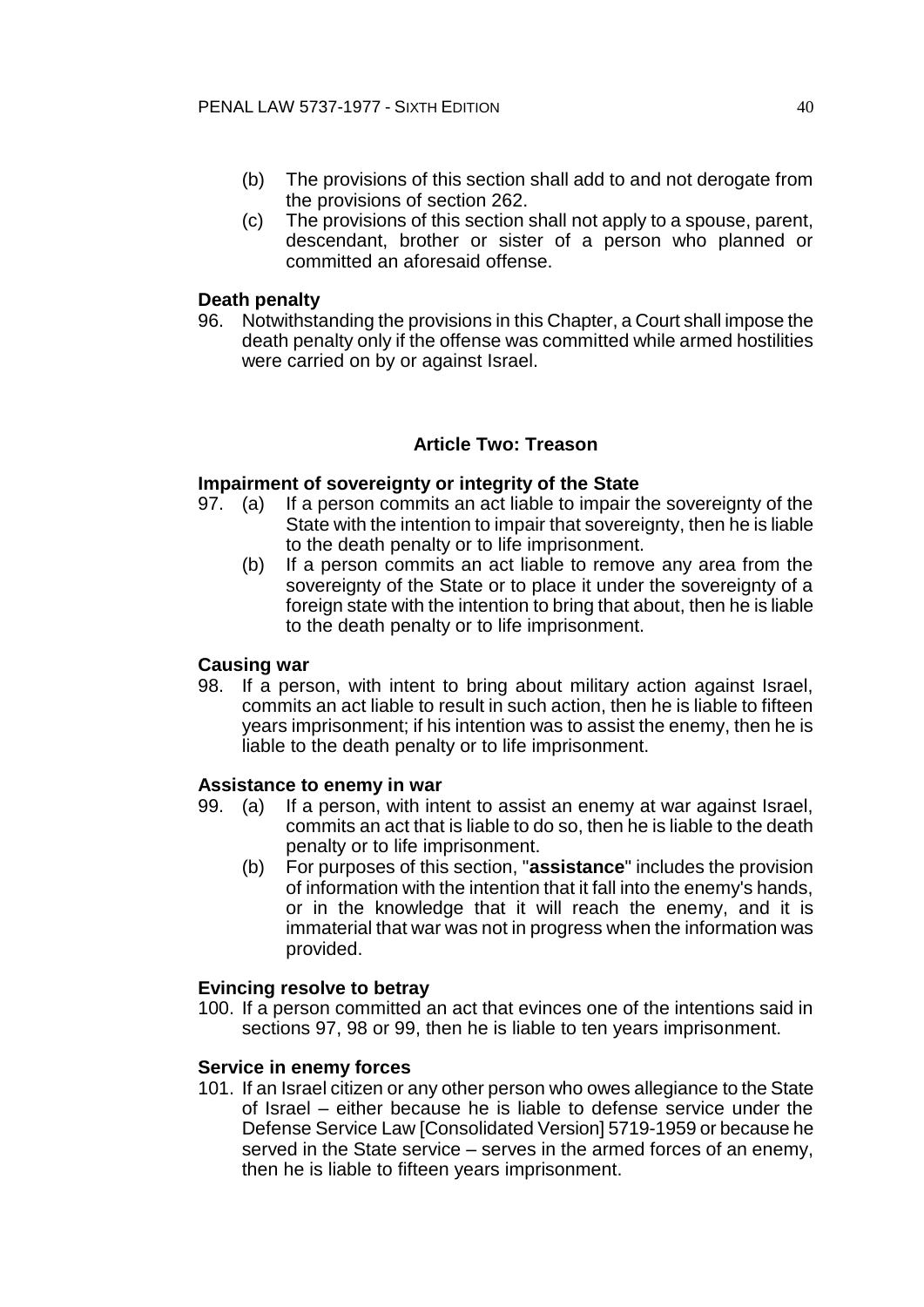(b) The provisions of this section shall add to and not derogate from the provisions of section 262.

(c) The provisions of this section shall not apply to a spouse, parent, descendant, brother or sister of a person who planned or committed an aforesaid offense.

**Death penalty**

96. Notwithstanding the provisions in this Chapter, a Court shall impose the death penalty only if the offense was committed while armed hostilities were carried on by or against Israel.

## Article Two: Treason

**Impairment of sovereignty or integrity of the State**

97. (a) If a person commits an act liable to impair the sovereignty of the State with the intention to impair that sovereignty, then he is liable to the death penalty or to life imprisonment.

(b) If a person commits an act liable to remove any area from the sovereignty of the State or to place it under the sovereignty of a foreign state with the intention to bring that about, then he is liable to the death penalty or to life imprisonment.

**Causing war**

98. If a person, with intent to bring about military action against Israel, commits an act liable to result in such action, then he is liable to fifteen years imprisonment; if his intention was to assist the enemy, then he is liable to the death penalty or to life imprisonment.

**Assistance to enemy in war**

99. (a) If a person, with intent to assist an enemy at war against Israel, commits an act that is liable to do so, then he is liable to the death penalty or to life imprisonment.

(b) For purposes of this section, "**assistance**" includes the provision of information with the intention that it fall into the enemy's hands, or in the knowledge that it will reach the enemy, and it is immaterial that war was not in progress when the information was provided.

**Evincing resolve to betray**

100. If a person committed an act that evinces one of the intentions said in sections 97, 98 or 99, then he is liable to ten years imprisonment.

**Service in enemy forces**

101. If an Israel citizen or any other person who owes allegiance to the State of Israel – either because he is liable to defense service under the Defense Service Law [Consolidated Version] 5719-1959 or because he served in the State service – serves in the armed forces of an enemy, then he is liable to fifteen years imprisonment.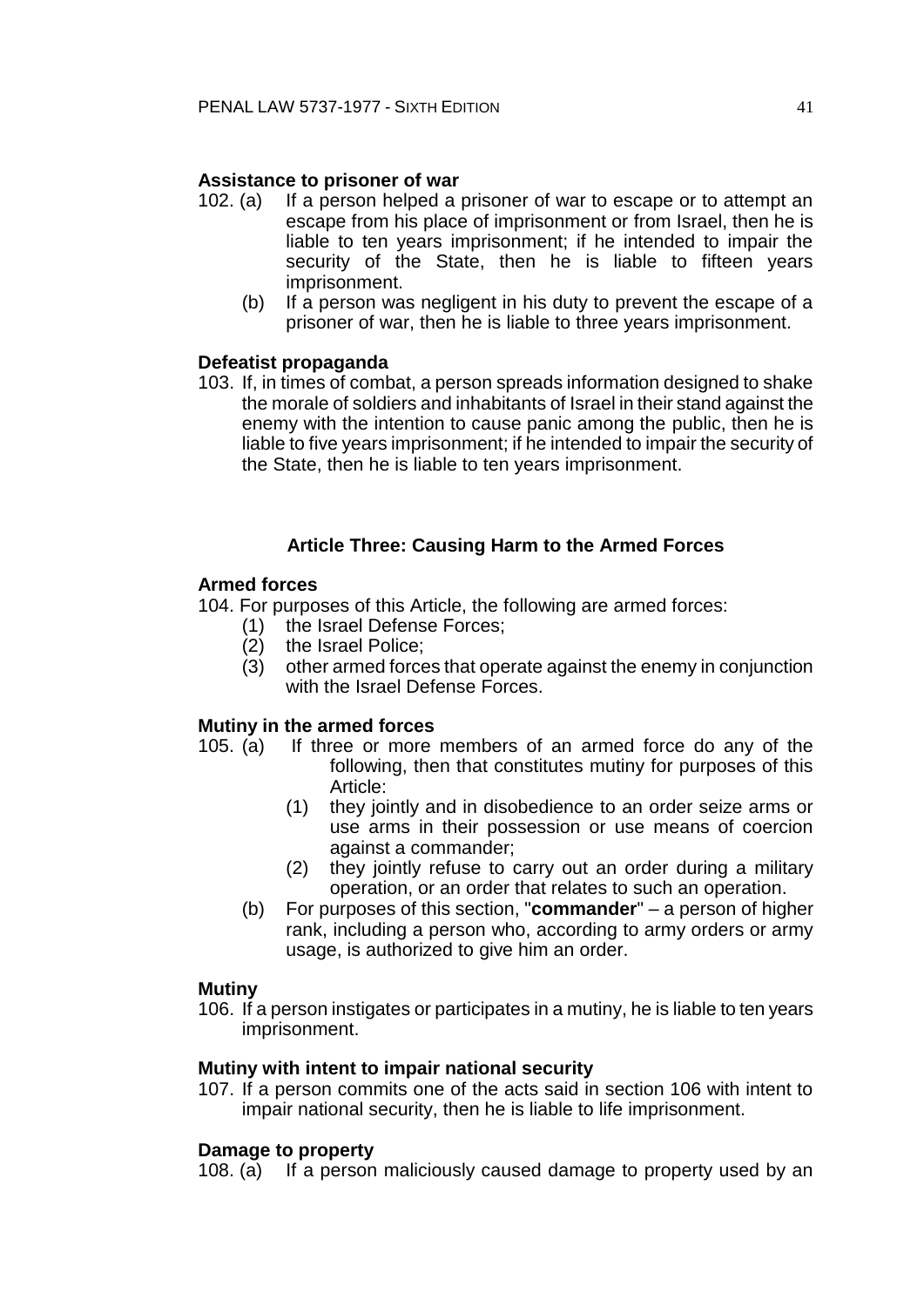**Assistance to prisoner of war**

102. (a) If a person helped a prisoner of war to escape or to attempt an escape from his place of imprisonment or from Israel, then he is liable to ten years imprisonment; if he intended to impair the security of the State, then he is liable to fifteen years imprisonment.

(b) If a person was negligent in his duty to prevent the escape of a prisoner of war, then he is liable to three years imprisonment.

**Defeatist propaganda**

103. If, in times of combat, a person spreads information designed to shake the morale of soldiers and inhabitants of Israel in their stand against the enemy with the intention to cause panic among the public, then he is liable to five years imprisonment; if he intended to impair the security of the State, then he is liable to ten years imprisonment.

### Article Three: Causing Harm to the Armed Forces

**Armed forces**

104. For purposes of this Article, the following are armed forces:

(1) the Israel Defense Forces;

(2) the Israel Police;

(3) other armed forces that operate against the enemy in conjunction with the Israel Defense Forces.

**Mutiny in the armed forces**

105. (a) If three or more members of an armed force do any of the following, then that constitutes mutiny for purposes of this Article:

(1) they jointly and in disobedience to an order seize arms or use arms in their possession or use means of coercion against a commander;

(2) they jointly refuse to carry out an order during a military operation, or an order that relates to such an operation.

(b) For purposes of this section, "**commander**" – a person of higher rank, including a person who, according to army orders or army usage, is authorized to give him an order.

**Mutiny**

106. If a person instigates or participates in a mutiny, he is liable to ten years imprisonment.

**Mutiny with intent to impair national security**

107. If a person commits one of the acts said in section 106 with intent to impair national security, then he is liable to life imprisonment.

**Damage to property**

108. (a) If a person maliciously caused damage to property used by an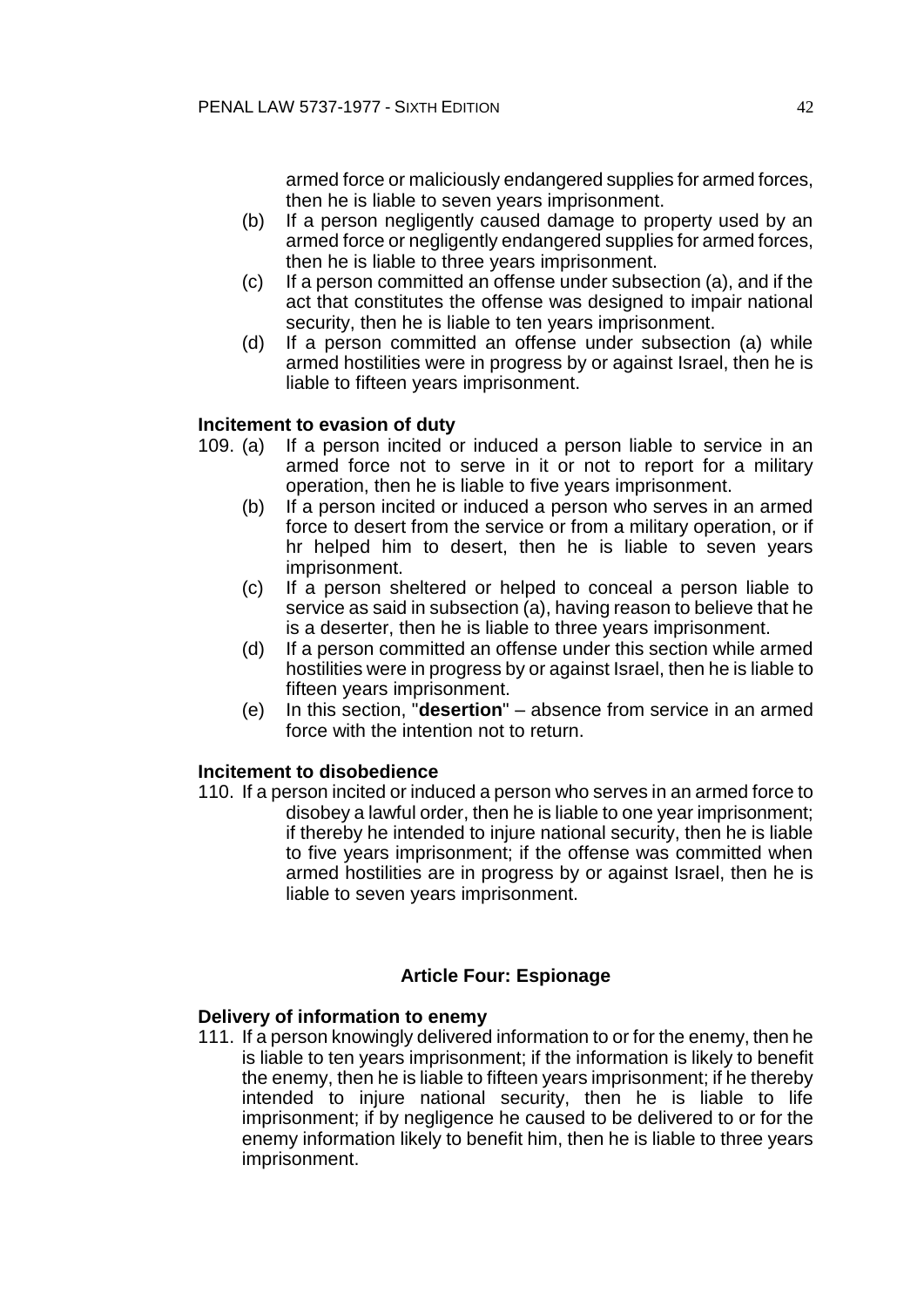armed force or maliciously endangered supplies for armed forces, then he is liable to seven years imprisonment.

(b) If a person negligently caused damage to property used by an armed force or negligently endangered supplies for armed forces, then he is liable to three years imprisonment.

(c) If a person committed an offense under subsection (a), and if the act that constitutes the offense was designed to impair national security, then he is liable to ten years imprisonment.

(d) If a person committed an offense under subsection (a) while armed hostilities were in progress by or against Israel, then he is liable to fifteen years imprisonment.

**Incitement to evasion of duty**

109. (a) If a person incited or induced a person liable to service in an armed force not to serve in it or not to report for a military operation, then he is liable to five years imprisonment.

(b) If a person incited or induced a person who serves in an armed force to desert from the service or from a military operation, or if hr helped him to desert, then he is liable to seven years imprisonment.

(c) If a person sheltered or helped to conceal a person liable to service as said in subsection (a), having reason to believe that he is a deserter, then he is liable to three years imprisonment.

(d) If a person committed an offense under this section while armed hostilities were in progress by or against Israel, then he is liable to fifteen years imprisonment.

(e) In this section, "**desertion**" – absence from service in an armed force with the intention not to return.

**Incitement to disobedience**

110. If a person incited or induced a person who serves in an armed force to disobey a lawful order, then he is liable to one year imprisonment; if thereby he intended to injure national security, then he is liable to five years imprisonment; if the offense was committed when armed hostilities are in progress by or against Israel, then he is liable to seven years imprisonment.

## Article Four: Espionage

**Delivery of information to enemy**

111. If a person knowingly delivered information to or for the enemy, then he is liable to ten years imprisonment; if the information is likely to benefit the enemy, then he is liable to fifteen years imprisonment; if he thereby intended to injure national security, then he is liable to life imprisonment; if by negligence he caused to be delivered to or for the enemy information likely to benefit him, then he is liable to three years imprisonment.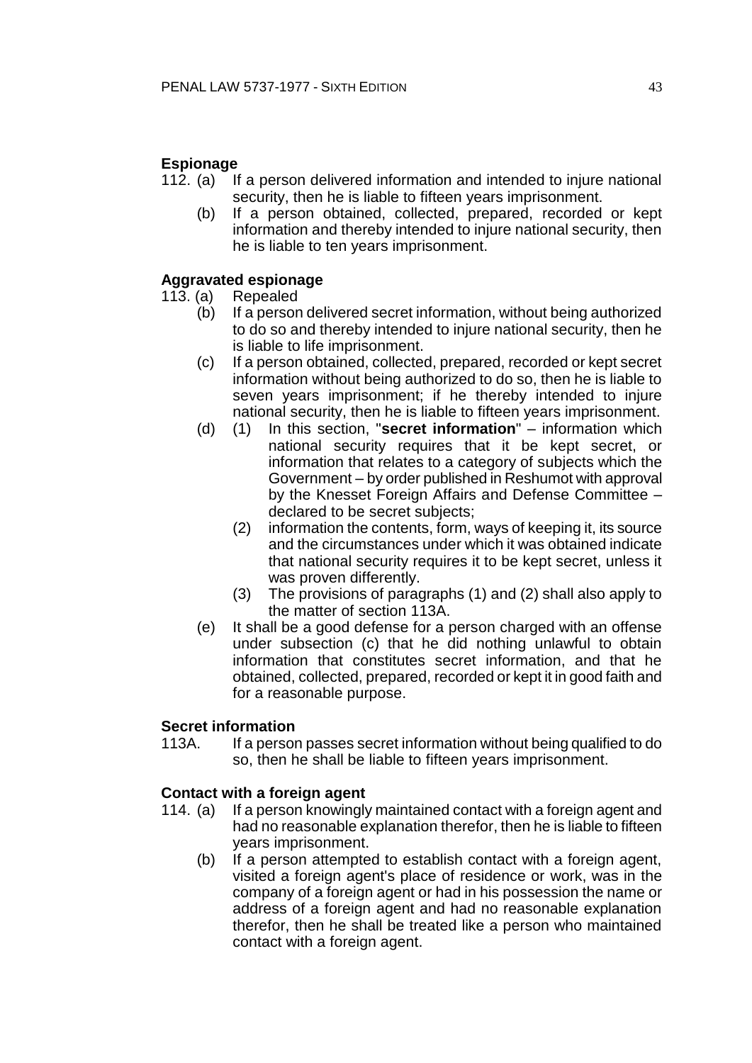**Espionage**

112. (a) If a person delivered information and intended to injure national security, then he is liable to fifteen years imprisonment.

(b) If a person obtained, collected, prepared, recorded or kept information and thereby intended to injure national security, then he is liable to ten years imprisonment.

**Aggravated espionage**

113. (a) Repealed

(b) If a person delivered secret information, without being authorized to do so and thereby intended to injure national security, then he is liable to life imprisonment.

(c) If a person obtained, collected, prepared, recorded or kept secret information without being authorized to do so, then he is liable to seven years imprisonment; if he thereby intended to injure national security, then he is liable to fifteen years imprisonment.

(d) (1) In this section, "**secret information**" – information which national security requires that it be kept secret, or information that relates to a category of subjects which the Government – by order published in Reshumot with approval by the Knesset Foreign Affairs and Defense Committee – declared to be secret subjects;

(2) information the contents, form, ways of keeping it, its source and the circumstances under which it was obtained indicate that national security requires it to be kept secret, unless it was proven differently.

(3) The provisions of paragraphs (1) and (2) shall also apply to the matter of section 113A.

(e) It shall be a good defense for a person charged with an offense under subsection (c) that he did nothing unlawful to obtain information that constitutes secret information, and that he obtained, collected, prepared, recorded or kept it in good faith and for a reasonable purpose.

**Secret information**

113A. If a person passes secret information without being qualified to do so, then he shall be liable to fifteen years imprisonment.

**Contact with a foreign agent**

114. (a) If a person knowingly maintained contact with a foreign agent and had no reasonable explanation therefor, then he is liable to fifteen years imprisonment.

(b) If a person attempted to establish contact with a foreign agent, visited a foreign agent's place of residence or work, was in the company of a foreign agent or had in his possession the name or address of a foreign agent and had no reasonable explanation therefor, then he shall be treated like a person who maintained contact with a foreign agent.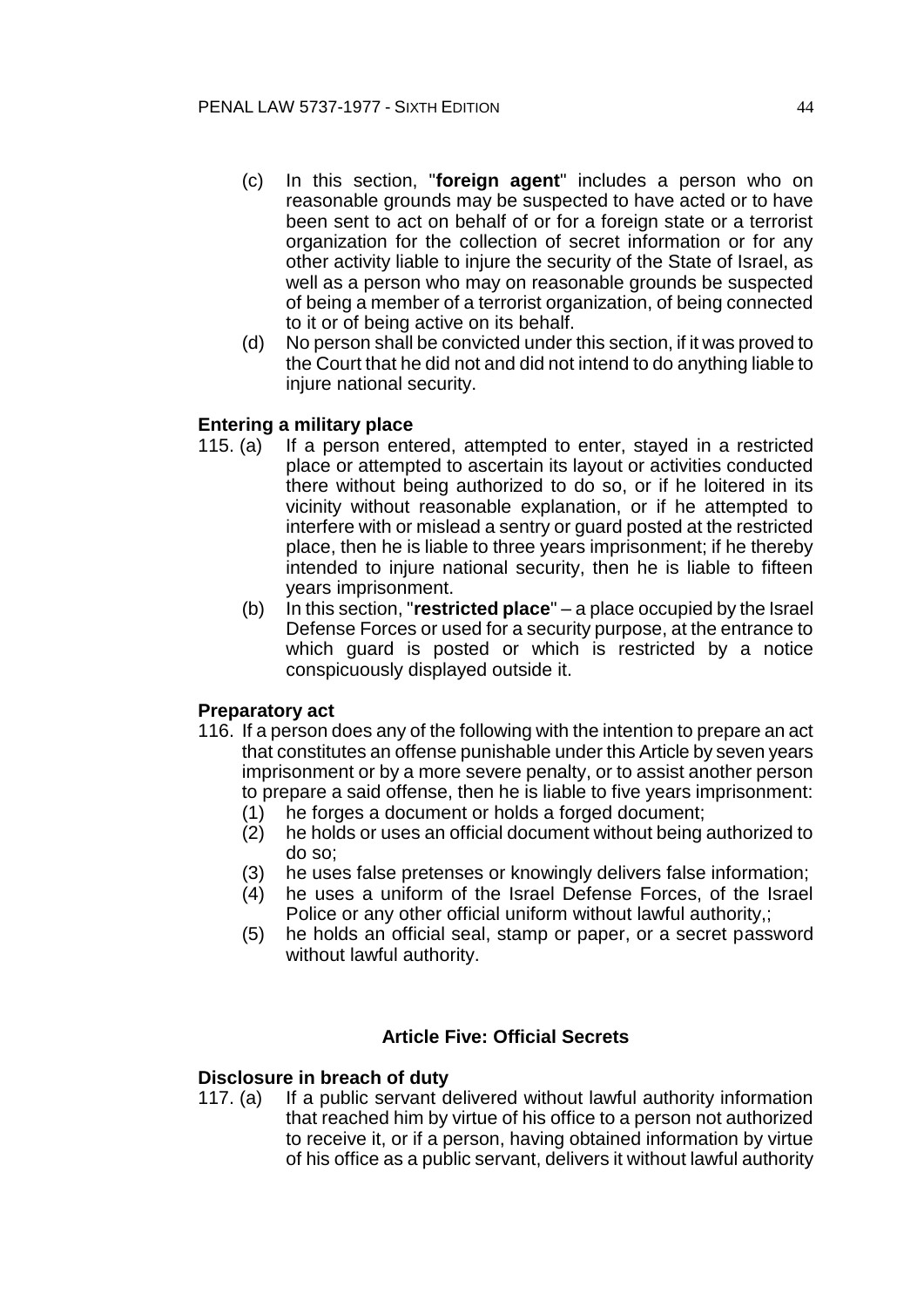(c) In this section, "**foreign agent**" includes a person who on reasonable grounds may be suspected to have acted or to have been sent to act on behalf of or for a foreign state or a terrorist organization for the collection of secret information or for any other activity liable to injure the security of the State of Israel, as well as a person who may on reasonable grounds be suspected of being a member of a terrorist organization, of being connected to it or of being active on its behalf.

(d) No person shall be convicted under this section, if it was proved to the Court that he did not and did not intend to do anything liable to injure national security.

**Entering a military place**

115\. (a) If a person entered, attempted to enter, stayed in a restricted place or attempted to ascertain its layout or activities conducted there without being authorized to do so, or if he loitered in its vicinity without reasonable explanation, or if he attempted to interfere with or mislead a sentry or guard posted at the restricted place, then he is liable to three years imprisonment; if he thereby intended to injure national security, then he is liable to fifteen years imprisonment.

(b) In this section, "**restricted place**" – a place occupied by the Israel Defense Forces or used for a security purpose, at the entrance to which guard is posted or which is restricted by a notice conspicuously displayed outside it.

**Preparatory act**

116\. If a person does any of the following with the intention to prepare an act that constitutes an offense punishable under this Article by seven years imprisonment or by a more severe penalty, or to assist another person to prepare a said offense, then he is liable to five years imprisonment:

(1) he forges a document or holds a forged document;

(2) he holds or uses an official document without being authorized to do so;

(3) he uses false pretenses or knowingly delivers false information;

(4) he uses a uniform of the Israel Defense Forces, of the Israel Police or any other official uniform without lawful authority,;

(5) he holds an official seal, stamp or paper, or a secret password without lawful authority.

## Article Five: Official Secrets

**Disclosure in breach of duty**

117\. (a) If a public servant delivered without lawful authority information that reached him by virtue of his office to a person not authorized to receive it, or if a person, having obtained information by virtue of his office as a public servant, delivers it without lawful authority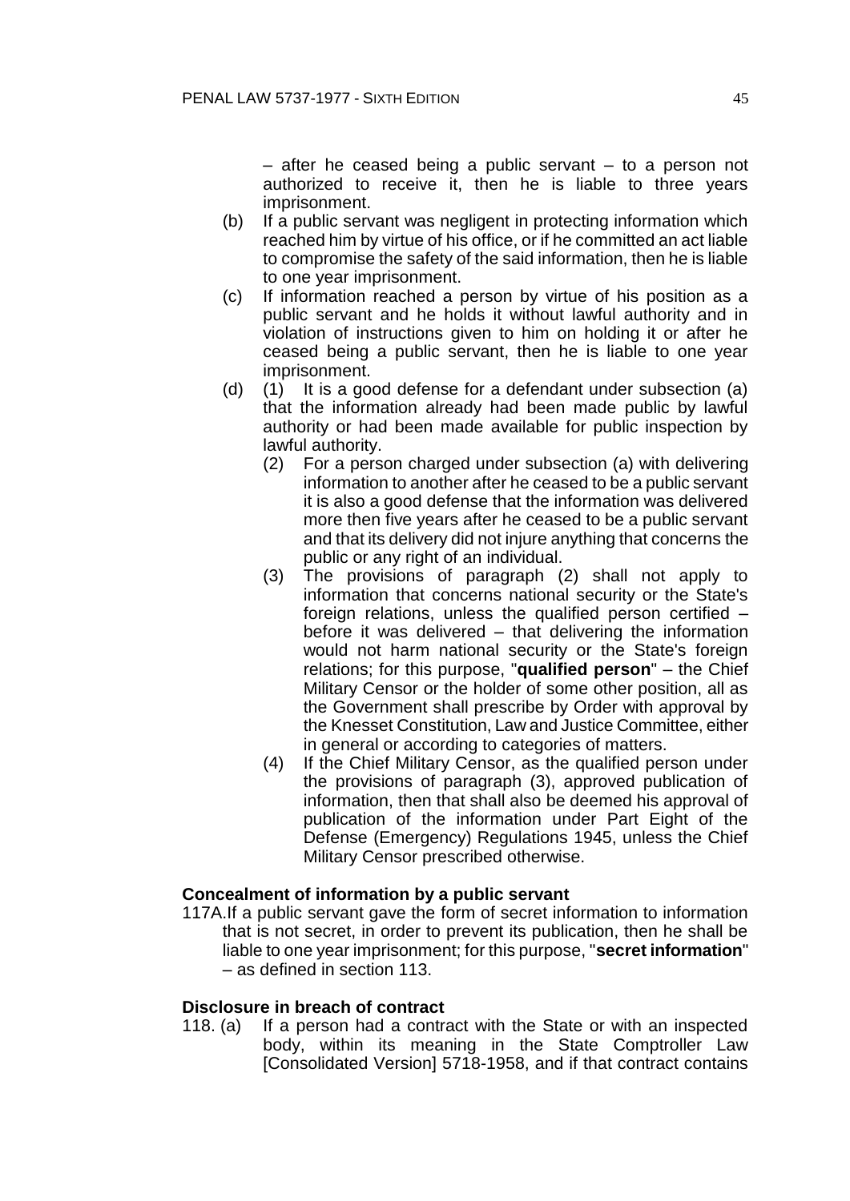– after he ceased being a public servant – to a person not authorized to receive it, then he is liable to three years imprisonment.

(b) If a public servant was negligent in protecting information which reached him by virtue of his office, or if he committed an act liable to compromise the safety of the said information, then he is liable to one year imprisonment.

(c) If information reached a person by virtue of his position as a public servant and he holds it without lawful authority and in violation of instructions given to him on holding it or after he ceased being a public servant, then he is liable to one year imprisonment.

(d) (1) It is a good defense for a defendant under subsection (a) that the information already had been made public by lawful authority or had been made available for public inspection by lawful authority.

(2) For a person charged under subsection (a) with delivering information to another after he ceased to be a public servant it is also a good defense that the information was delivered more then five years after he ceased to be a public servant and that its delivery did not injure anything that concerns the public or any right of an individual.

(3) The provisions of paragraph (2) shall not apply to information that concerns national security or the State's foreign relations, unless the qualified person certified – before it was delivered – that delivering the information would not harm national security or the State's foreign relations; for this purpose, "**qualified person**" – the Chief Military Censor or the holder of some other position, all as the Government shall prescribe by Order with approval by the Knesset Constitution, Law and Justice Committee, either in general or according to categories of matters.

(4) If the Chief Military Censor, as the qualified person under the provisions of paragraph (3), approved publication of information, then that shall also be deemed his approval of publication of the information under Part Eight of the Defense (Emergency) Regulations 1945, unless the Chief Military Censor prescribed otherwise.

**Concealment of information by a public servant**

117A. If a public servant gave the form of secret information to information that is not secret, in order to prevent its publication, then he shall be liable to one year imprisonment; for this purpose, "**secret information**" – as defined in section 113.

**Disclosure in breach of contract**

118. (a) If a person had a contract with the State or with an inspected body, within its meaning in the State Comptroller Law [Consolidated Version] 5718-1958, and if that contract contains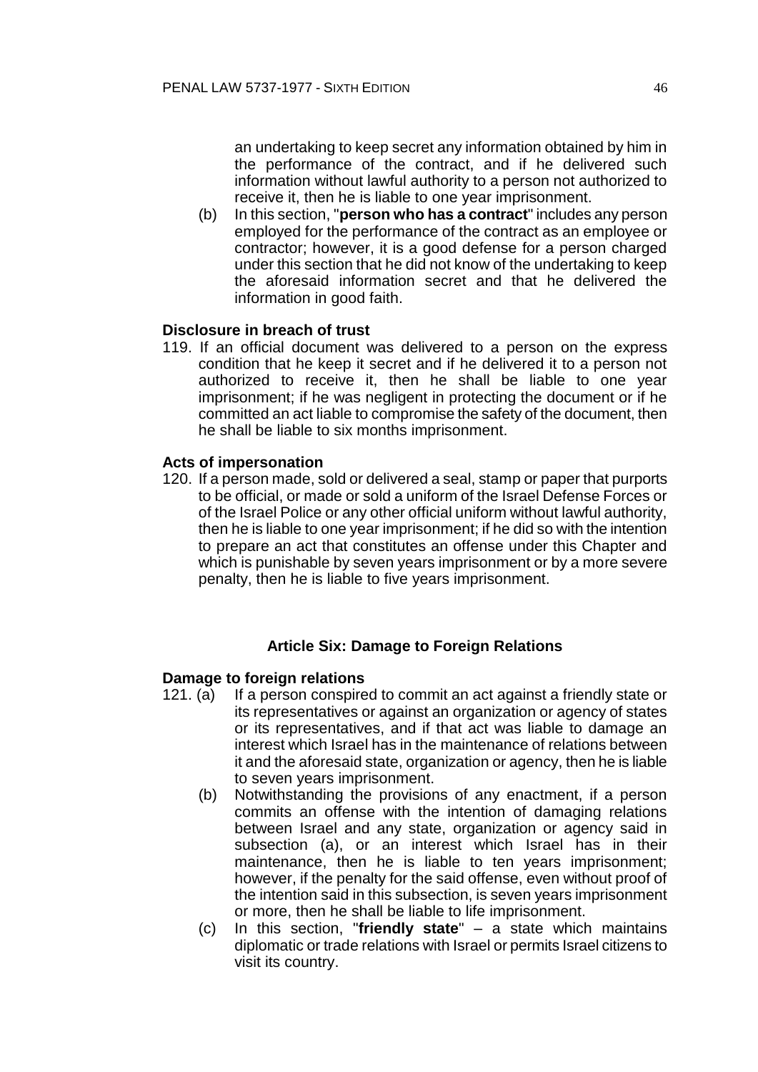an undertaking to keep secret any information obtained by him in the performance of the contract, and if he delivered such information without lawful authority to a person not authorized to receive it, then he is liable to one year imprisonment.

(b) In this section, "**person who has a contract**" includes any person employed for the performance of the contract as an employee or contractor; however, it is a good defense for a person charged under this section that he did not know of the undertaking to keep the aforesaid information secret and that he delivered the information in good faith.

**Disclosure in breach of trust**

119. If an official document was delivered to a person on the express condition that he keep it secret and if he delivered it to a person not authorized to receive it, then he shall be liable to one year imprisonment; if he was negligent in protecting the document or if he committed an act liable to compromise the safety of the document, then he shall be liable to six months imprisonment.

**Acts of impersonation**

120. If a person made, sold or delivered a seal, stamp or paper that purports to be official, or made or sold a uniform of the Israel Defense Forces or of the Israel Police or any other official uniform without lawful authority, then he is liable to one year imprisonment; if he did so with the intention to prepare an act that constitutes an offense under this Chapter and which is punishable by seven years imprisonment or by a more severe penalty, then he is liable to five years imprisonment.

## Article Six: Damage to Foreign Relations

**Damage to foreign relations**

121. (a) If a person conspired to commit an act against a friendly state or its representatives or against an organization or agency of states or its representatives, and if that act was liable to damage an interest which Israel has in the maintenance of relations between it and the aforesaid state, organization or agency, then he is liable to seven years imprisonment.

(b) Notwithstanding the provisions of any enactment, if a person commits an offense with the intention of damaging relations between Israel and any state, organization or agency said in subsection (a), or an interest which Israel has in their maintenance, then he is liable to ten years imprisonment; however, if the penalty for the said offense, even without proof of the intention said in this subsection, is seven years imprisonment or more, then he shall be liable to life imprisonment.

(c) In this section, "**friendly state**" – a state which maintains diplomatic or trade relations with Israel or permits Israel citizens to visit its country.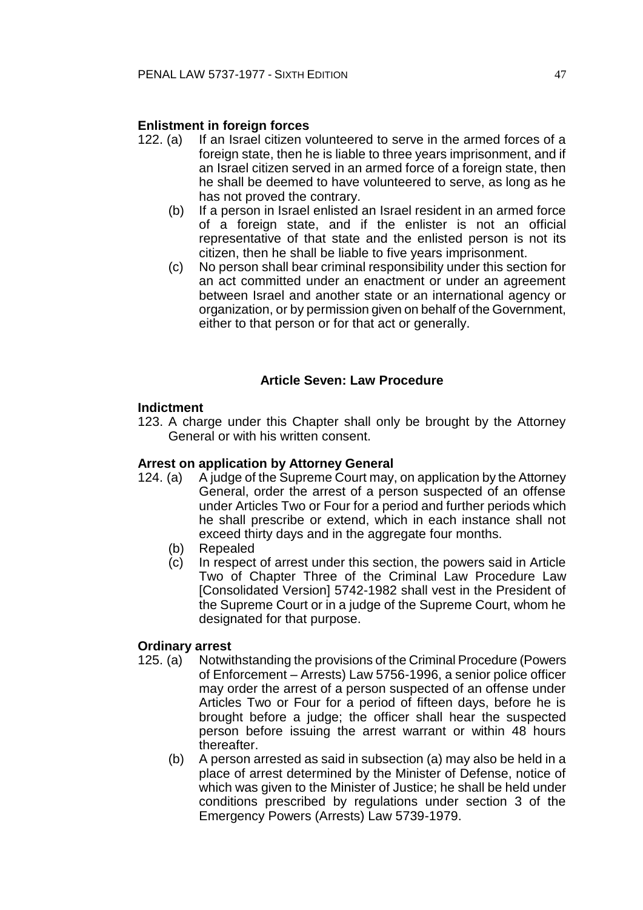**Enlistment in foreign forces**

122. (a) If an Israel citizen volunteered to serve in the armed forces of a foreign state, then he is liable to three years imprisonment, and if an Israel citizen served in an armed force of a foreign state, then he shall be deemed to have volunteered to serve, as long as he has not proved the contrary.

(b) If a person in Israel enlisted an Israel resident in an armed force of a foreign state, and if the enlister is not an official representative of that state and the enlisted person is not its citizen, then he shall be liable to five years imprisonment.

(c) No person shall bear criminal responsibility under this section for an act committed under an enactment or under an agreement between Israel and another state or an international agency or organization, or by permission given on behalf of the Government, either to that person or for that act or generally.

### Article Seven: Law Procedure

**Indictment**

123. A charge under this Chapter shall only be brought by the Attorney General or with his written consent.

**Arrest on application by Attorney General**

124. (a) A judge of the Supreme Court may, on application by the Attorney General, order the arrest of a person suspected of an offense under Articles Two or Four for a period and further periods which he shall prescribe or extend, which in each instance shall not exceed thirty days and in the aggregate four months.

(b) Repealed

(c) In respect of arrest under this section, the powers said in Article Two of Chapter Three of the Criminal Law Procedure Law [Consolidated Version] 5742-1982 shall vest in the President of the Supreme Court or in a judge of the Supreme Court, whom he designated for that purpose.

**Ordinary arrest**

125. (a) Notwithstanding the provisions of the Criminal Procedure (Powers of Enforcement – Arrests) Law 5756-1996, a senior police officer may order the arrest of a person suspected of an offense under Articles Two or Four for a period of fifteen days, before he is brought before a judge; the officer shall hear the suspected person before issuing the arrest warrant or within 48 hours thereafter.

(b) A person arrested as said in subsection (a) may also be held in a place of arrest determined by the Minister of Defense, notice of which was given to the Minister of Justice; he shall be held under conditions prescribed by regulations under section 3 of the Emergency Powers (Arrests) Law 5739-1979.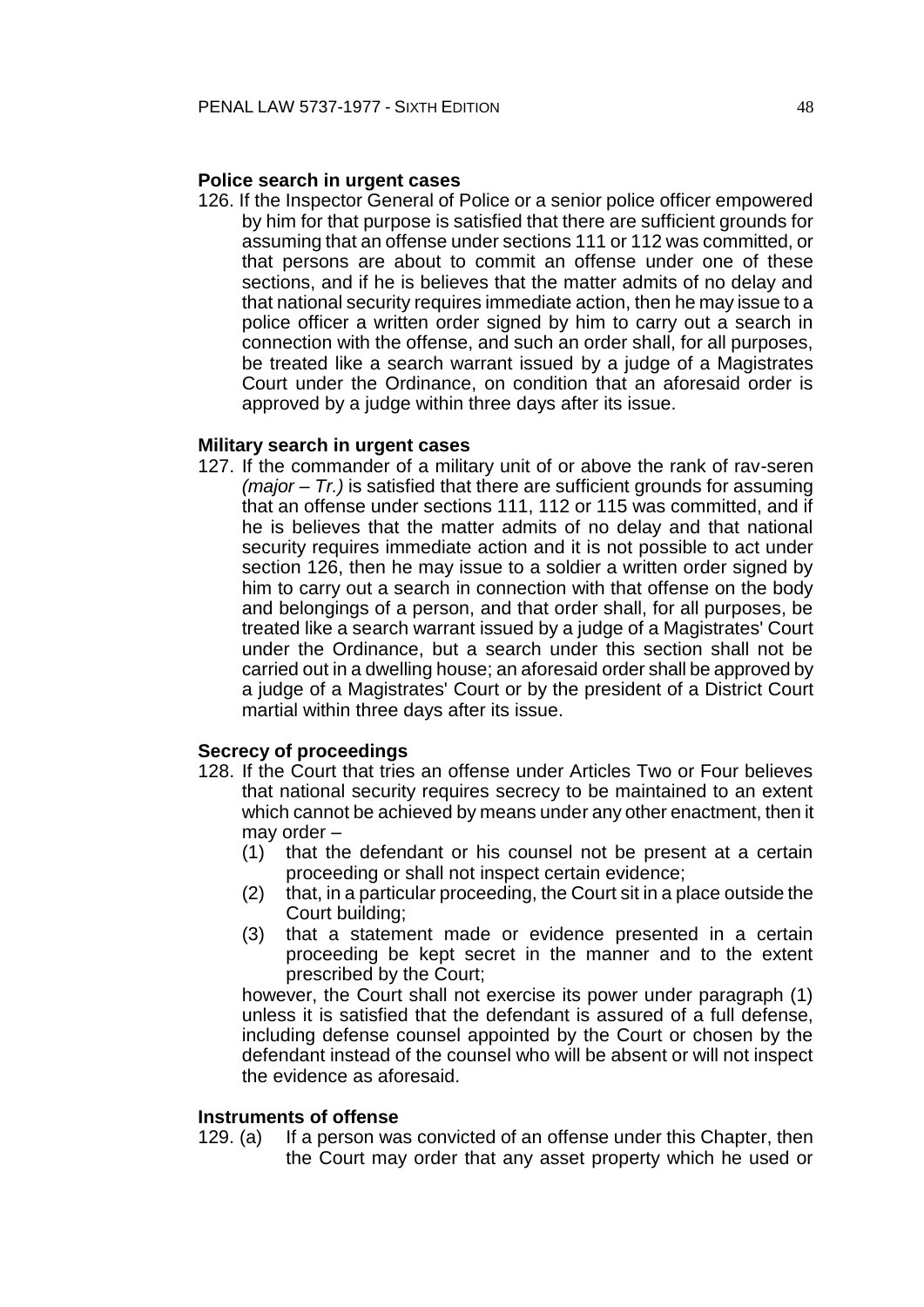#### Police search in urgent cases

126. If the Inspector General of Police or a senior police officer empowered by him for that purpose is satisfied that there are sufficient grounds for assuming that an offense under sections 111 or 112 was committed, or that persons are about to commit an offense under one of these sections, and if he is believes that the matter admits of no delay and that national security requires immediate action, then he may issue to a police officer a written order signed by him to carry out a search in connection with the offense, and such an order shall, for all purposes, be treated like a search warrant issued by a judge of a Magistrates Court under the Ordinance, on condition that an aforesaid order is approved by a judge within three days after its issue.

#### Military search in urgent cases

127. If the commander of a military unit of or above the rank of rav-seren *(major – Tr.)* is satisfied that there are sufficient grounds for assuming that an offense under sections 111, 112 or 115 was committed, and if he is believes that the matter admits of no delay and that national security requires immediate action and it is not possible to act under section 126, then he may issue to a soldier a written order signed by him to carry out a search in connection with that offense on the body and belongings of a person, and that order shall, for all purposes, be treated like a search warrant issued by a judge of a Magistrates' Court under the Ordinance, but a search under this section shall not be carried out in a dwelling house; an aforesaid order shall be approved by a judge of a Magistrates' Court or by the president of a District Court martial within three days after its issue.

#### Secrecy of proceedings

128. If the Court that tries an offense under Articles Two or Four believes that national security requires secrecy to be maintained to an extent which cannot be achieved by means under any other enactment, then it may order –
    (1) that the defendant or his counsel not be present at a certain proceeding or shall not inspect certain evidence;
    (2) that, in a particular proceeding, the Court sit in a place outside the Court building;
    (3) that a statement made or evidence presented in a certain proceeding be kept secret in the manner and to the extent prescribed by the Court;

    however, the Court shall not exercise its power under paragraph (1) unless it is satisfied that the defendant is assured of a full defense, including defense counsel appointed by the Court or chosen by the defendant instead of the counsel who will be absent or will not inspect the evidence as aforesaid.

#### Instruments of offense

129. (a) If a person was convicted of an offense under this Chapter, then the Court may order that any asset property which he used or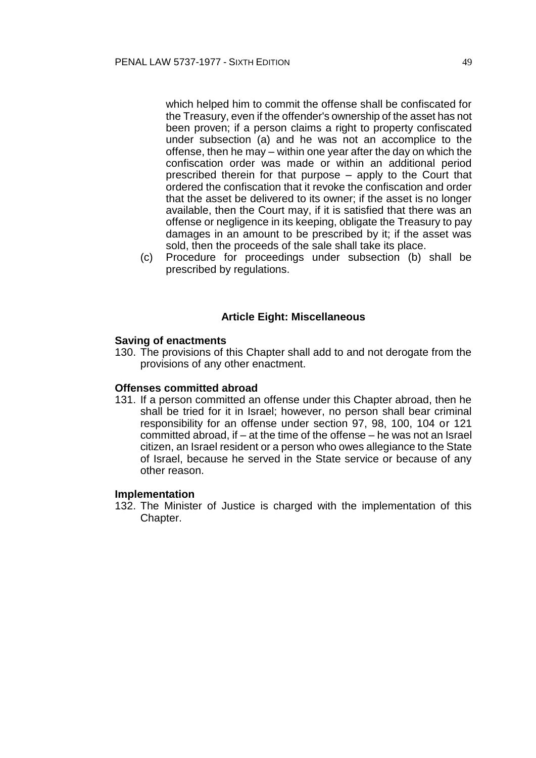which helped him to commit the offense shall be confiscated for the Treasury, even if the offender's ownership of the asset has not been proven; if a person claims a right to property confiscated under subsection (a) and he was not an accomplice to the offense, then he may – within one year after the day on which the confiscation order was made or within an additional period prescribed therein for that purpose – apply to the Court that ordered the confiscation that it revoke the confiscation and order that the asset be delivered to its owner; if the asset is no longer available, then the Court may, if it is satisfied that there was an offense or negligence in its keeping, obligate the Treasury to pay damages in an amount to be prescribed by it; if the asset was sold, then the proceeds of the sale shall take its place.

(c) Procedure for proceedings under subsection (b) shall be prescribed by regulations.

## Article Eight: Miscellaneous

**Saving of enactments**

130. The provisions of this Chapter shall add to and not derogate from the provisions of any other enactment.

**Offenses committed abroad**

131. If a person committed an offense under this Chapter abroad, then he shall be tried for it in Israel; however, no person shall bear criminal responsibility for an offense under section 97, 98, 100, 104 or 121 committed abroad, if – at the time of the offense – he was not an Israel citizen, an Israel resident or a person who owes allegiance to the State of Israel, because he served in the State service or because of any other reason.

**Implementation**

132. The Minister of Justice is charged with the implementation of this Chapter.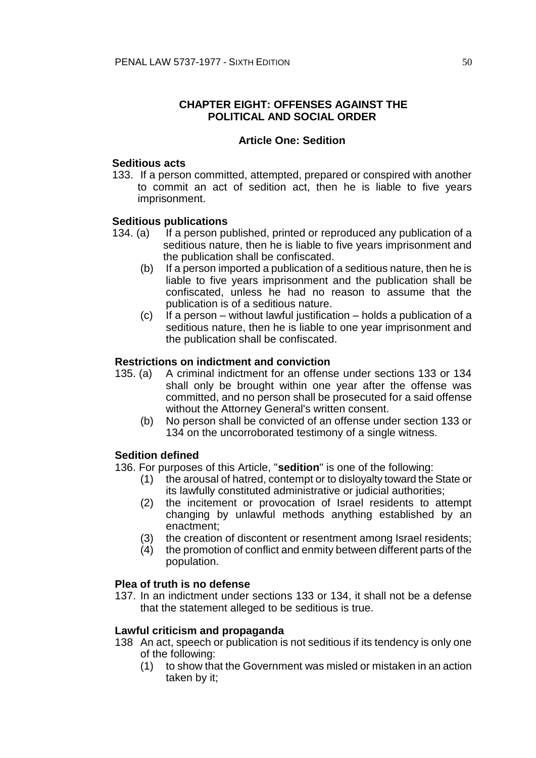## CHAPTER EIGHT: OFFENSES AGAINST THE POLITICAL AND SOCIAL ORDER

### Article One: Sedition

**Seditious acts**

133. If a person committed, attempted, prepared or conspired with another to commit an act of sedition act, then he is liable to five years imprisonment.

**Seditious publications**

134. (a) If a person published, printed or reproduced any publication of a seditious nature, then he is liable to five years imprisonment and the publication shall be confiscated.

(b) If a person imported a publication of a seditious nature, then he is liable to five years imprisonment and the publication shall be confiscated, unless he had no reason to assume that the publication is of a seditious nature.

(c) If a person – without lawful justification – holds a publication of a seditious nature, then he is liable to one year imprisonment and the publication shall be confiscated.

**Restrictions on indictment and conviction**

135. (a) A criminal indictment for an offense under sections 133 or 134 shall only be brought within one year after the offense was committed, and no person shall be prosecuted for a said offense without the Attorney General's written consent.

(b) No person shall be convicted of an offense under section 133 or 134 on the uncorroborated testimony of a single witness.

**Sedition defined**

136. For purposes of this Article, "**sedition**" is one of the following:

(1) the arousal of hatred, contempt or to disloyalty toward the State or its lawfully constituted administrative or judicial authorities;

(2) the incitement or provocation of Israel residents to attempt changing by unlawful methods anything established by an enactment;

(3) the creation of discontent or resentment among Israel residents;

(4) the promotion of conflict and enmity between different parts of the population.

**Plea of truth is no defense**

137. In an indictment under sections 133 or 134, it shall not be a defense that the statement alleged to be seditious is true.

**Lawful criticism and propaganda**

138 An act, speech or publication is not seditious if its tendency is only one of the following:

(1) to show that the Government was misled or mistaken in an action taken by it;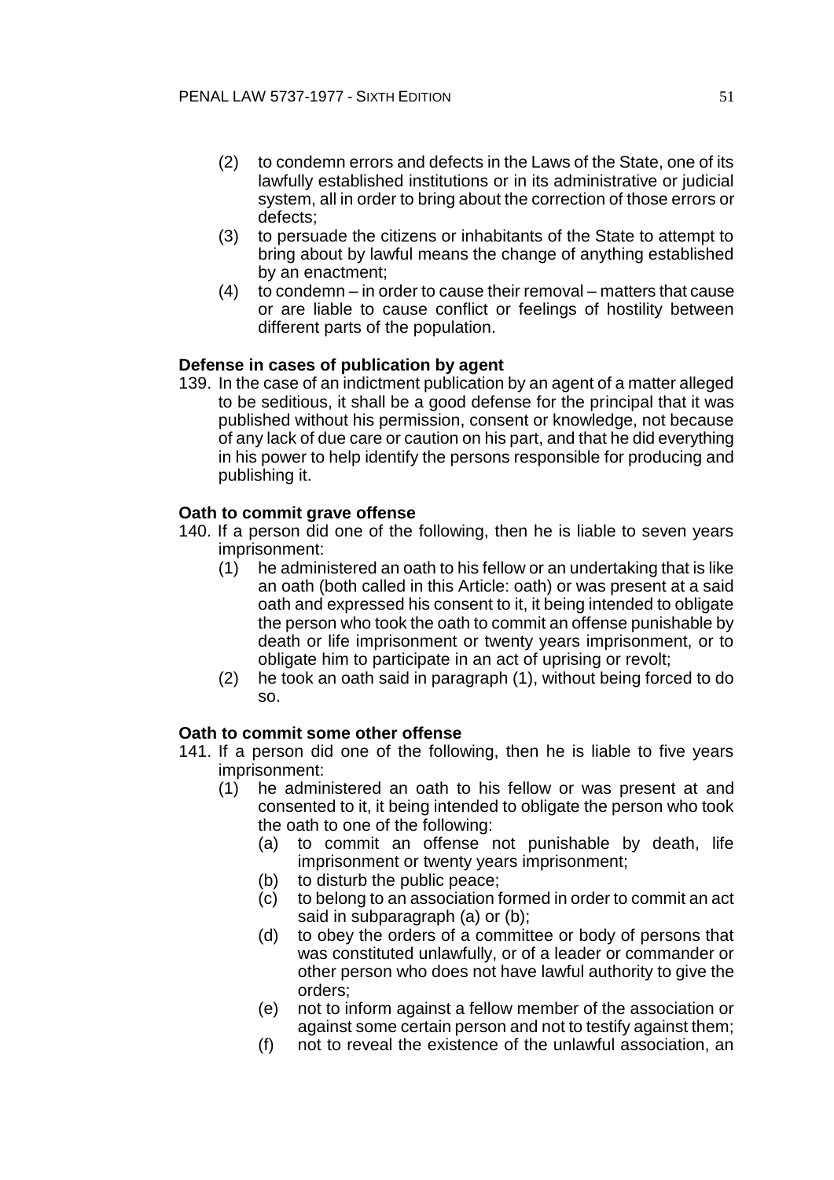(2) to condemn errors and defects in the Laws of the State, one of its lawfully established institutions or in its administrative or judicial system, all in order to bring about the correction of those errors or defects;

(3) to persuade the citizens or inhabitants of the State to attempt to bring about by lawful means the change of anything established by an enactment;

(4) to condemn – in order to cause their removal – matters that cause or are liable to cause conflict or feelings of hostility between different parts of the population.

**Defense in cases of publication by agent**

139. In the case of an indictment publication by an agent of a matter alleged to be seditious, it shall be a good defense for the principal that it was published without his permission, consent or knowledge, not because of any lack of due care or caution on his part, and that he did everything in his power to help identify the persons responsible for producing and publishing it.

**Oath to commit grave offense**

140. If a person did one of the following, then he is liable to seven years imprisonment:

(1) he administered an oath to his fellow or an undertaking that is like an oath (both called in this Article: oath) or was present at a said oath and expressed his consent to it, it being intended to obligate the person who took the oath to commit an offense punishable by death or life imprisonment or twenty years imprisonment, or to obligate him to participate in an act of uprising or revolt;

(2) he took an oath said in paragraph (1), without being forced to do so.

**Oath to commit some other offense**

141. If a person did one of the following, then he is liable to five years imprisonment:

(1) he administered an oath to his fellow or was present at and consented to it, it being intended to obligate the person who took the oath to one of the following:

(a) to commit an offense not punishable by death, life imprisonment or twenty years imprisonment;

(b) to disturb the public peace;

(c) to belong to an association formed in order to commit an act said in subparagraph (a) or (b);

(d) to obey the orders of a committee or body of persons that was constituted unlawfully, or of a leader or commander or other person who does not have lawful authority to give the orders;

(e) not to inform against a fellow member of the association or against some certain person and not to testify against them;

(f) not to reveal the existence of the unlawful association, an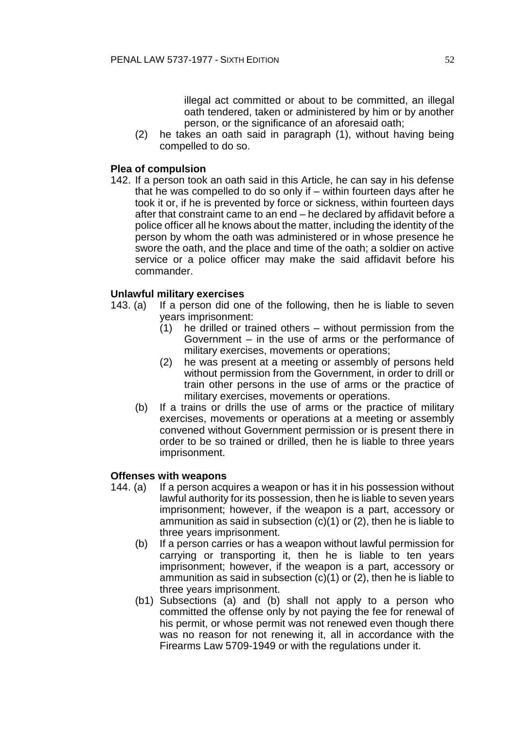illegal act committed or about to be committed, an illegal oath tendered, taken or administered by him or by another person, or the significance of an aforesaid oath;

(2) he takes an oath said in paragraph (1), without having being compelled to do so.

**Plea of compulsion**

142. If a person took an oath said in this Article, he can say in his defense that he was compelled to do so only if – within fourteen days after he took it or, if he is prevented by force or sickness, within fourteen days after that constraint came to an end – he declared by affidavit before a police officer all he knows about the matter, including the identity of the person by whom the oath was administered or in whose presence he swore the oath, and the place and time of the oath; a soldier on active service or a police officer may make the said affidavit before his commander.

**Unlawful military exercises**

143. (a) If a person did one of the following, then he is liable to seven years imprisonment:

(1) he drilled or trained others – without permission from the Government – in the use of arms or the performance of military exercises, movements or operations;

(2) he was present at a meeting or assembly of persons held without permission from the Government, in order to drill or train other persons in the use of arms or the practice of military exercises, movements or operations.

(b) If a trains or drills the use of arms or the practice of military exercises, movements or operations at a meeting or assembly convened without Government permission or is present there in order to be so trained or drilled, then he is liable to three years imprisonment.

**Offenses with weapons**

144. (a) If a person acquires a weapon or has it in his possession without lawful authority for its possession, then he is liable to seven years imprisonment; however, if the weapon is a part, accessory or ammunition as said in subsection (c)(1) or (2), then he is liable to three years imprisonment.

(b) If a person carries or has a weapon without lawful permission for carrying or transporting it, then he is liable to ten years imprisonment; however, if the weapon is a part, accessory or ammunition as said in subsection (c)(1) or (2), then he is liable to three years imprisonment.

(b1) Subsections (a) and (b) shall not apply to a person who committed the offense only by not paying the fee for renewal of his permit, or whose permit was not renewed even though there was no reason for not renewing it, all in accordance with the Firearms Law 5709-1949 or with the regulations under it.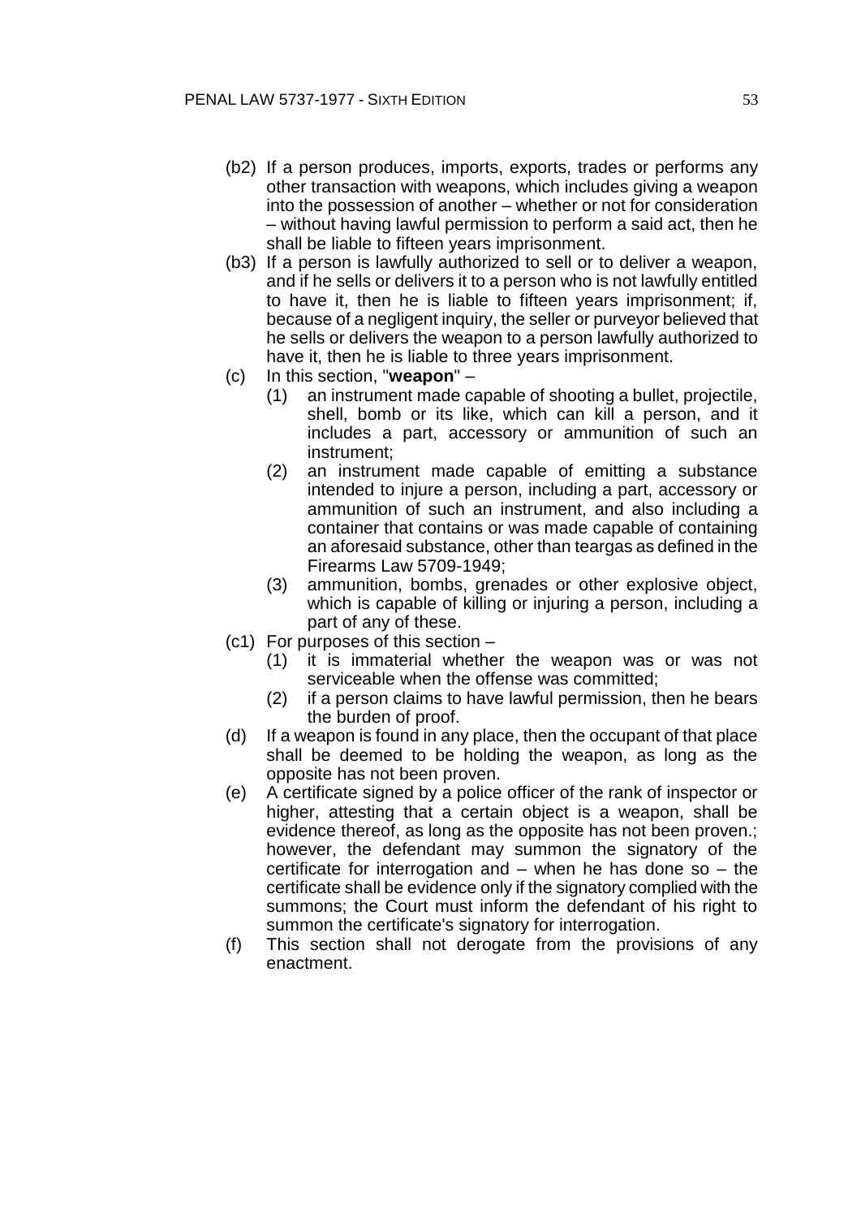(b2) If a person produces, imports, exports, trades or performs any other transaction with weapons, which includes giving a weapon into the possession of another – whether or not for consideration – without having lawful permission to perform a said act, then he shall be liable to fifteen years imprisonment.

(b3) If a person is lawfully authorized to sell or to deliver a weapon, and if he sells or delivers it to a person who is not lawfully entitled to have it, then he is liable to fifteen years imprisonment; if, because of a negligent inquiry, the seller or purveyor believed that he sells or delivers the weapon to a person lawfully authorized to have it, then he is liable to three years imprisonment.

(c) In this section, "**weapon**" –

  (1) an instrument made capable of shooting a bullet, projectile, shell, bomb or its like, which can kill a person, and it includes a part, accessory or ammunition of such an instrument;

  (2) an instrument made capable of emitting a substance intended to injure a person, including a part, accessory or ammunition of such an instrument, and also including a container that contains or was made capable of containing an aforesaid substance, other than teargas as defined in the Firearms Law 5709-1949;

  (3) ammunition, bombs, grenades or other explosive object, which is capable of killing or injuring a person, including a part of any of these.

(c1) For purposes of this section –

  (1) it is immaterial whether the weapon was or was not serviceable when the offense was committed;

  (2) if a person claims to have lawful permission, then he bears the burden of proof.

(d) If a weapon is found in any place, then the occupant of that place shall be deemed to be holding the weapon, as long as the opposite has not been proven.

(e) A certificate signed by a police officer of the rank of inspector or higher, attesting that a certain object is a weapon, shall be evidence thereof, as long as the opposite has not been proven.; however, the defendant may summon the signatory of the certificate for interrogation and – when he has done so – the certificate shall be evidence only if the signatory complied with the summons; the Court must inform the defendant of his right to summon the certificate's signatory for interrogation.

(f) This section shall not derogate from the provisions of any enactment.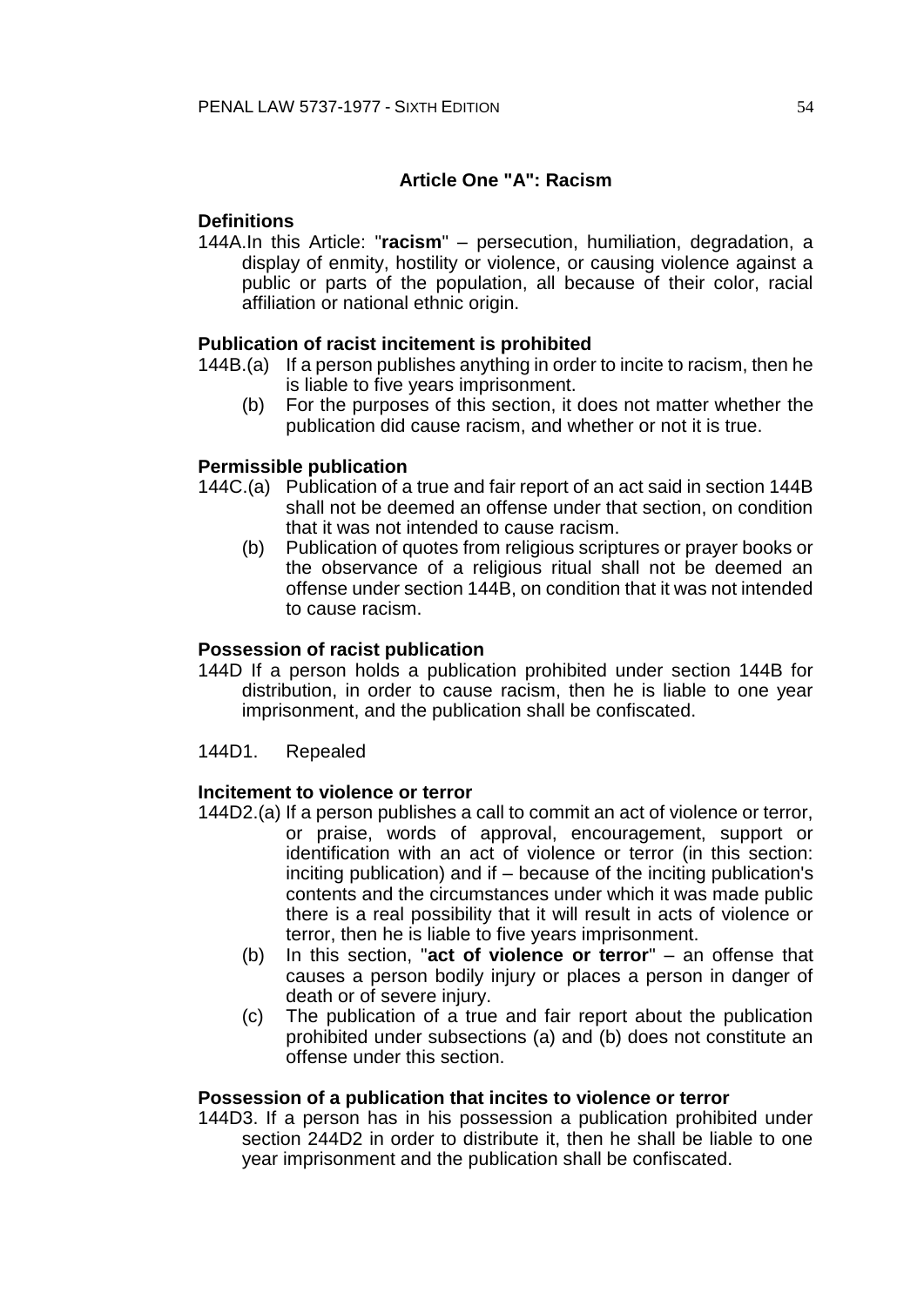## Article One "A": Racism

### Definitions

144A.In this Article: "**racism**" – persecution, humiliation, degradation, a display of enmity, hostility or violence, or causing violence against a public or parts of the population, all because of their color, racial affiliation or national ethnic origin.

### Publication of racist incitement is prohibited

144B.(a) If a person publishes anything in order to incite to racism, then he is liable to five years imprisonment.

(b) For the purposes of this section, it does not matter whether the publication did cause racism, and whether or not it is true.

### Permissible publication

144C.(a) Publication of a true and fair report of an act said in section 144B shall not be deemed an offense under that section, on condition that it was not intended to cause racism.

(b) Publication of quotes from religious scriptures or prayer books or the observance of a religious ritual shall not be deemed an offense under section 144B, on condition that it was not intended to cause racism.

### Possession of racist publication

144D If a person holds a publication prohibited under section 144B for distribution, in order to cause racism, then he is liable to one year imprisonment, and the publication shall be confiscated.

144D1. Repealed

### Incitement to violence or terror

144D2.(a) If a person publishes a call to commit an act of violence or terror, or praise, words of approval, encouragement, support or identification with an act of violence or terror (in this section: inciting publication) and if – because of the inciting publication's contents and the circumstances under which it was made public there is a real possibility that it will result in acts of violence or terror, then he is liable to five years imprisonment.

(b) In this section, "**act of violence or terror**" – an offense that causes a person bodily injury or places a person in danger of death or of severe injury.

(c) The publication of a true and fair report about the publication prohibited under subsections (a) and (b) does not constitute an offense under this section.

### Possession of a publication that incites to violence or terror

144D3. If a person has in his possession a publication prohibited under section 244D2 in order to distribute it, then he shall be liable to one year imprisonment and the publication shall be confiscated.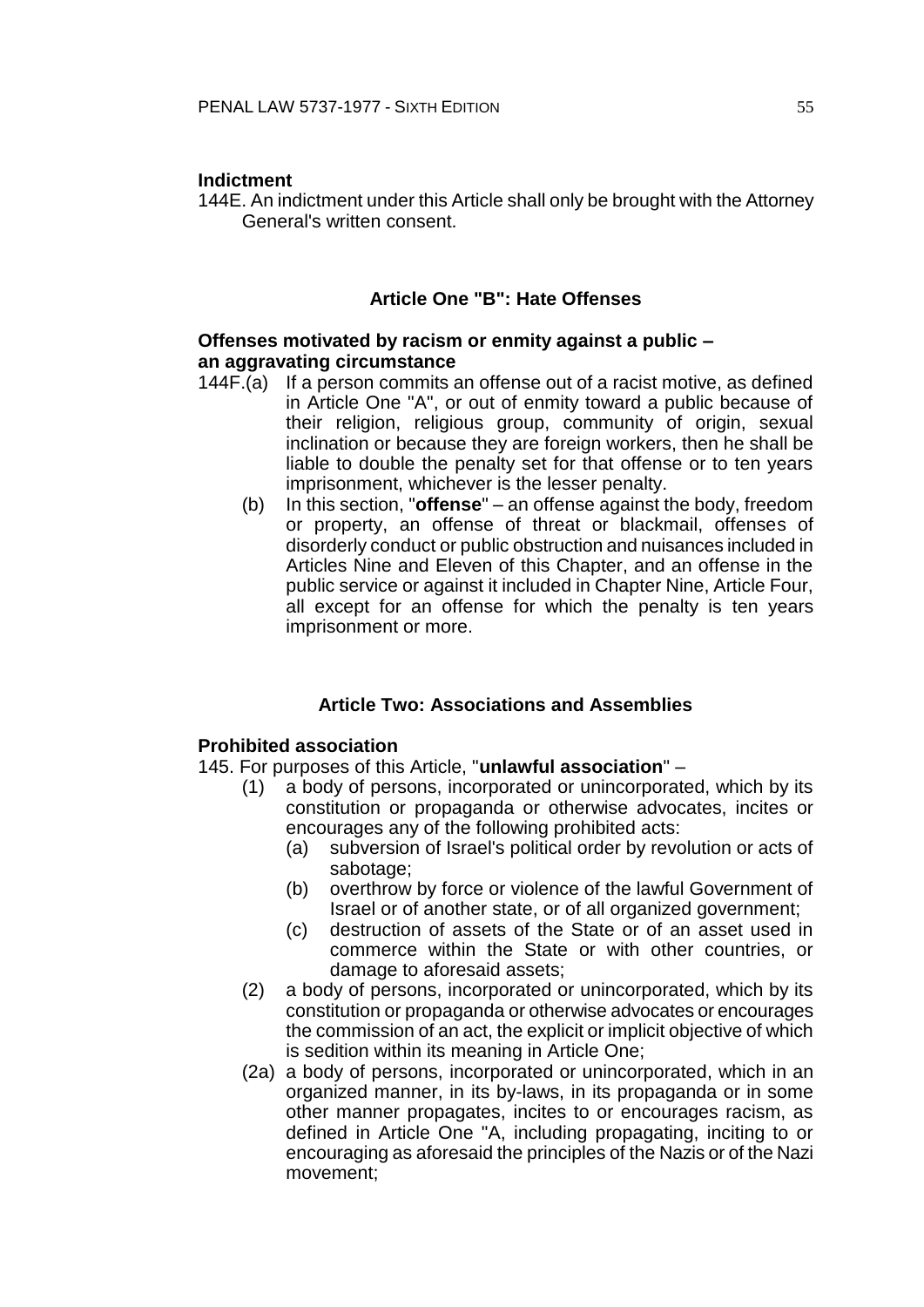**Indictment**

144E. An indictment under this Article shall only be brought with the Attorney General's written consent.

### Article One "B": Hate Offenses

**Offenses motivated by racism or enmity against a public – an aggravating circumstance**

144F.(a) If a person commits an offense out of a racist motive, as defined in Article One "A", or out of enmity toward a public because of their religion, religious group, community of origin, sexual inclination or because they are foreign workers, then he shall be liable to double the penalty set for that offense or to ten years imprisonment, whichever is the lesser penalty.

(b) In this section, "**offense**" – an offense against the body, freedom or property, an offense of threat or blackmail, offenses of disorderly conduct or public obstruction and nuisances included in Articles Nine and Eleven of this Chapter, and an offense in the public service or against it included in Chapter Nine, Article Four, all except for an offense for which the penalty is ten years imprisonment or more.

### Article Two: Associations and Assemblies

**Prohibited association**

145. For purposes of this Article, "**unlawful association**" –

(1) a body of persons, incorporated or unincorporated, which by its constitution or propaganda or otherwise advocates, incites or encourages any of the following prohibited acts:

  (a) subversion of Israel's political order by revolution or acts of sabotage;

  (b) overthrow by force or violence of the lawful Government of Israel or of another state, or of all organized government;

  (c) destruction of assets of the State or of an asset used in commerce within the State or with other countries, or damage to aforesaid assets;

(2) a body of persons, incorporated or unincorporated, which by its constitution or propaganda or otherwise advocates or encourages the commission of an act, the explicit or implicit objective of which is sedition within its meaning in Article One;

(2a) a body of persons, incorporated or unincorporated, which in an organized manner, in its by-laws, in its propaganda or in some other manner propagates, incites to or encourages racism, as defined in Article One "A, including propagating, inciting to or encouraging as aforesaid the principles of the Nazis or of the Nazi movement;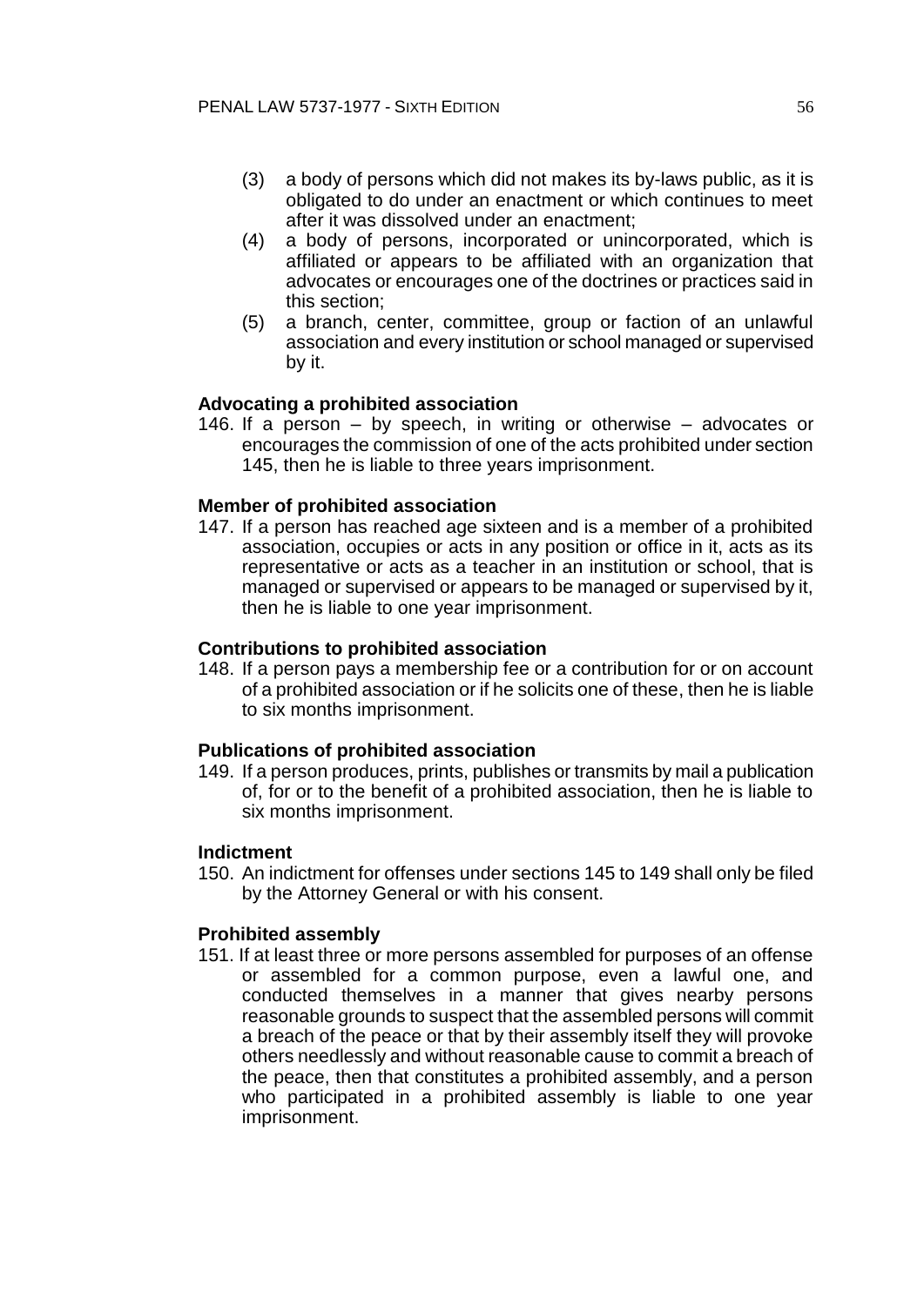(3) a body of persons which did not makes its by-laws public, as it is obligated to do under an enactment or which continues to meet after it was dissolved under an enactment;

(4) a body of persons, incorporated or unincorporated, which is affiliated or appears to be affiliated with an organization that advocates or encourages one of the doctrines or practices said in this section;

(5) a branch, center, committee, group or faction of an unlawful association and every institution or school managed or supervised by it.

**Advocating a prohibited association**

146. If a person – by speech, in writing or otherwise – advocates or encourages the commission of one of the acts prohibited under section 145, then he is liable to three years imprisonment.

**Member of prohibited association**

147. If a person has reached age sixteen and is a member of a prohibited association, occupies or acts in any position or office in it, acts as its representative or acts as a teacher in an institution or school, that is managed or supervised or appears to be managed or supervised by it, then he is liable to one year imprisonment.

**Contributions to prohibited association**

148. If a person pays a membership fee or a contribution for or on account of a prohibited association or if he solicits one of these, then he is liable to six months imprisonment.

**Publications of prohibited association**

149. If a person produces, prints, publishes or transmits by mail a publication of, for or to the benefit of a prohibited association, then he is liable to six months imprisonment.

**Indictment**

150. An indictment for offenses under sections 145 to 149 shall only be filed by the Attorney General or with his consent.

**Prohibited assembly**

151. If at least three or more persons assembled for purposes of an offense or assembled for a common purpose, even a lawful one, and conducted themselves in a manner that gives nearby persons reasonable grounds to suspect that the assembled persons will commit a breach of the peace or that by their assembly itself they will provoke others needlessly and without reasonable cause to commit a breach of the peace, then that constitutes a prohibited assembly, and a person who participated in a prohibited assembly is liable to one year imprisonment.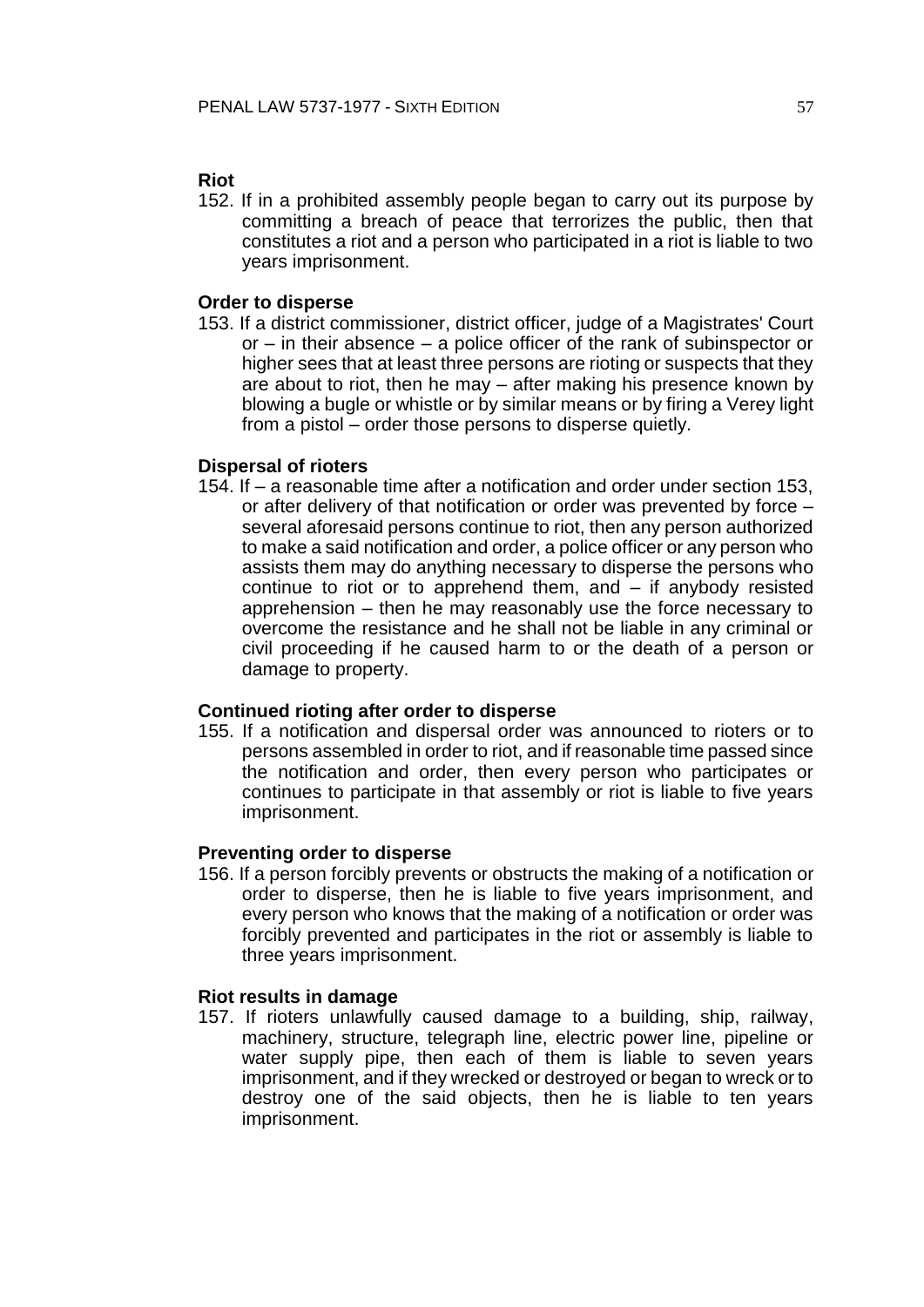**Riot**

152. If in a prohibited assembly people began to carry out its purpose by committing a breach of peace that terrorizes the public, then that constitutes a riot and a person who participated in a riot is liable to two years imprisonment.

**Order to disperse**

153. If a district commissioner, district officer, judge of a Magistrates' Court or – in their absence – a police officer of the rank of subinspector or higher sees that at least three persons are rioting or suspects that they are about to riot, then he may – after making his presence known by blowing a bugle or whistle or by similar means or by firing a Verey light from a pistol – order those persons to disperse quietly.

**Dispersal of rioters**

154. If – a reasonable time after a notification and order under section 153, or after delivery of that notification or order was prevented by force – several aforesaid persons continue to riot, then any person authorized to make a said notification and order, a police officer or any person who assists them may do anything necessary to disperse the persons who continue to riot or to apprehend them, and – if anybody resisted apprehension – then he may reasonably use the force necessary to overcome the resistance and he shall not be liable in any criminal or civil proceeding if he caused harm to or the death of a person or damage to property.

**Continued rioting after order to disperse**

155. If a notification and dispersal order was announced to rioters or to persons assembled in order to riot, and if reasonable time passed since the notification and order, then every person who participates or continues to participate in that assembly or riot is liable to five years imprisonment.

**Preventing order to disperse**

156. If a person forcibly prevents or obstructs the making of a notification or order to disperse, then he is liable to five years imprisonment, and every person who knows that the making of a notification or order was forcibly prevented and participates in the riot or assembly is liable to three years imprisonment.

**Riot results in damage**

157. If rioters unlawfully caused damage to a building, ship, railway, machinery, structure, telegraph line, electric power line, pipeline or water supply pipe, then each of them is liable to seven years imprisonment, and if they wrecked or destroyed or began to wreck or to destroy one of the said objects, then he is liable to ten years imprisonment.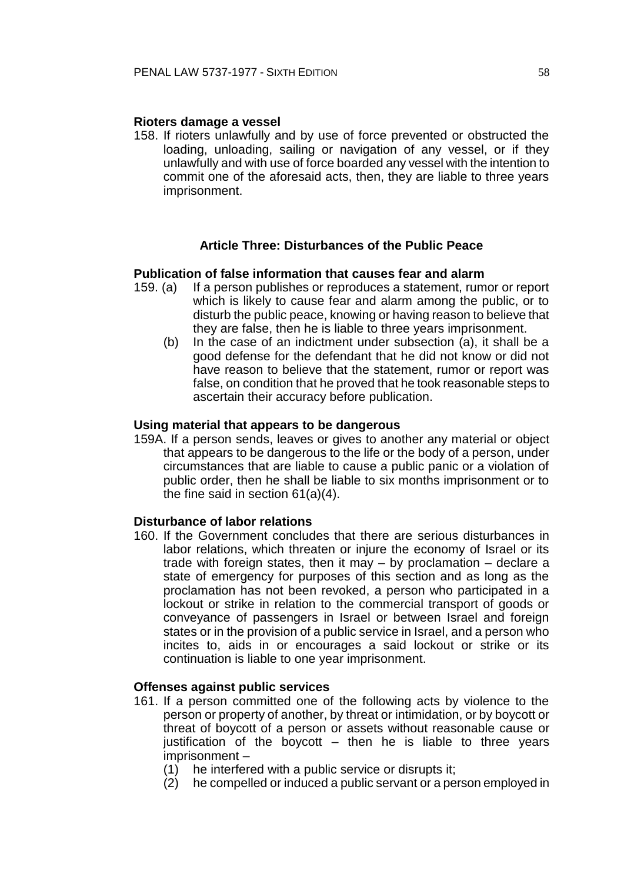**Rioters damage a vessel**

158. If rioters unlawfully and by use of force prevented or obstructed the loading, unloading, sailing or navigation of any vessel, or if they unlawfully and with use of force boarded any vessel with the intention to commit one of the aforesaid acts, then, they are liable to three years imprisonment.

### Article Three: Disturbances of the Public Peace

**Publication of false information that causes fear and alarm**

159. (a) If a person publishes or reproduces a statement, rumor or report which is likely to cause fear and alarm among the public, or to disturb the public peace, knowing or having reason to believe that they are false, then he is liable to three years imprisonment.

(b) In the case of an indictment under subsection (a), it shall be a good defense for the defendant that he did not know or did not have reason to believe that the statement, rumor or report was false, on condition that he proved that he took reasonable steps to ascertain their accuracy before publication.

**Using material that appears to be dangerous**

159A. If a person sends, leaves or gives to another any material or object that appears to be dangerous to the life or the body of a person, under circumstances that are liable to cause a public panic or a violation of public order, then he shall be liable to six months imprisonment or to the fine said in section 61(a)(4).

**Disturbance of labor relations**

160. If the Government concludes that there are serious disturbances in labor relations, which threaten or injure the economy of Israel or its trade with foreign states, then it may – by proclamation – declare a state of emergency for purposes of this section and as long as the proclamation has not been revoked, a person who participated in a lockout or strike in relation to the commercial transport of goods or conveyance of passengers in Israel or between Israel and foreign states or in the provision of a public service in Israel, and a person who incites to, aids in or encourages a said lockout or strike or its continuation is liable to one year imprisonment.

**Offenses against public services**

161. If a person committed one of the following acts by violence to the person or property of another, by threat or intimidation, or by boycott or threat of boycott of a person or assets without reasonable cause or justification of the boycott – then he is liable to three years imprisonment –

(1) he interfered with a public service or disrupts it;

(2) he compelled or induced a public servant or a person employed in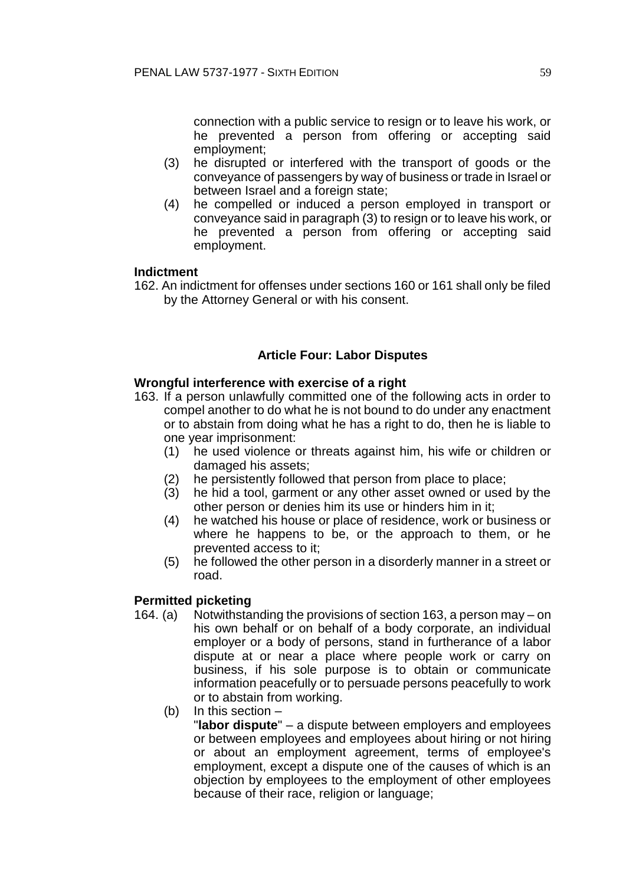connection with a public service to resign or to leave his work, or he prevented a person from offering or accepting said employment;

(3) he disrupted or interfered with the transport of goods or the conveyance of passengers by way of business or trade in Israel or between Israel and a foreign state;

(4) he compelled or induced a person employed in transport or conveyance said in paragraph (3) to resign or to leave his work, or he prevented a person from offering or accepting said employment.

**Indictment**

162. An indictment for offenses under sections 160 or 161 shall only be filed by the Attorney General or with his consent.

## Article Four: Labor Disputes

**Wrongful interference with exercise of a right**

163. If a person unlawfully committed one of the following acts in order to compel another to do what he is not bound to do under any enactment or to abstain from doing what he has a right to do, then he is liable to one year imprisonment:

(1) he used violence or threats against him, his wife or children or damaged his assets;

(2) he persistently followed that person from place to place;

(3) he hid a tool, garment or any other asset owned or used by the other person or denies him its use or hinders him in it;

(4) he watched his house or place of residence, work or business or where he happens to be, or the approach to them, or he prevented access to it;

(5) he followed the other person in a disorderly manner in a street or road.

**Permitted picketing**

164. (a) Notwithstanding the provisions of section 163, a person may – on his own behalf or on behalf of a body corporate, an individual employer or a body of persons, stand in furtherance of a labor dispute at or near a place where people work or carry on business, if his sole purpose is to obtain or communicate information peacefully or to persuade persons peacefully to work or to abstain from working.

(b) In this section –

"**labor dispute**" – a dispute between employers and employees or between employees and employees about hiring or not hiring or about an employment agreement, terms of employee's employment, except a dispute one of the causes of which is an objection by employees to the employment of other employees because of their race, religion or language;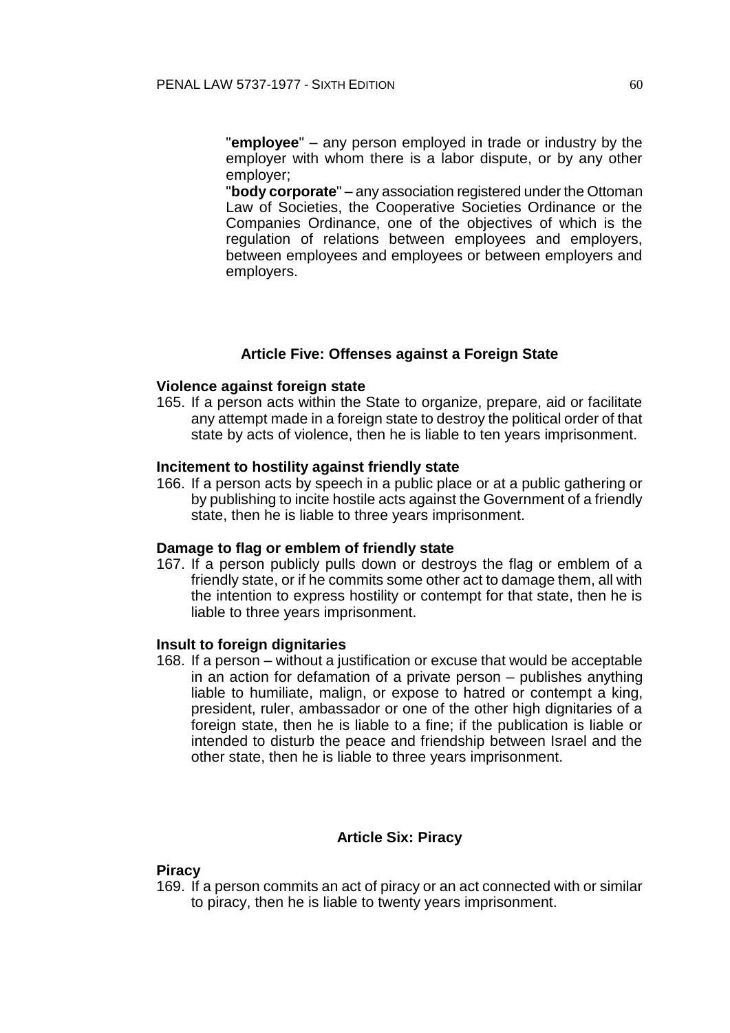"**employee**" – any person employed in trade or industry by the employer with whom there is a labor dispute, or by any other employer;

"**body corporate**" – any association registered under the Ottoman Law of Societies, the Cooperative Societies Ordinance or the Companies Ordinance, one of the objectives of which is the regulation of relations between employees and employers, between employees and employees or between employers and employers.

## Article Five: Offenses against a Foreign State

### Violence against foreign state

165. If a person acts within the State to organize, prepare, aid or facilitate any attempt made in a foreign state to destroy the political order of that state by acts of violence, then he is liable to ten years imprisonment.

### Incitement to hostility against friendly state

166. If a person acts by speech in a public place or at a public gathering or by publishing to incite hostile acts against the Government of a friendly state, then he is liable to three years imprisonment.

### Damage to flag or emblem of friendly state

167. If a person publicly pulls down or destroys the flag or emblem of a friendly state, or if he commits some other act to damage them, all with the intention to express hostility or contempt for that state, then he is liable to three years imprisonment.

### Insult to foreign dignitaries

168. If a person – without a justification or excuse that would be acceptable in an action for defamation of a private person – publishes anything liable to humiliate, malign, or expose to hatred or contempt a king, president, ruler, ambassador or one of the other high dignitaries of a foreign state, then he is liable to a fine; if the publication is liable or intended to disturb the peace and friendship between Israel and the other state, then he is liable to three years imprisonment.

## Article Six: Piracy

### Piracy

169. If a person commits an act of piracy or an act connected with or similar to piracy, then he is liable to twenty years imprisonment.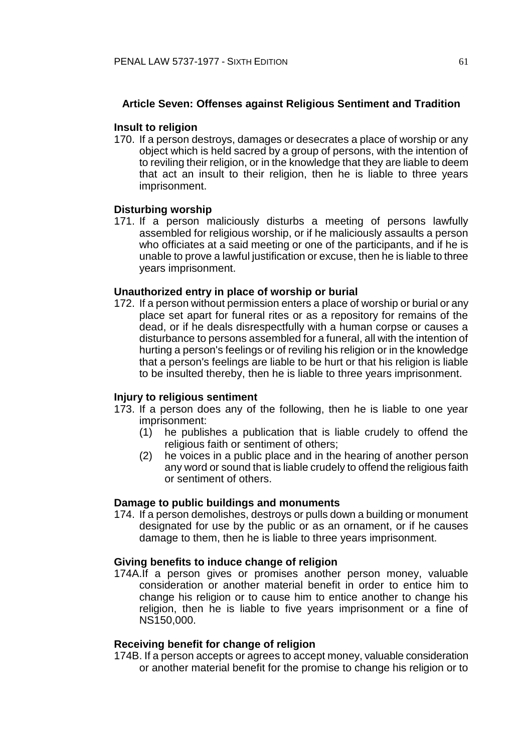## Article Seven: Offenses against Religious Sentiment and Tradition

### Insult to religion

170. If a person destroys, damages or desecrates a place of worship or any object which is held sacred by a group of persons, with the intention of to reviling their religion, or in the knowledge that they are liable to deem that act an insult to their religion, then he is liable to three years imprisonment.

### Disturbing worship

171. If a person maliciously disturbs a meeting of persons lawfully assembled for religious worship, or if he maliciously assaults a person who officiates at a said meeting or one of the participants, and if he is unable to prove a lawful justification or excuse, then he is liable to three years imprisonment.

### Unauthorized entry in place of worship or burial

172. If a person without permission enters a place of worship or burial or any place set apart for funeral rites or as a repository for remains of the dead, or if he deals disrespectfully with a human corpse or causes a disturbance to persons assembled for a funeral, all with the intention of hurting a person's feelings or of reviling his religion or in the knowledge that a person's feelings are liable to be hurt or that his religion is liable to be insulted thereby, then he is liable to three years imprisonment.

### Injury to religious sentiment

173. If a person does any of the following, then he is liable to one year imprisonment:
    (1) he publishes a publication that is liable crudely to offend the religious faith or sentiment of others;
    (2) he voices in a public place and in the hearing of another person any word or sound that is liable crudely to offend the religious faith or sentiment of others.

### Damage to public buildings and monuments

174. If a person demolishes, destroys or pulls down a building or monument designated for use by the public or as an ornament, or if he causes damage to them, then he is liable to three years imprisonment.

### Giving benefits to induce change of religion

174A. If a person gives or promises another person money, valuable consideration or another material benefit in order to entice him to change his religion or to cause him to entice another to change his religion, then he is liable to five years imprisonment or a fine of NS150,000.

### Receiving benefit for change of religion

174B. If a person accepts or agrees to accept money, valuable consideration or another material benefit for the promise to change his religion or to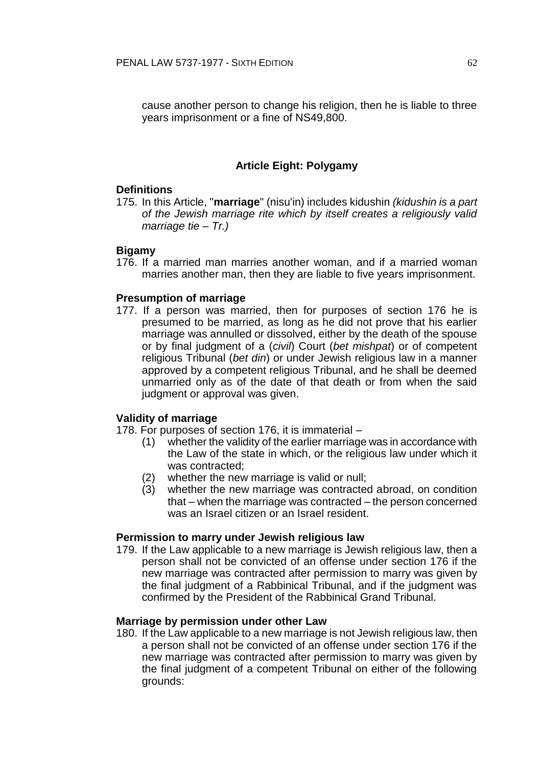cause another person to change his religion, then he is liable to three years imprisonment or a fine of NS49,800.

## Article Eight: Polygamy

**Definitions**

175. In this Article, "**marriage**" (nisu'in) includes kidushin *(kidushin is a part of the Jewish marriage rite which by itself creates a religiously valid marriage tie – Tr.)*

**Bigamy**

176. If a married man marries another woman, and if a married woman marries another man, then they are liable to five years imprisonment.

**Presumption of marriage**

177. If a person was married, then for purposes of section 176 he is presumed to be married, as long as he did not prove that his earlier marriage was annulled or dissolved, either by the death of the spouse or by final judgment of a (*civil*) Court (*bet mishpat*) or of competent religious Tribunal (*bet din*) or under Jewish religious law in a manner approved by a competent religious Tribunal, and he shall be deemed unmarried only as of the date of that death or from when the said judgment or approval was given.

**Validity of marriage**

178. For purposes of section 176, it is immaterial –
    (1) whether the validity of the earlier marriage was in accordance with the Law of the state in which, or the religious law under which it was contracted;
    (2) whether the new marriage is valid or null;
    (3) whether the new marriage was contracted abroad, on condition that – when the marriage was contracted – the person concerned was an Israel citizen or an Israel resident.

**Permission to marry under Jewish religious law**

179. If the Law applicable to a new marriage is Jewish religious law, then a person shall not be convicted of an offense under section 176 if the new marriage was contracted after permission to marry was given by the final judgment of a Rabbinical Tribunal, and if the judgment was confirmed by the President of the Rabbinical Grand Tribunal.

**Marriage by permission under other Law**

180. If the Law applicable to a new marriage is not Jewish religious law, then a person shall not be convicted of an offense under section 176 if the new marriage was contracted after permission to marry was given by the final judgment of a competent Tribunal on either of the following grounds: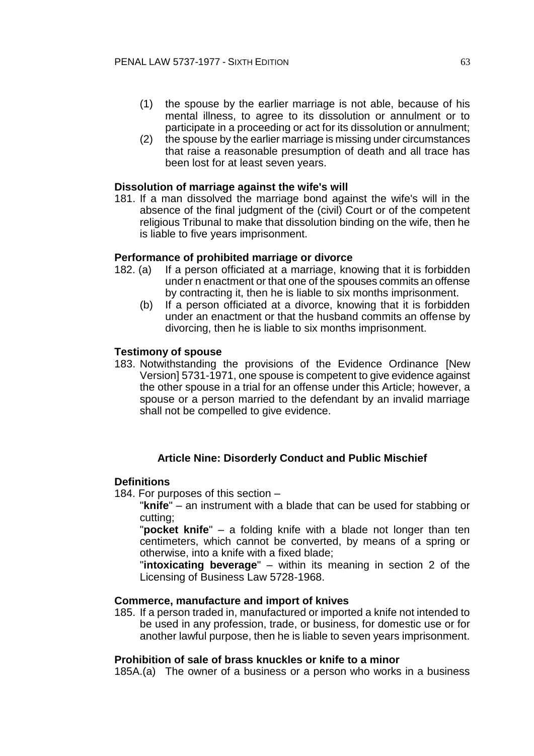(1) the spouse by the earlier marriage is not able, because of his mental illness, to agree to its dissolution or annulment or to participate in a proceeding or act for its dissolution or annulment;

(2) the spouse by the earlier marriage is missing under circumstances that raise a reasonable presumption of death and all trace has been lost for at least seven years.

**Dissolution of marriage against the wife's will**

181. If a man dissolved the marriage bond against the wife's will in the absence of the final judgment of the (civil) Court or of the competent religious Tribunal to make that dissolution binding on the wife, then he is liable to five years imprisonment.

**Performance of prohibited marriage or divorce**

182. (a) If a person officiated at a marriage, knowing that it is forbidden under n enactment or that one of the spouses commits an offense by contracting it, then he is liable to six months imprisonment.

(b) If a person officiated at a divorce, knowing that it is forbidden under an enactment or that the husband commits an offense by divorcing, then he is liable to six months imprisonment.

**Testimony of spouse**

183. Notwithstanding the provisions of the Evidence Ordinance [New Version] 5731-1971, one spouse is competent to give evidence against the other spouse in a trial for an offense under this Article; however, a spouse or a person married to the defendant by an invalid marriage shall not be compelled to give evidence.

## Article Nine: Disorderly Conduct and Public Mischief

**Definitions**

184. For purposes of this section –

"**knife**" – an instrument with a blade that can be used for stabbing or cutting;

"**pocket knife**" – a folding knife with a blade not longer than ten centimeters, which cannot be converted, by means of a spring or otherwise, into a knife with a fixed blade;

"**intoxicating beverage**" – within its meaning in section 2 of the Licensing of Business Law 5728-1968.

**Commerce, manufacture and import of knives**

185. If a person traded in, manufactured or imported a knife not intended to be used in any profession, trade, or business, for domestic use or for another lawful purpose, then he is liable to seven years imprisonment.

**Prohibition of sale of brass knuckles or knife to a minor**

185A.(a) The owner of a business or a person who works in a business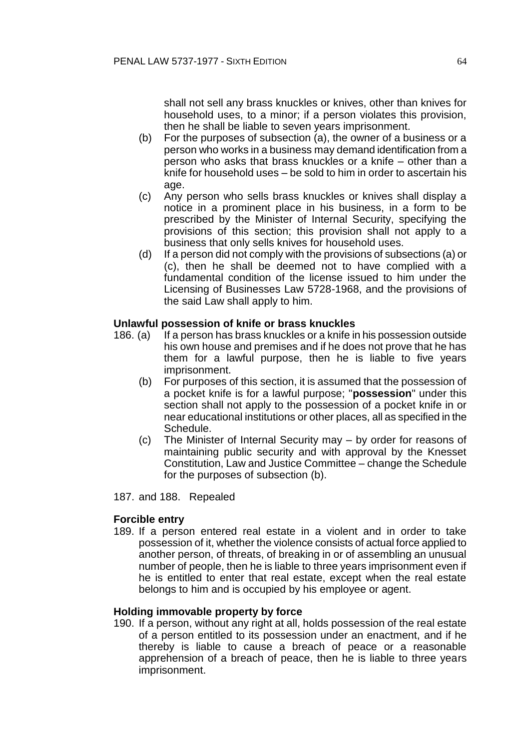shall not sell any brass knuckles or knives, other than knives for household uses, to a minor; if a person violates this provision, then he shall be liable to seven years imprisonment.

(b) For the purposes of subsection (a), the owner of a business or a person who works in a business may demand identification from a person who asks that brass knuckles or a knife – other than a knife for household uses – be sold to him in order to ascertain his age.

(c) Any person who sells brass knuckles or knives shall display a notice in a prominent place in his business, in a form to be prescribed by the Minister of Internal Security, specifying the provisions of this section; this provision shall not apply to a business that only sells knives for household uses.

(d) If a person did not comply with the provisions of subsections (a) or (c), then he shall be deemed not to have complied with a fundamental condition of the license issued to him under the Licensing of Businesses Law 5728-1968, and the provisions of the said Law shall apply to him.

**Unlawful possession of knife or brass knuckles**

186. (a) If a person has brass knuckles or a knife in his possession outside his own house and premises and if he does not prove that he has them for a lawful purpose, then he is liable to five years imprisonment.

(b) For purposes of this section, it is assumed that the possession of a pocket knife is for a lawful purpose; "**possession**" under this section shall not apply to the possession of a pocket knife in or near educational institutions or other places, all as specified in the Schedule.

(c) The Minister of Internal Security may – by order for reasons of maintaining public security and with approval by the Knesset Constitution, Law and Justice Committee – change the Schedule for the purposes of subsection (b).

187. and 188. Repealed

**Forcible entry**

189. If a person entered real estate in a violent and in order to take possession of it, whether the violence consists of actual force applied to another person, of threats, of breaking in or of assembling an unusual number of people, then he is liable to three years imprisonment even if he is entitled to enter that real estate, except when the real estate belongs to him and is occupied by his employee or agent.

**Holding immovable property by force**

190. If a person, without any right at all, holds possession of the real estate of a person entitled to its possession under an enactment, and if he thereby is liable to cause a breach of peace or a reasonable apprehension of a breach of peace, then he is liable to three years imprisonment.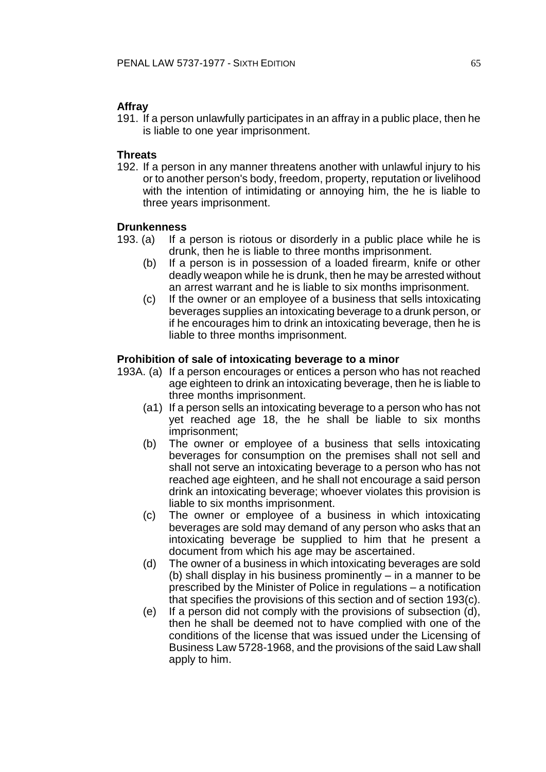**Affray**

191. If a person unlawfully participates in an affray in a public place, then he is liable to one year imprisonment.

**Threats**

192. If a person in any manner threatens another with unlawful injury to his or to another person's body, freedom, property, reputation or livelihood with the intention of intimidating or annoying him, the he is liable to three years imprisonment.

**Drunkenness**

193. (a) If a person is riotous or disorderly in a public place while he is drunk, then he is liable to three months imprisonment.

(b) If a person is in possession of a loaded firearm, knife or other deadly weapon while he is drunk, then he may be arrested without an arrest warrant and he is liable to six months imprisonment.

(c) If the owner or an employee of a business that sells intoxicating beverages supplies an intoxicating beverage to a drunk person, or if he encourages him to drink an intoxicating beverage, then he is liable to three months imprisonment.

**Prohibition of sale of intoxicating beverage to a minor**

193A. (a) If a person encourages or entices a person who has not reached age eighteen to drink an intoxicating beverage, then he is liable to three months imprisonment.

(a1) If a person sells an intoxicating beverage to a person who has not yet reached age 18, the he shall be liable to six months imprisonment;

(b) The owner or employee of a business that sells intoxicating beverages for consumption on the premises shall not sell and shall not serve an intoxicating beverage to a person who has not reached age eighteen, and he shall not encourage a said person drink an intoxicating beverage; whoever violates this provision is liable to six months imprisonment.

(c) The owner or employee of a business in which intoxicating beverages are sold may demand of any person who asks that an intoxicating beverage be supplied to him that he present a document from which his age may be ascertained.

(d) The owner of a business in which intoxicating beverages are sold (b) shall display in his business prominently – in a manner to be prescribed by the Minister of Police in regulations – a notification that specifies the provisions of this section and of section 193(c).

(e) If a person did not comply with the provisions of subsection (d), then he shall be deemed not to have complied with one of the conditions of the license that was issued under the Licensing of Business Law 5728-1968, and the provisions of the said Law shall apply to him.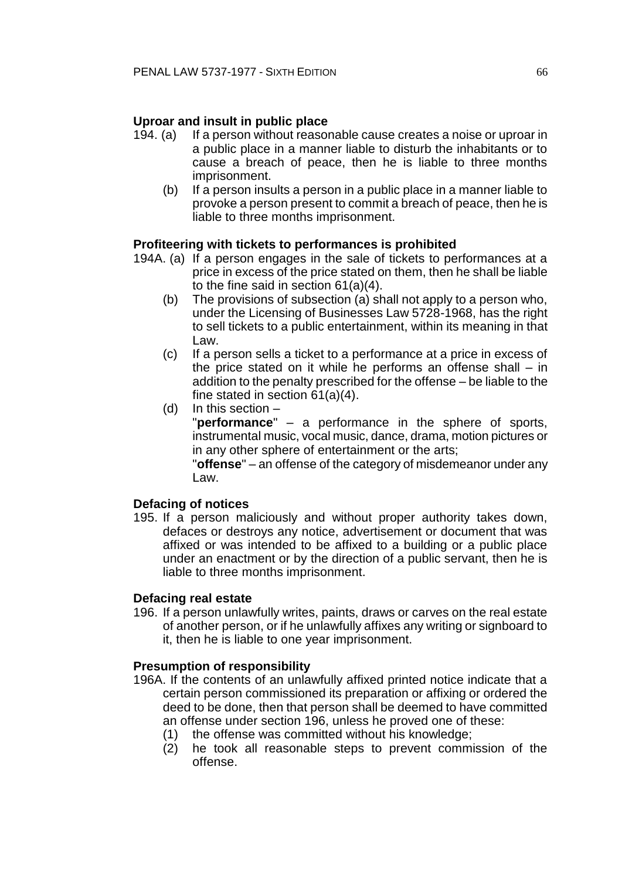**Uproar and insult in public place**

194. (a) If a person without reasonable cause creates a noise or uproar in a public place in a manner liable to disturb the inhabitants or to cause a breach of peace, then he is liable to three months imprisonment.

(b) If a person insults a person in a public place in a manner liable to provoke a person present to commit a breach of peace, then he is liable to three months imprisonment.

**Profiteering with tickets to performances is prohibited**

194A. (a) If a person engages in the sale of tickets to performances at a price in excess of the price stated on them, then he shall be liable to the fine said in section 61(a)(4).

(b) The provisions of subsection (a) shall not apply to a person who, under the Licensing of Businesses Law 5728-1968, has the right to sell tickets to a public entertainment, within its meaning in that Law.

(c) If a person sells a ticket to a performance at a price in excess of the price stated on it while he performs an offense shall – in addition to the penalty prescribed for the offense – be liable to the fine stated in section 61(a)(4).

(d) In this section –

"**performance**" – a performance in the sphere of sports, instrumental music, vocal music, dance, drama, motion pictures or in any other sphere of entertainment or the arts;

"**offense**" – an offense of the category of misdemeanor under any Law.

**Defacing of notices**

195. If a person maliciously and without proper authority takes down, defaces or destroys any notice, advertisement or document that was affixed or was intended to be affixed to a building or a public place under an enactment or by the direction of a public servant, then he is liable to three months imprisonment.

**Defacing real estate**

196. If a person unlawfully writes, paints, draws or carves on the real estate of another person, or if he unlawfully affixes any writing or signboard to it, then he is liable to one year imprisonment.

**Presumption of responsibility**

196A. If the contents of an unlawfully affixed printed notice indicate that a certain person commissioned its preparation or affixing or ordered the deed to be done, then that person shall be deemed to have committed an offense under section 196, unless he proved one of these:

(1) the offense was committed without his knowledge;

(2) he took all reasonable steps to prevent commission of the offense.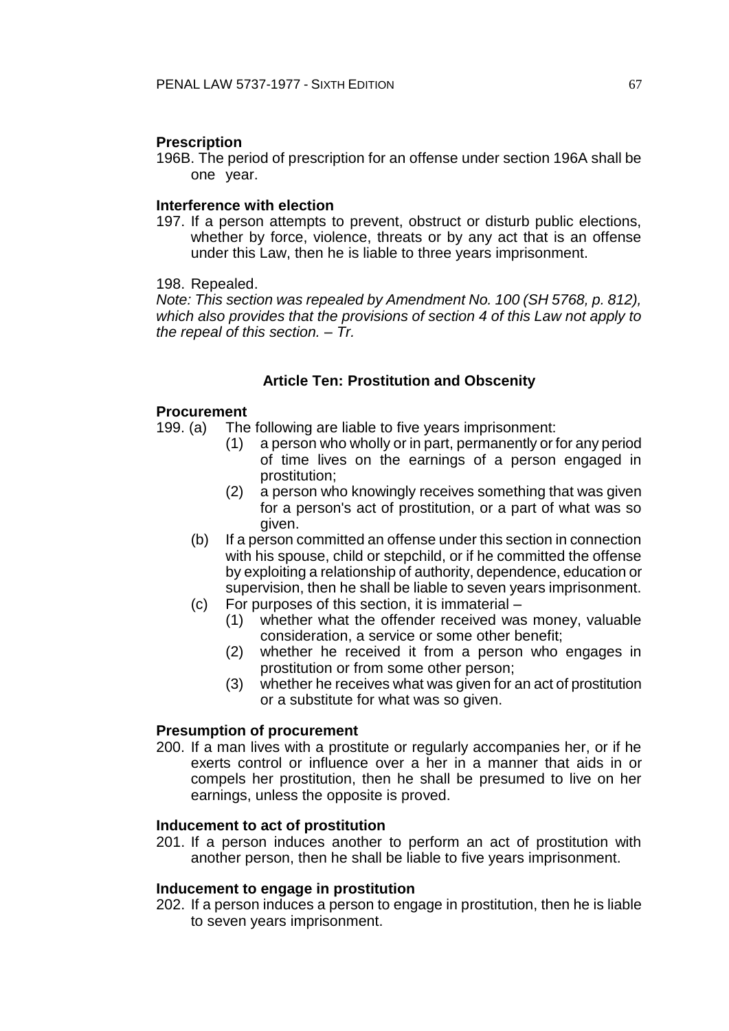**Prescription**

196B. The period of prescription for an offense under section 196A shall be one year.

**Interference with election**

197. If a person attempts to prevent, obstruct or disturb public elections, whether by force, violence, threats or by any act that is an offense under this Law, then he is liable to three years imprisonment.

198. Repealed.

*Note: This section was repealed by Amendment No. 100 (SH 5768, p. 812), which also provides that the provisions of section 4 of this Law not apply to the repeal of this section. – Tr.*

## Article Ten: Prostitution and Obscenity

**Procurement**

199. (a) The following are liable to five years imprisonment:

   (1) a person who wholly or in part, permanently or for any period of time lives on the earnings of a person engaged in prostitution;

   (2) a person who knowingly receives something that was given for a person's act of prostitution, or a part of what was so given.

(b) If a person committed an offense under this section in connection with his spouse, child or stepchild, or if he committed the offense by exploiting a relationship of authority, dependence, education or supervision, then he shall be liable to seven years imprisonment.

(c) For purposes of this section, it is immaterial –

   (1) whether what the offender received was money, valuable consideration, a service or some other benefit;

   (2) whether he received it from a person who engages in prostitution or from some other person;

   (3) whether he receives what was given for an act of prostitution or a substitute for what was so given.

**Presumption of procurement**

200. If a man lives with a prostitute or regularly accompanies her, or if he exerts control or influence over a her in a manner that aids in or compels her prostitution, then he shall be presumed to live on her earnings, unless the opposite is proved.

**Inducement to act of prostitution**

201. If a person induces another to perform an act of prostitution with another person, then he shall be liable to five years imprisonment.

**Inducement to engage in prostitution**

202. If a person induces a person to engage in prostitution, then he is liable to seven years imprisonment.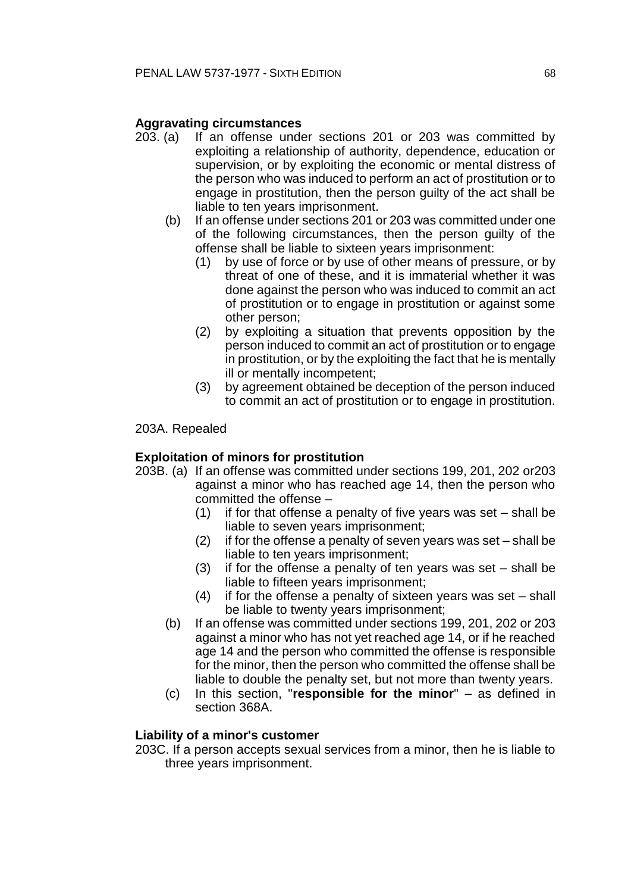**Aggravating circumstances**

203. (a) If an offense under sections 201 or 203 was committed by exploiting a relationship of authority, dependence, education or supervision, or by exploiting the economic or mental distress of the person who was induced to perform an act of prostitution or to engage in prostitution, then the person guilty of the act shall be liable to ten years imprisonment.

(b) If an offense under sections 201 or 203 was committed under one of the following circumstances, then the person guilty of the offense shall be liable to sixteen years imprisonment:

(1) by use of force or by use of other means of pressure, or by threat of one of these, and it is immaterial whether it was done against the person who was induced to commit an act of prostitution or to engage in prostitution or against some other person;

(2) by exploiting a situation that prevents opposition by the person induced to commit an act of prostitution or to engage in prostitution, or by the exploiting the fact that he is mentally ill or mentally incompetent;

(3) by agreement obtained be deception of the person induced to commit an act of prostitution or to engage in prostitution.

203A. Repealed

**Exploitation of minors for prostitution**

203B. (a) If an offense was committed under sections 199, 201, 202 or203 against a minor who has reached age 14, then the person who committed the offense –

(1) if for that offense a penalty of five years was set – shall be liable to seven years imprisonment;

(2) if for the offense a penalty of seven years was set – shall be liable to ten years imprisonment;

(3) if for the offense a penalty of ten years was set – shall be liable to fifteen years imprisonment;

(4) if for the offense a penalty of sixteen years was set – shall be liable to twenty years imprisonment;

(b) If an offense was committed under sections 199, 201, 202 or 203 against a minor who has not yet reached age 14, or if he reached age 14 and the person who committed the offense is responsible for the minor, then the person who committed the offense shall be liable to double the penalty set, but not more than twenty years.

(c) In this section, "**responsible for the minor**" – as defined in section 368A.

**Liability of a minor's customer**

203C. If a person accepts sexual services from a minor, then he is liable to three years imprisonment.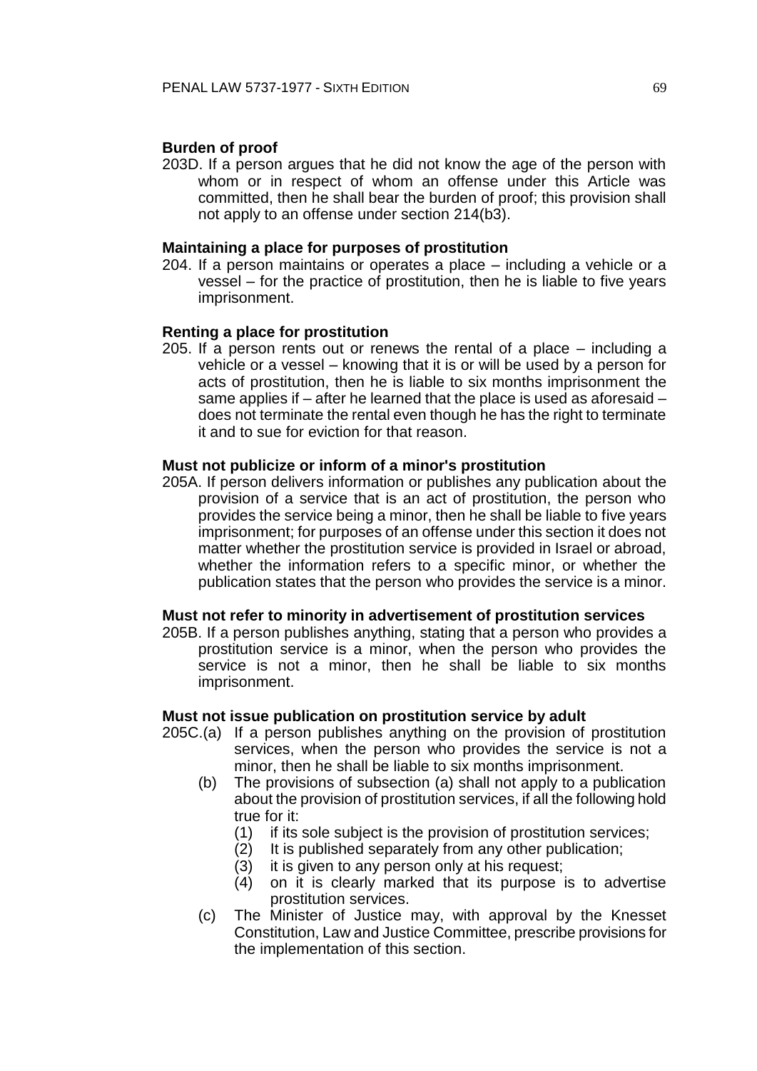**Burden of proof**

203D. If a person argues that he did not know the age of the person with whom or in respect of whom an offense under this Article was committed, then he shall bear the burden of proof; this provision shall not apply to an offense under section 214(b3).

**Maintaining a place for purposes of prostitution**

204. If a person maintains or operates a place – including a vehicle or a vessel – for the practice of prostitution, then he is liable to five years imprisonment.

**Renting a place for prostitution**

205. If a person rents out or renews the rental of a place – including a vehicle or a vessel – knowing that it is or will be used by a person for acts of prostitution, then he is liable to six months imprisonment the same applies if – after he learned that the place is used as aforesaid – does not terminate the rental even though he has the right to terminate it and to sue for eviction for that reason.

**Must not publicize or inform of a minor's prostitution**

205A. If person delivers information or publishes any publication about the provision of a service that is an act of prostitution, the person who provides the service being a minor, then he shall be liable to five years imprisonment; for purposes of an offense under this section it does not matter whether the prostitution service is provided in Israel or abroad, whether the information refers to a specific minor, or whether the publication states that the person who provides the service is a minor.

**Must not refer to minority in advertisement of prostitution services**

205B. If a person publishes anything, stating that a person who provides a prostitution service is a minor, when the person who provides the service is not a minor, then he shall be liable to six months imprisonment.

**Must not issue publication on prostitution service by adult**

205C.(a) If a person publishes anything on the provision of prostitution services, when the person who provides the service is not a minor, then he shall be liable to six months imprisonment.

(b) The provisions of subsection (a) shall not apply to a publication about the provision of prostitution services, if all the following hold true for it:

(1) if its sole subject is the provision of prostitution services;
(2) It is published separately from any other publication;
(3) it is given to any person only at his request;
(4) on it is clearly marked that its purpose is to advertise prostitution services.

(c) The Minister of Justice may, with approval by the Knesset Constitution, Law and Justice Committee, prescribe provisions for the implementation of this section.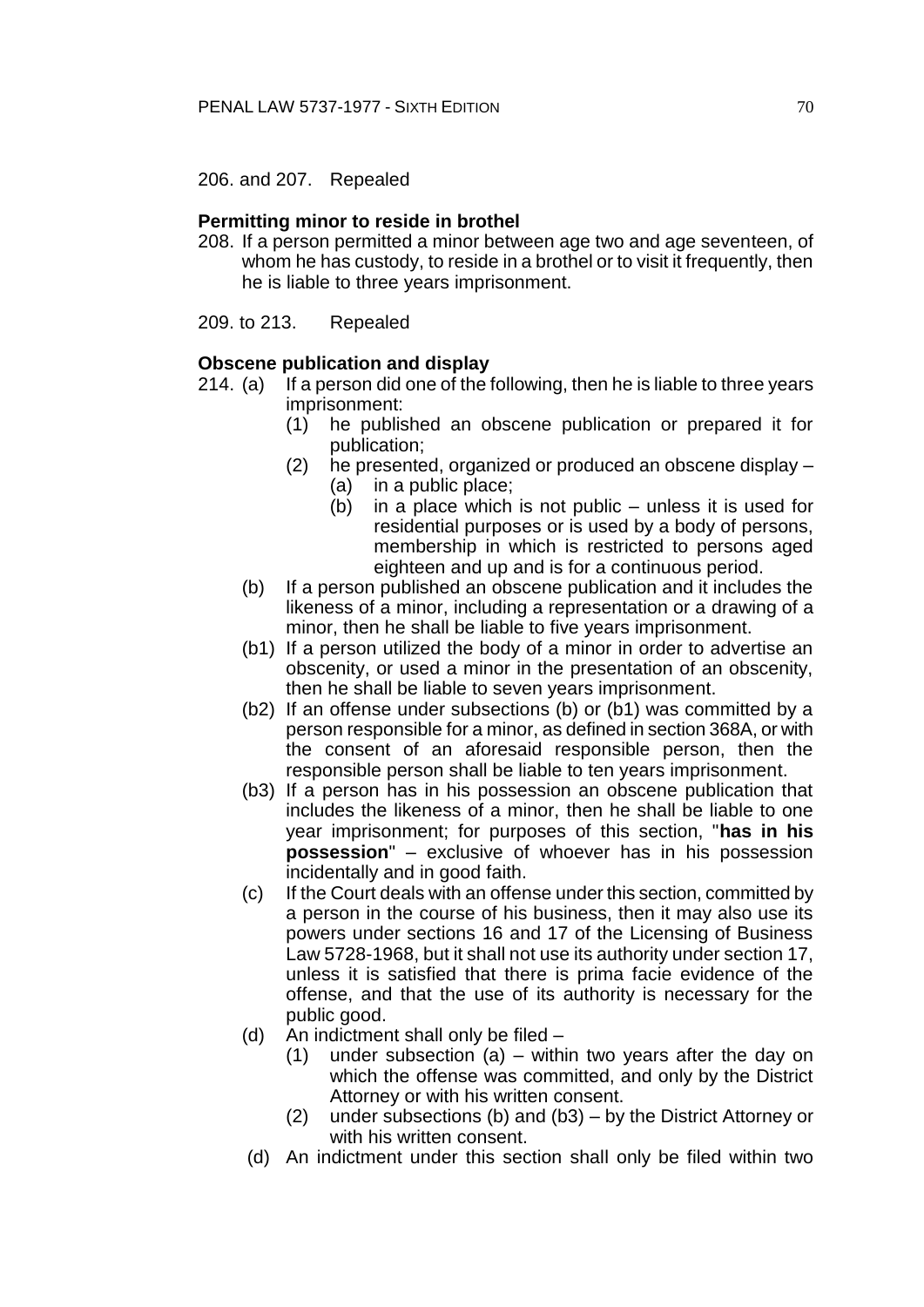206. and 207. Repealed

**Permitting minor to reside in brothel**

208. If a person permitted a minor between age two and age seventeen, of whom he has custody, to reside in a brothel or to visit it frequently, then he is liable to three years imprisonment.

209. to 213. Repealed

**Obscene publication and display**

214. (a) If a person did one of the following, then he is liable to three years imprisonment:
   - (1) he published an obscene publication or prepared it for publication;
   - (2) he presented, organized or produced an obscene display –
     - (a) in a public place;
     - (b) in a place which is not public – unless it is used for residential purposes or is used by a body of persons, membership in which is restricted to persons aged eighteen and up and is for a continuous period.

   (b) If a person published an obscene publication and it includes the likeness of a minor, including a representation or a drawing of a minor, then he shall be liable to five years imprisonment.

   (b1) If a person utilized the body of a minor in order to advertise an obscenity, or used a minor in the presentation of an obscenity, then he shall be liable to seven years imprisonment.

   (b2) If an offense under subsections (b) or (b1) was committed by a person responsible for a minor, as defined in section 368A, or with the consent of an aforesaid responsible person, then the responsible person shall be liable to ten years imprisonment.

   (b3) If a person has in his possession an obscene publication that includes the likeness of a minor, then he shall be liable to one year imprisonment; for purposes of this section, "**has in his possession**" – exclusive of whoever has in his possession incidentally and in good faith.

   (c) If the Court deals with an offense under this section, committed by a person in the course of his business, then it may also use its powers under sections 16 and 17 of the Licensing of Business Law 5728-1968, but it shall not use its authority under section 17, unless it is satisfied that there is prima facie evidence of the offense, and that the use of its authority is necessary for the public good.

   (d) An indictment shall only be filed –
   - (1) under subsection (a) – within two years after the day on which the offense was committed, and only by the District Attorney or with his written consent.
   - (2) under subsections (b) and (b3) – by the District Attorney or with his written consent.

   (d) An indictment under this section shall only be filed within two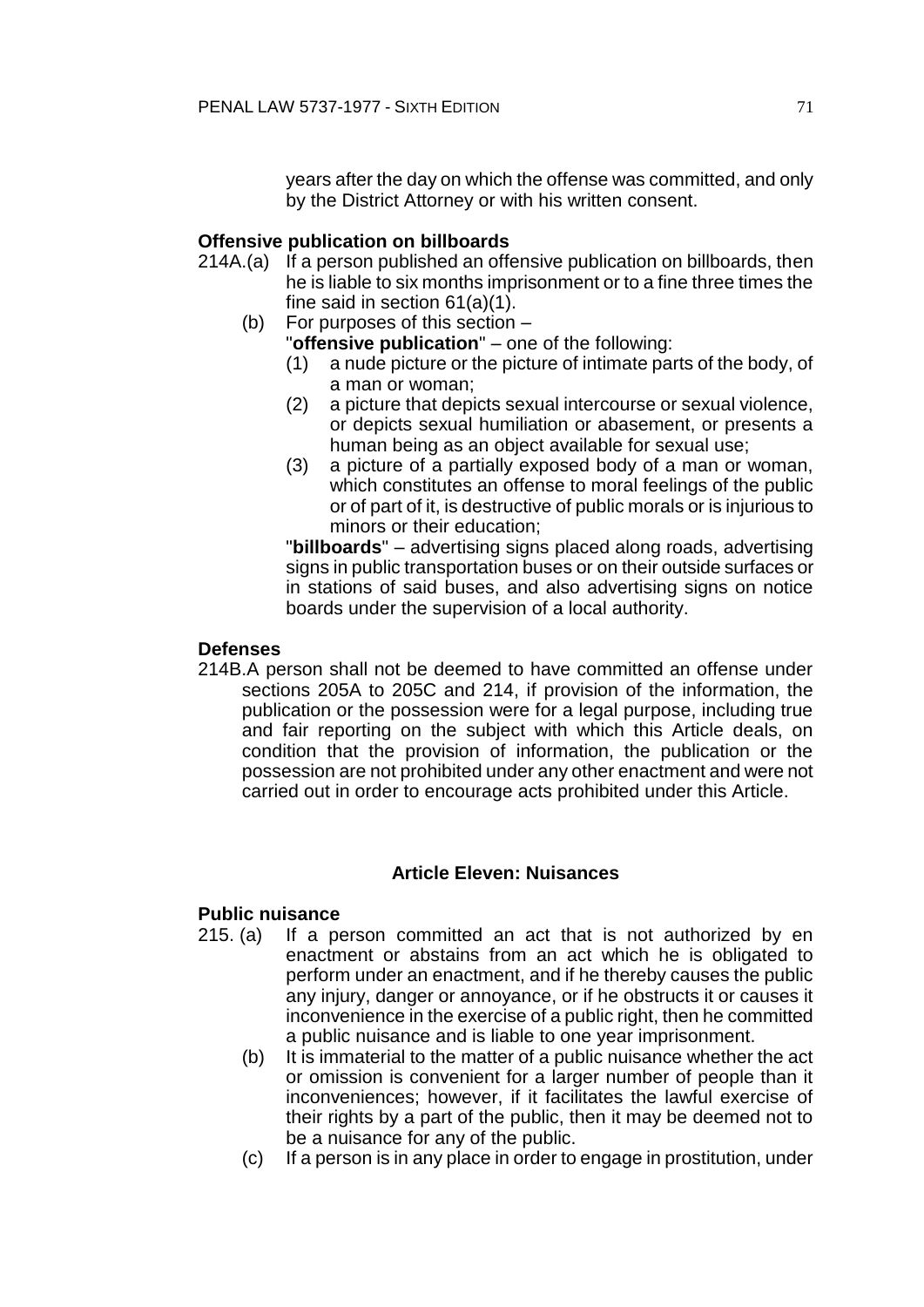years after the day on which the offense was committed, and only by the District Attorney or with his written consent.

**Offensive publication on billboards**

214A.(a) If a person published an offensive publication on billboards, then he is liable to six months imprisonment or to a fine three times the fine said in section 61(a)(1).

(b) For purposes of this section –

"**offensive publication**" – one of the following:

(1) a nude picture or the picture of intimate parts of the body, of a man or woman;

(2) a picture that depicts sexual intercourse or sexual violence, or depicts sexual humiliation or abasement, or presents a human being as an object available for sexual use;

(3) a picture of a partially exposed body of a man or woman, which constitutes an offense to moral feelings of the public or of part of it, is destructive of public morals or is injurious to minors or their education;

"**billboards**" – advertising signs placed along roads, advertising signs in public transportation buses or on their outside surfaces or in stations of said buses, and also advertising signs on notice boards under the supervision of a local authority.

**Defenses**

214B.A person shall not be deemed to have committed an offense under sections 205A to 205C and 214, if provision of the information, the publication or the possession were for a legal purpose, including true and fair reporting on the subject with which this Article deals, on condition that the provision of information, the publication or the possession are not prohibited under any other enactment and were not carried out in order to encourage acts prohibited under this Article.

## Article Eleven: Nuisances

**Public nuisance**

215. (a) If a person committed an act that is not authorized by en enactment or abstains from an act which he is obligated to perform under an enactment, and if he thereby causes the public any injury, danger or annoyance, or if he obstructs it or causes it inconvenience in the exercise of a public right, then he committed a public nuisance and is liable to one year imprisonment.

(b) It is immaterial to the matter of a public nuisance whether the act or omission is convenient for a larger number of people than it inconveniences; however, if it facilitates the lawful exercise of their rights by a part of the public, then it may be deemed not to be a nuisance for any of the public.

(c) If a person is in any place in order to engage in prostitution, under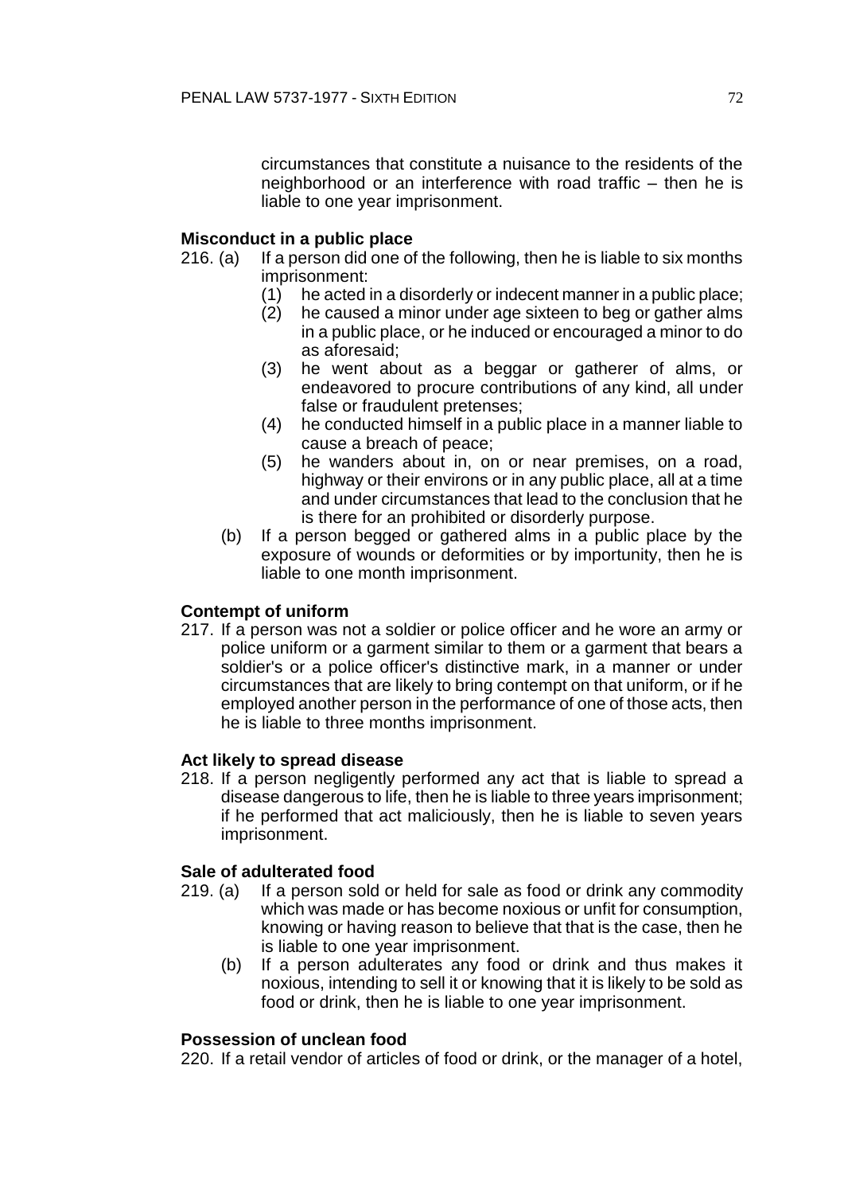circumstances that constitute a nuisance to the residents of the neighborhood or an interference with road traffic – then he is liable to one year imprisonment.

**Misconduct in a public place**

216. (a) If a person did one of the following, then he is liable to six months imprisonment:

(1) he acted in a disorderly or indecent manner in a public place;

(2) he caused a minor under age sixteen to beg or gather alms in a public place, or he induced or encouraged a minor to do as aforesaid;

(3) he went about as a beggar or gatherer of alms, or endeavored to procure contributions of any kind, all under false or fraudulent pretenses;

(4) he conducted himself in a public place in a manner liable to cause a breach of peace;

(5) he wanders about in, on or near premises, on a road, highway or their environs or in any public place, all at a time and under circumstances that lead to the conclusion that he is there for an prohibited or disorderly purpose.

(b) If a person begged or gathered alms in a public place by the exposure of wounds or deformities or by importunity, then he is liable to one month imprisonment.

**Contempt of uniform**

217. If a person was not a soldier or police officer and he wore an army or police uniform or a garment similar to them or a garment that bears a soldier's or a police officer's distinctive mark, in a manner or under circumstances that are likely to bring contempt on that uniform, or if he employed another person in the performance of one of those acts, then he is liable to three months imprisonment.

**Act likely to spread disease**

218. If a person negligently performed any act that is liable to spread a disease dangerous to life, then he is liable to three years imprisonment; if he performed that act maliciously, then he is liable to seven years imprisonment.

**Sale of adulterated food**

219. (a) If a person sold or held for sale as food or drink any commodity which was made or has become noxious or unfit for consumption, knowing or having reason to believe that that is the case, then he is liable to one year imprisonment.

(b) If a person adulterates any food or drink and thus makes it noxious, intending to sell it or knowing that it is likely to be sold as food or drink, then he is liable to one year imprisonment.

**Possession of unclean food**

220. If a retail vendor of articles of food or drink, or the manager of a hotel,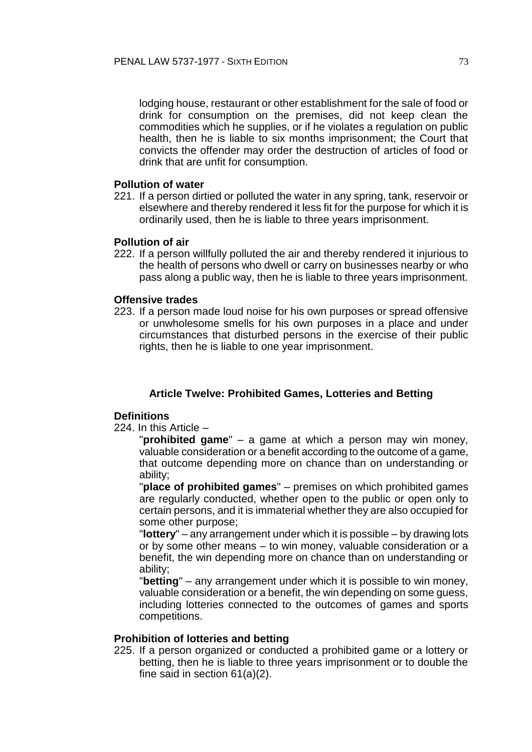lodging house, restaurant or other establishment for the sale of food or drink for consumption on the premises, did not keep clean the commodities which he supplies, or if he violates a regulation on public health, then he is liable to six months imprisonment; the Court that convicts the offender may order the destruction of articles of food or drink that are unfit for consumption.

**Pollution of water**

221. If a person dirtied or polluted the water in any spring, tank, reservoir or elsewhere and thereby rendered it less fit for the purpose for which it is ordinarily used, then he is liable to three years imprisonment.

**Pollution of air**

222. If a person willfully polluted the air and thereby rendered it injurious to the health of persons who dwell or carry on businesses nearby or who pass along a public way, then he is liable to three years imprisonment.

**Offensive trades**

223. If a person made loud noise for his own purposes or spread offensive or unwholesome smells for his own purposes in a place and under circumstances that disturbed persons in the exercise of their public rights, then he is liable to one year imprisonment.

## Article Twelve: Prohibited Games, Lotteries and Betting

**Definitions**

224. In this Article –

"**prohibited game**" – a game at which a person may win money, valuable consideration or a benefit according to the outcome of a game, that outcome depending more on chance than on understanding or ability;

"**place of prohibited games**" – premises on which prohibited games are regularly conducted, whether open to the public or open only to certain persons, and it is immaterial whether they are also occupied for some other purpose;

"**lottery**" – any arrangement under which it is possible – by drawing lots or by some other means – to win money, valuable consideration or a benefit, the win depending more on chance than on understanding or ability;

"**betting**" – any arrangement under which it is possible to win money, valuable consideration or a benefit, the win depending on some guess, including lotteries connected to the outcomes of games and sports competitions.

**Prohibition of lotteries and betting**

225. If a person organized or conducted a prohibited game or a lottery or betting, then he is liable to three years imprisonment or to double the fine said in section 61(a)(2).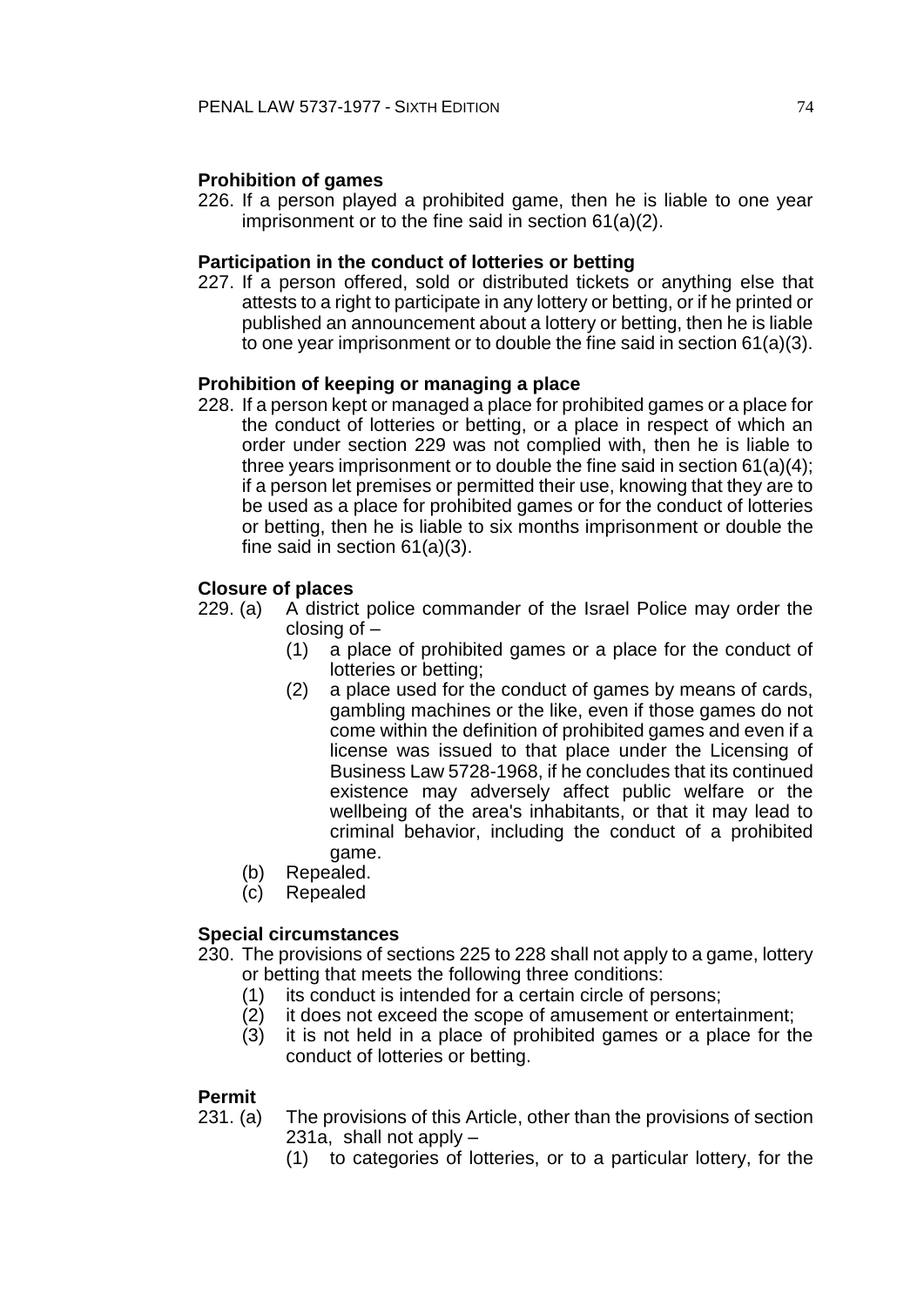**Prohibition of games**

226. If a person played a prohibited game, then he is liable to one year imprisonment or to the fine said in section 61(a)(2).

**Participation in the conduct of lotteries or betting**

227. If a person offered, sold or distributed tickets or anything else that attests to a right to participate in any lottery or betting, or if he printed or published an announcement about a lottery or betting, then he is liable to one year imprisonment or to double the fine said in section 61(a)(3).

**Prohibition of keeping or managing a place**

228. If a person kept or managed a place for prohibited games or a place for the conduct of lotteries or betting, or a place in respect of which an order under section 229 was not complied with, then he is liable to three years imprisonment or to double the fine said in section 61(a)(4); if a person let premises or permitted their use, knowing that they are to be used as a place for prohibited games or for the conduct of lotteries or betting, then he is liable to six months imprisonment or double the fine said in section 61(a)(3).

**Closure of places**

229. (a) A district police commander of the Israel Police may order the closing of –
  (1) a place of prohibited games or a place for the conduct of lotteries or betting;
  (2) a place used for the conduct of games by means of cards, gambling machines or the like, even if those games do not come within the definition of prohibited games and even if a license was issued to that place under the Licensing of Business Law 5728-1968, if he concludes that its continued existence may adversely affect public welfare or the wellbeing of the area's inhabitants, or that it may lead to criminal behavior, including the conduct of a prohibited game.

(b) Repealed.

(c) Repealed

**Special circumstances**

230. The provisions of sections 225 to 228 shall not apply to a game, lottery or betting that meets the following three conditions:
  (1) its conduct is intended for a certain circle of persons;
  (2) it does not exceed the scope of amusement or entertainment;
  (3) it is not held in a place of prohibited games or a place for the conduct of lotteries or betting.

**Permit**

231. (a) The provisions of this Article, other than the provisions of section 231a, shall not apply –
  (1) to categories of lotteries, or to a particular lottery, for the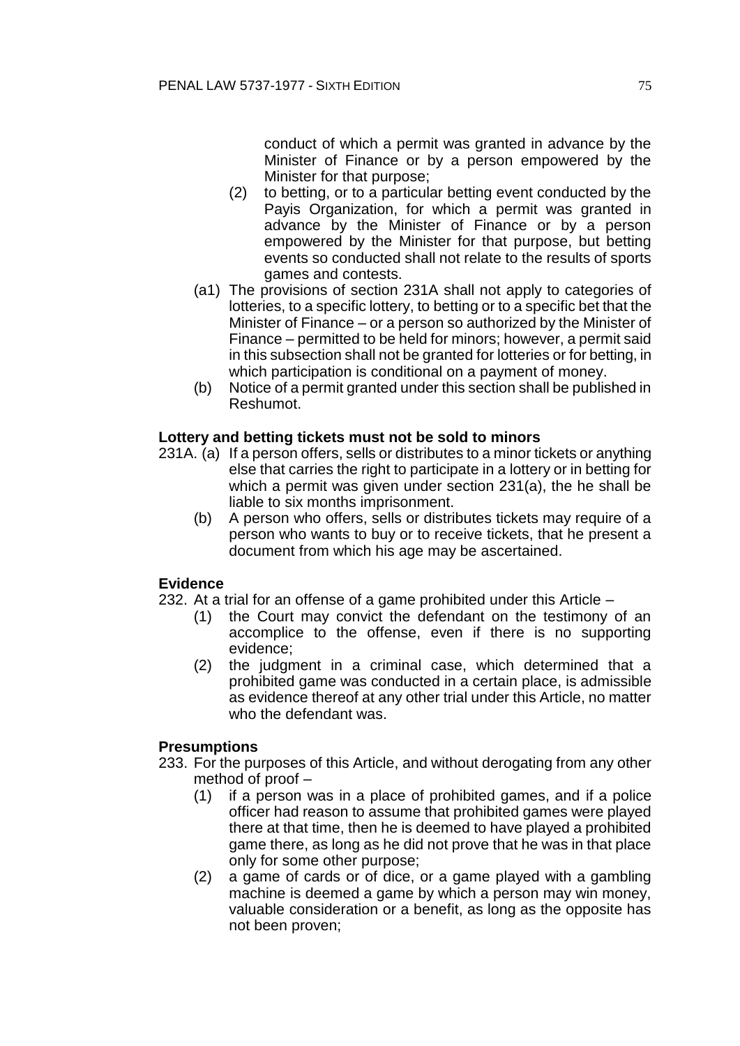conduct of which a permit was granted in advance by the Minister of Finance or by a person empowered by the Minister for that purpose;

(2) to betting, or to a particular betting event conducted by the Payis Organization, for which a permit was granted in advance by the Minister of Finance or by a person empowered by the Minister for that purpose, but betting events so conducted shall not relate to the results of sports games and contests.

(a1) The provisions of section 231A shall not apply to categories of lotteries, to a specific lottery, to betting or to a specific bet that the Minister of Finance – or a person so authorized by the Minister of Finance – permitted to be held for minors; however, a permit said in this subsection shall not be granted for lotteries or for betting, in which participation is conditional on a payment of money.

(b) Notice of a permit granted under this section shall be published in Reshumot.

**Lottery and betting tickets must not be sold to minors**

231A. (a) If a person offers, sells or distributes to a minor tickets or anything else that carries the right to participate in a lottery or in betting for which a permit was given under section 231(a), the he shall be liable to six months imprisonment.

(b) A person who offers, sells or distributes tickets may require of a person who wants to buy or to receive tickets, that he present a document from which his age may be ascertained.

**Evidence**

232. At a trial for an offense of a game prohibited under this Article –

(1) the Court may convict the defendant on the testimony of an accomplice to the offense, even if there is no supporting evidence;

(2) the judgment in a criminal case, which determined that a prohibited game was conducted in a certain place, is admissible as evidence thereof at any other trial under this Article, no matter who the defendant was.

**Presumptions**

233. For the purposes of this Article, and without derogating from any other method of proof –

(1) if a person was in a place of prohibited games, and if a police officer had reason to assume that prohibited games were played there at that time, then he is deemed to have played a prohibited game there, as long as he did not prove that he was in that place only for some other purpose;

(2) a game of cards or of dice, or a game played with a gambling machine is deemed a game by which a person may win money, valuable consideration or a benefit, as long as the opposite has not been proven;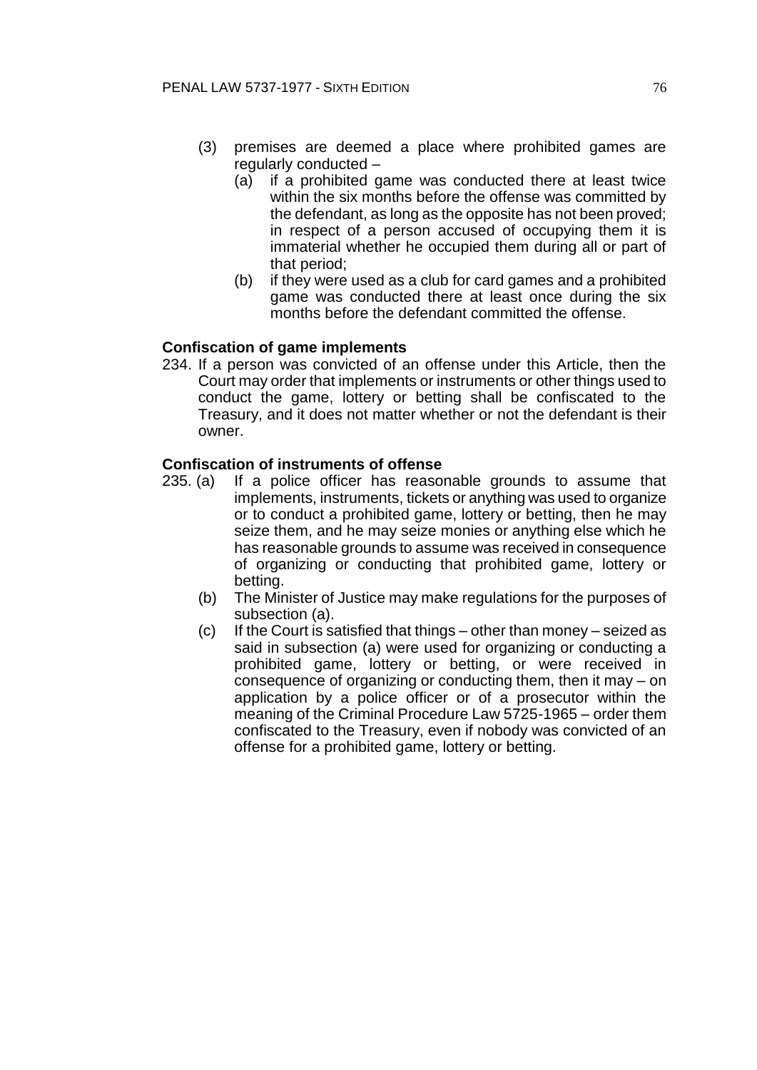(3) premises are deemed a place where prohibited games are regularly conducted –
   (a) if a prohibited game was conducted there at least twice within the six months before the offense was committed by the defendant, as long as the opposite has not been proved; in respect of a person accused of occupying them it is immaterial whether he occupied them during all or part of that period;
   (b) if they were used as a club for card games and a prohibited game was conducted there at least once during the six months before the defendant committed the offense.

**Confiscation of game implements**

234. If a person was convicted of an offense under this Article, then the Court may order that implements or instruments or other things used to conduct the game, lottery or betting shall be confiscated to the Treasury, and it does not matter whether or not the defendant is their owner.

**Confiscation of instruments of offense**

235. (a) If a police officer has reasonable grounds to assume that implements, instruments, tickets or anything was used to organize or to conduct a prohibited game, lottery or betting, then he may seize them, and he may seize monies or anything else which he has reasonable grounds to assume was received in consequence of organizing or conducting that prohibited game, lottery or betting.
   (b) The Minister of Justice may make regulations for the purposes of subsection (a).
   (c) If the Court is satisfied that things – other than money – seized as said in subsection (a) were used for organizing or conducting a prohibited game, lottery or betting, or were received in consequence of organizing or conducting them, then it may – on application by a police officer or of a prosecutor within the meaning of the Criminal Procedure Law 5725-1965 – order them confiscated to the Treasury, even if nobody was convicted of an offense for a prohibited game, lottery or betting.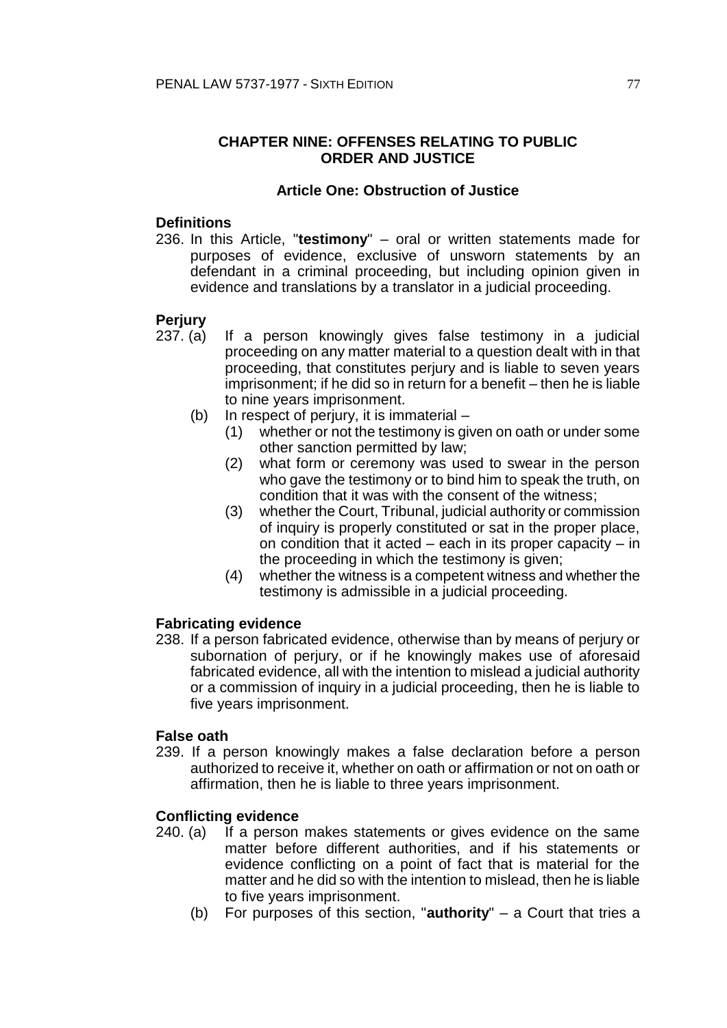## CHAPTER NINE: OFFENSES RELATING TO PUBLIC ORDER AND JUSTICE

### Article One: Obstruction of Justice

**Definitions**

236. In this Article, "**testimony**" – oral or written statements made for purposes of evidence, exclusive of unsworn statements by an defendant in a criminal proceeding, but including opinion given in evidence and translations by a translator in a judicial proceeding.

**Perjury**

237. (a) If a person knowingly gives false testimony in a judicial proceeding on any matter material to a question dealt with in that proceeding, that constitutes perjury and is liable to seven years imprisonment; if he did so in return for a benefit – then he is liable to nine years imprisonment.

(b) In respect of perjury, it is immaterial –

(1) whether or not the testimony is given on oath or under some other sanction permitted by law;

(2) what form or ceremony was used to swear in the person who gave the testimony or to bind him to speak the truth, on condition that it was with the consent of the witness;

(3) whether the Court, Tribunal, judicial authority or commission of inquiry is properly constituted or sat in the proper place, on condition that it acted – each in its proper capacity – in the proceeding in which the testimony is given;

(4) whether the witness is a competent witness and whether the testimony is admissible in a judicial proceeding.

**Fabricating evidence**

238. If a person fabricated evidence, otherwise than by means of perjury or subornation of perjury, or if he knowingly makes use of aforesaid fabricated evidence, all with the intention to mislead a judicial authority or a commission of inquiry in a judicial proceeding, then he is liable to five years imprisonment.

**False oath**

239. If a person knowingly makes a false declaration before a person authorized to receive it, whether on oath or affirmation or not on oath or affirmation, then he is liable to three years imprisonment.

**Conflicting evidence**

240. (a) If a person makes statements or gives evidence on the same matter before different authorities, and if his statements or evidence conflicting on a point of fact that is material for the matter and he did so with the intention to mislead, then he is liable to five years imprisonment.

(b) For purposes of this section, "**authority**" – a Court that tries a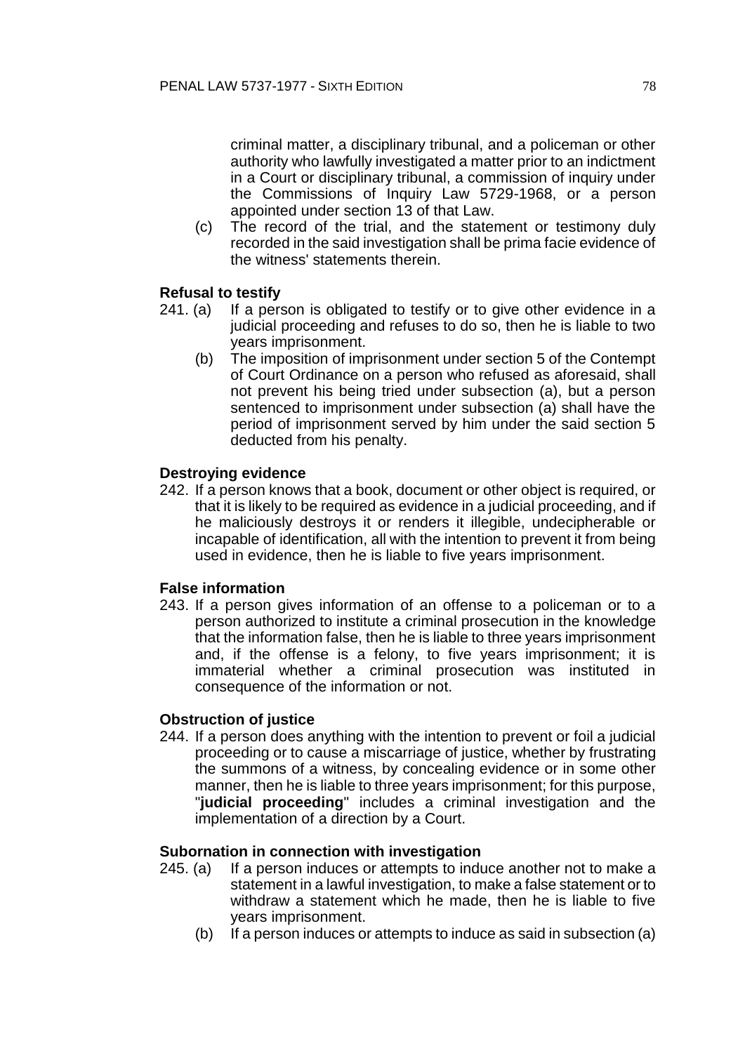criminal matter, a disciplinary tribunal, and a policeman or other authority who lawfully investigated a matter prior to an indictment in a Court or disciplinary tribunal, a commission of inquiry under the Commissions of Inquiry Law 5729-1968, or a person appointed under section 13 of that Law.

(c) The record of the trial, and the statement or testimony duly recorded in the said investigation shall be prima facie evidence of the witness' statements therein.

**Refusal to testify**

241. (a) If a person is obligated to testify or to give other evidence in a judicial proceeding and refuses to do so, then he is liable to two years imprisonment.

(b) The imposition of imprisonment under section 5 of the Contempt of Court Ordinance on a person who refused as aforesaid, shall not prevent his being tried under subsection (a), but a person sentenced to imprisonment under subsection (a) shall have the period of imprisonment served by him under the said section 5 deducted from his penalty.

**Destroying evidence**

242. If a person knows that a book, document or other object is required, or that it is likely to be required as evidence in a judicial proceeding, and if he maliciously destroys it or renders it illegible, undecipherable or incapable of identification, all with the intention to prevent it from being used in evidence, then he is liable to five years imprisonment.

**False information**

243. If a person gives information of an offense to a policeman or to a person authorized to institute a criminal prosecution in the knowledge that the information false, then he is liable to three years imprisonment and, if the offense is a felony, to five years imprisonment; it is immaterial whether a criminal prosecution was instituted in consequence of the information or not.

**Obstruction of justice**

244. If a person does anything with the intention to prevent or foil a judicial proceeding or to cause a miscarriage of justice, whether by frustrating the summons of a witness, by concealing evidence or in some other manner, then he is liable to three years imprisonment; for this purpose, "**judicial proceeding**" includes a criminal investigation and the implementation of a direction by a Court.

**Subornation in connection with investigation**

245. (a) If a person induces or attempts to induce another not to make a statement in a lawful investigation, to make a false statement or to withdraw a statement which he made, then he is liable to five years imprisonment.

(b) If a person induces or attempts to induce as said in subsection (a)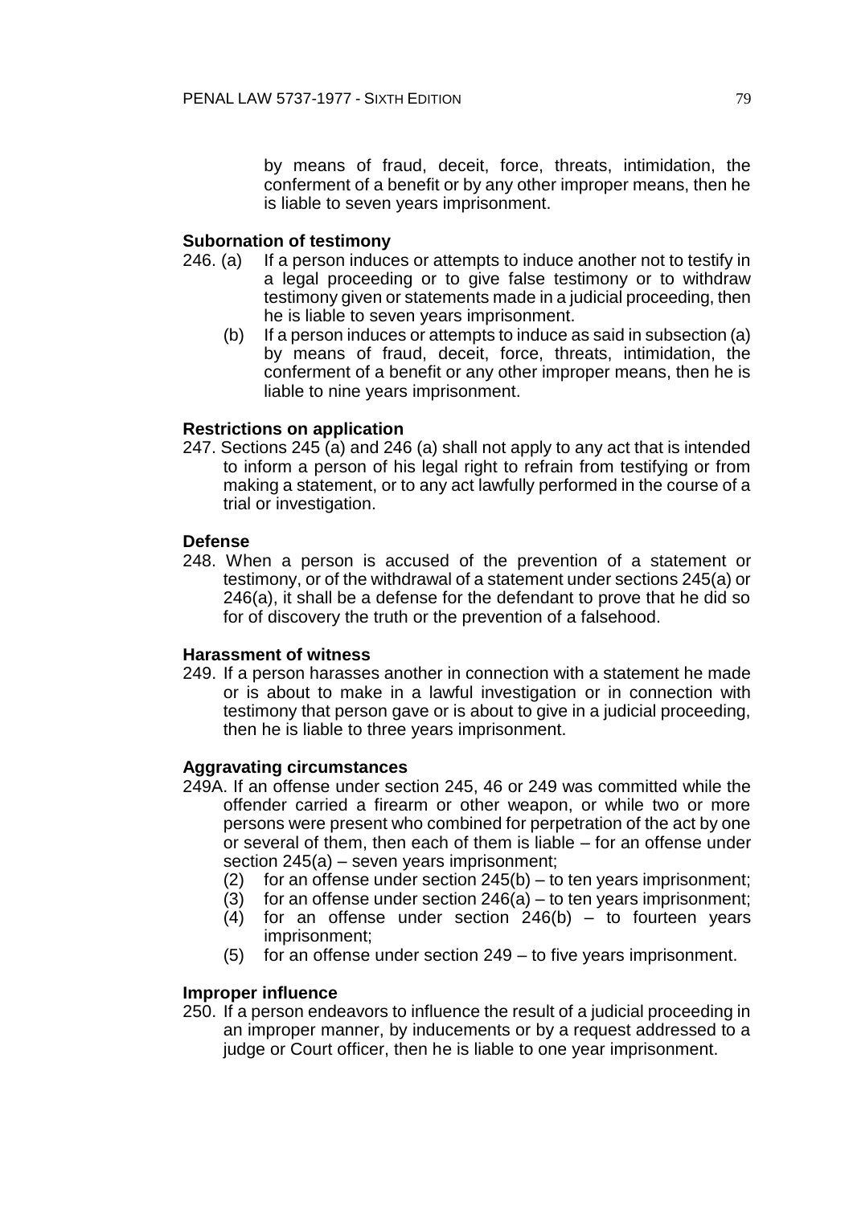by means of fraud, deceit, force, threats, intimidation, the conferment of a benefit or by any other improper means, then he is liable to seven years imprisonment.

**Subornation of testimony**

246. (a) If a person induces or attempts to induce another not to testify in a legal proceeding or to give false testimony or to withdraw testimony given or statements made in a judicial proceeding, then he is liable to seven years imprisonment.

(b) If a person induces or attempts to induce as said in subsection (a) by means of fraud, deceit, force, threats, intimidation, the conferment of a benefit or any other improper means, then he is liable to nine years imprisonment.

**Restrictions on application**

247. Sections 245 (a) and 246 (a) shall not apply to any act that is intended to inform a person of his legal right to refrain from testifying or from making a statement, or to any act lawfully performed in the course of a trial or investigation.

**Defense**

248. When a person is accused of the prevention of a statement or testimony, or of the withdrawal of a statement under sections 245(a) or 246(a), it shall be a defense for the defendant to prove that he did so for of discovery the truth or the prevention of a falsehood.

**Harassment of witness**

249. If a person harasses another in connection with a statement he made or is about to make in a lawful investigation or in connection with testimony that person gave or is about to give in a judicial proceeding, then he is liable to three years imprisonment.

**Aggravating circumstances**

249A. If an offense under section 245, 46 or 249 was committed while the offender carried a firearm or other weapon, or while two or more persons were present who combined for perpetration of the act by one or several of them, then each of them is liable – for an offense under section 245(a) – seven years imprisonment;

(2) for an offense under section 245(b) – to ten years imprisonment;

(3) for an offense under section 246(a) – to ten years imprisonment;

(4) for an offense under section 246(b) – to fourteen years imprisonment;

(5) for an offense under section 249 – to five years imprisonment.

**Improper influence**

250. If a person endeavors to influence the result of a judicial proceeding in an improper manner, by inducements or by a request addressed to a judge or Court officer, then he is liable to one year imprisonment.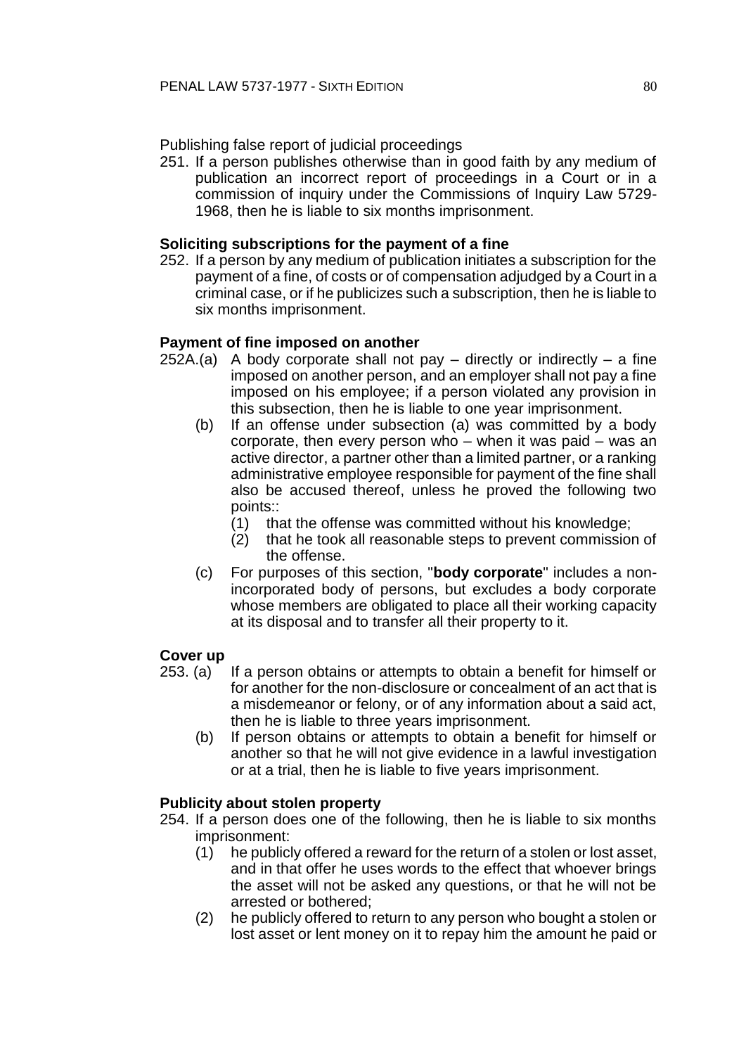Publishing false report of judicial proceedings

251. If a person publishes otherwise than in good faith by any medium of publication an incorrect report of proceedings in a Court or in a commission of inquiry under the Commissions of Inquiry Law 5729-1968, then he is liable to six months imprisonment.

**Soliciting subscriptions for the payment of a fine**

252. If a person by any medium of publication initiates a subscription for the payment of a fine, of costs or of compensation adjudged by a Court in a criminal case, or if he publicizes such a subscription, then he is liable to six months imprisonment.

**Payment of fine imposed on another**

252A.(a) A body corporate shall not pay – directly or indirectly – a fine imposed on another person, and an employer shall not pay a fine imposed on his employee; if a person violated any provision in this subsection, then he is liable to one year imprisonment.

(b) If an offense under subsection (a) was committed by a body corporate, then every person who – when it was paid – was an active director, a partner other than a limited partner, or a ranking administrative employee responsible for payment of the fine shall also be accused thereof, unless he proved the following two points::

(1) that the offense was committed without his knowledge;

(2) that he took all reasonable steps to prevent commission of the offense.

(c) For purposes of this section, "**body corporate**" includes a non-incorporated body of persons, but excludes a body corporate whose members are obligated to place all their working capacity at its disposal and to transfer all their property to it.

**Cover up**

253. (a) If a person obtains or attempts to obtain a benefit for himself or for another for the non-disclosure or concealment of an act that is a misdemeanor or felony, or of any information about a said act, then he is liable to three years imprisonment.

(b) If person obtains or attempts to obtain a benefit for himself or another so that he will not give evidence in a lawful investigation or at a trial, then he is liable to five years imprisonment.

**Publicity about stolen property**

254. If a person does one of the following, then he is liable to six months imprisonment:

(1) he publicly offered a reward for the return of a stolen or lost asset, and in that offer he uses words to the effect that whoever brings the asset will not be asked any questions, or that he will not be arrested or bothered;

(2) he publicly offered to return to any person who bought a stolen or lost asset or lent money on it to repay him the amount he paid or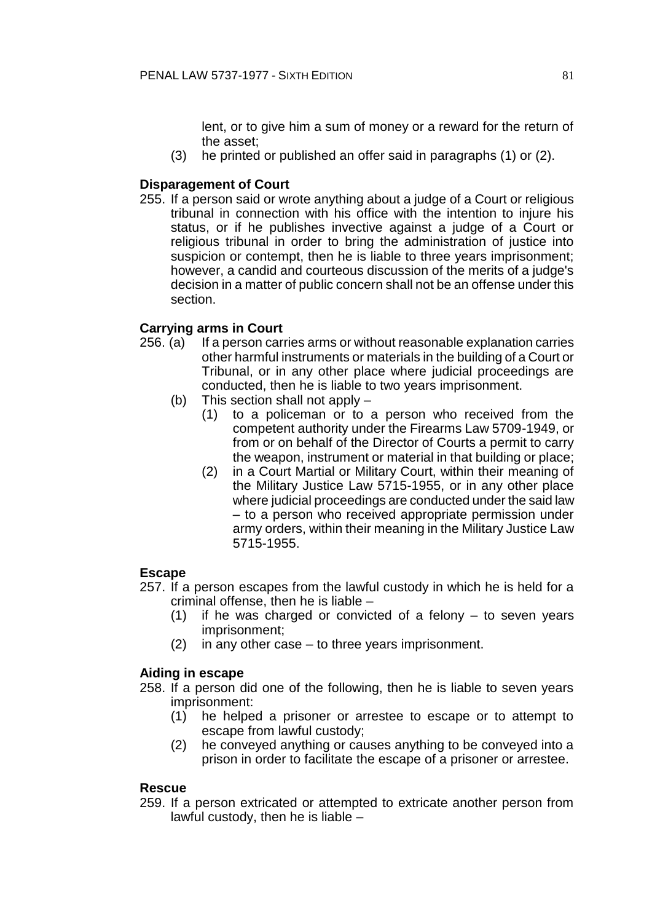lent, or to give him a sum of money or a reward for the return of the asset;

(3) he printed or published an offer said in paragraphs (1) or (2).

**Disparagement of Court**

255. If a person said or wrote anything about a judge of a Court or religious tribunal in connection with his office with the intention to injure his status, or if he publishes invective against a judge of a Court or religious tribunal in order to bring the administration of justice into suspicion or contempt, then he is liable to three years imprisonment; however, a candid and courteous discussion of the merits of a judge's decision in a matter of public concern shall not be an offense under this section.

**Carrying arms in Court**

256. (a) If a person carries arms or without reasonable explanation carries other harmful instruments or materials in the building of a Court or Tribunal, or in any other place where judicial proceedings are conducted, then he is liable to two years imprisonment.

(b) This section shall not apply –

(1) to a policeman or to a person who received from the competent authority under the Firearms Law 5709-1949, or from or on behalf of the Director of Courts a permit to carry the weapon, instrument or material in that building or place;

(2) in a Court Martial or Military Court, within their meaning of the Military Justice Law 5715-1955, or in any other place where judicial proceedings are conducted under the said law – to a person who received appropriate permission under army orders, within their meaning in the Military Justice Law 5715-1955.

**Escape**

257. If a person escapes from the lawful custody in which he is held for a criminal offense, then he is liable –

(1) if he was charged or convicted of a felony – to seven years imprisonment;

(2) in any other case – to three years imprisonment.

**Aiding in escape**

258. If a person did one of the following, then he is liable to seven years imprisonment:

(1) he helped a prisoner or arrestee to escape or to attempt to escape from lawful custody;

(2) he conveyed anything or causes anything to be conveyed into a prison in order to facilitate the escape of a prisoner or arrestee.

**Rescue**

259. If a person extricated or attempted to extricate another person from lawful custody, then he is liable –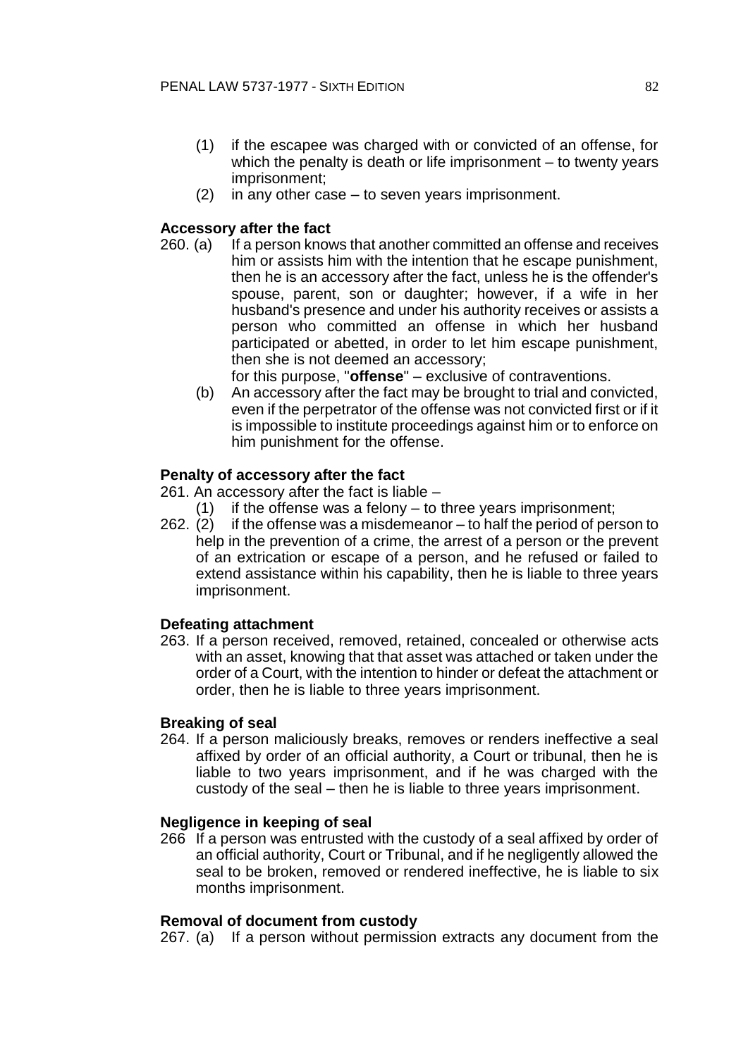(1) if the escapee was charged with or convicted of an offense, for which the penalty is death or life imprisonment – to twenty years imprisonment;

(2) in any other case – to seven years imprisonment.

**Accessory after the fact**

260. (a) If a person knows that another committed an offense and receives him or assists him with the intention that he escape punishment, then he is an accessory after the fact, unless he is the offender's spouse, parent, son or daughter; however, if a wife in her husband's presence and under his authority receives or assists a person who committed an offense in which her husband participated or abetted, in order to let him escape punishment, then she is not deemed an accessory;

for this purpose, "**offense**" – exclusive of contraventions.

(b) An accessory after the fact may be brought to trial and convicted, even if the perpetrator of the offense was not convicted first or if it is impossible to institute proceedings against him or to enforce on him punishment for the offense.

**Penalty of accessory after the fact**

261. An accessory after the fact is liable –

(1) if the offense was a felony – to three years imprisonment;

262. (2) if the offense was a misdemeanor – to half the period of person to help in the prevention of a crime, the arrest of a person or the prevent of an extrication or escape of a person, and he refused or failed to extend assistance within his capability, then he is liable to three years imprisonment.

**Defeating attachment**

263. If a person received, removed, retained, concealed or otherwise acts with an asset, knowing that that asset was attached or taken under the order of a Court, with the intention to hinder or defeat the attachment or order, then he is liable to three years imprisonment.

**Breaking of seal**

264. If a person maliciously breaks, removes or renders ineffective a seal affixed by order of an official authority, a Court or tribunal, then he is liable to two years imprisonment, and if he was charged with the custody of the seal – then he is liable to three years imprisonment.

**Negligence in keeping of seal**

266 If a person was entrusted with the custody of a seal affixed by order of an official authority, Court or Tribunal, and if he negligently allowed the seal to be broken, removed or rendered ineffective, he is liable to six months imprisonment.

**Removal of document from custody**

267. (a) If a person without permission extracts any document from the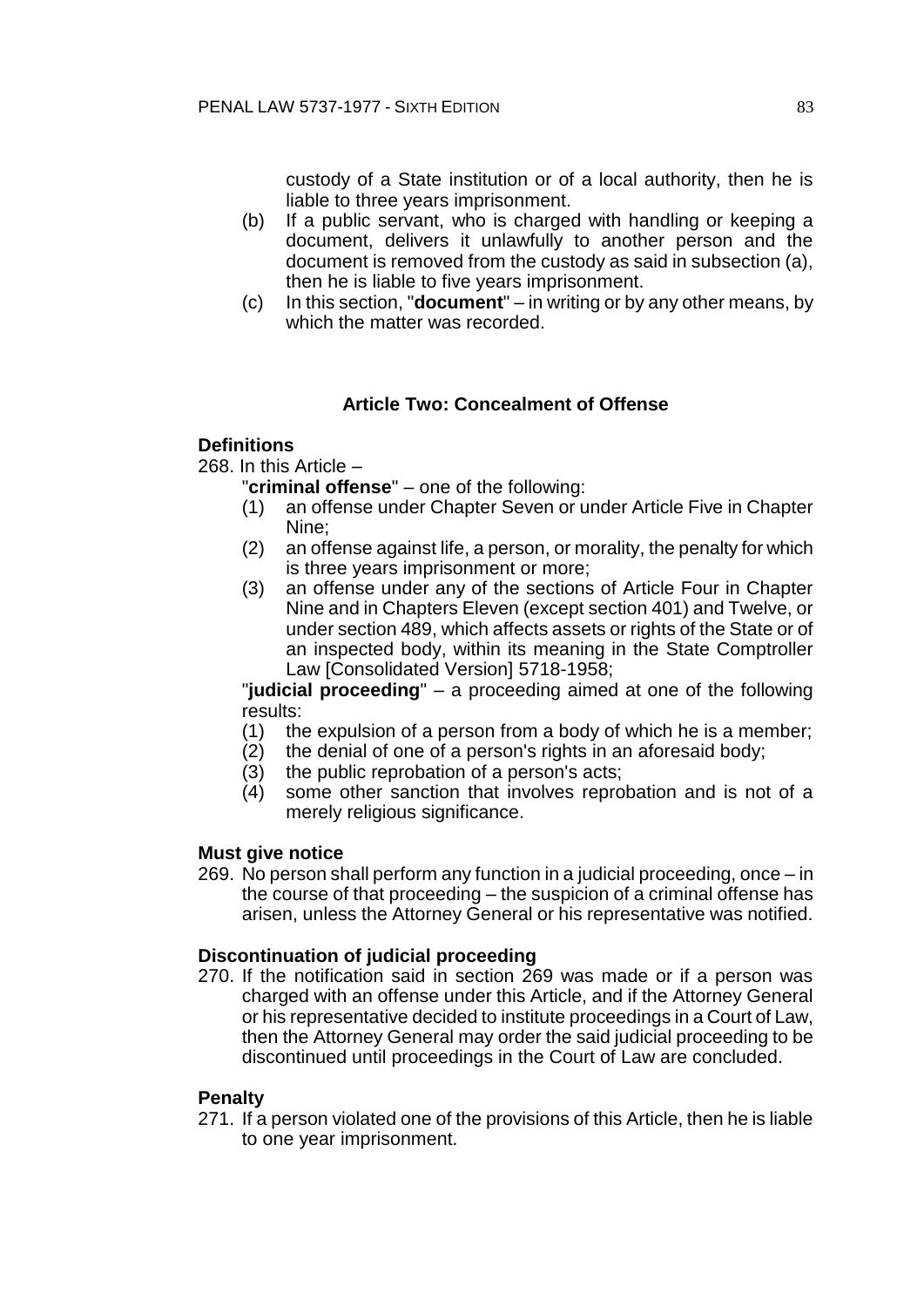custody of a State institution or of a local authority, then he is liable to three years imprisonment.

(b) If a public servant, who is charged with handling or keeping a document, delivers it unlawfully to another person and the document is removed from the custody as said in subsection (a), then he is liable to five years imprisonment.

(c) In this section, "**document**" – in writing or by any other means, by which the matter was recorded.

## Article Two: Concealment of Offense

**Definitions**

268. In this Article –

"**criminal offense**" – one of the following:

(1) an offense under Chapter Seven or under Article Five in Chapter Nine;

(2) an offense against life, a person, or morality, the penalty for which is three years imprisonment or more;

(3) an offense under any of the sections of Article Four in Chapter Nine and in Chapters Eleven (except section 401) and Twelve, or under section 489, which affects assets or rights of the State or of an inspected body, within its meaning in the State Comptroller Law [Consolidated Version] 5718-1958;

"**judicial proceeding**" – a proceeding aimed at one of the following results:

(1) the expulsion of a person from a body of which he is a member;

(2) the denial of one of a person's rights in an aforesaid body;

(3) the public reprobation of a person's acts;

(4) some other sanction that involves reprobation and is not of a merely religious significance.

**Must give notice**

269. No person shall perform any function in a judicial proceeding, once – in the course of that proceeding – the suspicion of a criminal offense has arisen, unless the Attorney General or his representative was notified.

**Discontinuation of judicial proceeding**

270. If the notification said in section 269 was made or if a person was charged with an offense under this Article, and if the Attorney General or his representative decided to institute proceedings in a Court of Law, then the Attorney General may order the said judicial proceeding to be discontinued until proceedings in the Court of Law are concluded.

**Penalty**

271. If a person violated one of the provisions of this Article, then he is liable to one year imprisonment.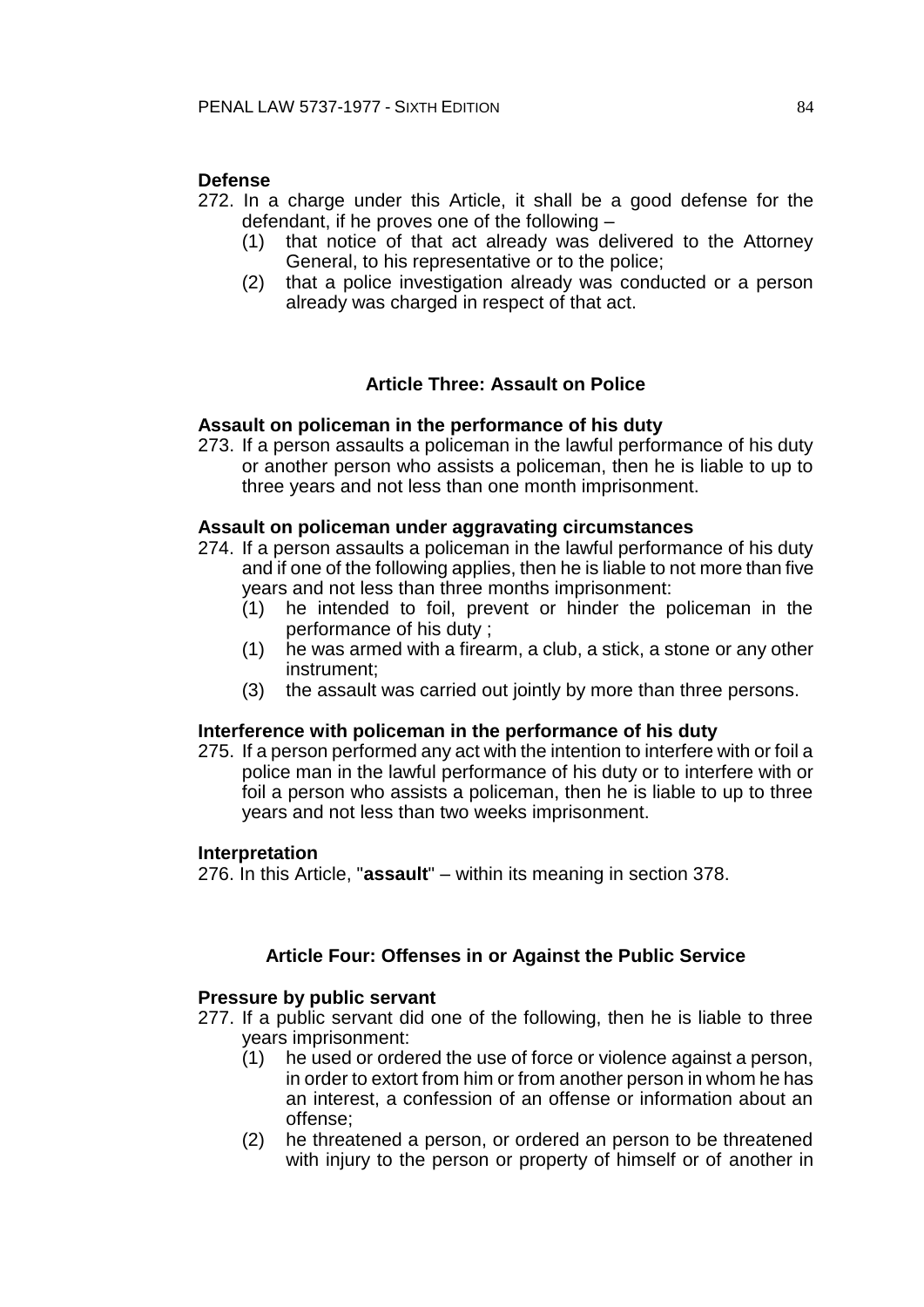**Defense**

272. In a charge under this Article, it shall be a good defense for the defendant, if he proves one of the following –
   (1) that notice of that act already was delivered to the Attorney General, to his representative or to the police;
   (2) that a police investigation already was conducted or a person already was charged in respect of that act.

### Article Three: Assault on Police

**Assault on policeman in the performance of his duty**

273. If a person assaults a policeman in the lawful performance of his duty or another person who assists a policeman, then he is liable to up to three years and not less than one month imprisonment.

**Assault on policeman under aggravating circumstances**

274. If a person assaults a policeman in the lawful performance of his duty and if one of the following applies, then he is liable to not more than five years and not less than three months imprisonment:
   (1) he intended to foil, prevent or hinder the policeman in the performance of his duty ;
   (1) he was armed with a firearm, a club, a stick, a stone or any other instrument;
   (3) the assault was carried out jointly by more than three persons.

**Interference with policeman in the performance of his duty**

275. If a person performed any act with the intention to interfere with or foil a police man in the lawful performance of his duty or to interfere with or foil a person who assists a policeman, then he is liable to up to three years and not less than two weeks imprisonment.

**Interpretation**

276. In this Article, "**assault**" – within its meaning in section 378.

### Article Four: Offenses in or Against the Public Service

**Pressure by public servant**

277. If a public servant did one of the following, then he is liable to three years imprisonment:
   (1) he used or ordered the use of force or violence against a person, in order to extort from him or from another person in whom he has an interest, a confession of an offense or information about an offense;
   (2) he threatened a person, or ordered an person to be threatened with injury to the person or property of himself or of another in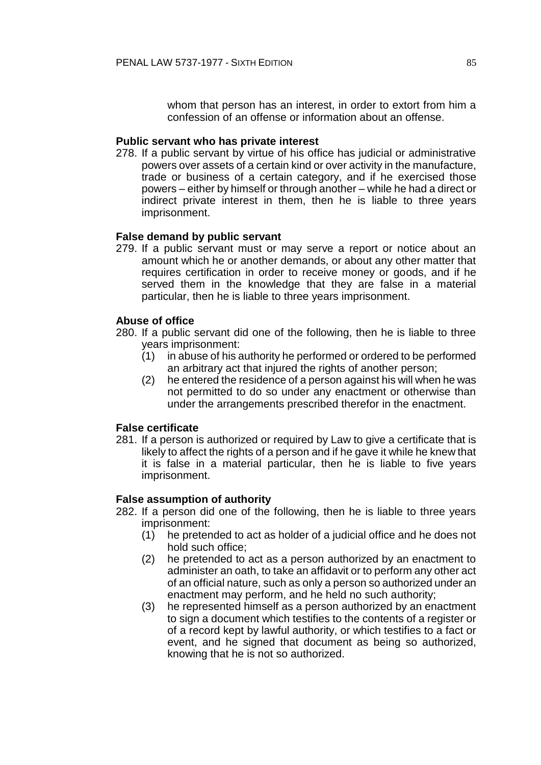whom that person has an interest, in order to extort from him a confession of an offense or information about an offense.

**Public servant who has private interest**

278. If a public servant by virtue of his office has judicial or administrative powers over assets of a certain kind or over activity in the manufacture, trade or business of a certain category, and if he exercised those powers – either by himself or through another – while he had a direct or indirect private interest in them, then he is liable to three years imprisonment.

**False demand by public servant**

279. If a public servant must or may serve a report or notice about an amount which he or another demands, or about any other matter that requires certification in order to receive money or goods, and if he served them in the knowledge that they are false in a material particular, then he is liable to three years imprisonment.

**Abuse of office**

280. If a public servant did one of the following, then he is liable to three years imprisonment:
   (1) in abuse of his authority he performed or ordered to be performed an arbitrary act that injured the rights of another person;
   (2) he entered the residence of a person against his will when he was not permitted to do so under any enactment or otherwise than under the arrangements prescribed therefor in the enactment.

**False certificate**

281. If a person is authorized or required by Law to give a certificate that is likely to affect the rights of a person and if he gave it while he knew that it is false in a material particular, then he is liable to five years imprisonment.

**False assumption of authority**

282. If a person did one of the following, then he is liable to three years imprisonment:
   (1) he pretended to act as holder of a judicial office and he does not hold such office;
   (2) he pretended to act as a person authorized by an enactment to administer an oath, to take an affidavit or to perform any other act of an official nature, such as only a person so authorized under an enactment may perform, and he held no such authority;
   (3) he represented himself as a person authorized by an enactment to sign a document which testifies to the contents of a register or of a record kept by lawful authority, or which testifies to a fact or event, and he signed that document as being so authorized, knowing that he is not so authorized.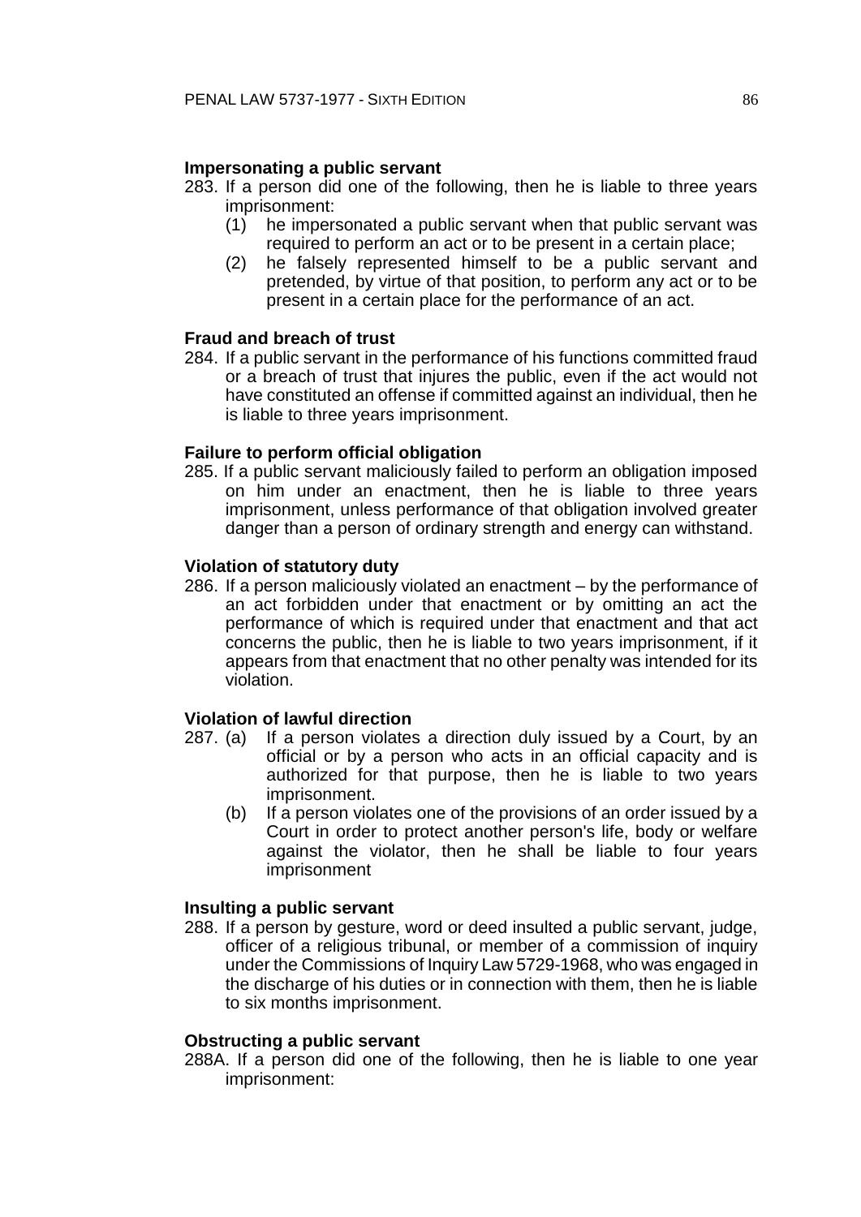**Impersonating a public servant**

283. If a person did one of the following, then he is liable to three years imprisonment:
   (1) he impersonated a public servant when that public servant was required to perform an act or to be present in a certain place;
   (2) he falsely represented himself to be a public servant and pretended, by virtue of that position, to perform any act or to be present in a certain place for the performance of an act.

**Fraud and breach of trust**

284. If a public servant in the performance of his functions committed fraud or a breach of trust that injures the public, even if the act would not have constituted an offense if committed against an individual, then he is liable to three years imprisonment.

**Failure to perform official obligation**

285. If a public servant maliciously failed to perform an obligation imposed on him under an enactment, then he is liable to three years imprisonment, unless performance of that obligation involved greater danger than a person of ordinary strength and energy can withstand.

**Violation of statutory duty**

286. If a person maliciously violated an enactment – by the performance of an act forbidden under that enactment or by omitting an act the performance of which is required under that enactment and that act concerns the public, then he is liable to two years imprisonment, if it appears from that enactment that no other penalty was intended for its violation.

**Violation of lawful direction**

287. (a) If a person violates a direction duly issued by a Court, by an official or by a person who acts in an official capacity and is authorized for that purpose, then he is liable to two years imprisonment.
   (b) If a person violates one of the provisions of an order issued by a Court in order to protect another person's life, body or welfare against the violator, then he shall be liable to four years imprisonment

**Insulting a public servant**

288. If a person by gesture, word or deed insulted a public servant, judge, officer of a religious tribunal, or member of a commission of inquiry under the Commissions of Inquiry Law 5729-1968, who was engaged in the discharge of his duties or in connection with them, then he is liable to six months imprisonment.

**Obstructing a public servant**

288A. If a person did one of the following, then he is liable to one year imprisonment: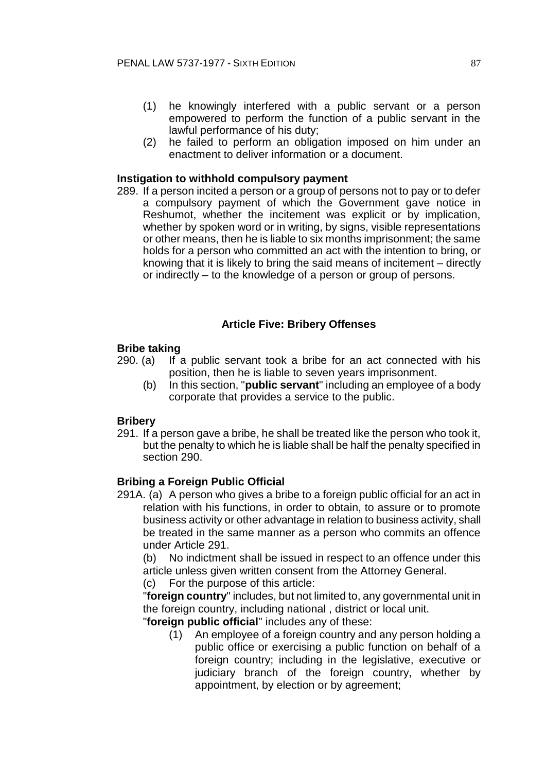(1) he knowingly interfered with a public servant or a person empowered to perform the function of a public servant in the lawful performance of his duty;

(2) he failed to perform an obligation imposed on him under an enactment to deliver information or a document.

**Instigation to withhold compulsory payment**

289. If a person incited a person or a group of persons not to pay or to defer a compulsory payment of which the Government gave notice in Reshumot, whether the incitement was explicit or by implication, whether by spoken word or in writing, by signs, visible representations or other means, then he is liable to six months imprisonment; the same holds for a person who committed an act with the intention to bring, or knowing that it is likely to bring the said means of incitement – directly or indirectly – to the knowledge of a person or group of persons.

## Article Five: Bribery Offenses

**Bribe taking**

290. (a) If a public servant took a bribe for an act connected with his position, then he is liable to seven years imprisonment.

(b) In this section, "**public servant**" including an employee of a body corporate that provides a service to the public.

**Bribery**

291. If a person gave a bribe, he shall be treated like the person who took it, but the penalty to which he is liable shall be half the penalty specified in section 290.

**Bribing a Foreign Public Official**

291A. (a) A person who gives a bribe to a foreign public official for an act in relation with his functions, in order to obtain, to assure or to promote business activity or other advantage in relation to business activity, shall be treated in the same manner as a person who commits an offence under Article 291.

(b) No indictment shall be issued in respect to an offence under this article unless given written consent from the Attorney General.

(c) For the purpose of this article:

"**foreign country**" includes, but not limited to, any governmental unit in the foreign country, including national , district or local unit.

"**foreign public official**" includes any of these:

(1) An employee of a foreign country and any person holding a public office or exercising a public function on behalf of a foreign country; including in the legislative, executive or judiciary branch of the foreign country, whether by appointment, by election or by agreement;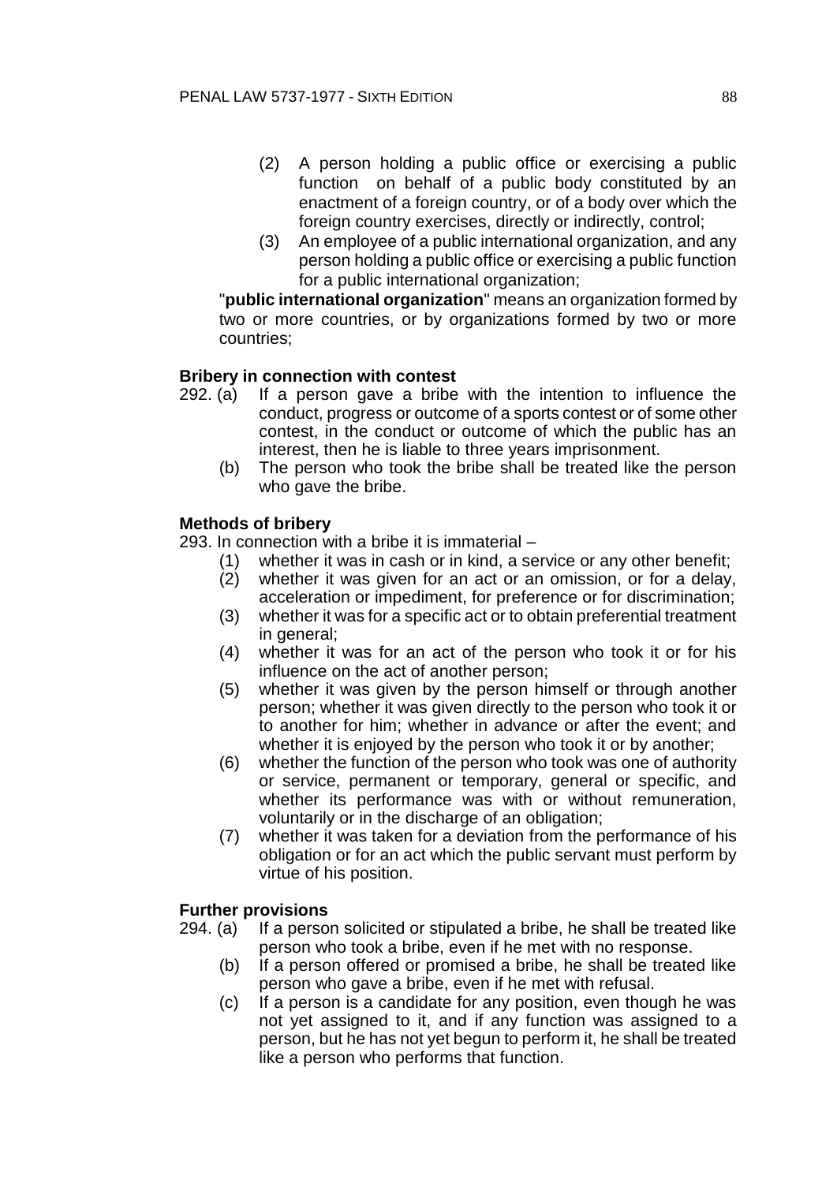(2) A person holding a public office or exercising a public function on behalf of a public body constituted by an enactment of a foreign country, or of a body over which the foreign country exercises, directly or indirectly, control;

(3) An employee of a public international organization, and any person holding a public office or exercising a public function for a public international organization;

"**public international organization**" means an organization formed by two or more countries, or by organizations formed by two or more countries;

**Bribery in connection with contest**

292. (a) If a person gave a bribe with the intention to influence the conduct, progress or outcome of a sports contest or of some other contest, in the conduct or outcome of which the public has an interest, then he is liable to three years imprisonment.

(b) The person who took the bribe shall be treated like the person who gave the bribe.

**Methods of bribery**

293. In connection with a bribe it is immaterial –

(1) whether it was in cash or in kind, a service or any other benefit;

(2) whether it was given for an act or an omission, or for a delay, acceleration or impediment, for preference or for discrimination;

(3) whether it was for a specific act or to obtain preferential treatment in general;

(4) whether it was for an act of the person who took it or for his influence on the act of another person;

(5) whether it was given by the person himself or through another person; whether it was given directly to the person who took it or to another for him; whether in advance or after the event; and whether it is enjoyed by the person who took it or by another;

(6) whether the function of the person who took was one of authority or service, permanent or temporary, general or specific, and whether its performance was with or without remuneration, voluntarily or in the discharge of an obligation;

(7) whether it was taken for a deviation from the performance of his obligation or for an act which the public servant must perform by virtue of his position.

**Further provisions**

294. (a) If a person solicited or stipulated a bribe, he shall be treated like person who took a bribe, even if he met with no response.

(b) If a person offered or promised a bribe, he shall be treated like person who gave a bribe, even if he met with refusal.

(c) If a person is a candidate for any position, even though he was not yet assigned to it, and if any function was assigned to a person, but he has not yet begun to perform it, he shall be treated like a person who performs that function.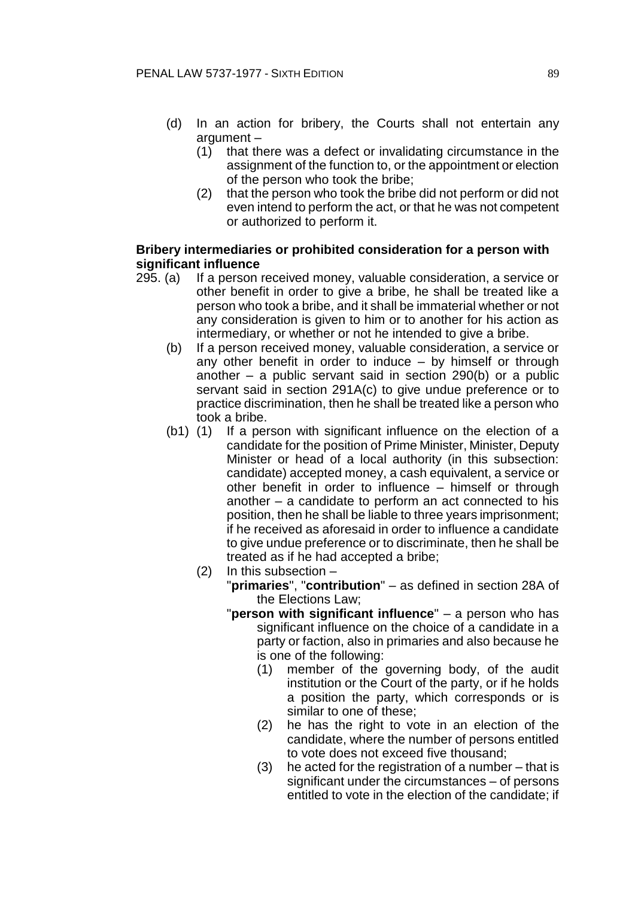(d) In an action for bribery, the Courts shall not entertain any argument –

(1) that there was a defect or invalidating circumstance in the assignment of the function to, or the appointment or election of the person who took the bribe;

(2) that the person who took the bribe did not perform or did not even intend to perform the act, or that he was not competent or authorized to perform it.

**Bribery intermediaries or prohibited consideration for a person with significant influence**

295. (a) If a person received money, valuable consideration, a service or other benefit in order to give a bribe, he shall be treated like a person who took a bribe, and it shall be immaterial whether or not any consideration is given to him or to another for his action as intermediary, or whether or not he intended to give a bribe.

(b) If a person received money, valuable consideration, a service or any other benefit in order to induce – by himself or through another – a public servant said in section 290(b) or a public servant said in section 291A(c) to give undue preference or to practice discrimination, then he shall be treated like a person who took a bribe.

(b1) (1) If a person with significant influence on the election of a candidate for the position of Prime Minister, Minister, Deputy Minister or head of a local authority (in this subsection: candidate) accepted money, a cash equivalent, a service or other benefit in order to influence – himself or through another – a candidate to perform an act connected to his position, then he shall be liable to three years imprisonment; if he received as aforesaid in order to influence a candidate to give undue preference or to discriminate, then he shall be treated as if he had accepted a bribe;

(2) In this subsection –

"**primaries**", "**contribution**" – as defined in section 28A of the Elections Law;

"**person with significant influence**" – a person who has significant influence on the choice of a candidate in a party or faction, also in primaries and also because he is one of the following:

(1) member of the governing body, of the audit institution or the Court of the party, or if he holds a position the party, which corresponds or is similar to one of these;

(2) he has the right to vote in an election of the candidate, where the number of persons entitled to vote does not exceed five thousand;

(3) he acted for the registration of a number – that is significant under the circumstances – of persons entitled to vote in the election of the candidate; if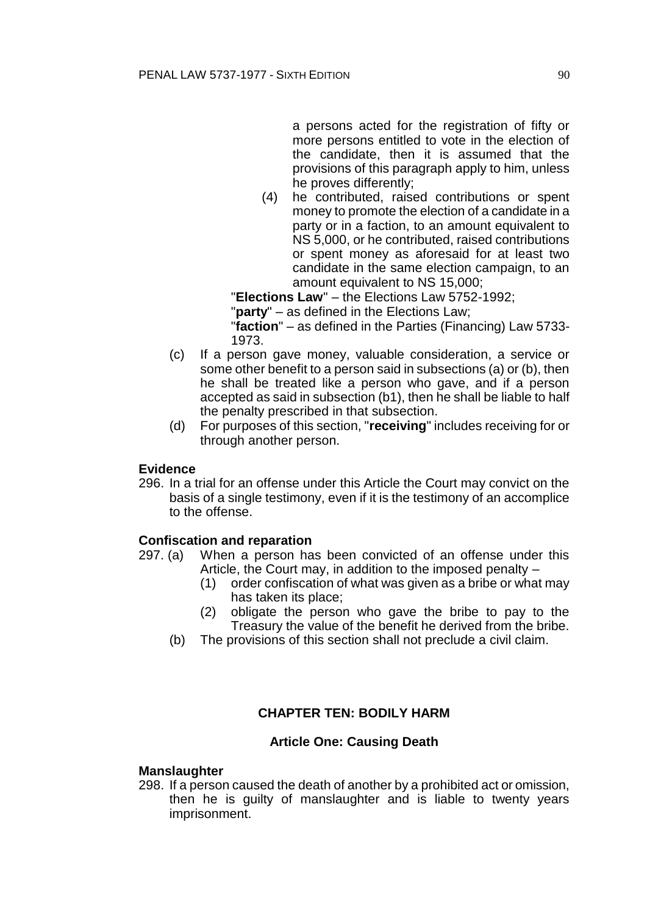a persons acted for the registration of fifty or more persons entitled to vote in the election of the candidate, then it is assumed that the provisions of this paragraph apply to him, unless he proves differently;

(4) he contributed, raised contributions or spent money to promote the election of a candidate in a party or in a faction, to an amount equivalent to NS 5,000, or he contributed, raised contributions or spent money as aforesaid for at least two candidate in the same election campaign, to an amount equivalent to NS 15,000;

"**Elections Law**" – the Elections Law 5752-1992;

"**party**" – as defined in the Elections Law;

"**faction**" – as defined in the Parties (Financing) Law 5733-1973.

(c) If a person gave money, valuable consideration, a service or some other benefit to a person said in subsections (a) or (b), then he shall be treated like a person who gave, and if a person accepted as said in subsection (b1), then he shall be liable to half the penalty prescribed in that subsection.

(d) For purposes of this section, "**receiving**" includes receiving for or through another person.

**Evidence**

296. In a trial for an offense under this Article the Court may convict on the basis of a single testimony, even if it is the testimony of an accomplice to the offense.

**Confiscation and reparation**

297. (a) When a person has been convicted of an offense under this Article, the Court may, in addition to the imposed penalty –

(1) order confiscation of what was given as a bribe or what may has taken its place;

(2) obligate the person who gave the bribe to pay to the Treasury the value of the benefit he derived from the bribe.

(b) The provisions of this section shall not preclude a civil claim.

## CHAPTER TEN: BODILY HARM

### Article One: Causing Death

**Manslaughter**

298. If a person caused the death of another by a prohibited act or omission, then he is guilty of manslaughter and is liable to twenty years imprisonment.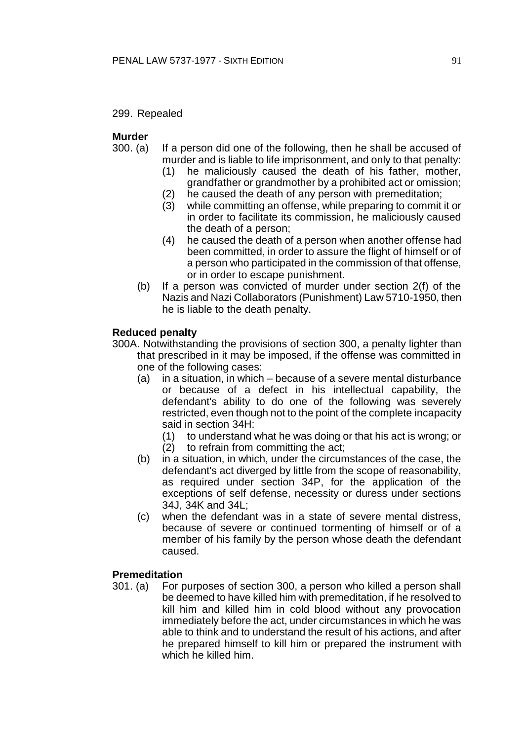299. Repealed

**Murder**

300. (a) If a person did one of the following, then he shall be accused of murder and is liable to life imprisonment, and only to that penalty:
   - (1) he maliciously caused the death of his father, mother, grandfather or grandmother by a prohibited act or omission;
   - (2) he caused the death of any person with premeditation;
   - (3) while committing an offense, while preparing to commit it or in order to facilitate its commission, he maliciously caused the death of a person;
   - (4) he caused the death of a person when another offense had been committed, in order to assure the flight of himself or of a person who participated in the commission of that offense, or in order to escape punishment.

   (b) If a person was convicted of murder under section 2(f) of the Nazis and Nazi Collaborators (Punishment) Law 5710-1950, then he is liable to the death penalty.

**Reduced penalty**

300A. Notwithstanding the provisions of section 300, a penalty lighter than that prescribed in it may be imposed, if the offense was committed in one of the following cases:
   - (a) in a situation, in which – because of a severe mental disturbance or because of a defect in his intellectual capability, the defendant's ability to do one of the following was severely restricted, even though not to the point of the complete incapacity said in section 34H:
     - (1) to understand what he was doing or that his act is wrong; or
     - (2) to refrain from committing the act;
   - (b) in a situation, in which, under the circumstances of the case, the defendant's act diverged by little from the scope of reasonability, as required under section 34P, for the application of the exceptions of self defense, necessity or duress under sections 34J, 34K and 34L;
   - (c) when the defendant was in a state of severe mental distress, because of severe or continued tormenting of himself or of a member of his family by the person whose death the defendant caused.

**Premeditation**

301. (a) For purposes of section 300, a person who killed a person shall be deemed to have killed him with premeditation, if he resolved to kill him and killed him in cold blood without any provocation immediately before the act, under circumstances in which he was able to think and to understand the result of his actions, and after he prepared himself to kill him or prepared the instrument with which he killed him.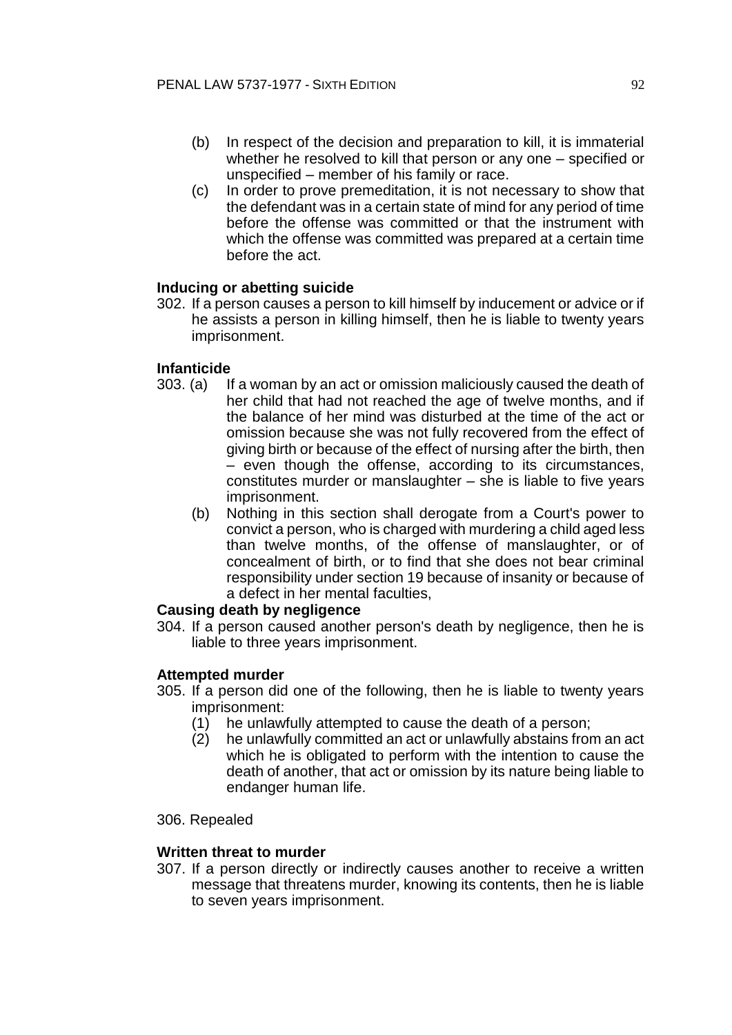(b) In respect of the decision and preparation to kill, it is immaterial whether he resolved to kill that person or any one – specified or unspecified – member of his family or race.

(c) In order to prove premeditation, it is not necessary to show that the defendant was in a certain state of mind for any period of time before the offense was committed or that the instrument with which the offense was committed was prepared at a certain time before the act.

**Inducing or abetting suicide**

302. If a person causes a person to kill himself by inducement or advice or if he assists a person in killing himself, then he is liable to twenty years imprisonment.

**Infanticide**

303. (a) If a woman by an act or omission maliciously caused the death of her child that had not reached the age of twelve months, and if the balance of her mind was disturbed at the time of the act or omission because she was not fully recovered from the effect of giving birth or because of the effect of nursing after the birth, then – even though the offense, according to its circumstances, constitutes murder or manslaughter – she is liable to five years imprisonment.

(b) Nothing in this section shall derogate from a Court's power to convict a person, who is charged with murdering a child aged less than twelve months, of the offense of manslaughter, or of concealment of birth, or to find that she does not bear criminal responsibility under section 19 because of insanity or because of a defect in her mental faculties,

**Causing death by negligence**

304. If a person caused another person's death by negligence, then he is liable to three years imprisonment.

**Attempted murder**

305. If a person did one of the following, then he is liable to twenty years imprisonment:

(1) he unlawfully attempted to cause the death of a person;

(2) he unlawfully committed an act or unlawfully abstains from an act which he is obligated to perform with the intention to cause the death of another, that act or omission by its nature being liable to endanger human life.

306. Repealed

**Written threat to murder**

307. If a person directly or indirectly causes another to receive a written message that threatens murder, knowing its contents, then he is liable to seven years imprisonment.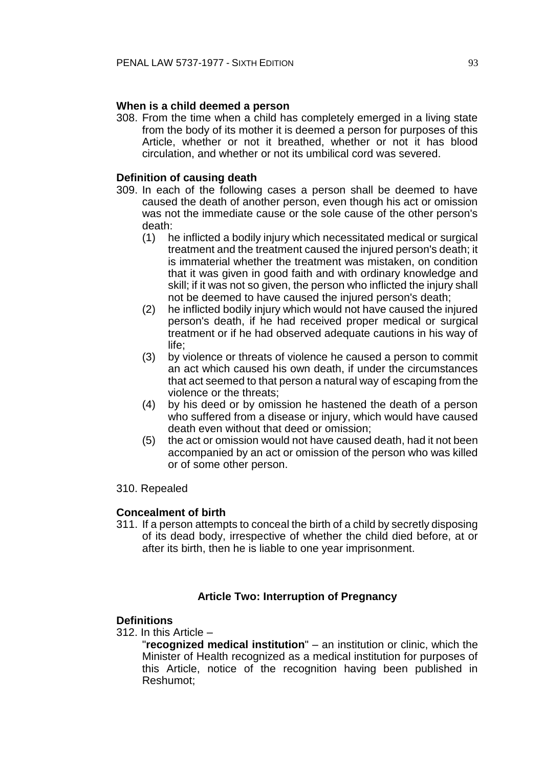**When is a child deemed a person**

308. From the time when a child has completely emerged in a living state from the body of its mother it is deemed a person for purposes of this Article, whether or not it breathed, whether or not it has blood circulation, and whether or not its umbilical cord was severed.

**Definition of causing death**

309. In each of the following cases a person shall be deemed to have caused the death of another person, even though his act or omission was not the immediate cause or the sole cause of the other person's death:
   (1) he inflicted a bodily injury which necessitated medical or surgical treatment and the treatment caused the injured person's death; it is immaterial whether the treatment was mistaken, on condition that it was given in good faith and with ordinary knowledge and skill; if it was not so given, the person who inflicted the injury shall not be deemed to have caused the injured person's death;
   (2) he inflicted bodily injury which would not have caused the injured person's death, if he had received proper medical or surgical treatment or if he had observed adequate cautions in his way of life;
   (3) by violence or threats of violence he caused a person to commit an act which caused his own death, if under the circumstances that act seemed to that person a natural way of escaping from the violence or the threats;
   (4) by his deed or by omission he hastened the death of a person who suffered from a disease or injury, which would have caused death even without that deed or omission;
   (5) the act or omission would not have caused death, had it not been accompanied by an act or omission of the person who was killed or of some other person.

310. Repealed

**Concealment of birth**

311. If a person attempts to conceal the birth of a child by secretly disposing of its dead body, irrespective of whether the child died before, at or after its birth, then he is liable to one year imprisonment.

## Article Two: Interruption of Pregnancy

**Definitions**

312. In this Article –

"**recognized medical institution**" – an institution or clinic, which the Minister of Health recognized as a medical institution for purposes of this Article, notice of the recognition having been published in Reshumot;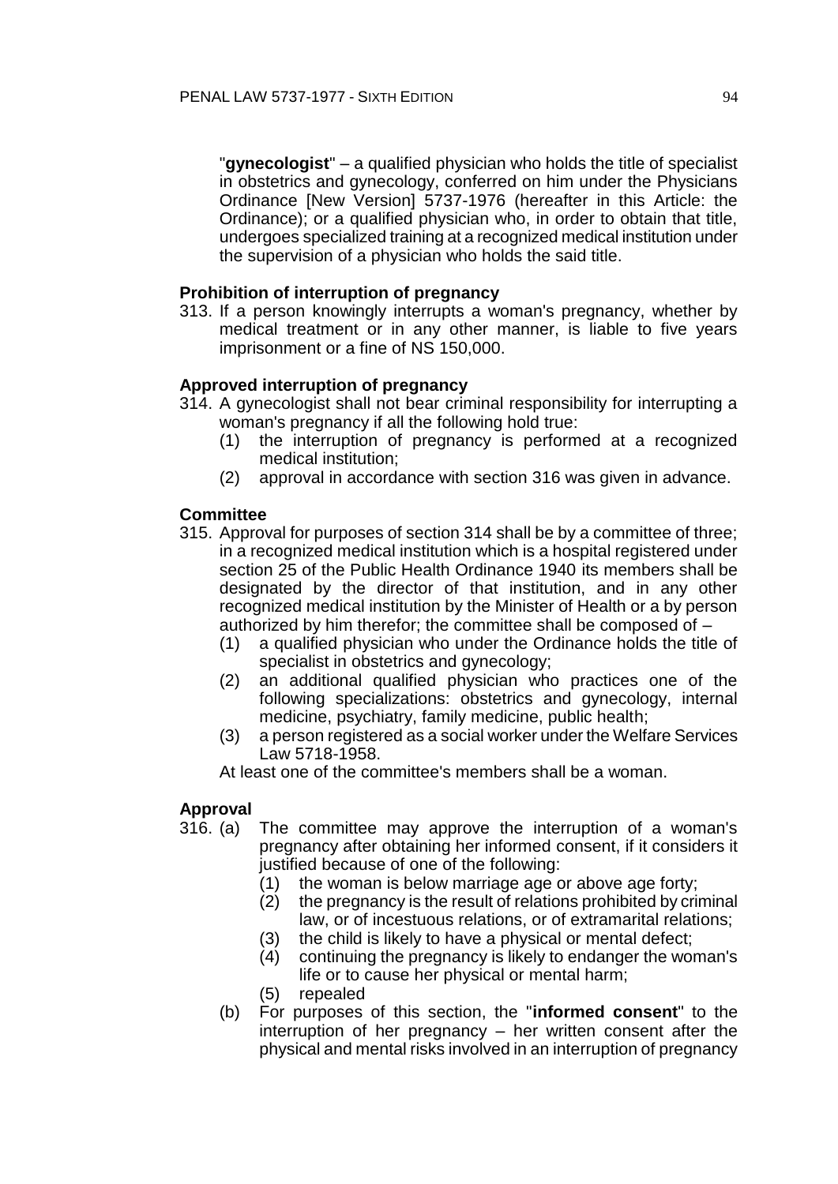"**gynecologist**" – a qualified physician who holds the title of specialist in obstetrics and gynecology, conferred on him under the Physicians Ordinance [New Version] 5737-1976 (hereafter in this Article: the Ordinance); or a qualified physician who, in order to obtain that title, undergoes specialized training at a recognized medical institution under the supervision of a physician who holds the said title.

**Prohibition of interruption of pregnancy**

313. If a person knowingly interrupts a woman's pregnancy, whether by medical treatment or in any other manner, is liable to five years imprisonment or a fine of NS 150,000.

**Approved interruption of pregnancy**

314. A gynecologist shall not bear criminal responsibility for interrupting a woman's pregnancy if all the following hold true:
   (1) the interruption of pregnancy is performed at a recognized medical institution;
   (2) approval in accordance with section 316 was given in advance.

**Committee**

315. Approval for purposes of section 314 shall be by a committee of three; in a recognized medical institution which is a hospital registered under section 25 of the Public Health Ordinance 1940 its members shall be designated by the director of that institution, and in any other recognized medical institution by the Minister of Health or a by person authorized by him therefor; the committee shall be composed of –
   (1) a qualified physician who under the Ordinance holds the title of specialist in obstetrics and gynecology;
   (2) an additional qualified physician who practices one of the following specializations: obstetrics and gynecology, internal medicine, psychiatry, family medicine, public health;
   (3) a person registered as a social worker under the Welfare Services Law 5718-1958.

   At least one of the committee's members shall be a woman.

**Approval**

316. (a) The committee may approve the interruption of a woman's pregnancy after obtaining her informed consent, if it considers it justified because of one of the following:
      (1) the woman is below marriage age or above age forty;
      (2) the pregnancy is the result of relations prohibited by criminal law, or of incestuous relations, or of extramarital relations;
      (3) the child is likely to have a physical or mental defect;
      (4) continuing the pregnancy is likely to endanger the woman's life or to cause her physical or mental harm;
      (5) repealed

   (b) For purposes of this section, the "**informed consent**" to the interruption of her pregnancy – her written consent after the physical and mental risks involved in an interruption of pregnancy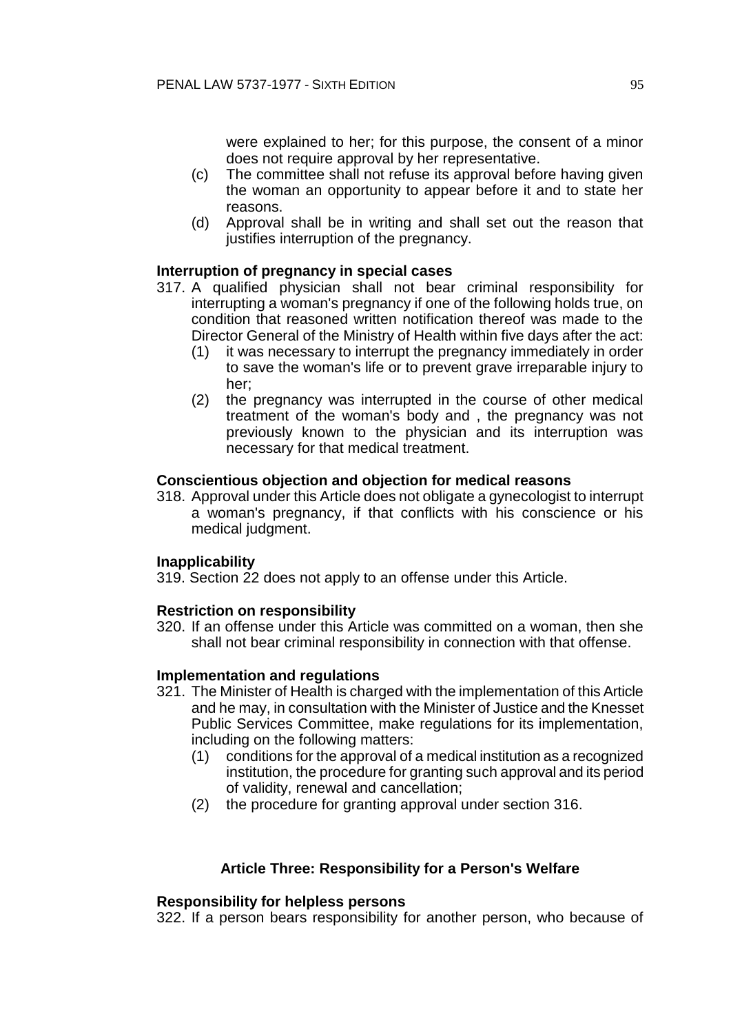were explained to her; for this purpose, the consent of a minor does not require approval by her representative.

(c) The committee shall not refuse its approval before having given the woman an opportunity to appear before it and to state her reasons.

(d) Approval shall be in writing and shall set out the reason that justifies interruption of the pregnancy.

**Interruption of pregnancy in special cases**

317. A qualified physician shall not bear criminal responsibility for interrupting a woman's pregnancy if one of the following holds true, on condition that reasoned written notification thereof was made to the Director General of the Ministry of Health within five days after the act:

(1) it was necessary to interrupt the pregnancy immediately in order to save the woman's life or to prevent grave irreparable injury to her;

(2) the pregnancy was interrupted in the course of other medical treatment of the woman's body and , the pregnancy was not previously known to the physician and its interruption was necessary for that medical treatment.

**Conscientious objection and objection for medical reasons**

318. Approval under this Article does not obligate a gynecologist to interrupt a woman's pregnancy, if that conflicts with his conscience or his medical judgment.

**Inapplicability**

319. Section 22 does not apply to an offense under this Article.

**Restriction on responsibility**

320. If an offense under this Article was committed on a woman, then she shall not bear criminal responsibility in connection with that offense.

**Implementation and regulations**

321. The Minister of Health is charged with the implementation of this Article and he may, in consultation with the Minister of Justice and the Knesset Public Services Committee, make regulations for its implementation, including on the following matters:

(1) conditions for the approval of a medical institution as a recognized institution, the procedure for granting such approval and its period of validity, renewal and cancellation;

(2) the procedure for granting approval under section 316.

## Article Three: Responsibility for a Person's Welfare

**Responsibility for helpless persons**

322. If a person bears responsibility for another person, who because of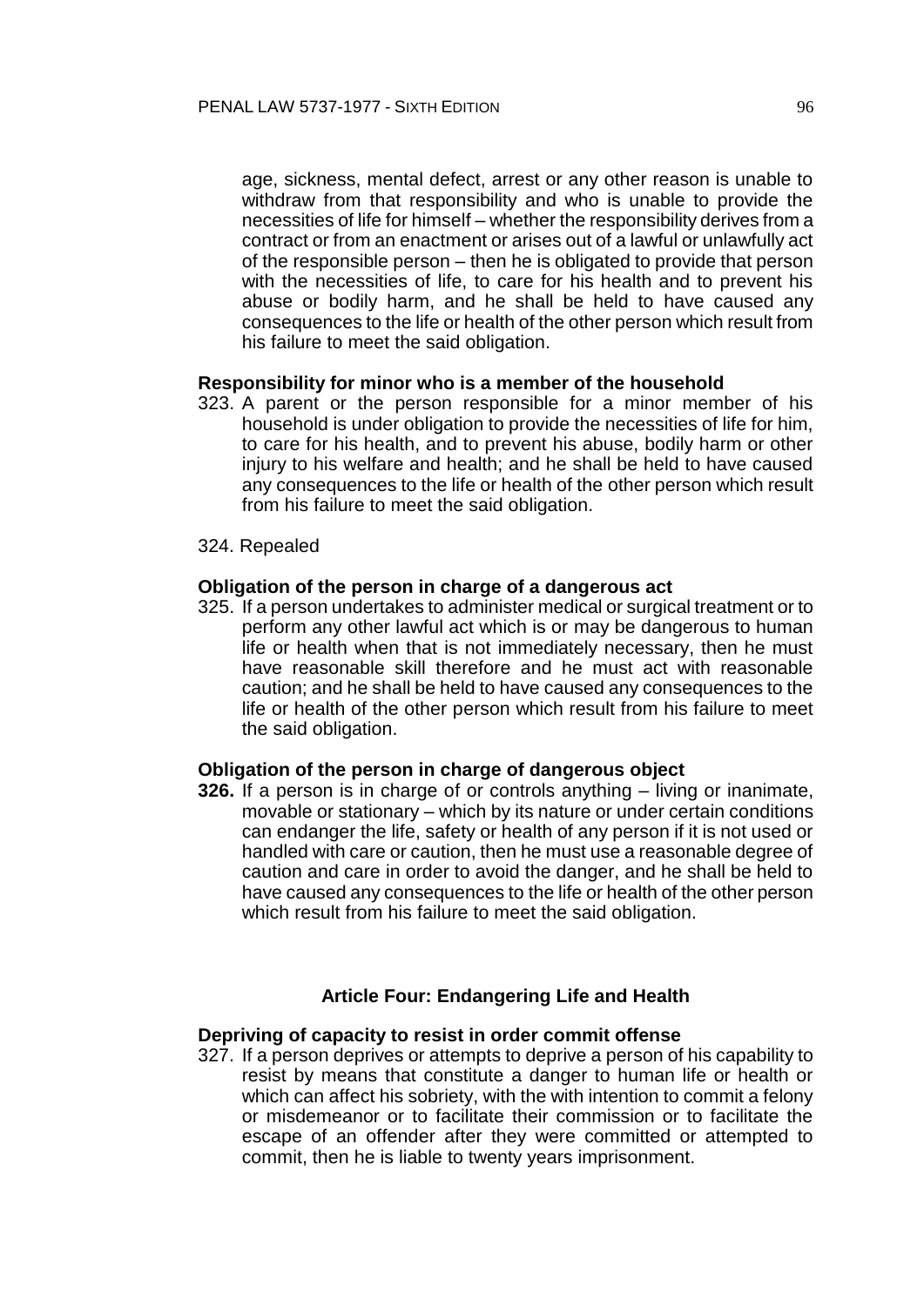age, sickness, mental defect, arrest or any other reason is unable to withdraw from that responsibility and who is unable to provide the necessities of life for himself – whether the responsibility derives from a contract or from an enactment or arises out of a lawful or unlawfully act of the responsible person – then he is obligated to provide that person with the necessities of life, to care for his health and to prevent his abuse or bodily harm, and he shall be held to have caused any consequences to the life or health of the other person which result from his failure to meet the said obligation.

**Responsibility for minor who is a member of the household**

323. A parent or the person responsible for a minor member of his household is under obligation to provide the necessities of life for him, to care for his health, and to prevent his abuse, bodily harm or other injury to his welfare and health; and he shall be held to have caused any consequences to the life or health of the other person which result from his failure to meet the said obligation.

324. Repealed

**Obligation of the person in charge of a dangerous act**

325. If a person undertakes to administer medical or surgical treatment or to perform any other lawful act which is or may be dangerous to human life or health when that is not immediately necessary, then he must have reasonable skill therefore and he must act with reasonable caution; and he shall be held to have caused any consequences to the life or health of the other person which result from his failure to meet the said obligation.

**Obligation of the person in charge of dangerous object**

**326.** If a person is in charge of or controls anything – living or inanimate, movable or stationary – which by its nature or under certain conditions can endanger the life, safety or health of any person if it is not used or handled with care or caution, then he must use a reasonable degree of caution and care in order to avoid the danger, and he shall be held to have caused any consequences to the life or health of the other person which result from his failure to meet the said obligation.

## Article Four: Endangering Life and Health

**Depriving of capacity to resist in order commit offense**

327. If a person deprives or attempts to deprive a person of his capability to resist by means that constitute a danger to human life or health or which can affect his sobriety, with the with intention to commit a felony or misdemeanor or to facilitate their commission or to facilitate the escape of an offender after they were committed or attempted to commit, then he is liable to twenty years imprisonment.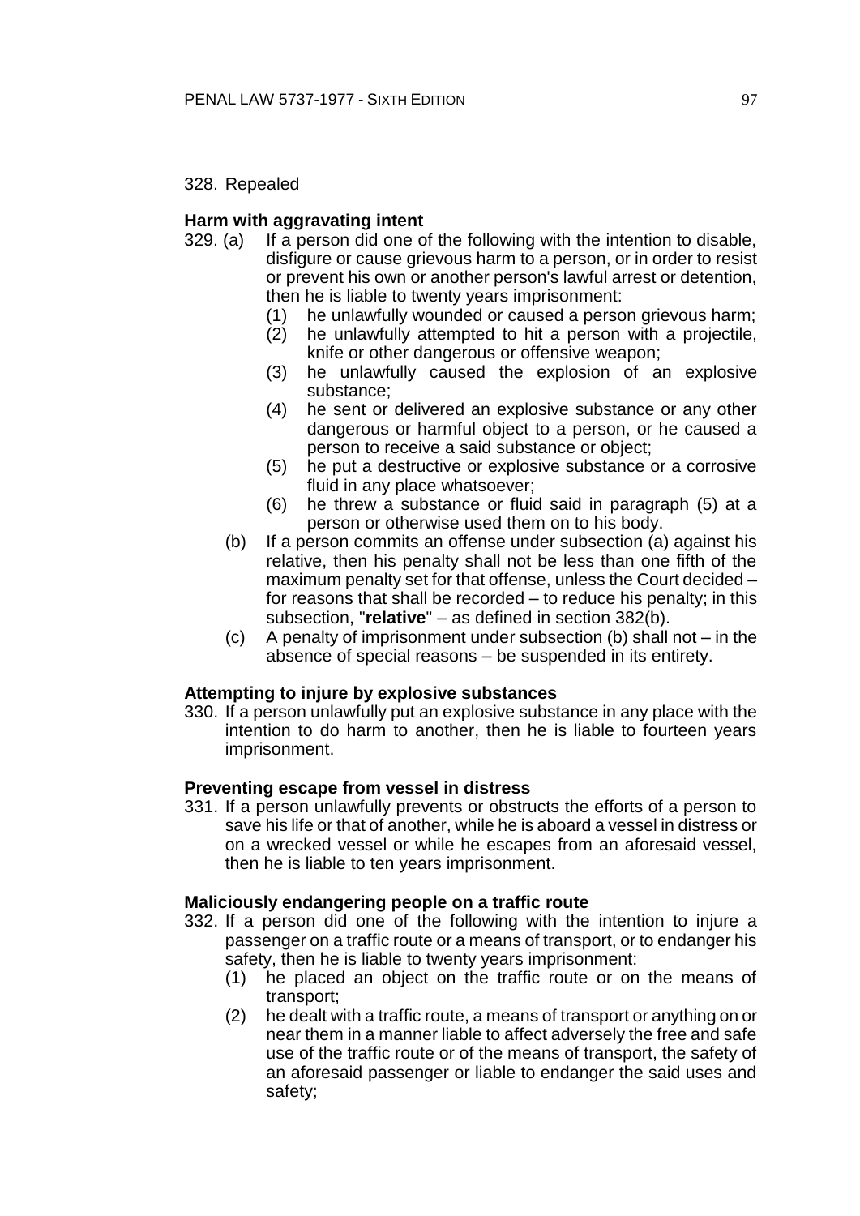328. Repealed

**Harm with aggravating intent**

329. (a) If a person did one of the following with the intention to disable, disfigure or cause grievous harm to a person, or in order to resist or prevent his own or another person's lawful arrest or detention, then he is liable to twenty years imprisonment:

   (1) he unlawfully wounded or caused a person grievous harm;
   (2) he unlawfully attempted to hit a person with a projectile, knife or other dangerous or offensive weapon;
   (3) he unlawfully caused the explosion of an explosive substance;
   (4) he sent or delivered an explosive substance or any other dangerous or harmful object to a person, or he caused a person to receive a said substance or object;
   (5) he put a destructive or explosive substance or a corrosive fluid in any place whatsoever;
   (6) he threw a substance or fluid said in paragraph (5) at a person or otherwise used them on to his body.

(b) If a person commits an offense under subsection (a) against his relative, then his penalty shall not be less than one fifth of the maximum penalty set for that offense, unless the Court decided – for reasons that shall be recorded – to reduce his penalty; in this subsection, "**relative**" – as defined in section 382(b).

(c) A penalty of imprisonment under subsection (b) shall not – in the absence of special reasons – be suspended in its entirety.

**Attempting to injure by explosive substances**

330. If a person unlawfully put an explosive substance in any place with the intention to do harm to another, then he is liable to fourteen years imprisonment.

**Preventing escape from vessel in distress**

331. If a person unlawfully prevents or obstructs the efforts of a person to save his life or that of another, while he is aboard a vessel in distress or on a wrecked vessel or while he escapes from an aforesaid vessel, then he is liable to ten years imprisonment.

**Maliciously endangering people on a traffic route**

332. If a person did one of the following with the intention to injure a passenger on a traffic route or a means of transport, or to endanger his safety, then he is liable to twenty years imprisonment:

   (1) he placed an object on the traffic route or on the means of transport;
   (2) he dealt with a traffic route, a means of transport or anything on or near them in a manner liable to affect adversely the free and safe use of the traffic route or of the means of transport, the safety of an aforesaid passenger or liable to endanger the said uses and safety;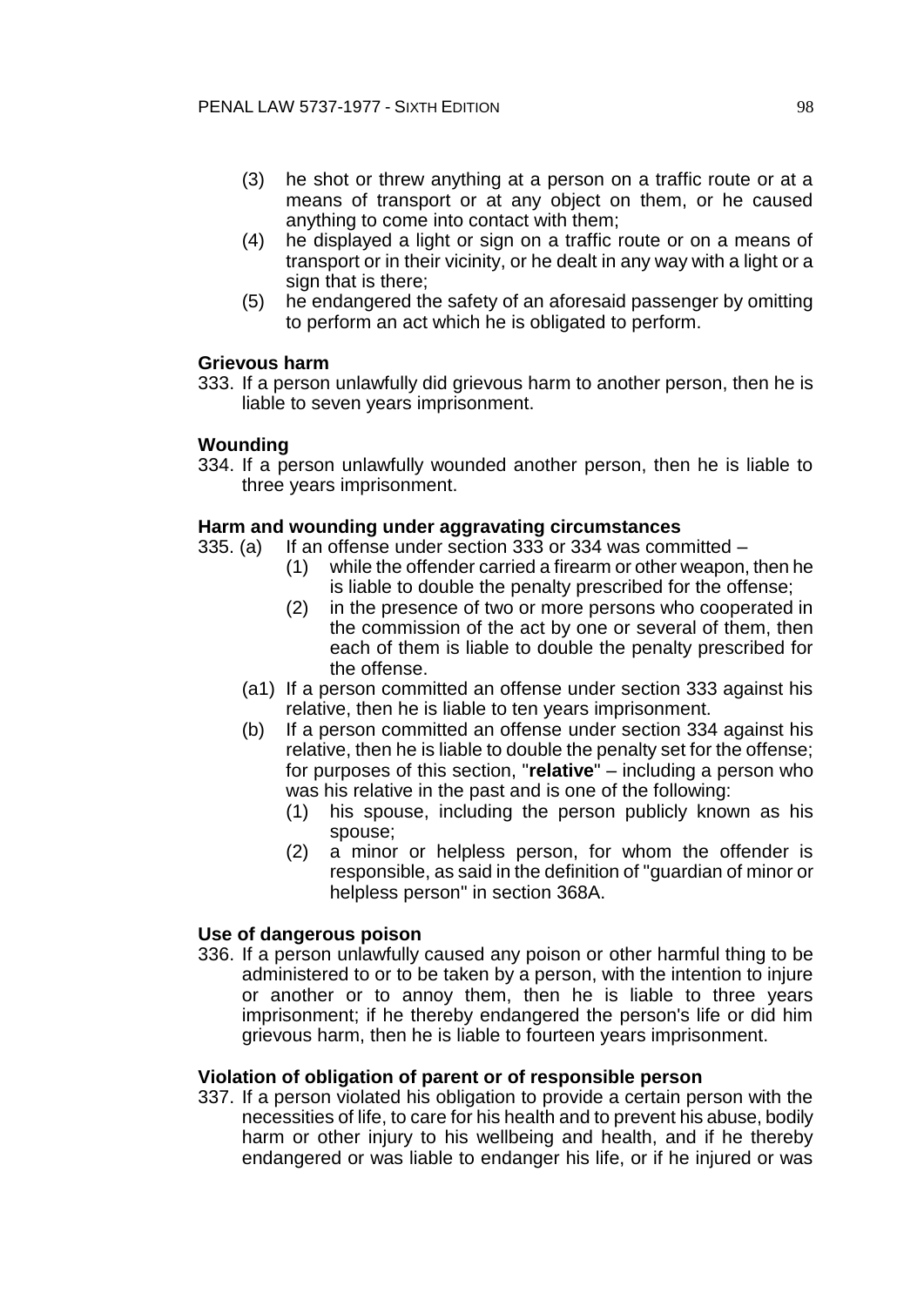(3) he shot or threw anything at a person on a traffic route or at a means of transport or at any object on them, or he caused anything to come into contact with them;

(4) he displayed a light or sign on a traffic route or on a means of transport or in their vicinity, or he dealt in any way with a light or a sign that is there;

(5) he endangered the safety of an aforesaid passenger by omitting to perform an act which he is obligated to perform.

**Grievous harm**

333. If a person unlawfully did grievous harm to another person, then he is liable to seven years imprisonment.

**Wounding**

334. If a person unlawfully wounded another person, then he is liable to three years imprisonment.

**Harm and wounding under aggravating circumstances**

335. (a) If an offense under section 333 or 334 was committed –

(1) while the offender carried a firearm or other weapon, then he is liable to double the penalty prescribed for the offense;

(2) in the presence of two or more persons who cooperated in the commission of the act by one or several of them, then each of them is liable to double the penalty prescribed for the offense.

(a1) If a person committed an offense under section 333 against his relative, then he is liable to ten years imprisonment.

(b) If a person committed an offense under section 334 against his relative, then he is liable to double the penalty set for the offense; for purposes of this section, "**relative**" – including a person who was his relative in the past and is one of the following:

(1) his spouse, including the person publicly known as his spouse;

(2) a minor or helpless person, for whom the offender is responsible, as said in the definition of "guardian of minor or helpless person" in section 368A.

**Use of dangerous poison**

336. If a person unlawfully caused any poison or other harmful thing to be administered to or to be taken by a person, with the intention to injure or another or to annoy them, then he is liable to three years imprisonment; if he thereby endangered the person's life or did him grievous harm, then he is liable to fourteen years imprisonment.

**Violation of obligation of parent or of responsible person**

337. If a person violated his obligation to provide a certain person with the necessities of life, to care for his health and to prevent his abuse, bodily harm or other injury to his wellbeing and health, and if he thereby endangered or was liable to endanger his life, or if he injured or was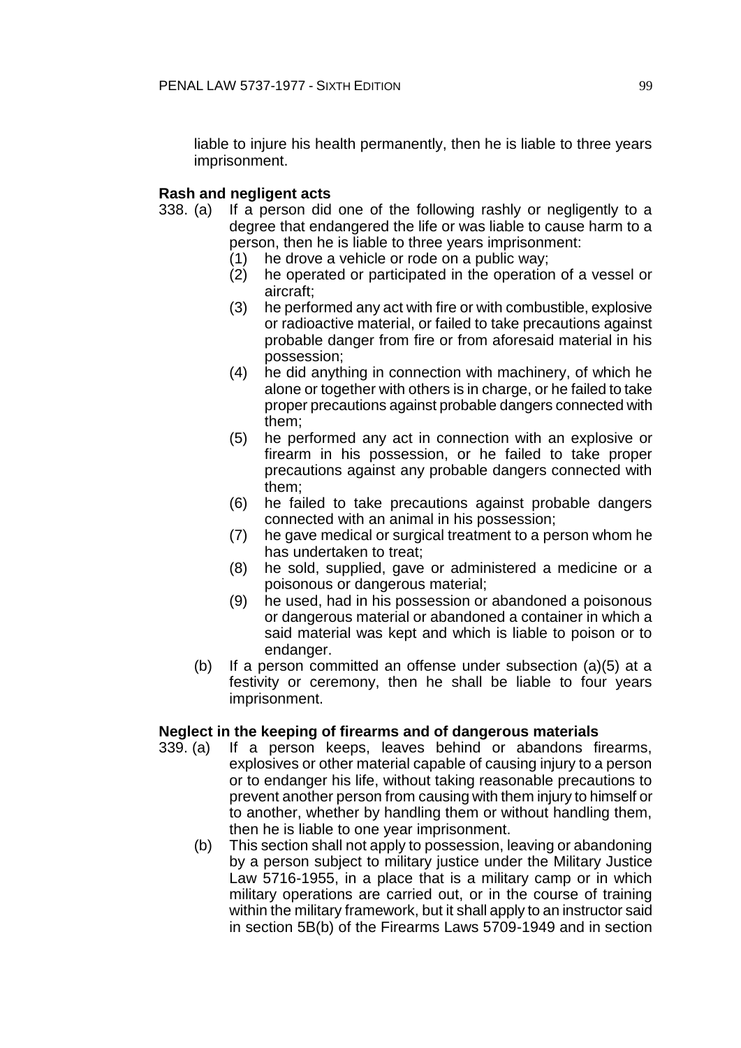liable to injure his health permanently, then he is liable to three years imprisonment.

**Rash and negligent acts**

338. (a) If a person did one of the following rashly or negligently to a degree that endangered the life or was liable to cause harm to a person, then he is liable to three years imprisonment:

(1) he drove a vehicle or rode on a public way;

(2) he operated or participated in the operation of a vessel or aircraft;

(3) he performed any act with fire or with combustible, explosive or radioactive material, or failed to take precautions against probable danger from fire or from aforesaid material in his possession;

(4) he did anything in connection with machinery, of which he alone or together with others is in charge, or he failed to take proper precautions against probable dangers connected with them;

(5) he performed any act in connection with an explosive or firearm in his possession, or he failed to take proper precautions against any probable dangers connected with them;

(6) he failed to take precautions against probable dangers connected with an animal in his possession;

(7) he gave medical or surgical treatment to a person whom he has undertaken to treat;

(8) he sold, supplied, gave or administered a medicine or a poisonous or dangerous material;

(9) he used, had in his possession or abandoned a poisonous or dangerous material or abandoned a container in which a said material was kept and which is liable to poison or to endanger.

(b) If a person committed an offense under subsection (a)(5) at a festivity or ceremony, then he shall be liable to four years imprisonment.

**Neglect in the keeping of firearms and of dangerous materials**

339. (a) If a person keeps, leaves behind or abandons firearms, explosives or other material capable of causing injury to a person or to endanger his life, without taking reasonable precautions to prevent another person from causing with them injury to himself or to another, whether by handling them or without handling them, then he is liable to one year imprisonment.

(b) This section shall not apply to possession, leaving or abandoning by a person subject to military justice under the Military Justice Law 5716-1955, in a place that is a military camp or in which military operations are carried out, or in the course of training within the military framework, but it shall apply to an instructor said in section 5B(b) of the Firearms Laws 5709-1949 and in section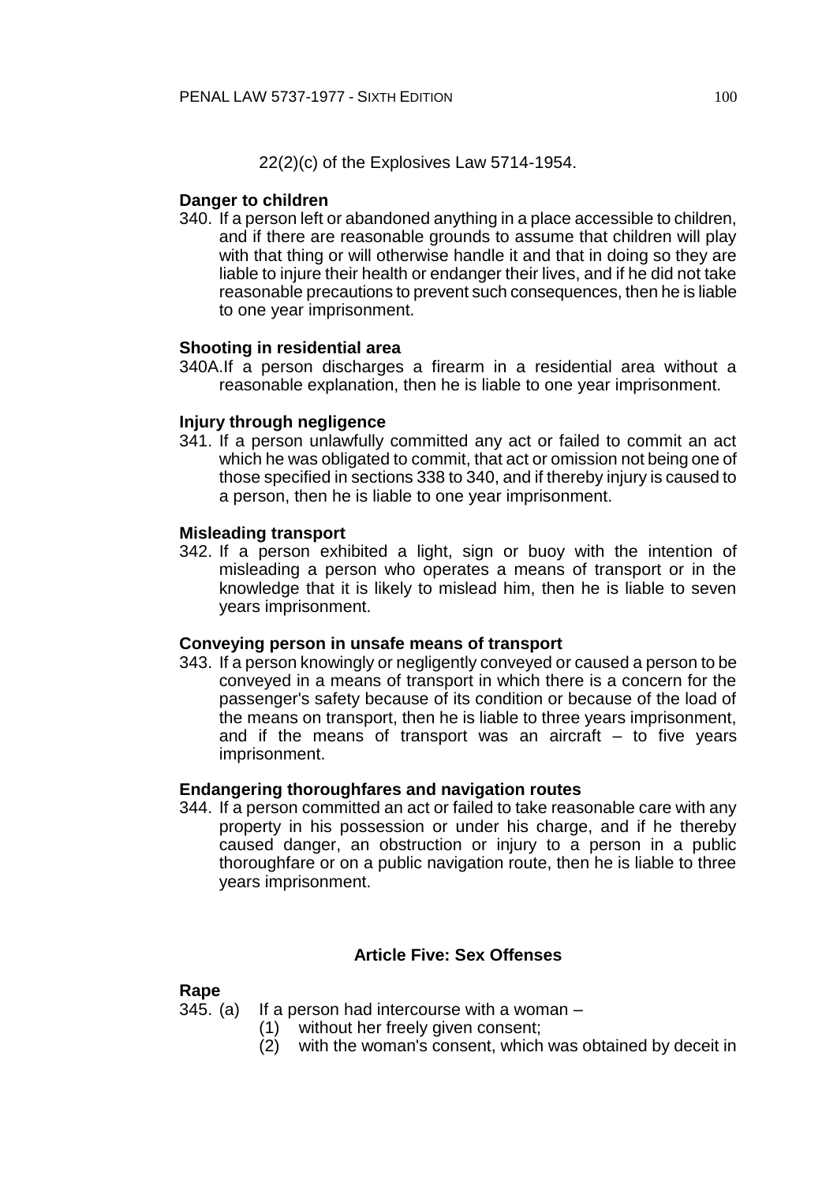22(2)(c) of the Explosives Law 5714-1954.

**Danger to children**

340. If a person left or abandoned anything in a place accessible to children, and if there are reasonable grounds to assume that children will play with that thing or will otherwise handle it and that in doing so they are liable to injure their health or endanger their lives, and if he did not take reasonable precautions to prevent such consequences, then he is liable to one year imprisonment.

**Shooting in residential area**

340A. If a person discharges a firearm in a residential area without a reasonable explanation, then he is liable to one year imprisonment.

**Injury through negligence**

341. If a person unlawfully committed any act or failed to commit an act which he was obligated to commit, that act or omission not being one of those specified in sections 338 to 340, and if thereby injury is caused to a person, then he is liable to one year imprisonment.

**Misleading transport**

342. If a person exhibited a light, sign or buoy with the intention of misleading a person who operates a means of transport or in the knowledge that it is likely to mislead him, then he is liable to seven years imprisonment.

**Conveying person in unsafe means of transport**

343. If a person knowingly or negligently conveyed or caused a person to be conveyed in a means of transport in which there is a concern for the passenger's safety because of its condition or because of the load of the means on transport, then he is liable to three years imprisonment, and if the means of transport was an aircraft – to five years imprisonment.

**Endangering thoroughfares and navigation routes**

344. If a person committed an act or failed to take reasonable care with any property in his possession or under his charge, and if he thereby caused danger, an obstruction or injury to a person in a public thoroughfare or on a public navigation route, then he is liable to three years imprisonment.

## Article Five: Sex Offenses

**Rape**

345. (a) If a person had intercourse with a woman –
   (1) without her freely given consent;
   (2) with the woman's consent, which was obtained by deceit in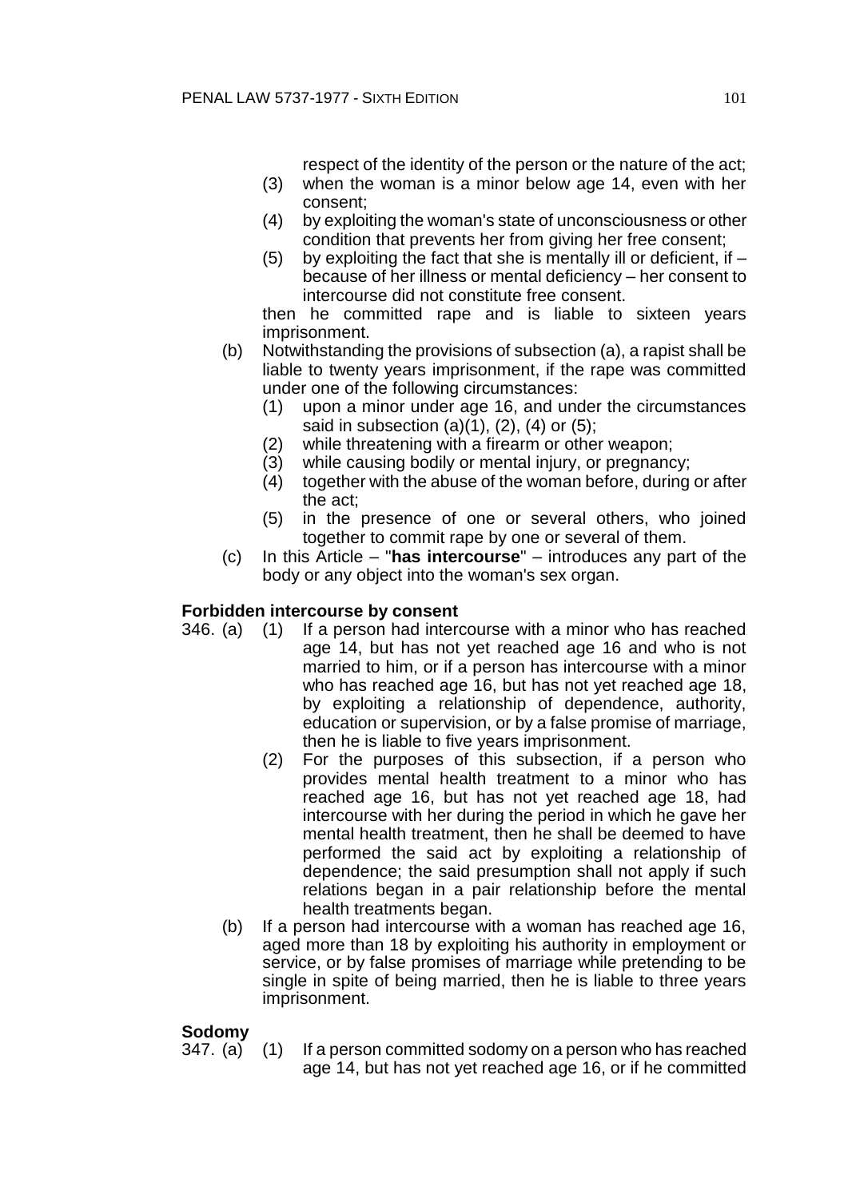respect of the identity of the person or the nature of the act;

(3) when the woman is a minor below age 14, even with her consent;

(4) by exploiting the woman's state of unconsciousness or other condition that prevents her from giving her free consent;

(5) by exploiting the fact that she is mentally ill or deficient, if – because of her illness or mental deficiency – her consent to intercourse did not constitute free consent.

then he committed rape and is liable to sixteen years imprisonment.

(b) Notwithstanding the provisions of subsection (a), a rapist shall be liable to twenty years imprisonment, if the rape was committed under one of the following circumstances:

(1) upon a minor under age 16, and under the circumstances said in subsection (a)(1), (2), (4) or (5);

(2) while threatening with a firearm or other weapon;

(3) while causing bodily or mental injury, or pregnancy;

(4) together with the abuse of the woman before, during or after the act;

(5) in the presence of one or several others, who joined together to commit rape by one or several of them.

(c) In this Article – "**has intercourse**" – introduces any part of the body or any object into the woman's sex organ.

**Forbidden intercourse by consent**

346. (a) (1) If a person had intercourse with a minor who has reached age 14, but has not yet reached age 16 and who is not married to him, or if a person has intercourse with a minor who has reached age 16, but has not yet reached age 18, by exploiting a relationship of dependence, authority, education or supervision, or by a false promise of marriage, then he is liable to five years imprisonment.

(2) For the purposes of this subsection, if a person who provides mental health treatment to a minor who has reached age 16, but has not yet reached age 18, had intercourse with her during the period in which he gave her mental health treatment, then he shall be deemed to have performed the said act by exploiting a relationship of dependence; the said presumption shall not apply if such relations began in a pair relationship before the mental health treatments began.

(b) If a person had intercourse with a woman has reached age 16, aged more than 18 by exploiting his authority in employment or service, or by false promises of marriage while pretending to be single in spite of being married, then he is liable to three years imprisonment.

**Sodomy**

347. (a) (1) If a person committed sodomy on a person who has reached age 14, but has not yet reached age 16, or if he committed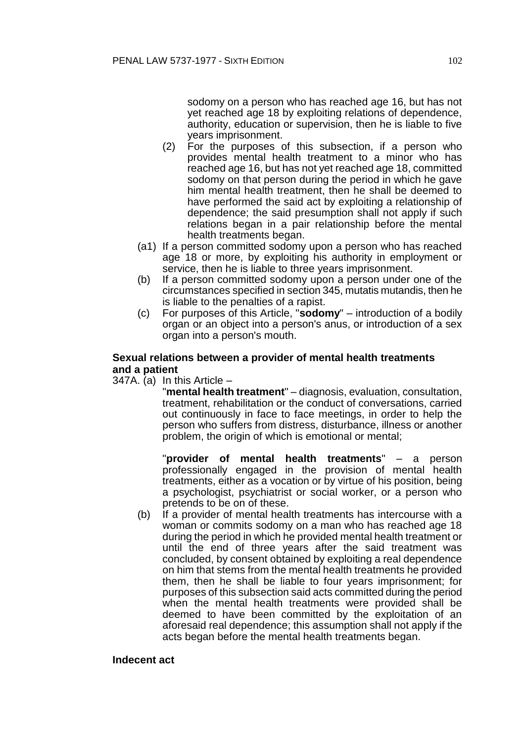sodomy on a person who has reached age 16, but has not yet reached age 18 by exploiting relations of dependence, authority, education or supervision, then he is liable to five years imprisonment.

(2) For the purposes of this subsection, if a person who provides mental health treatment to a minor who has reached age 16, but has not yet reached age 18, committed sodomy on that person during the period in which he gave him mental health treatment, then he shall be deemed to have performed the said act by exploiting a relationship of dependence; the said presumption shall not apply if such relations began in a pair relationship before the mental health treatments began.

(a1) If a person committed sodomy upon a person who has reached age 18 or more, by exploiting his authority in employment or service, then he is liable to three years imprisonment.

(b) If a person committed sodomy upon a person under one of the circumstances specified in section 345, mutatis mutandis, then he is liable to the penalties of a rapist.

(c) For purposes of this Article, "**sodomy**" – introduction of a bodily organ or an object into a person's anus, or introduction of a sex organ into a person's mouth.

**Sexual relations between a provider of mental health treatments and a patient**

347A. (a) In this Article –

"**mental health treatment**" – diagnosis, evaluation, consultation, treatment, rehabilitation or the conduct of conversations, carried out continuously in face to face meetings, in order to help the person who suffers from distress, disturbance, illness or another problem, the origin of which is emotional or mental;

"**provider of mental health treatments**" – a person professionally engaged in the provision of mental health treatments, either as a vocation or by virtue of his position, being a psychologist, psychiatrist or social worker, or a person who pretends to be on of these.

(b) If a provider of mental health treatments has intercourse with a woman or commits sodomy on a man who has reached age 18 during the period in which he provided mental health treatment or until the end of three years after the said treatment was concluded, by consent obtained by exploiting a real dependence on him that stems from the mental health treatments he provided them, then he shall be liable to four years imprisonment; for purposes of this subsection said acts committed during the period when the mental health treatments were provided shall be deemed to have been committed by the exploitation of an aforesaid real dependence; this assumption shall not apply if the acts began before the mental health treatments began.

**Indecent act**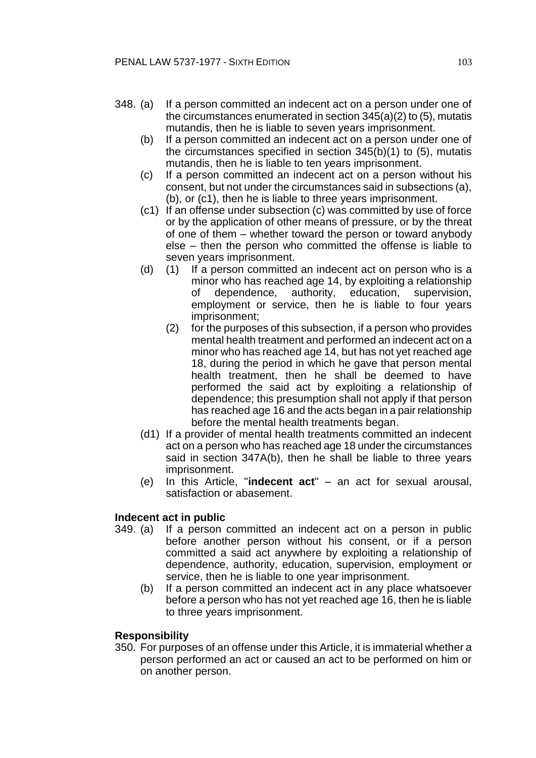348. (a) If a person committed an indecent act on a person under one of the circumstances enumerated in section 345(a)(2) to (5), mutatis mutandis, then he is liable to seven years imprisonment.

(b) If a person committed an indecent act on a person under one of the circumstances specified in section 345(b)(1) to (5), mutatis mutandis, then he is liable to ten years imprisonment.

(c) If a person committed an indecent act on a person without his consent, but not under the circumstances said in subsections (a), (b), or (c1), then he is liable to three years imprisonment.

(c1) If an offense under subsection (c) was committed by use of force or by the application of other means of pressure, or by the threat of one of them – whether toward the person or toward anybody else – then the person who committed the offense is liable to seven years imprisonment.

(d) (1) If a person committed an indecent act on person who is a minor who has reached age 14, by exploiting a relationship of dependence, authority, education, supervision, employment or service, then he is liable to four years imprisonment;

(2) for the purposes of this subsection, if a person who provides mental health treatment and performed an indecent act on a minor who has reached age 14, but has not yet reached age 18, during the period in which he gave that person mental health treatment, then he shall be deemed to have performed the said act by exploiting a relationship of dependence; this presumption shall not apply if that person has reached age 16 and the acts began in a pair relationship before the mental health treatments began.

(d1) If a provider of mental health treatments committed an indecent act on a person who has reached age 18 under the circumstances said in section 347A(b), then he shall be liable to three years imprisonment.

(e) In this Article, "**indecent act**" – an act for sexual arousal, satisfaction or abasement.

**Indecent act in public**

349. (a) If a person committed an indecent act on a person in public before another person without his consent, or if a person committed a said act anywhere by exploiting a relationship of dependence, authority, education, supervision, employment or service, then he is liable to one year imprisonment.

(b) If a person committed an indecent act in any place whatsoever before a person who has not yet reached age 16, then he is liable to three years imprisonment.

**Responsibility**

350. For purposes of an offense under this Article, it is immaterial whether a person performed an act or caused an act to be performed on him or on another person.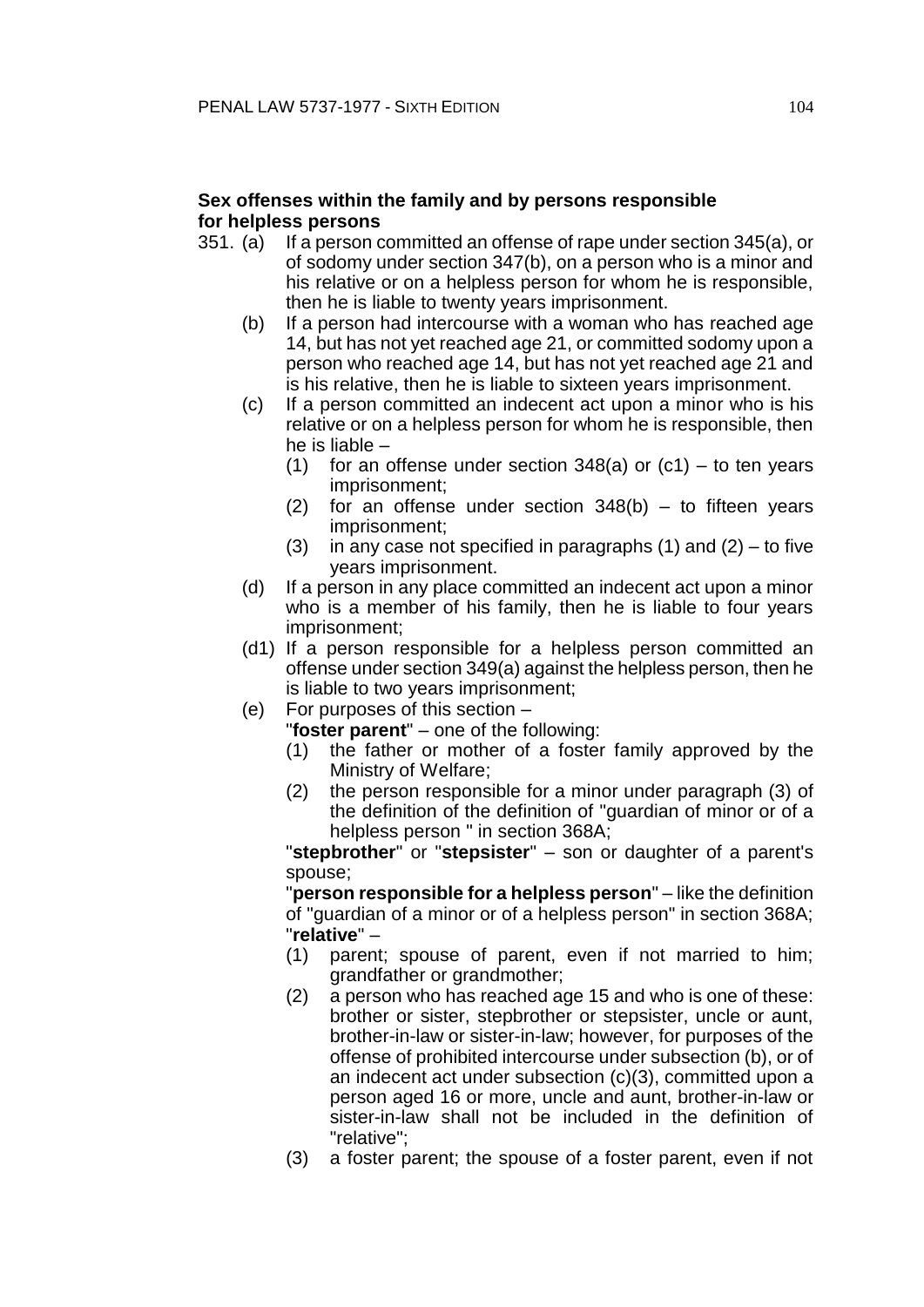**Sex offenses within the family and by persons responsible for helpless persons**

351. (a) If a person committed an offense of rape under section 345(a), or of sodomy under section 347(b), on a person who is a minor and his relative or on a helpless person for whom he is responsible, then he is liable to twenty years imprisonment.

(b) If a person had intercourse with a woman who has reached age 14, but has not yet reached age 21, or committed sodomy upon a person who reached age 14, but has not yet reached age 21 and is his relative, then he is liable to sixteen years imprisonment.

(c) If a person committed an indecent act upon a minor who is his relative or on a helpless person for whom he is responsible, then he is liable –

(1) for an offense under section 348(a) or (c1) – to ten years imprisonment;

(2) for an offense under section 348(b) – to fifteen years imprisonment;

(3) in any case not specified in paragraphs (1) and (2) – to five years imprisonment.

(d) If a person in any place committed an indecent act upon a minor who is a member of his family, then he is liable to four years imprisonment;

(d1) If a person responsible for a helpless person committed an offense under section 349(a) against the helpless person, then he is liable to two years imprisonment;

(e) For purposes of this section –

"**foster parent**" – one of the following:

(1) the father or mother of a foster family approved by the Ministry of Welfare;

(2) the person responsible for a minor under paragraph (3) of the definition of the definition of "guardian of minor or of a helpless person " in section 368A;

"**stepbrother**" or "**stepsister**" – son or daughter of a parent's spouse;

"**person responsible for a helpless person**" – like the definition of "guardian of a minor or of a helpless person" in section 368A;

"**relative**" –

(1) parent; spouse of parent, even if not married to him; grandfather or grandmother;

(2) a person who has reached age 15 and who is one of these: brother or sister, stepbrother or stepsister, uncle or aunt, brother-in-law or sister-in-law; however, for purposes of the offense of prohibited intercourse under subsection (b), or of an indecent act under subsection (c)(3), committed upon a person aged 16 or more, uncle and aunt, brother-in-law or sister-in-law shall not be included in the definition of "relative";

(3) a foster parent; the spouse of a foster parent, even if not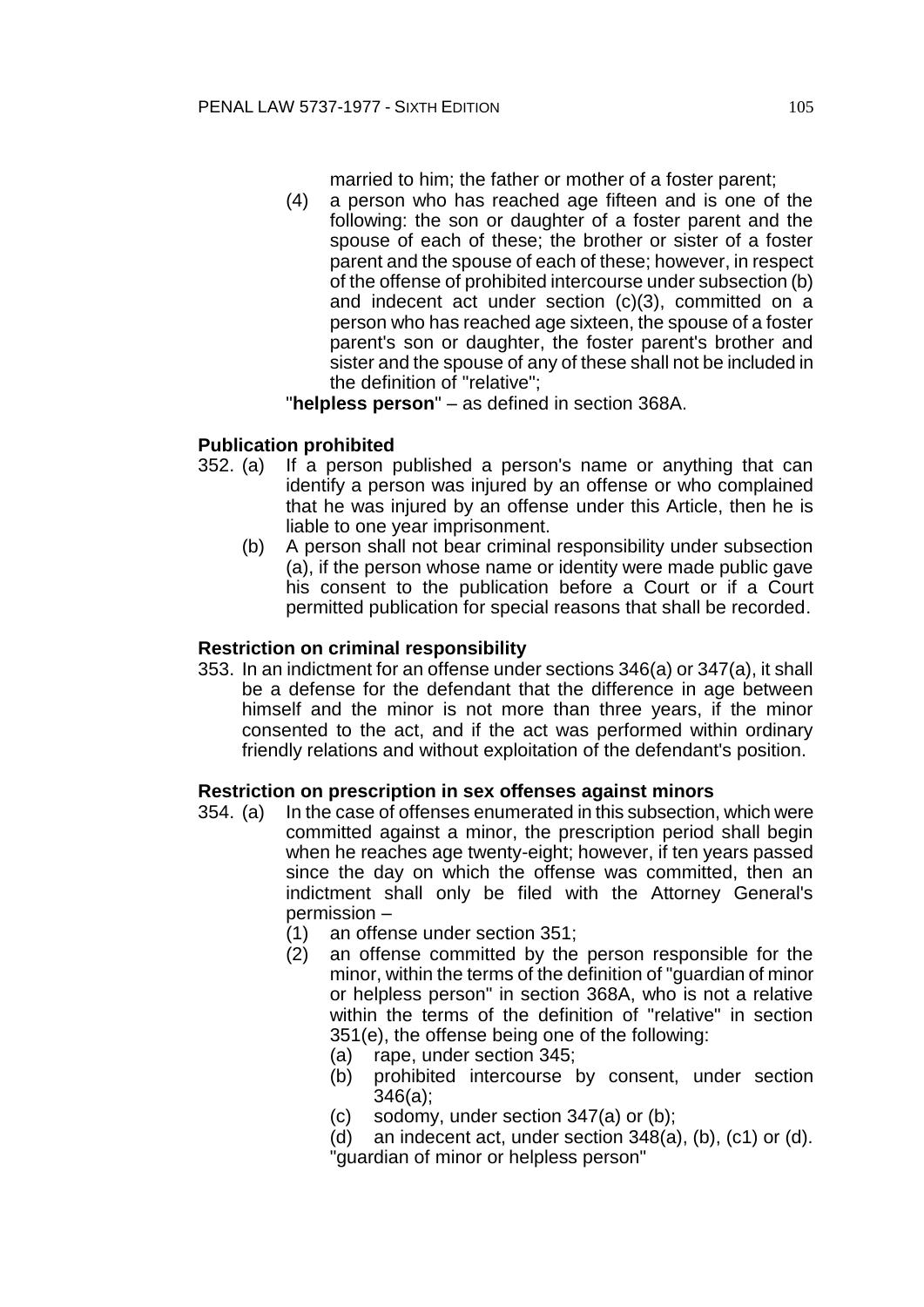married to him; the father or mother of a foster parent;

(4) a person who has reached age fifteen and is one of the following: the son or daughter of a foster parent and the spouse of each of these; the brother or sister of a foster parent and the spouse of each of these; however, in respect of the offense of prohibited intercourse under subsection (b) and indecent act under section (c)(3), committed on a person who has reached age sixteen, the spouse of a foster parent's son or daughter, the foster parent's brother and sister and the spouse of any of these shall not be included in the definition of "relative";

"**helpless person**" – as defined in section 368A.

**Publication prohibited**

352. (a) If a person published a person's name or anything that can identify a person was injured by an offense or who complained that he was injured by an offense under this Article, then he is liable to one year imprisonment.

(b) A person shall not bear criminal responsibility under subsection (a), if the person whose name or identity were made public gave his consent to the publication before a Court or if a Court permitted publication for special reasons that shall be recorded.

**Restriction on criminal responsibility**

353. In an indictment for an offense under sections 346(a) or 347(a), it shall be a defense for the defendant that the difference in age between himself and the minor is not more than three years, if the minor consented to the act, and if the act was performed within ordinary friendly relations and without exploitation of the defendant's position.

**Restriction on prescription in sex offenses against minors**

354. (a) In the case of offenses enumerated in this subsection, which were committed against a minor, the prescription period shall begin when he reaches age twenty-eight; however, if ten years passed since the day on which the offense was committed, then an indictment shall only be filed with the Attorney General's permission –

(1) an offense under section 351;

(2) an offense committed by the person responsible for the minor, within the terms of the definition of "guardian of minor or helpless person" in section 368A, who is not a relative within the terms of the definition of "relative" in section 351(e), the offense being one of the following:

(a) rape, under section 345;

(b) prohibited intercourse by consent, under section 346(a);

(c) sodomy, under section 347(a) or (b);

(d) an indecent act, under section 348(a), (b), (c1) or (d).

"guardian of minor or helpless person"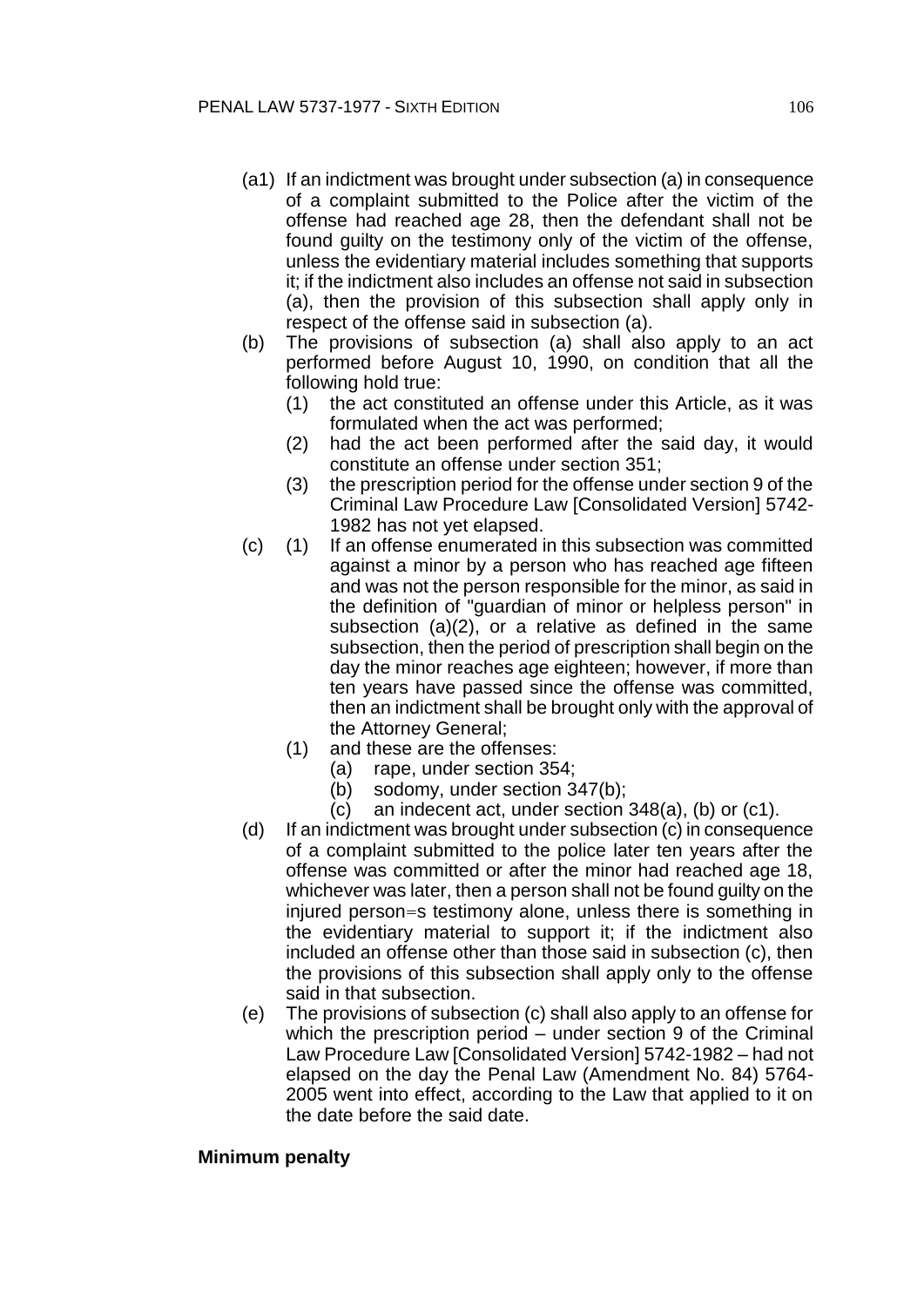(a1) If an indictment was brought under subsection (a) in consequence of a complaint submitted to the Police after the victim of the offense had reached age 28, then the defendant shall not be found guilty on the testimony only of the victim of the offense, unless the evidentiary material includes something that supports it; if the indictment also includes an offense not said in subsection (a), then the provision of this subsection shall apply only in respect of the offense said in subsection (a).

(b) The provisions of subsection (a) shall also apply to an act performed before August 10, 1990, on condition that all the following hold true:
   (1) the act constituted an offense under this Article, as it was formulated when the act was performed;
   (2) had the act been performed after the said day, it would constitute an offense under section 351;
   (3) the prescription period for the offense under section 9 of the Criminal Law Procedure Law [Consolidated Version] 5742-1982 has not yet elapsed.

(c) (1) If an offense enumerated in this subsection was committed against a minor by a person who has reached age fifteen and was not the person responsible for the minor, as said in the definition of "guardian of minor or helpless person" in subsection (a)(2), or a relative as defined in the same subsection, then the period of prescription shall begin on the day the minor reaches age eighteen; however, if more than ten years have passed since the offense was committed, then an indictment shall be brought only with the approval of the Attorney General;
   (1) and these are the offenses:
      (a) rape, under section 354;
      (b) sodomy, under section 347(b);
      (c) an indecent act, under section 348(a), (b) or (c1).

(d) If an indictment was brought under subsection (c) in consequence of a complaint submitted to the police later ten years after the offense was committed or after the minor had reached age 18, whichever was later, then a person shall not be found guilty on the injured person=s testimony alone, unless there is something in the evidentiary material to support it; if the indictment also included an offense other than those said in subsection (c), then the provisions of this subsection shall apply only to the offense said in that subsection.

(e) The provisions of subsection (c) shall also apply to an offense for which the prescription period – under section 9 of the Criminal Law Procedure Law [Consolidated Version] 5742-1982 – had not elapsed on the day the Penal Law (Amendment No. 84) 5764-2005 went into effect, according to the Law that applied to it on the date before the said date.

**Minimum penalty**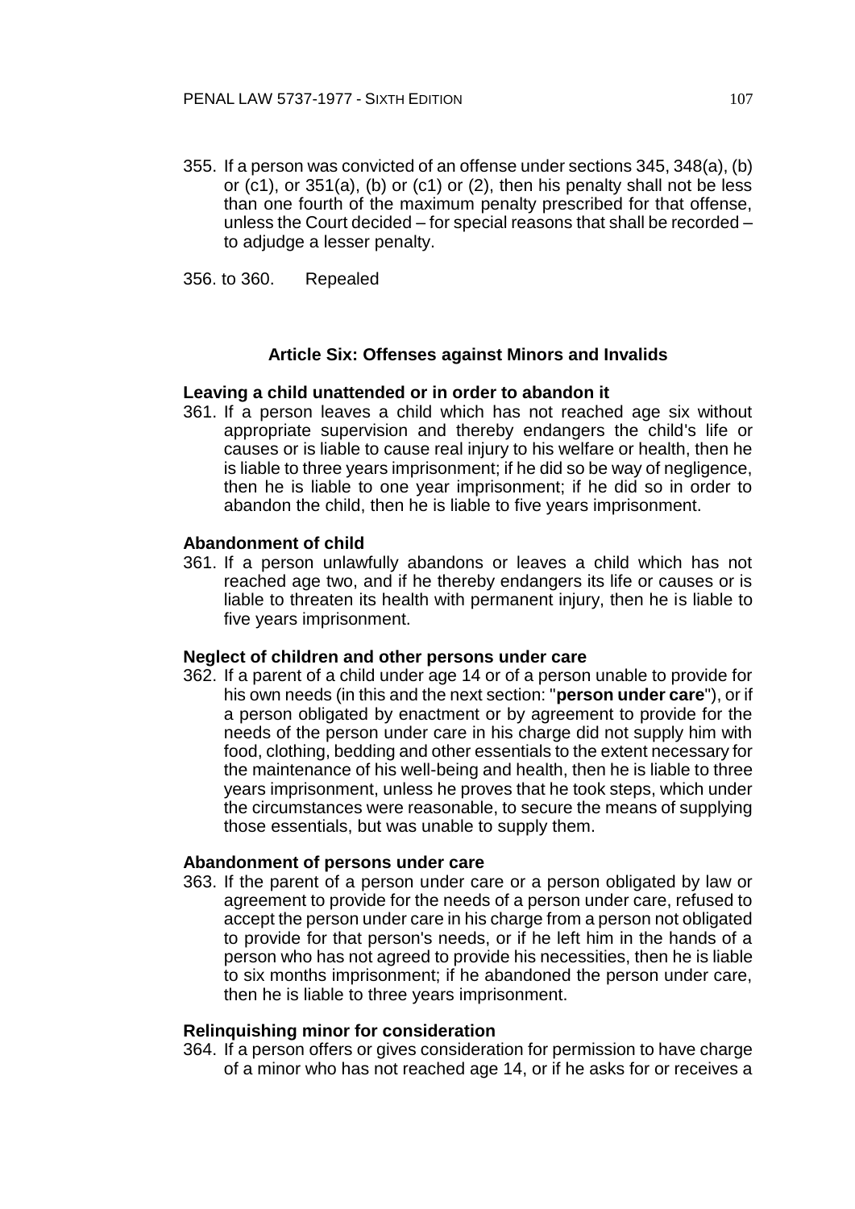355. If a person was convicted of an offense under sections 345, 348(a), (b) or (c1), or 351(a), (b) or (c1) or (2), then his penalty shall not be less than one fourth of the maximum penalty prescribed for that offense, unless the Court decided – for special reasons that shall be recorded – to adjudge a lesser penalty.

356. to 360. Repealed

## Article Six: Offenses against Minors and Invalids

**Leaving a child unattended or in order to abandon it**

361. If a person leaves a child which has not reached age six without appropriate supervision and thereby endangers the child's life or causes or is liable to cause real injury to his welfare or health, then he is liable to three years imprisonment; if he did so be way of negligence, then he is liable to one year imprisonment; if he did so in order to abandon the child, then he is liable to five years imprisonment.

**Abandonment of child**

361. If a person unlawfully abandons or leaves a child which has not reached age two, and if he thereby endangers its life or causes or is liable to threaten its health with permanent injury, then he is liable to five years imprisonment.

**Neglect of children and other persons under care**

362. If a parent of a child under age 14 or of a person unable to provide for his own needs (in this and the next section: "**person under care**"), or if a person obligated by enactment or by agreement to provide for the needs of the person under care in his charge did not supply him with food, clothing, bedding and other essentials to the extent necessary for the maintenance of his well-being and health, then he is liable to three years imprisonment, unless he proves that he took steps, which under the circumstances were reasonable, to secure the means of supplying those essentials, but was unable to supply them.

**Abandonment of persons under care**

363. If the parent of a person under care or a person obligated by law or agreement to provide for the needs of a person under care, refused to accept the person under care in his charge from a person not obligated to provide for that person's needs, or if he left him in the hands of a person who has not agreed to provide his necessities, then he is liable to six months imprisonment; if he abandoned the person under care, then he is liable to three years imprisonment.

**Relinquishing minor for consideration**

364. If a person offers or gives consideration for permission to have charge of a minor who has not reached age 14, or if he asks for or receives a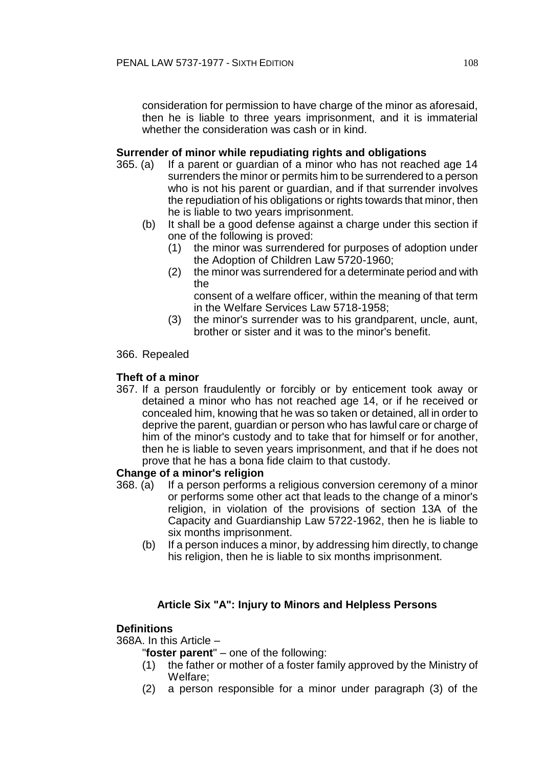consideration for permission to have charge of the minor as aforesaid, then he is liable to three years imprisonment, and it is immaterial whether the consideration was cash or in kind.

**Surrender of minor while repudiating rights and obligations**

365. (a) If a parent or guardian of a minor who has not reached age 14 surrenders the minor or permits him to be surrendered to a person who is not his parent or guardian, and if that surrender involves the repudiation of his obligations or rights towards that minor, then he is liable to two years imprisonment.

(b) It shall be a good defense against a charge under this section if one of the following is proved:

(1) the minor was surrendered for purposes of adoption under the Adoption of Children Law 5720-1960;

(2) the minor was surrendered for a determinate period and with the consent of a welfare officer, within the meaning of that term in the Welfare Services Law 5718-1958;

(3) the minor's surrender was to his grandparent, uncle, aunt, brother or sister and it was to the minor's benefit.

366. Repealed

**Theft of a minor**

367. If a person fraudulently or forcibly or by enticement took away or detained a minor who has not reached age 14, or if he received or concealed him, knowing that he was so taken or detained, all in order to deprive the parent, guardian or person who has lawful care or charge of him of the minor's custody and to take that for himself or for another, then he is liable to seven years imprisonment, and that if he does not prove that he has a bona fide claim to that custody.

**Change of a minor's religion**

368. (a) If a person performs a religious conversion ceremony of a minor or performs some other act that leads to the change of a minor's religion, in violation of the provisions of section 13A of the Capacity and Guardianship Law 5722-1962, then he is liable to six months imprisonment.

(b) If a person induces a minor, by addressing him directly, to change his religion, then he is liable to six months imprisonment.

### Article Six "A": Injury to Minors and Helpless Persons

**Definitions**

368A. In this Article –

"**foster parent**" – one of the following:

(1) the father or mother of a foster family approved by the Ministry of Welfare;

(2) a person responsible for a minor under paragraph (3) of the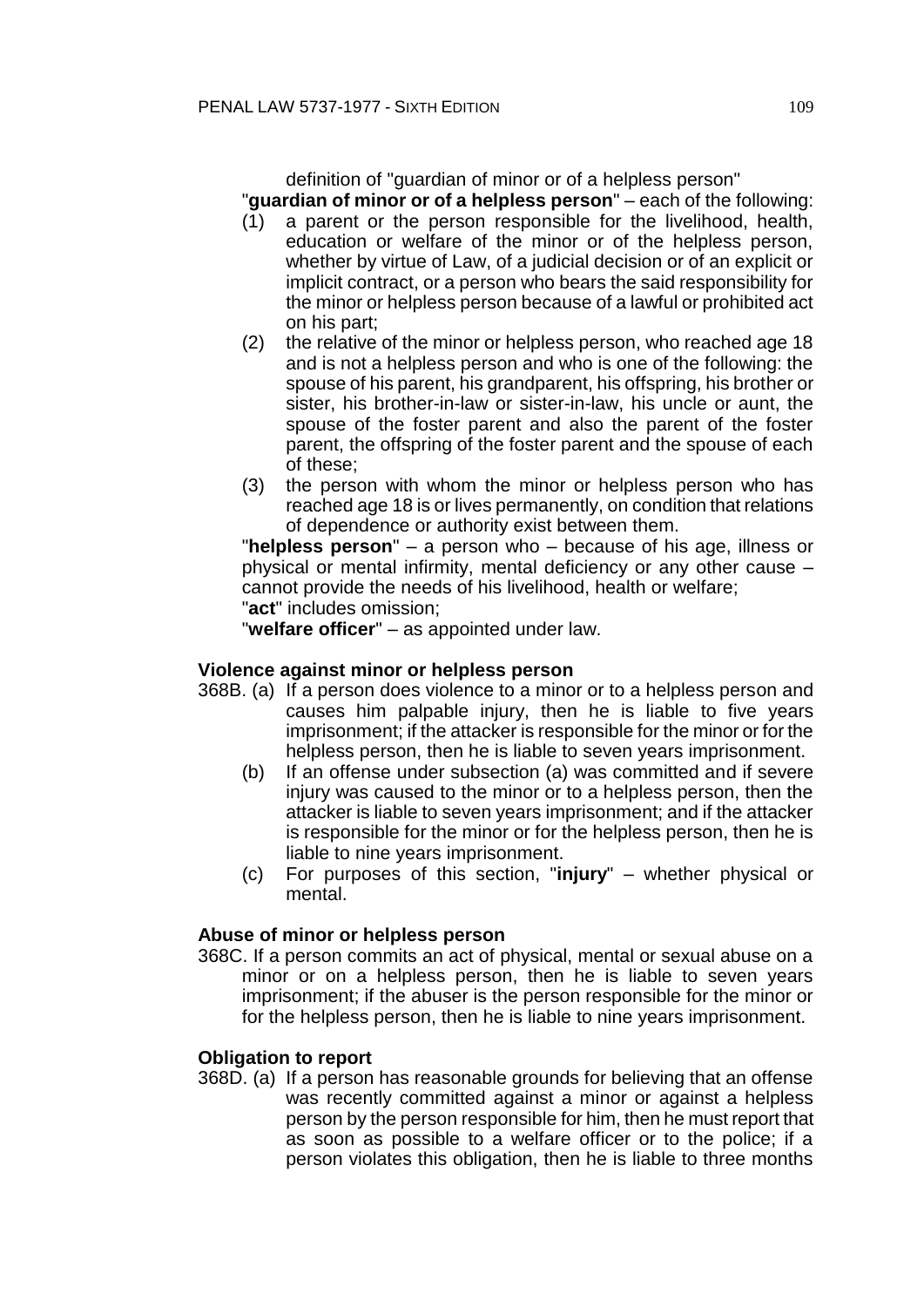definition of "guardian of minor or of a helpless person"

"**guardian of minor or of a helpless person**" – each of the following:

(1) a parent or the person responsible for the livelihood, health, education or welfare of the minor or of the helpless person, whether by virtue of Law, of a judicial decision or of an explicit or implicit contract, or a person who bears the said responsibility for the minor or helpless person because of a lawful or prohibited act on his part;

(2) the relative of the minor or helpless person, who reached age 18 and is not a helpless person and who is one of the following: the spouse of his parent, his grandparent, his offspring, his brother or sister, his brother-in-law or sister-in-law, his uncle or aunt, the spouse of the foster parent and also the parent of the foster parent, the offspring of the foster parent and the spouse of each of these;

(3) the person with whom the minor or helpless person who has reached age 18 is or lives permanently, on condition that relations of dependence or authority exist between them.

"**helpless person**" – a person who – because of his age, illness or physical or mental infirmity, mental deficiency or any other cause – cannot provide the needs of his livelihood, health or welfare;

"**act**" includes omission;

"**welfare officer**" – as appointed under law.

#### Violence against minor or helpless person

368B. (a) If a person does violence to a minor or to a helpless person and causes him palpable injury, then he is liable to five years imprisonment; if the attacker is responsible for the minor or for the helpless person, then he is liable to seven years imprisonment.

(b) If an offense under subsection (a) was committed and if severe injury was caused to the minor or to a helpless person, then the attacker is liable to seven years imprisonment; and if the attacker is responsible for the minor or for the helpless person, then he is liable to nine years imprisonment.

(c) For purposes of this section, "**injury**" – whether physical or mental.

#### Abuse of minor or helpless person

368C. If a person commits an act of physical, mental or sexual abuse on a minor or on a helpless person, then he is liable to seven years imprisonment; if the abuser is the person responsible for the minor or for the helpless person, then he is liable to nine years imprisonment.

#### Obligation to report

368D. (a) If a person has reasonable grounds for believing that an offense was recently committed against a minor or against a helpless person by the person responsible for him, then he must report that as soon as possible to a welfare officer or to the police; if a person violates this obligation, then he is liable to three months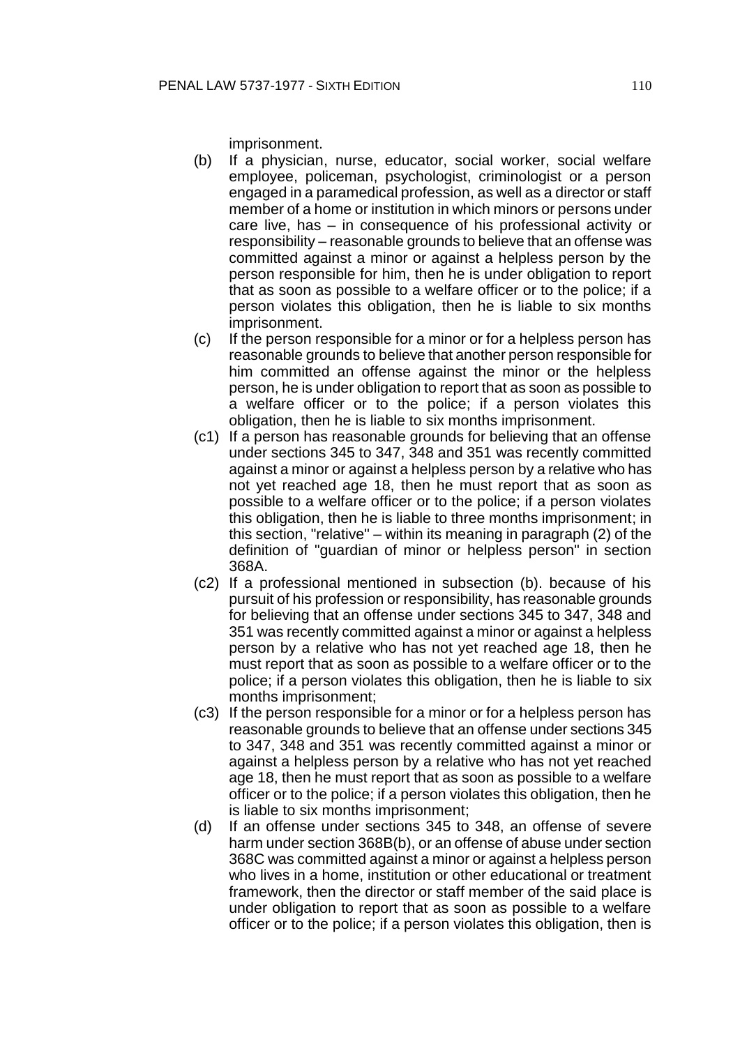imprisonment.

(b) If a physician, nurse, educator, social worker, social welfare employee, policeman, psychologist, criminologist or a person engaged in a paramedical profession, as well as a director or staff member of a home or institution in which minors or persons under care live, has – in consequence of his professional activity or responsibility – reasonable grounds to believe that an offense was committed against a minor or against a helpless person by the person responsible for him, then he is under obligation to report that as soon as possible to a welfare officer or to the police; if a person violates this obligation, then he is liable to six months imprisonment.

(c) If the person responsible for a minor or for a helpless person has reasonable grounds to believe that another person responsible for him committed an offense against the minor or the helpless person, he is under obligation to report that as soon as possible to a welfare officer or to the police; if a person violates this obligation, then he is liable to six months imprisonment.

(c1) If a person has reasonable grounds for believing that an offense under sections 345 to 347, 348 and 351 was recently committed against a minor or against a helpless person by a relative who has not yet reached age 18, then he must report that as soon as possible to a welfare officer or to the police; if a person violates this obligation, then he is liable to three months imprisonment; in this section, "relative" – within its meaning in paragraph (2) of the definition of "guardian of minor or helpless person" in section 368A.

(c2) If a professional mentioned in subsection (b). because of his pursuit of his profession or responsibility, has reasonable grounds for believing that an offense under sections 345 to 347, 348 and 351 was recently committed against a minor or against a helpless person by a relative who has not yet reached age 18, then he must report that as soon as possible to a welfare officer or to the police; if a person violates this obligation, then he is liable to six months imprisonment;

(c3) If the person responsible for a minor or for a helpless person has reasonable grounds to believe that an offense under sections 345 to 347, 348 and 351 was recently committed against a minor or against a helpless person by a relative who has not yet reached age 18, then he must report that as soon as possible to a welfare officer or to the police; if a person violates this obligation, then he is liable to six months imprisonment;

(d) If an offense under sections 345 to 348, an offense of severe harm under section 368B(b), or an offense of abuse under section 368C was committed against a minor or against a helpless person who lives in a home, institution or other educational or treatment framework, then the director or staff member of the said place is under obligation to report that as soon as possible to a welfare officer or to the police; if a person violates this obligation, then is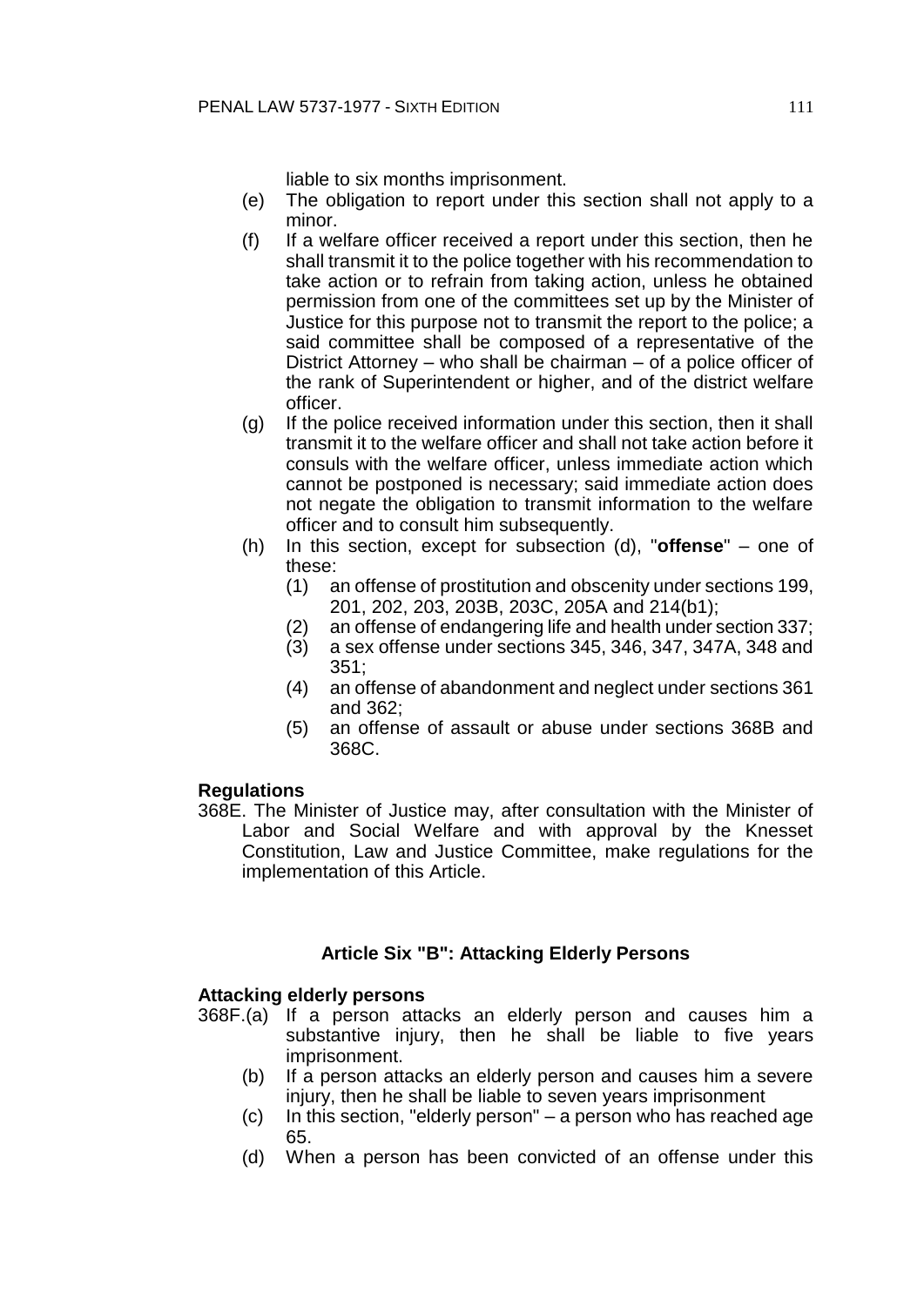liable to six months imprisonment.

(e) The obligation to report under this section shall not apply to a minor.

(f) If a welfare officer received a report under this section, then he shall transmit it to the police together with his recommendation to take action or to refrain from taking action, unless he obtained permission from one of the committees set up by the Minister of Justice for this purpose not to transmit the report to the police; a said committee shall be composed of a representative of the District Attorney – who shall be chairman – of a police officer of the rank of Superintendent or higher, and of the district welfare officer.

(g) If the police received information under this section, then it shall transmit it to the welfare officer and shall not take action before it consuls with the welfare officer, unless immediate action which cannot be postponed is necessary; said immediate action does not negate the obligation to transmit information to the welfare officer and to consult him subsequently.

(h) In this section, except for subsection (d), "**offense**" – one of these:

(1) an offense of prostitution and obscenity under sections 199, 201, 202, 203, 203B, 203C, 205A and 214(b1);

(2) an offense of endangering life and health under section 337;

(3) a sex offense under sections 345, 346, 347, 347A, 348 and 351;

(4) an offense of abandonment and neglect under sections 361 and 362;

(5) an offense of assault or abuse under sections 368B and 368C.

**Regulations**

368E. The Minister of Justice may, after consultation with the Minister of Labor and Social Welfare and with approval by the Knesset Constitution, Law and Justice Committee, make regulations for the implementation of this Article.

## Article Six "B": Attacking Elderly Persons

**Attacking elderly persons**

368F.(a) If a person attacks an elderly person and causes him a substantive injury, then he shall be liable to five years imprisonment.

(b) If a person attacks an elderly person and causes him a severe injury, then he shall be liable to seven years imprisonment

(c) In this section, "elderly person" – a person who has reached age 65.

(d) When a person has been convicted of an offense under this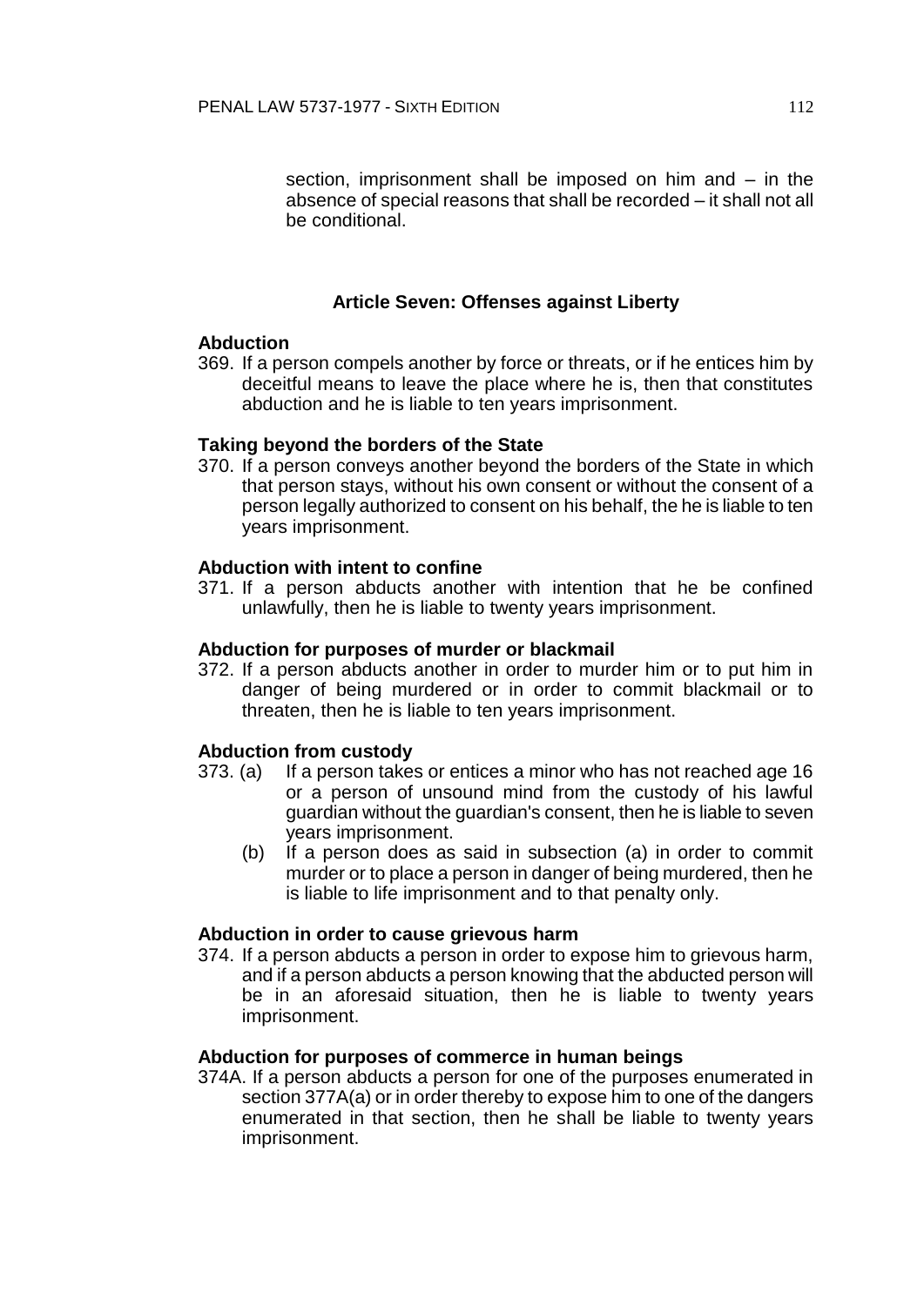section, imprisonment shall be imposed on him and – in the absence of special reasons that shall be recorded – it shall not all be conditional.

## Article Seven: Offenses against Liberty

**Abduction**

369. If a person compels another by force or threats, or if he entices him by deceitful means to leave the place where he is, then that constitutes abduction and he is liable to ten years imprisonment.

**Taking beyond the borders of the State**

370. If a person conveys another beyond the borders of the State in which that person stays, without his own consent or without the consent of a person legally authorized to consent on his behalf, the he is liable to ten years imprisonment.

**Abduction with intent to confine**

371. If a person abducts another with intention that he be confined unlawfully, then he is liable to twenty years imprisonment.

**Abduction for purposes of murder or blackmail**

372. If a person abducts another in order to murder him or to put him in danger of being murdered or in order to commit blackmail or to threaten, then he is liable to ten years imprisonment.

**Abduction from custody**

373. (a) If a person takes or entices a minor who has not reached age 16 or a person of unsound mind from the custody of his lawful guardian without the guardian's consent, then he is liable to seven years imprisonment.

(b) If a person does as said in subsection (a) in order to commit murder or to place a person in danger of being murdered, then he is liable to life imprisonment and to that penalty only.

**Abduction in order to cause grievous harm**

374. If a person abducts a person in order to expose him to grievous harm, and if a person abducts a person knowing that the abducted person will be in an aforesaid situation, then he is liable to twenty years imprisonment.

**Abduction for purposes of commerce in human beings**

374A. If a person abducts a person for one of the purposes enumerated in section 377A(a) or in order thereby to expose him to one of the dangers enumerated in that section, then he shall be liable to twenty years imprisonment.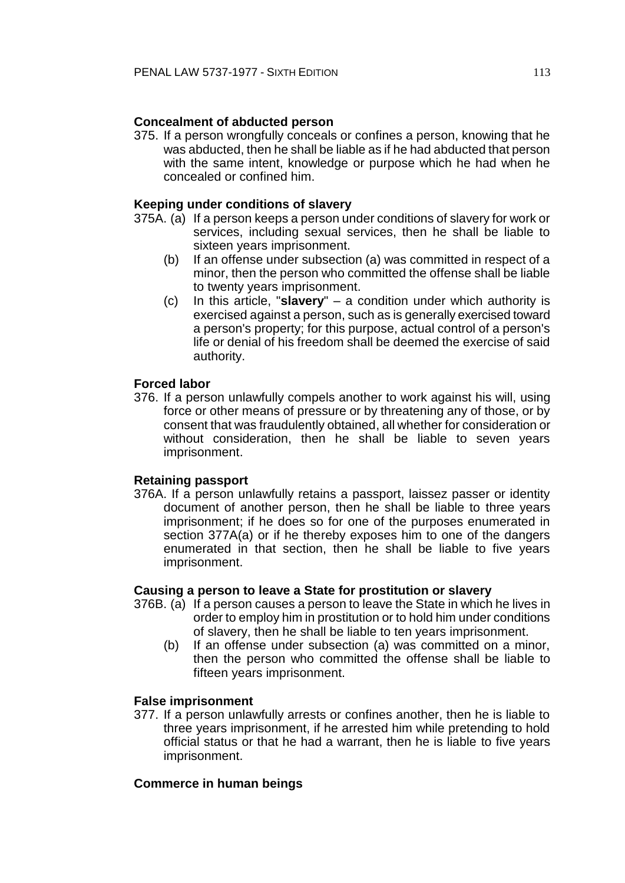**Concealment of abducted person**

375. If a person wrongfully conceals or confines a person, knowing that he was abducted, then he shall be liable as if he had abducted that person with the same intent, knowledge or purpose which he had when he concealed or confined him.

**Keeping under conditions of slavery**

375A. (a) If a person keeps a person under conditions of slavery for work or services, including sexual services, then he shall be liable to sixteen years imprisonment.

(b) If an offense under subsection (a) was committed in respect of a minor, then the person who committed the offense shall be liable to twenty years imprisonment.

(c) In this article, "**slavery**" – a condition under which authority is exercised against a person, such as is generally exercised toward a person's property; for this purpose, actual control of a person's life or denial of his freedom shall be deemed the exercise of said authority.

**Forced labor**

376. If a person unlawfully compels another to work against his will, using force or other means of pressure or by threatening any of those, or by consent that was fraudulently obtained, all whether for consideration or without consideration, then he shall be liable to seven years imprisonment.

**Retaining passport**

376A. If a person unlawfully retains a passport, laissez passer or identity document of another person, then he shall be liable to three years imprisonment; if he does so for one of the purposes enumerated in section 377A(a) or if he thereby exposes him to one of the dangers enumerated in that section, then he shall be liable to five years imprisonment.

**Causing a person to leave a State for prostitution or slavery**

376B. (a) If a person causes a person to leave the State in which he lives in order to employ him in prostitution or to hold him under conditions of slavery, then he shall be liable to ten years imprisonment.

(b) If an offense under subsection (a) was committed on a minor, then the person who committed the offense shall be liable to fifteen years imprisonment.

**False imprisonment**

377. If a person unlawfully arrests or confines another, then he is liable to three years imprisonment, if he arrested him while pretending to hold official status or that he had a warrant, then he is liable to five years imprisonment.

**Commerce in human beings**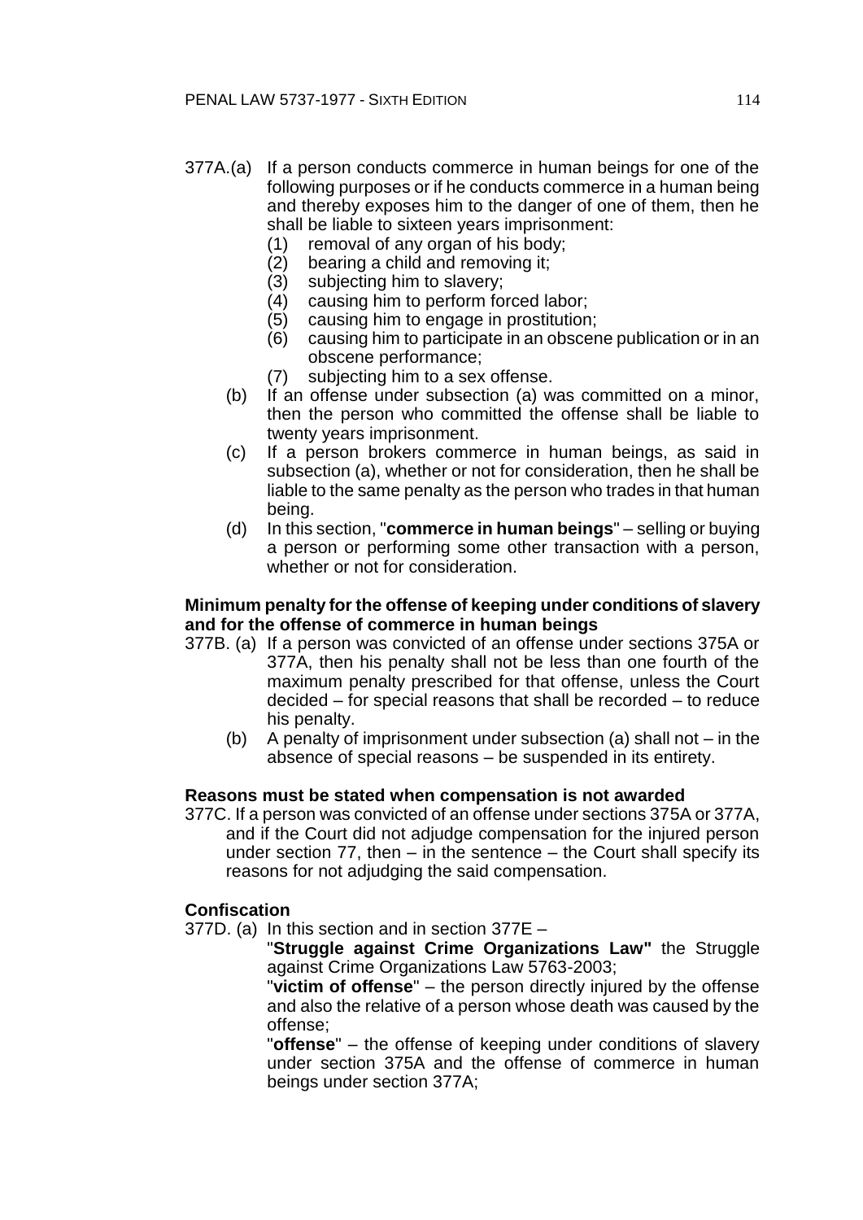377A.(a) If a person conducts commerce in human beings for one of the following purposes or if he conducts commerce in a human being and thereby exposes him to the danger of one of them, then he shall be liable to sixteen years imprisonment:

(1) removal of any organ of his body;
(2) bearing a child and removing it;
(3) subjecting him to slavery;
(4) causing him to perform forced labor;
(5) causing him to engage in prostitution;
(6) causing him to participate in an obscene publication or in an obscene performance;
(7) subjecting him to a sex offense.

(b) If an offense under subsection (a) was committed on a minor, then the person who committed the offense shall be liable to twenty years imprisonment.

(c) If a person brokers commerce in human beings, as said in subsection (a), whether or not for consideration, then he shall be liable to the same penalty as the person who trades in that human being.

(d) In this section, "**commerce in human beings**" – selling or buying a person or performing some other transaction with a person, whether or not for consideration.

**Minimum penalty for the offense of keeping under conditions of slavery and for the offense of commerce in human beings**

377B. (a) If a person was convicted of an offense under sections 375A or 377A, then his penalty shall not be less than one fourth of the maximum penalty prescribed for that offense, unless the Court decided – for special reasons that shall be recorded – to reduce his penalty.

(b) A penalty of imprisonment under subsection (a) shall not – in the absence of special reasons – be suspended in its entirety.

**Reasons must be stated when compensation is not awarded**

377C. If a person was convicted of an offense under sections 375A or 377A, and if the Court did not adjudge compensation for the injured person under section 77, then – in the sentence – the Court shall specify its reasons for not adjudging the said compensation.

**Confiscation**

377D. (a) In this section and in section 377E –

"**Struggle against Crime Organizations Law"** the Struggle against Crime Organizations Law 5763-2003;

"**victim of offense**" – the person directly injured by the offense and also the relative of a person whose death was caused by the offense;

"**offense**" – the offense of keeping under conditions of slavery under section 375A and the offense of commerce in human beings under section 377A;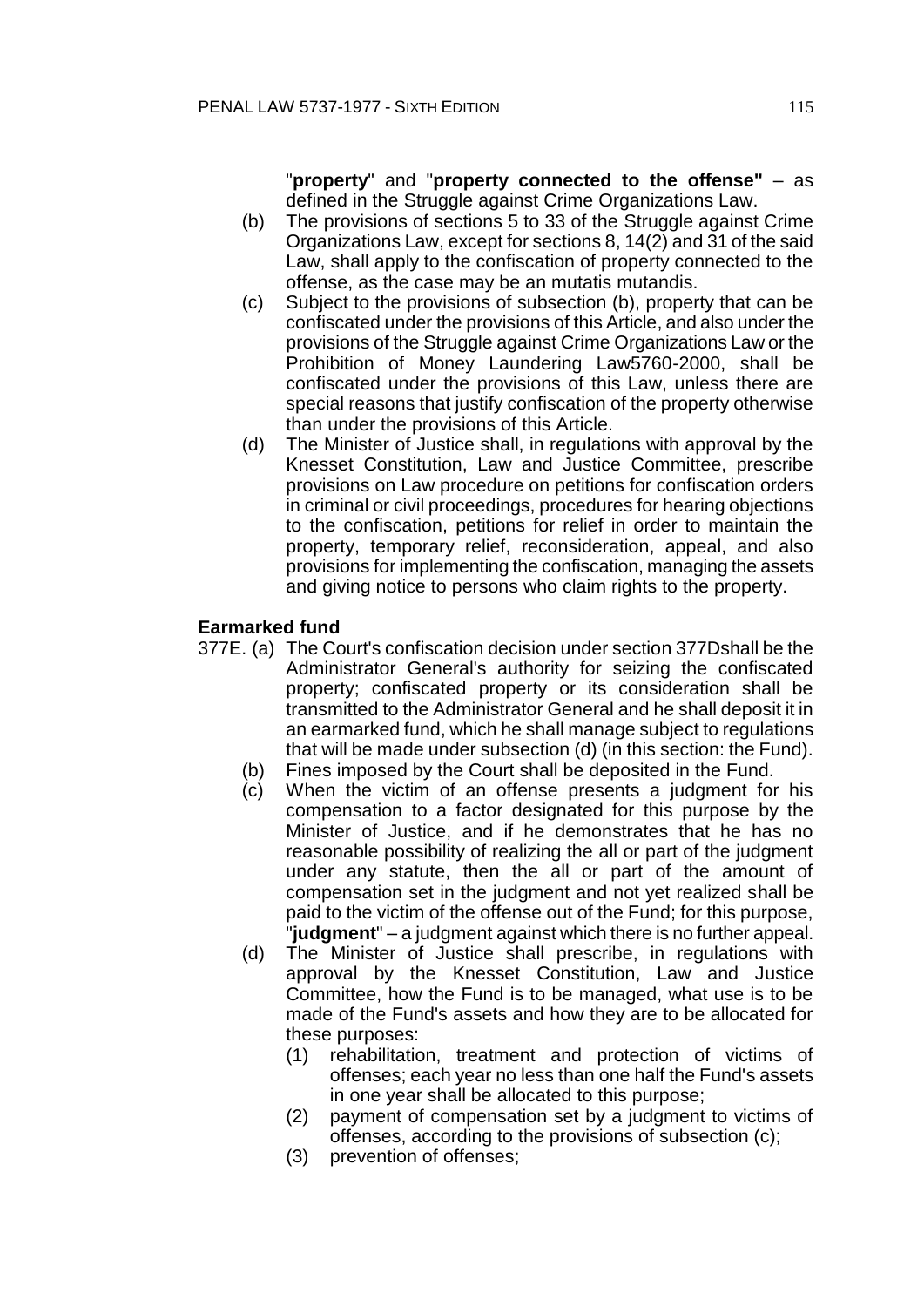"**property**" and "**property connected to the offense"** – as defined in the Struggle against Crime Organizations Law.

(b) The provisions of sections 5 to 33 of the Struggle against Crime Organizations Law, except for sections 8, 14(2) and 31 of the said Law, shall apply to the confiscation of property connected to the offense, as the case may be an mutatis mutandis.

(c) Subject to the provisions of subsection (b), property that can be confiscated under the provisions of this Article, and also under the provisions of the Struggle against Crime Organizations Law or the Prohibition of Money Laundering Law5760-2000, shall be confiscated under the provisions of this Law, unless there are special reasons that justify confiscation of the property otherwise than under the provisions of this Article.

(d) The Minister of Justice shall, in regulations with approval by the Knesset Constitution, Law and Justice Committee, prescribe provisions on Law procedure on petitions for confiscation orders in criminal or civil proceedings, procedures for hearing objections to the confiscation, petitions for relief in order to maintain the property, temporary relief, reconsideration, appeal, and also provisions for implementing the confiscation, managing the assets and giving notice to persons who claim rights to the property.

**Earmarked fund**

377E. (a) The Court's confiscation decision under section 377Dshall be the Administrator General's authority for seizing the confiscated property; confiscated property or its consideration shall be transmitted to the Administrator General and he shall deposit it in an earmarked fund, which he shall manage subject to regulations that will be made under subsection (d) (in this section: the Fund).

(b) Fines imposed by the Court shall be deposited in the Fund.

(c) When the victim of an offense presents a judgment for his compensation to a factor designated for this purpose by the Minister of Justice, and if he demonstrates that he has no reasonable possibility of realizing the all or part of the judgment under any statute, then the all or part of the amount of compensation set in the judgment and not yet realized shall be paid to the victim of the offense out of the Fund; for this purpose, "**judgment**" – a judgment against which there is no further appeal.

(d) The Minister of Justice shall prescribe, in regulations with approval by the Knesset Constitution, Law and Justice Committee, how the Fund is to be managed, what use is to be made of the Fund's assets and how they are to be allocated for these purposes:

(1) rehabilitation, treatment and protection of victims of offenses; each year no less than one half the Fund's assets in one year shall be allocated to this purpose;

(2) payment of compensation set by a judgment to victims of offenses, according to the provisions of subsection (c);

(3) prevention of offenses;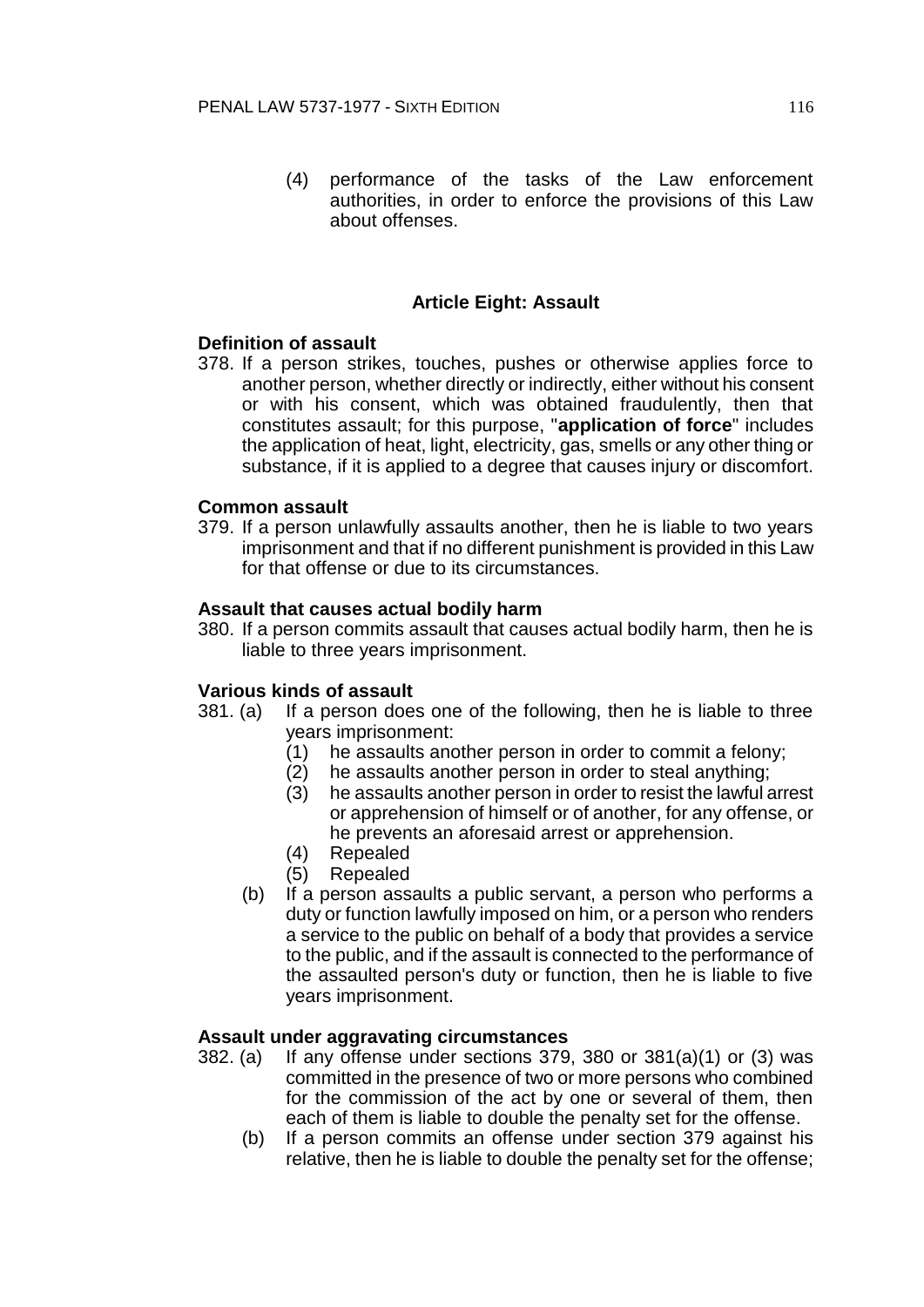(4) performance of the tasks of the Law enforcement authorities, in order to enforce the provisions of this Law about offenses.

## Article Eight: Assault

**Definition of assault**

378. If a person strikes, touches, pushes or otherwise applies force to another person, whether directly or indirectly, either without his consent or with his consent, which was obtained fraudulently, then that constitutes assault; for this purpose, "**application of force**" includes the application of heat, light, electricity, gas, smells or any other thing or substance, if it is applied to a degree that causes injury or discomfort.

**Common assault**

379. If a person unlawfully assaults another, then he is liable to two years imprisonment and that if no different punishment is provided in this Law for that offense or due to its circumstances.

**Assault that causes actual bodily harm**

380. If a person commits assault that causes actual bodily harm, then he is liable to three years imprisonment.

**Various kinds of assault**

381. (a) If a person does one of the following, then he is liable to three years imprisonment:
   (1) he assaults another person in order to commit a felony;
   (2) he assaults another person in order to steal anything;
   (3) he assaults another person in order to resist the lawful arrest or apprehension of himself or of another, for any offense, or he prevents an aforesaid arrest or apprehension.
   (4) Repealed
   (5) Repealed

   (b) If a person assaults a public servant, a person who performs a duty or function lawfully imposed on him, or a person who renders a service to the public on behalf of a body that provides a service to the public, and if the assault is connected to the performance of the assaulted person's duty or function, then he is liable to five years imprisonment.

**Assault under aggravating circumstances**

382. (a) If any offense under sections 379, 380 or 381(a)(1) or (3) was committed in the presence of two or more persons who combined for the commission of the act by one or several of them, then each of them is liable to double the penalty set for the offense.

   (b) If a person commits an offense under section 379 against his relative, then he is liable to double the penalty set for the offense;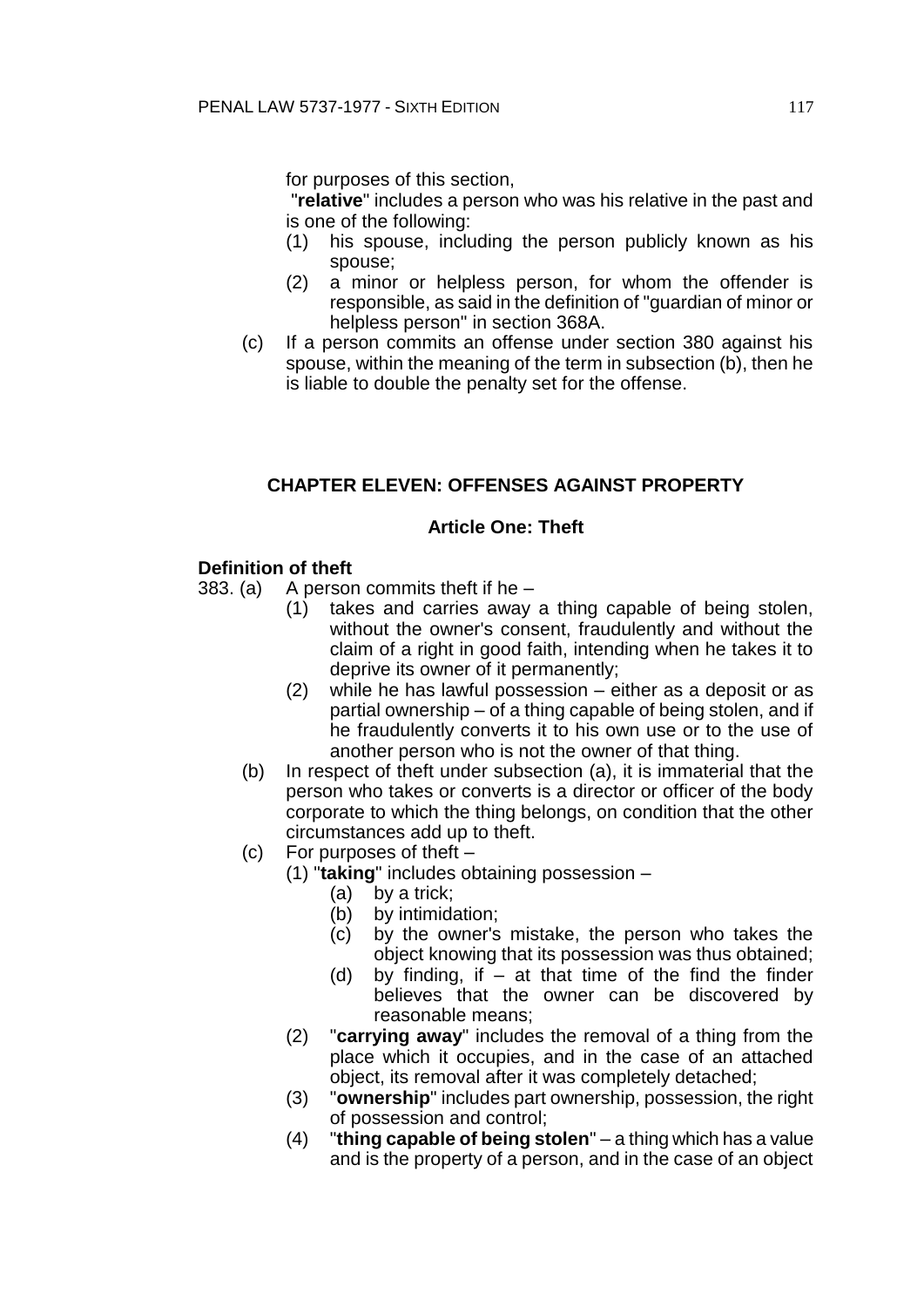for purposes of this section,

"**relative**" includes a person who was his relative in the past and is one of the following:

(1) his spouse, including the person publicly known as his spouse;

(2) a minor or helpless person, for whom the offender is responsible, as said in the definition of "guardian of minor or helpless person" in section 368A.

(c) If a person commits an offense under section 380 against his spouse, within the meaning of the term in subsection (b), then he is liable to double the penalty set for the offense.

## CHAPTER ELEVEN: OFFENSES AGAINST PROPERTY

### Article One: Theft

**Definition of theft**

383. (a) A person commits theft if he –

(1) takes and carries away a thing capable of being stolen, without the owner's consent, fraudulently and without the claim of a right in good faith, intending when he takes it to deprive its owner of it permanently;

(2) while he has lawful possession – either as a deposit or as partial ownership – of a thing capable of being stolen, and if he fraudulently converts it to his own use or to the use of another person who is not the owner of that thing.

(b) In respect of theft under subsection (a), it is immaterial that the person who takes or converts is a director or officer of the body corporate to which the thing belongs, on condition that the other circumstances add up to theft.

(c) For purposes of theft –

(1) "**taking**" includes obtaining possession –

(a) by a trick;

(b) by intimidation;

(c) by the owner's mistake, the person who takes the object knowing that its possession was thus obtained;

(d) by finding, if – at that time of the find the finder believes that the owner can be discovered by reasonable means;

(2) "**carrying away**" includes the removal of a thing from the place which it occupies, and in the case of an attached object, its removal after it was completely detached;

(3) "**ownership**" includes part ownership, possession, the right of possession and control;

(4) "**thing capable of being stolen**" – a thing which has a value and is the property of a person, and in the case of an object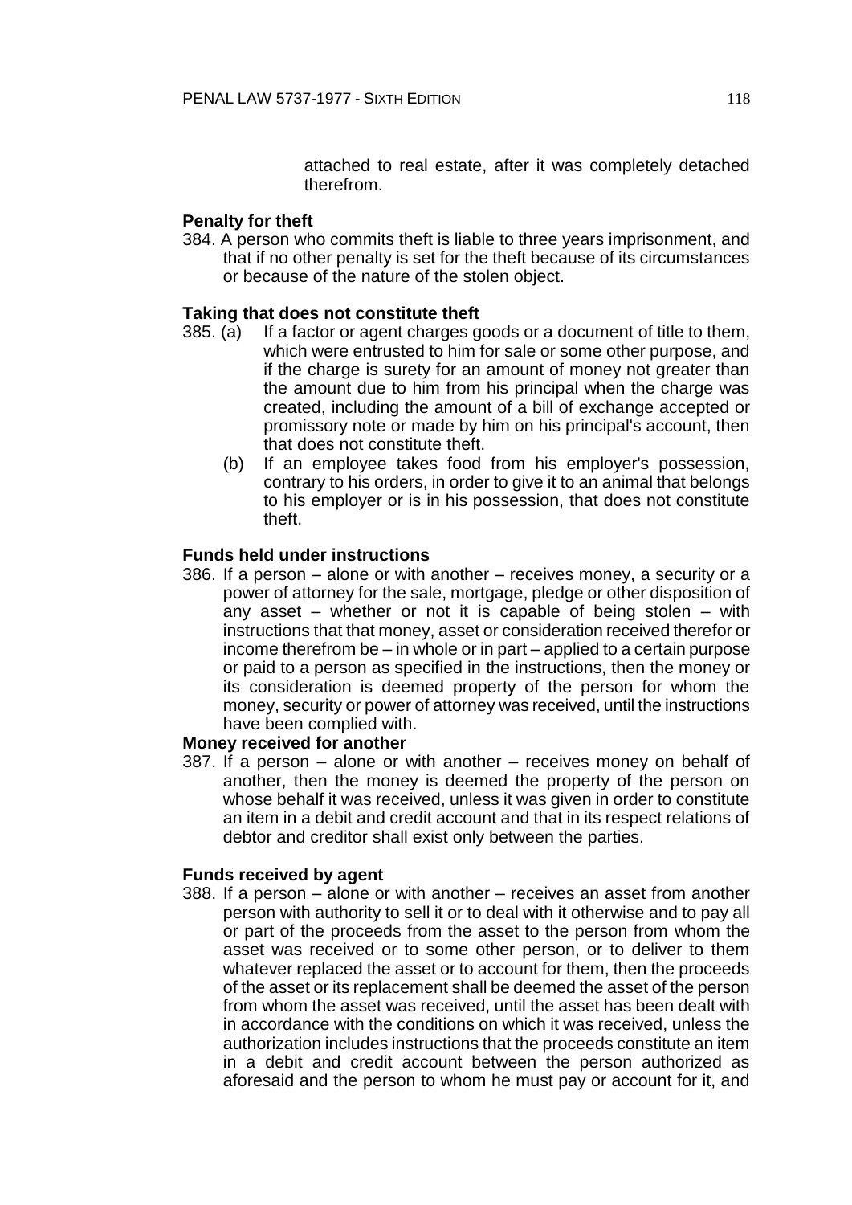attached to real estate, after it was completely detached therefrom.

**Penalty for theft**

384. A person who commits theft is liable to three years imprisonment, and that if no other penalty is set for the theft because of its circumstances or because of the nature of the stolen object.

**Taking that does not constitute theft**

385. (a) If a factor or agent charges goods or a document of title to them, which were entrusted to him for sale or some other purpose, and if the charge is surety for an amount of money not greater than the amount due to him from his principal when the charge was created, including the amount of a bill of exchange accepted or promissory note or made by him on his principal's account, then that does not constitute theft.

(b) If an employee takes food from his employer's possession, contrary to his orders, in order to give it to an animal that belongs to his employer or is in his possession, that does not constitute theft.

**Funds held under instructions**

386. If a person – alone or with another – receives money, a security or a power of attorney for the sale, mortgage, pledge or other disposition of any asset – whether or not it is capable of being stolen – with instructions that that money, asset or consideration received therefor or income therefrom be – in whole or in part – applied to a certain purpose or paid to a person as specified in the instructions, then the money or its consideration is deemed property of the person for whom the money, security or power of attorney was received, until the instructions have been complied with.

**Money received for another**

387. If a person – alone or with another – receives money on behalf of another, then the money is deemed the property of the person on whose behalf it was received, unless it was given in order to constitute an item in a debit and credit account and that in its respect relations of debtor and creditor shall exist only between the parties.

**Funds received by agent**

388. If a person – alone or with another – receives an asset from another person with authority to sell it or to deal with it otherwise and to pay all or part of the proceeds from the asset to the person from whom the asset was received or to some other person, or to deliver to them whatever replaced the asset or to account for them, then the proceeds of the asset or its replacement shall be deemed the asset of the person from whom the asset was received, until the asset has been dealt with in accordance with the conditions on which it was received, unless the authorization includes instructions that the proceeds constitute an item in a debit and credit account between the person authorized as aforesaid and the person to whom he must pay or account for it, and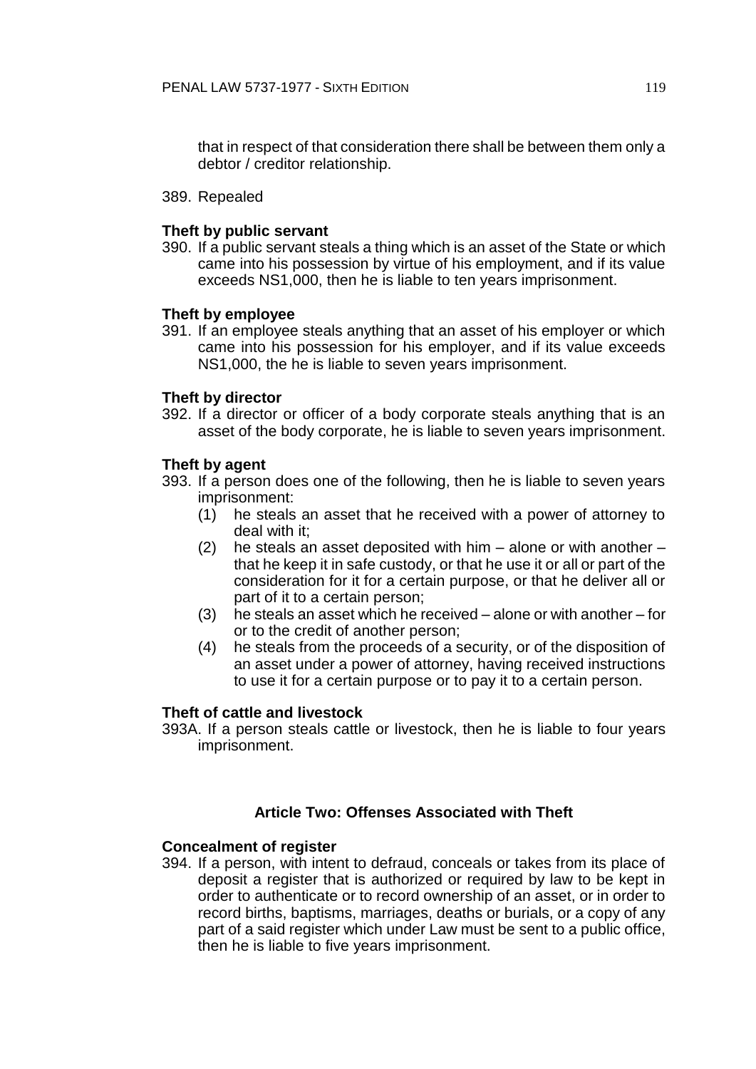that in respect of that consideration there shall be between them only a debtor / creditor relationship.

389. Repealed

**Theft by public servant**

390. If a public servant steals a thing which is an asset of the State or which came into his possession by virtue of his employment, and if its value exceeds NS1,000, then he is liable to ten years imprisonment.

**Theft by employee**

391. If an employee steals anything that an asset of his employer or which came into his possession for his employer, and if its value exceeds NS1,000, the he is liable to seven years imprisonment.

**Theft by director**

392. If a director or officer of a body corporate steals anything that is an asset of the body corporate, he is liable to seven years imprisonment.

**Theft by agent**

393. If a person does one of the following, then he is liable to seven years imprisonment:
   (1) he steals an asset that he received with a power of attorney to deal with it;
   (2) he steals an asset deposited with him – alone or with another – that he keep it in safe custody, or that he use it or all or part of the consideration for it for a certain purpose, or that he deliver all or part of it to a certain person;
   (3) he steals an asset which he received – alone or with another – for or to the credit of another person;
   (4) he steals from the proceeds of a security, or of the disposition of an asset under a power of attorney, having received instructions to use it for a certain purpose or to pay it to a certain person.

**Theft of cattle and livestock**

393A. If a person steals cattle or livestock, then he is liable to four years imprisonment.

## Article Two: Offenses Associated with Theft

**Concealment of register**

394. If a person, with intent to defraud, conceals or takes from its place of deposit a register that is authorized or required by law to be kept in order to authenticate or to record ownership of an asset, or in order to record births, baptisms, marriages, deaths or burials, or a copy of any part of a said register which under Law must be sent to a public office, then he is liable to five years imprisonment.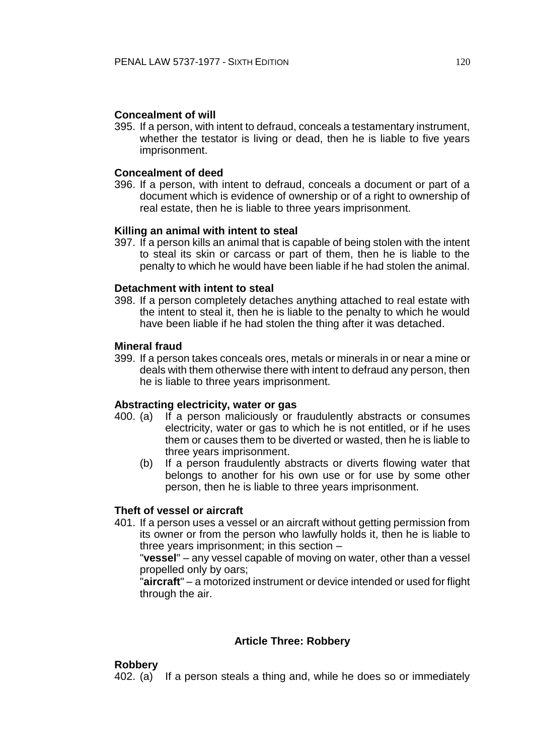**Concealment of will**

395. If a person, with intent to defraud, conceals a testamentary instrument, whether the testator is living or dead, then he is liable to five years imprisonment.

**Concealment of deed**

396. If a person, with intent to defraud, conceals a document or part of a document which is evidence of ownership or of a right to ownership of real estate, then he is liable to three years imprisonment.

**Killing an animal with intent to steal**

397. If a person kills an animal that is capable of being stolen with the intent to steal its skin or carcass or part of them, then he is liable to the penalty to which he would have been liable if he had stolen the animal.

**Detachment with intent to steal**

398. If a person completely detaches anything attached to real estate with the intent to steal it, then he is liable to the penalty to which he would have been liable if he had stolen the thing after it was detached.

**Mineral fraud**

399. If a person takes conceals ores, metals or minerals in or near a mine or deals with them otherwise there with intent to defraud any person, then he is liable to three years imprisonment.

**Abstracting electricity, water or gas**

400. (a) If a person maliciously or fraudulently abstracts or consumes electricity, water or gas to which he is not entitled, or if he uses them or causes them to be diverted or wasted, then he is liable to three years imprisonment.

(b) If a person fraudulently abstracts or diverts flowing water that belongs to another for his own use or for use by some other person, then he is liable to three years imprisonment.

**Theft of vessel or aircraft**

401. If a person uses a vessel or an aircraft without getting permission from its owner or from the person who lawfully holds it, then he is liable to three years imprisonment; in this section –

"**vessel**" – any vessel capable of moving on water, other than a vessel propelled only by oars;

"**aircraft**" – a motorized instrument or device intended or used for flight through the air.

## Article Three: Robbery

**Robbery**

402. (a) If a person steals a thing and, while he does so or immediately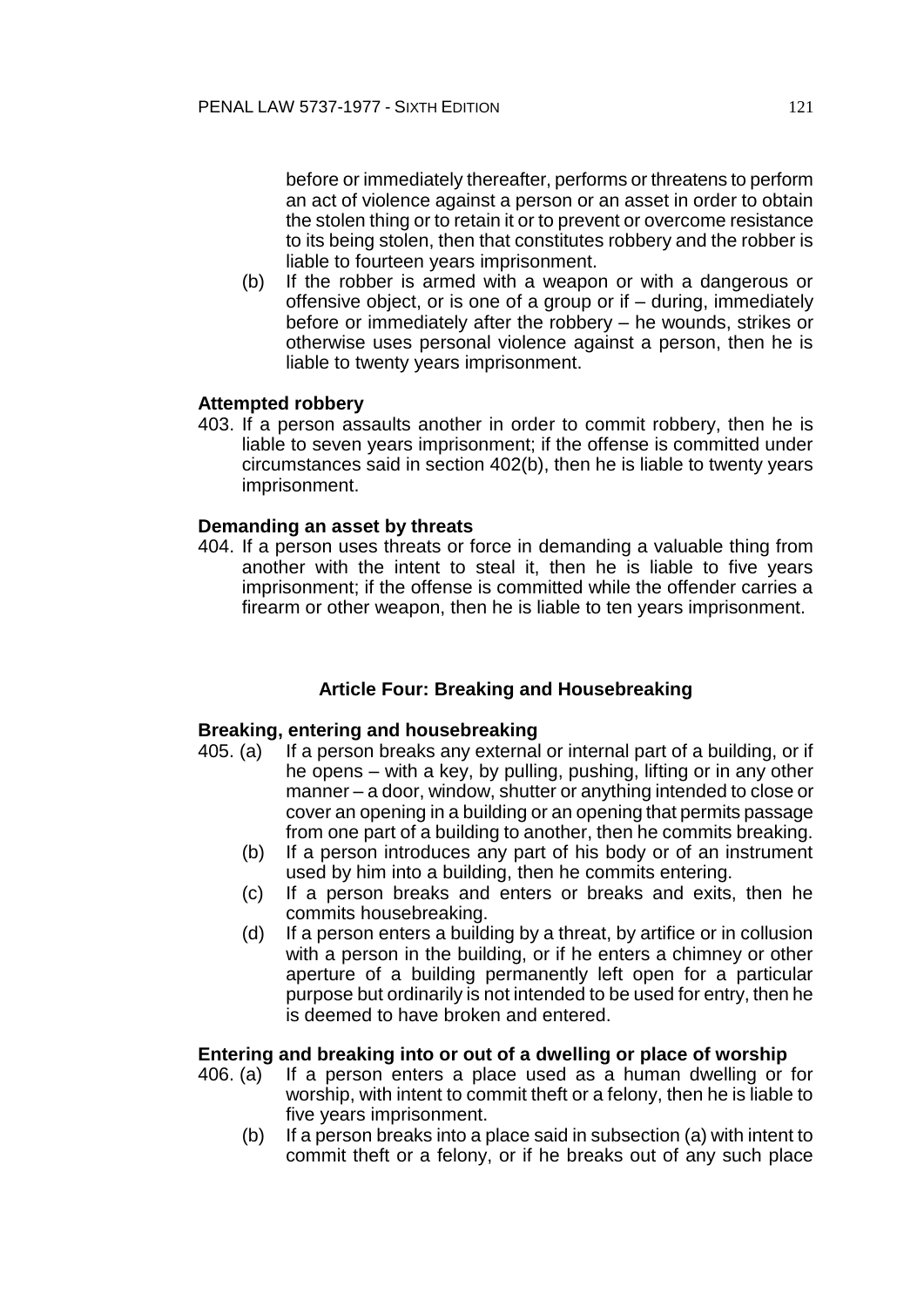before or immediately thereafter, performs or threatens to perform an act of violence against a person or an asset in order to obtain the stolen thing or to retain it or to prevent or overcome resistance to its being stolen, then that constitutes robbery and the robber is liable to fourteen years imprisonment.

(b) If the robber is armed with a weapon or with a dangerous or offensive object, or is one of a group or if – during, immediately before or immediately after the robbery – he wounds, strikes or otherwise uses personal violence against a person, then he is liable to twenty years imprisonment.

**Attempted robbery**

403. If a person assaults another in order to commit robbery, then he is liable to seven years imprisonment; if the offense is committed under circumstances said in section 402(b), then he is liable to twenty years imprisonment.

**Demanding an asset by threats**

404. If a person uses threats or force in demanding a valuable thing from another with the intent to steal it, then he is liable to five years imprisonment; if the offense is committed while the offender carries a firearm or other weapon, then he is liable to ten years imprisonment.

## Article Four: Breaking and Housebreaking

**Breaking, entering and housebreaking**

405. (a) If a person breaks any external or internal part of a building, or if he opens – with a key, by pulling, pushing, lifting or in any other manner – a door, window, shutter or anything intended to close or cover an opening in a building or an opening that permits passage from one part of a building to another, then he commits breaking.

(b) If a person introduces any part of his body or of an instrument used by him into a building, then he commits entering.

(c) If a person breaks and enters or breaks and exits, then he commits housebreaking.

(d) If a person enters a building by a threat, by artifice or in collusion with a person in the building, or if he enters a chimney or other aperture of a building permanently left open for a particular purpose but ordinarily is not intended to be used for entry, then he is deemed to have broken and entered.

**Entering and breaking into or out of a dwelling or place of worship**

406. (a) If a person enters a place used as a human dwelling or for worship, with intent to commit theft or a felony, then he is liable to five years imprisonment.

(b) If a person breaks into a place said in subsection (a) with intent to commit theft or a felony, or if he breaks out of any such place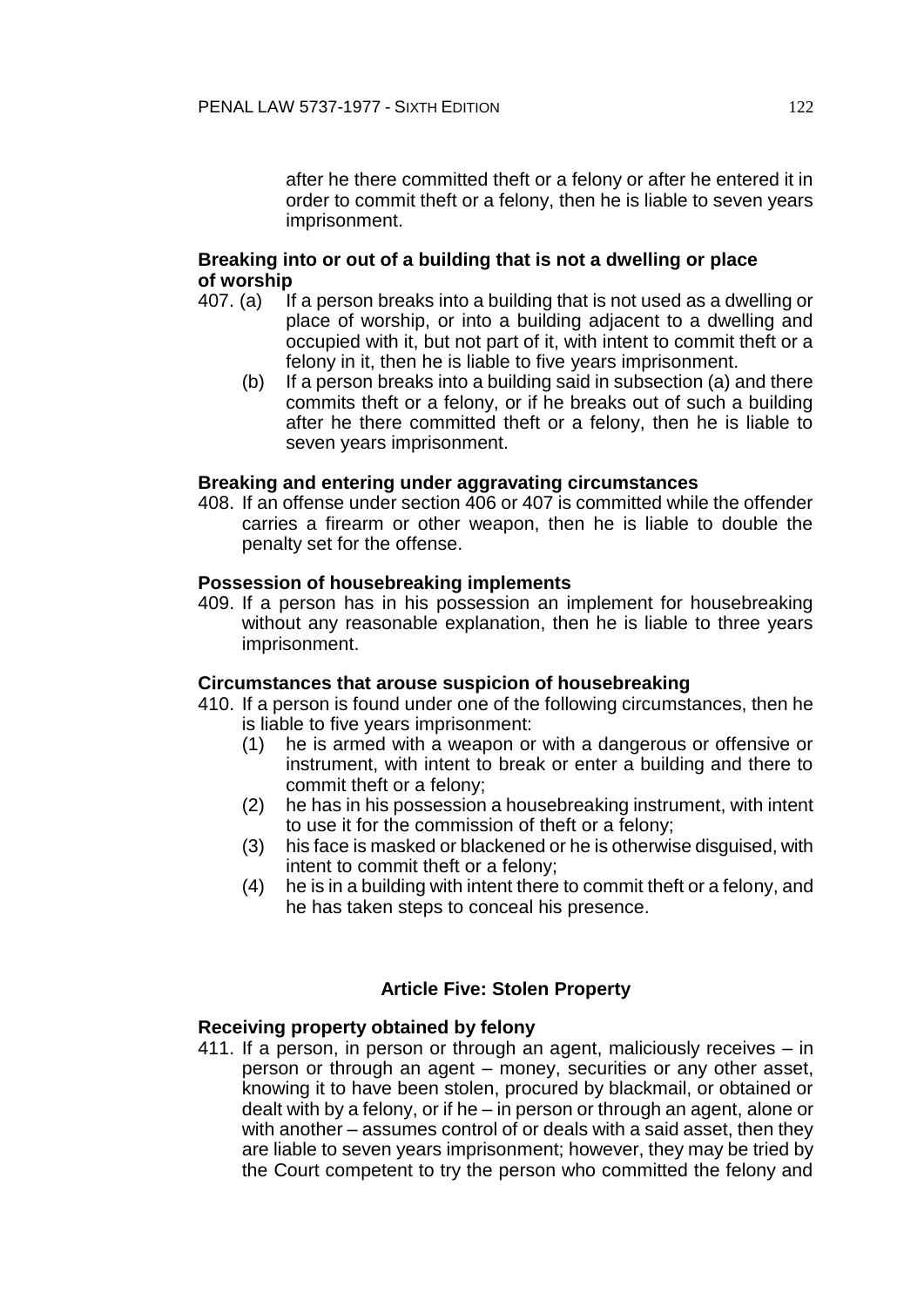after he there committed theft or a felony or after he entered it in order to commit theft or a felony, then he is liable to seven years imprisonment.

**Breaking into or out of a building that is not a dwelling or place of worship**

407. (a) If a person breaks into a building that is not used as a dwelling or place of worship, or into a building adjacent to a dwelling and occupied with it, but not part of it, with intent to commit theft or a felony in it, then he is liable to five years imprisonment.

(b) If a person breaks into a building said in subsection (a) and there commits theft or a felony, or if he breaks out of such a building after he there committed theft or a felony, then he is liable to seven years imprisonment.

**Breaking and entering under aggravating circumstances**

408. If an offense under section 406 or 407 is committed while the offender carries a firearm or other weapon, then he is liable to double the penalty set for the offense.

**Possession of housebreaking implements**

409. If a person has in his possession an implement for housebreaking without any reasonable explanation, then he is liable to three years imprisonment.

**Circumstances that arouse suspicion of housebreaking**

410. If a person is found under one of the following circumstances, then he is liable to five years imprisonment:

(1) he is armed with a weapon or with a dangerous or offensive or instrument, with intent to break or enter a building and there to commit theft or a felony;

(2) he has in his possession a housebreaking instrument, with intent to use it for the commission of theft or a felony;

(3) his face is masked or blackened or he is otherwise disguised, with intent to commit theft or a felony;

(4) he is in a building with intent there to commit theft or a felony, and he has taken steps to conceal his presence.

### Article Five: Stolen Property

**Receiving property obtained by felony**

411. If a person, in person or through an agent, maliciously receives – in person or through an agent – money, securities or any other asset, knowing it to have been stolen, procured by blackmail, or obtained or dealt with by a felony, or if he – in person or through an agent, alone or with another – assumes control of or deals with a said asset, then they are liable to seven years imprisonment; however, they may be tried by the Court competent to try the person who committed the felony and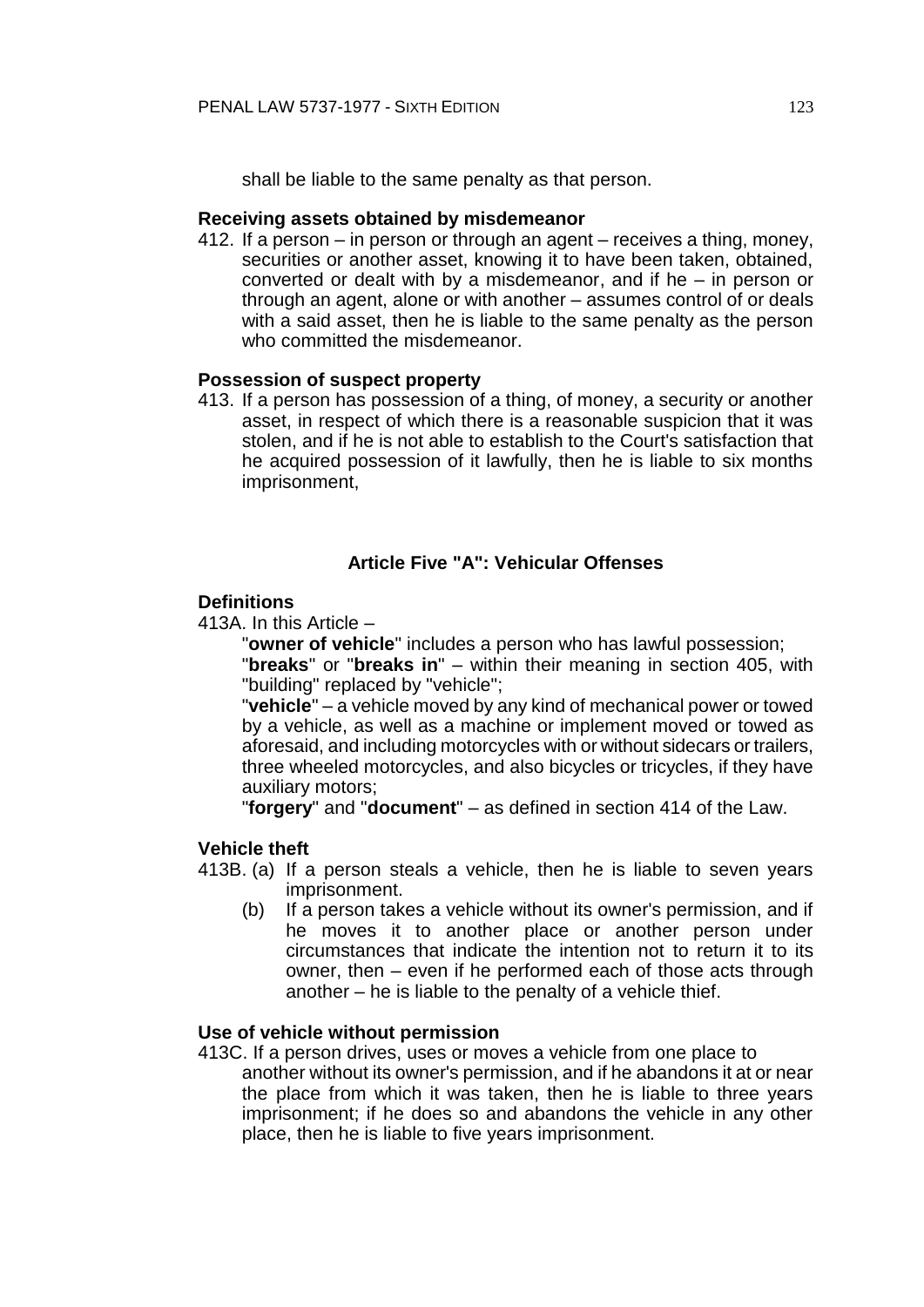shall be liable to the same penalty as that person.

**Receiving assets obtained by misdemeanor**

412. If a person – in person or through an agent – receives a thing, money, securities or another asset, knowing it to have been taken, obtained, converted or dealt with by a misdemeanor, and if he – in person or through an agent, alone or with another – assumes control of or deals with a said asset, then he is liable to the same penalty as the person who committed the misdemeanor.

**Possession of suspect property**

413. If a person has possession of a thing, of money, a security or another asset, in respect of which there is a reasonable suspicion that it was stolen, and if he is not able to establish to the Court's satisfaction that he acquired possession of it lawfully, then he is liable to six months imprisonment,

## Article Five "A": Vehicular Offenses

**Definitions**

413A. In this Article –

"**owner of vehicle**" includes a person who has lawful possession;

"**breaks**" or "**breaks in**" – within their meaning in section 405, with "building" replaced by "vehicle";

"**vehicle**" – a vehicle moved by any kind of mechanical power or towed by a vehicle, as well as a machine or implement moved or towed as aforesaid, and including motorcycles with or without sidecars or trailers, three wheeled motorcycles, and also bicycles or tricycles, if they have auxiliary motors;

"**forgery**" and "**document**" – as defined in section 414 of the Law.

**Vehicle theft**

413B. (a) If a person steals a vehicle, then he is liable to seven years imprisonment.

(b) If a person takes a vehicle without its owner's permission, and if he moves it to another place or another person under circumstances that indicate the intention not to return it to its owner, then – even if he performed each of those acts through another – he is liable to the penalty of a vehicle thief.

**Use of vehicle without permission**

413C. If a person drives, uses or moves a vehicle from one place to another without its owner's permission, and if he abandons it at or near the place from which it was taken, then he is liable to three years imprisonment; if he does so and abandons the vehicle in any other place, then he is liable to five years imprisonment.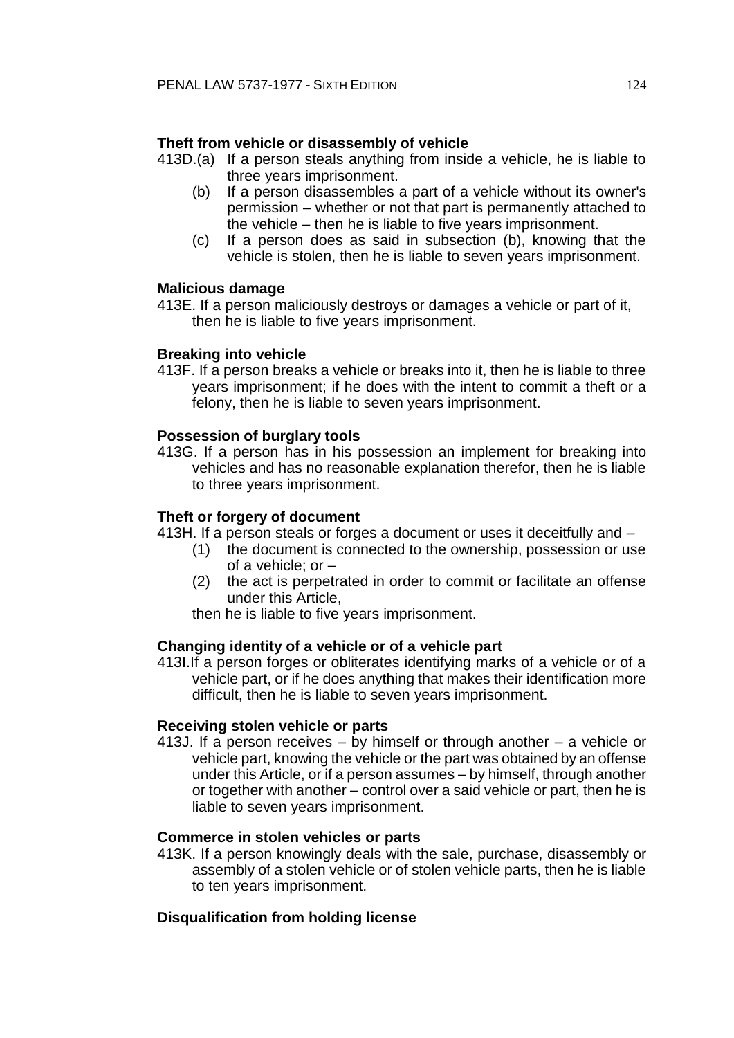**Theft from vehicle or disassembly of vehicle**

413D.(a) If a person steals anything from inside a vehicle, he is liable to three years imprisonment.

(b) If a person disassembles a part of a vehicle without its owner's permission – whether or not that part is permanently attached to the vehicle – then he is liable to five years imprisonment.

(c) If a person does as said in subsection (b), knowing that the vehicle is stolen, then he is liable to seven years imprisonment.

**Malicious damage**

413E. If a person maliciously destroys or damages a vehicle or part of it, then he is liable to five years imprisonment.

**Breaking into vehicle**

413F. If a person breaks a vehicle or breaks into it, then he is liable to three years imprisonment; if he does with the intent to commit a theft or a felony, then he is liable to seven years imprisonment.

**Possession of burglary tools**

413G. If a person has in his possession an implement for breaking into vehicles and has no reasonable explanation therefor, then he is liable to three years imprisonment.

**Theft or forgery of document**

413H. If a person steals or forges a document or uses it deceitfully and –

(1) the document is connected to the ownership, possession or use of a vehicle; or –

(2) the act is perpetrated in order to commit or facilitate an offense under this Article,

then he is liable to five years imprisonment.

**Changing identity of a vehicle or of a vehicle part**

413I.If a person forges or obliterates identifying marks of a vehicle or of a vehicle part, or if he does anything that makes their identification more difficult, then he is liable to seven years imprisonment.

**Receiving stolen vehicle or parts**

413J. If a person receives – by himself or through another – a vehicle or vehicle part, knowing the vehicle or the part was obtained by an offense under this Article, or if a person assumes – by himself, through another or together with another – control over a said vehicle or part, then he is liable to seven years imprisonment.

**Commerce in stolen vehicles or parts**

413K. If a person knowingly deals with the sale, purchase, disassembly or assembly of a stolen vehicle or of stolen vehicle parts, then he is liable to ten years imprisonment.

**Disqualification from holding license**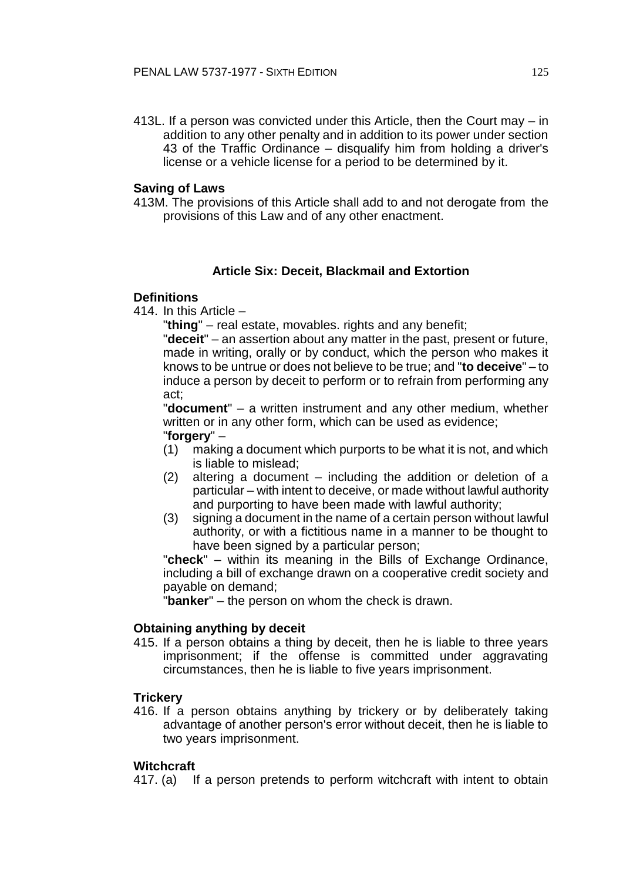413L. If a person was convicted under this Article, then the Court may – in addition to any other penalty and in addition to its power under section 43 of the Traffic Ordinance – disqualify him from holding a driver's license or a vehicle license for a period to be determined by it.

**Saving of Laws**

413M. The provisions of this Article shall add to and not derogate from the provisions of this Law and of any other enactment.

## Article Six: Deceit, Blackmail and Extortion

**Definitions**

414. In this Article –

"**thing**" – real estate, movables. rights and any benefit;

"**deceit**" – an assertion about any matter in the past, present or future, made in writing, orally or by conduct, which the person who makes it knows to be untrue or does not believe to be true; and "**to deceive**" – to induce a person by deceit to perform or to refrain from performing any act;

"**document**" – a written instrument and any other medium, whether written or in any other form, which can be used as evidence;

"**forgery**" –

(1) making a document which purports to be what it is not, and which is liable to mislead;

(2) altering a document – including the addition or deletion of a particular – with intent to deceive, or made without lawful authority and purporting to have been made with lawful authority;

(3) signing a document in the name of a certain person without lawful authority, or with a fictitious name in a manner to be thought to have been signed by a particular person;

"**check**" – within its meaning in the Bills of Exchange Ordinance, including a bill of exchange drawn on a cooperative credit society and payable on demand;

"**banker**" – the person on whom the check is drawn.

**Obtaining anything by deceit**

415. If a person obtains a thing by deceit, then he is liable to three years imprisonment; if the offense is committed under aggravating circumstances, then he is liable to five years imprisonment.

**Trickery**

416. If a person obtains anything by trickery or by deliberately taking advantage of another person's error without deceit, then he is liable to two years imprisonment.

**Witchcraft**

417. (a) If a person pretends to perform witchcraft with intent to obtain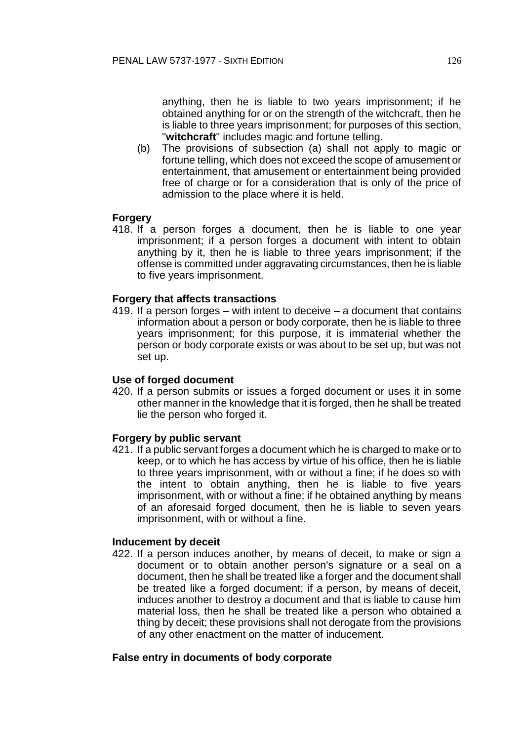anything, then he is liable to two years imprisonment; if he obtained anything for or on the strength of the witchcraft, then he is liable to three years imprisonment; for purposes of this section, "**witchcraft**" includes magic and fortune telling.

(b) The provisions of subsection (a) shall not apply to magic or fortune telling, which does not exceed the scope of amusement or entertainment, that amusement or entertainment being provided free of charge or for a consideration that is only of the price of admission to the place where it is held.

**Forgery**

418. If a person forges a document, then he is liable to one year imprisonment; if a person forges a document with intent to obtain anything by it, then he is liable to three years imprisonment; if the offense is committed under aggravating circumstances, then he is liable to five years imprisonment.

**Forgery that affects transactions**

419. If a person forges – with intent to deceive – a document that contains information about a person or body corporate, then he is liable to three years imprisonment; for this purpose, it is immaterial whether the person or body corporate exists or was about to be set up, but was not set up.

**Use of forged document**

420. If a person submits or issues a forged document or uses it in some other manner in the knowledge that it is forged, then he shall be treated lie the person who forged it.

**Forgery by public servant**

421. If a public servant forges a document which he is charged to make or to keep, or to which he has access by virtue of his office, then he is liable to three years imprisonment, with or without a fine; if he does so with the intent to obtain anything, then he is liable to five years imprisonment, with or without a fine; if he obtained anything by means of an aforesaid forged document, then he is liable to seven years imprisonment, with or without a fine.

**Inducement by deceit**

422. If a person induces another, by means of deceit, to make or sign a document or to obtain another person's signature or a seal on a document, then he shall be treated like a forger and the document shall be treated like a forged document; if a person, by means of deceit, induces another to destroy a document and that is liable to cause him material loss, then he shall be treated like a person who obtained a thing by deceit; these provisions shall not derogate from the provisions of any other enactment on the matter of inducement.

**False entry in documents of body corporate**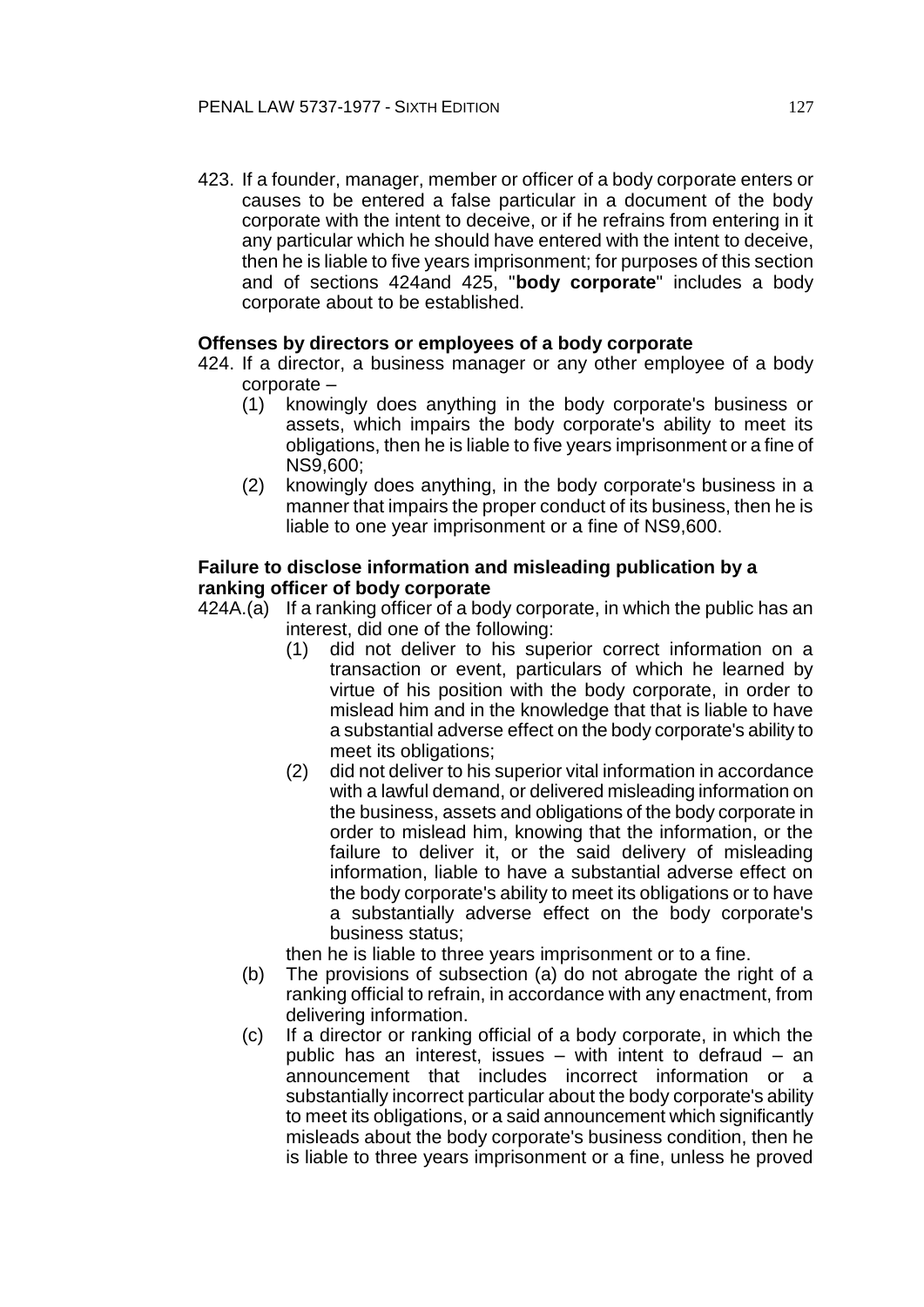423. If a founder, manager, member or officer of a body corporate enters or causes to be entered a false particular in a document of the body corporate with the intent to deceive, or if he refrains from entering in it any particular which he should have entered with the intent to deceive, then he is liable to five years imprisonment; for purposes of this section and of sections 424and 425, "**body corporate**" includes a body corporate about to be established.

**Offenses by directors or employees of a body corporate**

424. If a director, a business manager or any other employee of a body corporate –
   (1) knowingly does anything in the body corporate's business or assets, which impairs the body corporate's ability to meet its obligations, then he is liable to five years imprisonment or a fine of NS9,600;
   (2) knowingly does anything, in the body corporate's business in a manner that impairs the proper conduct of its business, then he is liable to one year imprisonment or a fine of NS9,600.

**Failure to disclose information and misleading publication by a ranking officer of body corporate**

424A.(a) If a ranking officer of a body corporate, in which the public has an interest, did one of the following:
   (1) did not deliver to his superior correct information on a transaction or event, particulars of which he learned by virtue of his position with the body corporate, in order to mislead him and in the knowledge that that is liable to have a substantial adverse effect on the body corporate's ability to meet its obligations;
   (2) did not deliver to his superior vital information in accordance with a lawful demand, or delivered misleading information on the business, assets and obligations of the body corporate in order to mislead him, knowing that the information, or the failure to deliver it, or the said delivery of misleading information, liable to have a substantial adverse effect on the body corporate's ability to meet its obligations or to have a substantially adverse effect on the body corporate's business status;

   then he is liable to three years imprisonment or to a fine.

(b) The provisions of subsection (a) do not abrogate the right of a ranking official to refrain, in accordance with any enactment, from delivering information.

(c) If a director or ranking official of a body corporate, in which the public has an interest, issues – with intent to defraud – an announcement that includes incorrect information or a substantially incorrect particular about the body corporate's ability to meet its obligations, or a said announcement which significantly misleads about the body corporate's business condition, then he is liable to three years imprisonment or a fine, unless he proved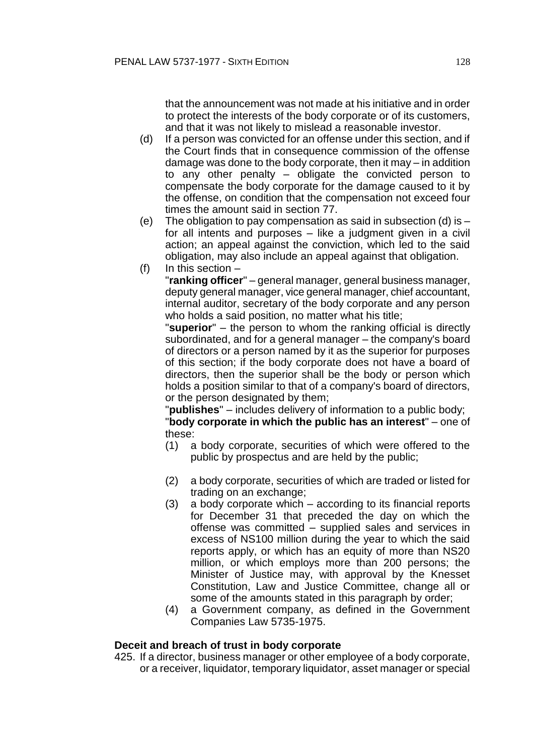that the announcement was not made at his initiative and in order to protect the interests of the body corporate or of its customers, and that it was not likely to mislead a reasonable investor.

(d) If a person was convicted for an offense under this section, and if the Court finds that in consequence commission of the offense damage was done to the body corporate, then it may – in addition to any other penalty – obligate the convicted person to compensate the body corporate for the damage caused to it by the offense, on condition that the compensation not exceed four times the amount said in section 77.

(e) The obligation to pay compensation as said in subsection (d) is – for all intents and purposes – like a judgment given in a civil action; an appeal against the conviction, which led to the said obligation, may also include an appeal against that obligation.

(f) In this section –

"**ranking officer**" – general manager, general business manager, deputy general manager, vice general manager, chief accountant, internal auditor, secretary of the body corporate and any person who holds a said position, no matter what his title;

"**superior**" – the person to whom the ranking official is directly subordinated, and for a general manager – the company's board of directors or a person named by it as the superior for purposes of this section; if the body corporate does not have a board of directors, then the superior shall be the body or person which holds a position similar to that of a company's board of directors, or the person designated by them;

"**publishes**" – includes delivery of information to a public body;

"**body corporate in which the public has an interest**" – one of these:

(1) a body corporate, securities of which were offered to the public by prospectus and are held by the public;

(2) a body corporate, securities of which are traded or listed for trading on an exchange;

(3) a body corporate which – according to its financial reports for December 31 that preceded the day on which the offense was committed – supplied sales and services in excess of NS100 million during the year to which the said reports apply, or which has an equity of more than NS20 million, or which employs more than 200 persons; the Minister of Justice may, with approval by the Knesset Constitution, Law and Justice Committee, change all or some of the amounts stated in this paragraph by order;

(4) a Government company, as defined in the Government Companies Law 5735-1975.

**Deceit and breach of trust in body corporate**

425. If a director, business manager or other employee of a body corporate, or a receiver, liquidator, temporary liquidator, asset manager or special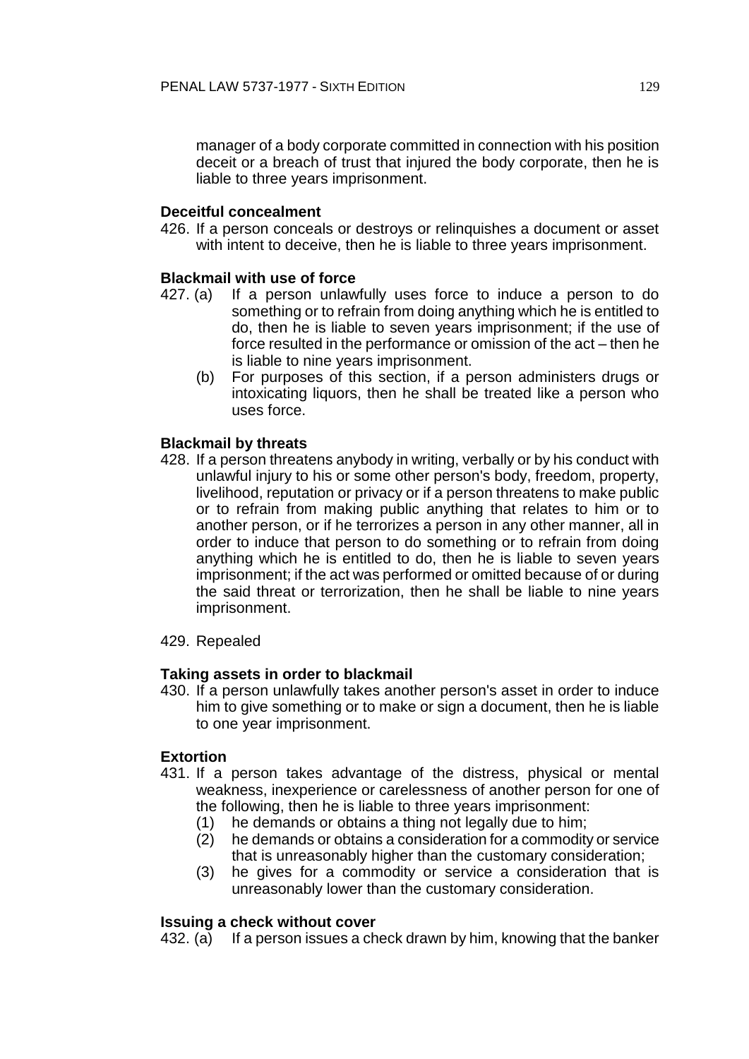manager of a body corporate committed in connection with his position deceit or a breach of trust that injured the body corporate, then he is liable to three years imprisonment.

**Deceitful concealment**

426. If a person conceals or destroys or relinquishes a document or asset with intent to deceive, then he is liable to three years imprisonment.

**Blackmail with use of force**

427. (a) If a person unlawfully uses force to induce a person to do something or to refrain from doing anything which he is entitled to do, then he is liable to seven years imprisonment; if the use of force resulted in the performance or omission of the act – then he is liable to nine years imprisonment.

(b) For purposes of this section, if a person administers drugs or intoxicating liquors, then he shall be treated like a person who uses force.

**Blackmail by threats**

428. If a person threatens anybody in writing, verbally or by his conduct with unlawful injury to his or some other person's body, freedom, property, livelihood, reputation or privacy or if a person threatens to make public or to refrain from making public anything that relates to him or to another person, or if he terrorizes a person in any other manner, all in order to induce that person to do something or to refrain from doing anything which he is entitled to do, then he is liable to seven years imprisonment; if the act was performed or omitted because of or during the said threat or terrorization, then he shall be liable to nine years imprisonment.

429. Repealed

**Taking assets in order to blackmail**

430. If a person unlawfully takes another person's asset in order to induce him to give something or to make or sign a document, then he is liable to one year imprisonment.

**Extortion**

431. If a person takes advantage of the distress, physical or mental weakness, inexperience or carelessness of another person for one of the following, then he is liable to three years imprisonment:

(1) he demands or obtains a thing not legally due to him;

(2) he demands or obtains a consideration for a commodity or service that is unreasonably higher than the customary consideration;

(3) he gives for a commodity or service a consideration that is unreasonably lower than the customary consideration.

**Issuing a check without cover**

432. (a) If a person issues a check drawn by him, knowing that the banker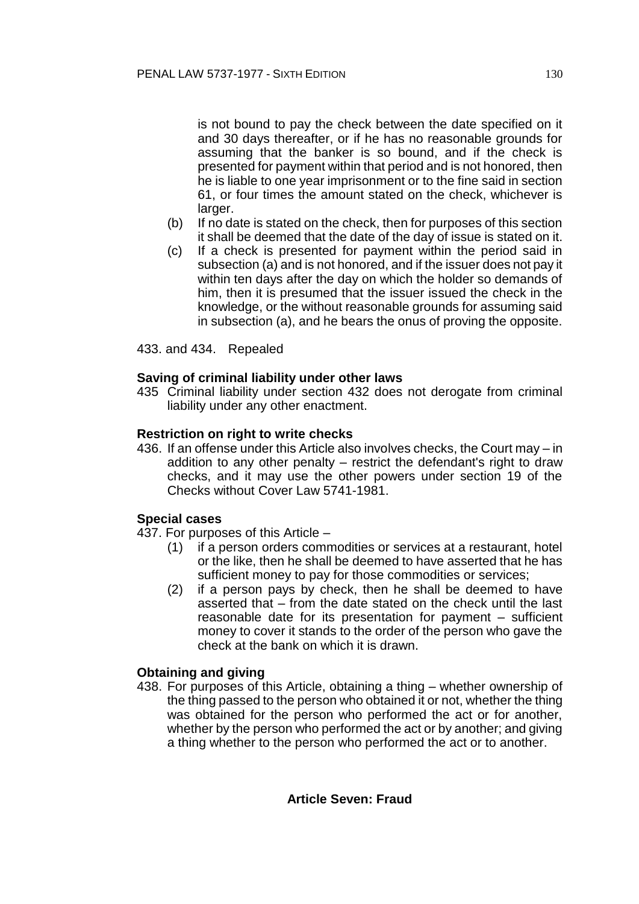is not bound to pay the check between the date specified on it and 30 days thereafter, or if he has no reasonable grounds for assuming that the banker is so bound, and if the check is presented for payment within that period and is not honored, then he is liable to one year imprisonment or to the fine said in section 61, or four times the amount stated on the check, whichever is larger.

(b) If no date is stated on the check, then for purposes of this section it shall be deemed that the date of the day of issue is stated on it.

(c) If a check is presented for payment within the period said in subsection (a) and is not honored, and if the issuer does not pay it within ten days after the day on which the holder so demands of him, then it is presumed that the issuer issued the check in the knowledge, or the without reasonable grounds for assuming said in subsection (a), and he bears the onus of proving the opposite.

433. and 434. Repealed

**Saving of criminal liability under other laws**

435 Criminal liability under section 432 does not derogate from criminal liability under any other enactment.

**Restriction on right to write checks**

436. If an offense under this Article also involves checks, the Court may – in addition to any other penalty – restrict the defendant's right to draw checks, and it may use the other powers under section 19 of the Checks without Cover Law 5741-1981.

**Special cases**

437. For purposes of this Article –

(1) if a person orders commodities or services at a restaurant, hotel or the like, then he shall be deemed to have asserted that he has sufficient money to pay for those commodities or services;

(2) if a person pays by check, then he shall be deemed to have asserted that – from the date stated on the check until the last reasonable date for its presentation for payment – sufficient money to cover it stands to the order of the person who gave the check at the bank on which it is drawn.

**Obtaining and giving**

438. For purposes of this Article, obtaining a thing – whether ownership of the thing passed to the person who obtained it or not, whether the thing was obtained for the person who performed the act or for another, whether by the person who performed the act or by another; and giving a thing whether to the person who performed the act or to another.

## Article Seven: Fraud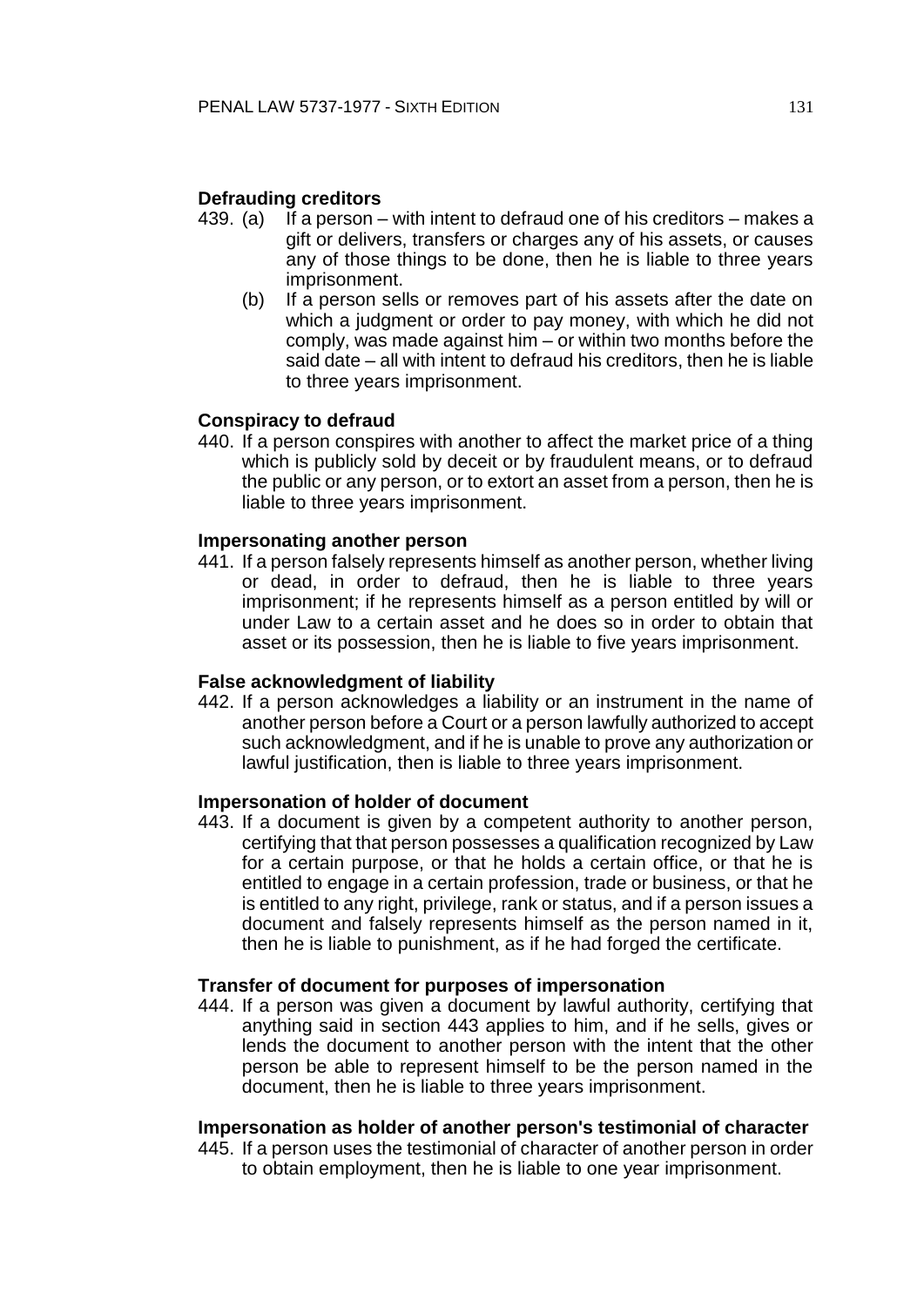**Defrauding creditors**

439. (a) If a person – with intent to defraud one of his creditors – makes a gift or delivers, transfers or charges any of his assets, or causes any of those things to be done, then he is liable to three years imprisonment.

(b) If a person sells or removes part of his assets after the date on which a judgment or order to pay money, with which he did not comply, was made against him – or within two months before the said date – all with intent to defraud his creditors, then he is liable to three years imprisonment.

**Conspiracy to defraud**

440. If a person conspires with another to affect the market price of a thing which is publicly sold by deceit or by fraudulent means, or to defraud the public or any person, or to extort an asset from a person, then he is liable to three years imprisonment.

**Impersonating another person**

441. If a person falsely represents himself as another person, whether living or dead, in order to defraud, then he is liable to three years imprisonment; if he represents himself as a person entitled by will or under Law to a certain asset and he does so in order to obtain that asset or its possession, then he is liable to five years imprisonment.

**False acknowledgment of liability**

442. If a person acknowledges a liability or an instrument in the name of another person before a Court or a person lawfully authorized to accept such acknowledgment, and if he is unable to prove any authorization or lawful justification, then is liable to three years imprisonment.

**Impersonation of holder of document**

443. If a document is given by a competent authority to another person, certifying that that person possesses a qualification recognized by Law for a certain purpose, or that he holds a certain office, or that he is entitled to engage in a certain profession, trade or business, or that he is entitled to any right, privilege, rank or status, and if a person issues a document and falsely represents himself as the person named in it, then he is liable to punishment, as if he had forged the certificate.

**Transfer of document for purposes of impersonation**

444. If a person was given a document by lawful authority, certifying that anything said in section 443 applies to him, and if he sells, gives or lends the document to another person with the intent that the other person be able to represent himself to be the person named in the document, then he is liable to three years imprisonment.

**Impersonation as holder of another person's testimonial of character**

445. If a person uses the testimonial of character of another person in order to obtain employment, then he is liable to one year imprisonment.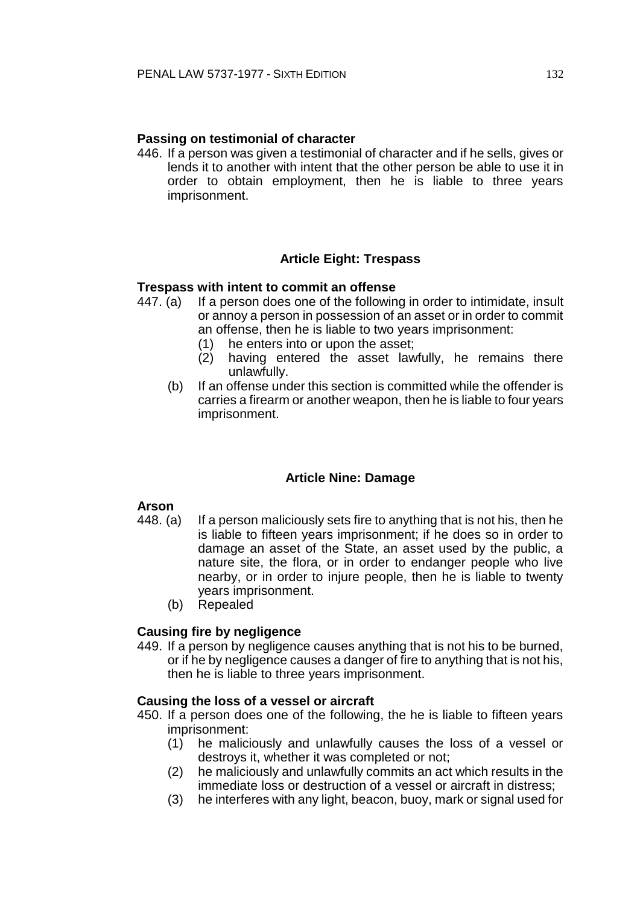**Passing on testimonial of character**

446. If a person was given a testimonial of character and if he sells, gives or lends it to another with intent that the other person be able to use it in order to obtain employment, then he is liable to three years imprisonment.

### Article Eight: Trespass

**Trespass with intent to commit an offense**

447. (a) If a person does one of the following in order to intimidate, insult or annoy a person in possession of an asset or in order to commit an offense, then he is liable to two years imprisonment:
   - (1) he enters into or upon the asset;
   - (2) having entered the asset lawfully, he remains there unlawfully.

   (b) If an offense under this section is committed while the offender is carries a firearm or another weapon, then he is liable to four years imprisonment.

### Article Nine: Damage

**Arson**

448. (a) If a person maliciously sets fire to anything that is not his, then he is liable to fifteen years imprisonment; if he does so in order to damage an asset of the State, an asset used by the public, a nature site, the flora, or in order to endanger people who live nearby, or in order to injure people, then he is liable to twenty years imprisonment.

   (b) Repealed

**Causing fire by negligence**

449. If a person by negligence causes anything that is not his to be burned, or if he by negligence causes a danger of fire to anything that is not his, then he is liable to three years imprisonment.

**Causing the loss of a vessel or aircraft**

450. If a person does one of the following, the he is liable to fifteen years imprisonment:
   - (1) he maliciously and unlawfully causes the loss of a vessel or destroys it, whether it was completed or not;
   - (2) he maliciously and unlawfully commits an act which results in the immediate loss or destruction of a vessel or aircraft in distress;
   - (3) he interferes with any light, beacon, buoy, mark or signal used for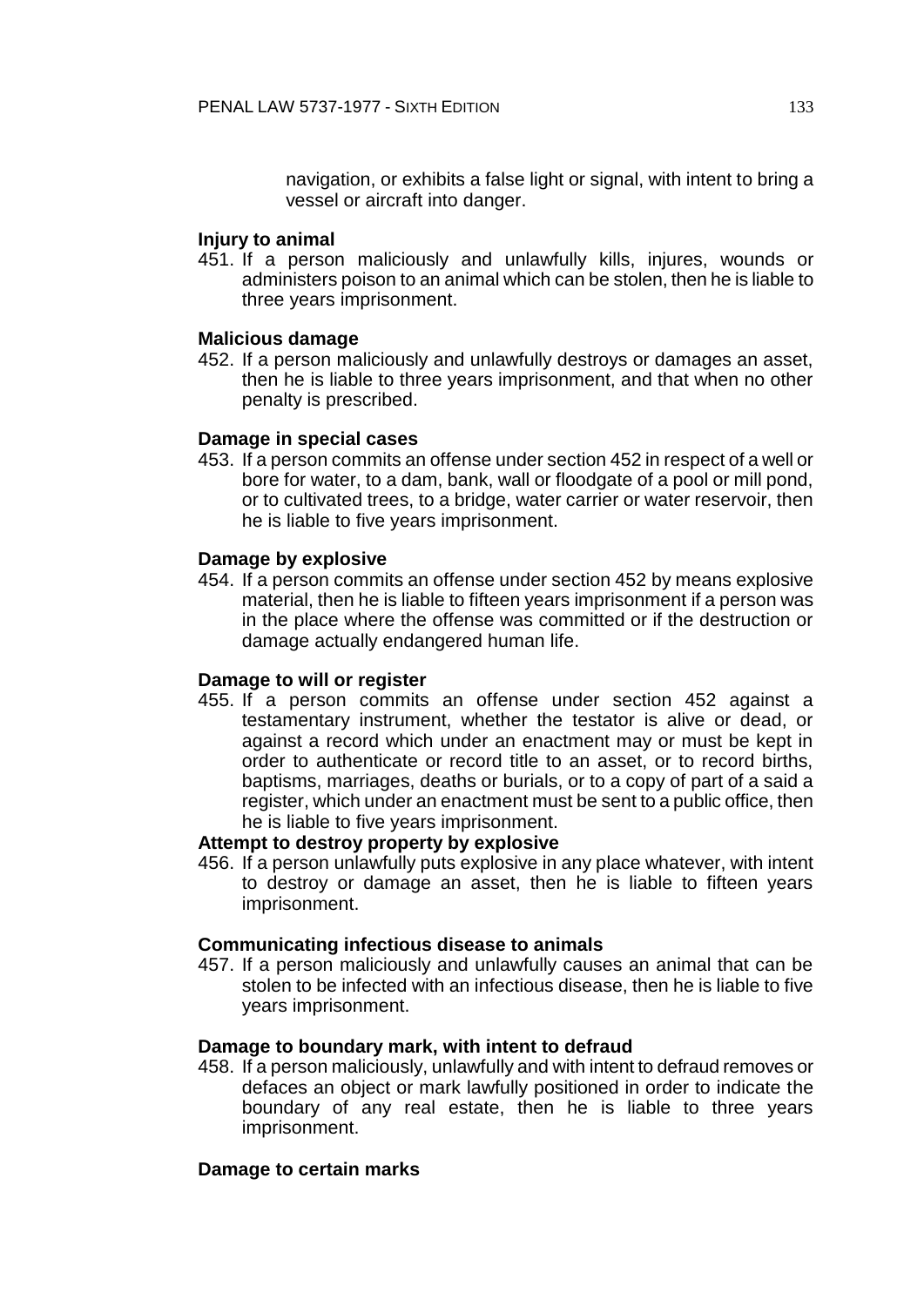navigation, or exhibits a false light or signal, with intent to bring a vessel or aircraft into danger.

**Injury to animal**

451. If a person maliciously and unlawfully kills, injures, wounds or administers poison to an animal which can be stolen, then he is liable to three years imprisonment.

**Malicious damage**

452. If a person maliciously and unlawfully destroys or damages an asset, then he is liable to three years imprisonment, and that when no other penalty is prescribed.

**Damage in special cases**

453. If a person commits an offense under section 452 in respect of a well or bore for water, to a dam, bank, wall or floodgate of a pool or mill pond, or to cultivated trees, to a bridge, water carrier or water reservoir, then he is liable to five years imprisonment.

**Damage by explosive**

454. If a person commits an offense under section 452 by means explosive material, then he is liable to fifteen years imprisonment if a person was in the place where the offense was committed or if the destruction or damage actually endangered human life.

**Damage to will or register**

455. If a person commits an offense under section 452 against a testamentary instrument, whether the testator is alive or dead, or against a record which under an enactment may or must be kept in order to authenticate or record title to an asset, or to record births, baptisms, marriages, deaths or burials, or to a copy of part of a said a register, which under an enactment must be sent to a public office, then he is liable to five years imprisonment.

**Attempt to destroy property by explosive**

456. If a person unlawfully puts explosive in any place whatever, with intent to destroy or damage an asset, then he is liable to fifteen years imprisonment.

**Communicating infectious disease to animals**

457. If a person maliciously and unlawfully causes an animal that can be stolen to be infected with an infectious disease, then he is liable to five years imprisonment.

**Damage to boundary mark, with intent to defraud**

458. If a person maliciously, unlawfully and with intent to defraud removes or defaces an object or mark lawfully positioned in order to indicate the boundary of any real estate, then he is liable to three years imprisonment.

**Damage to certain marks**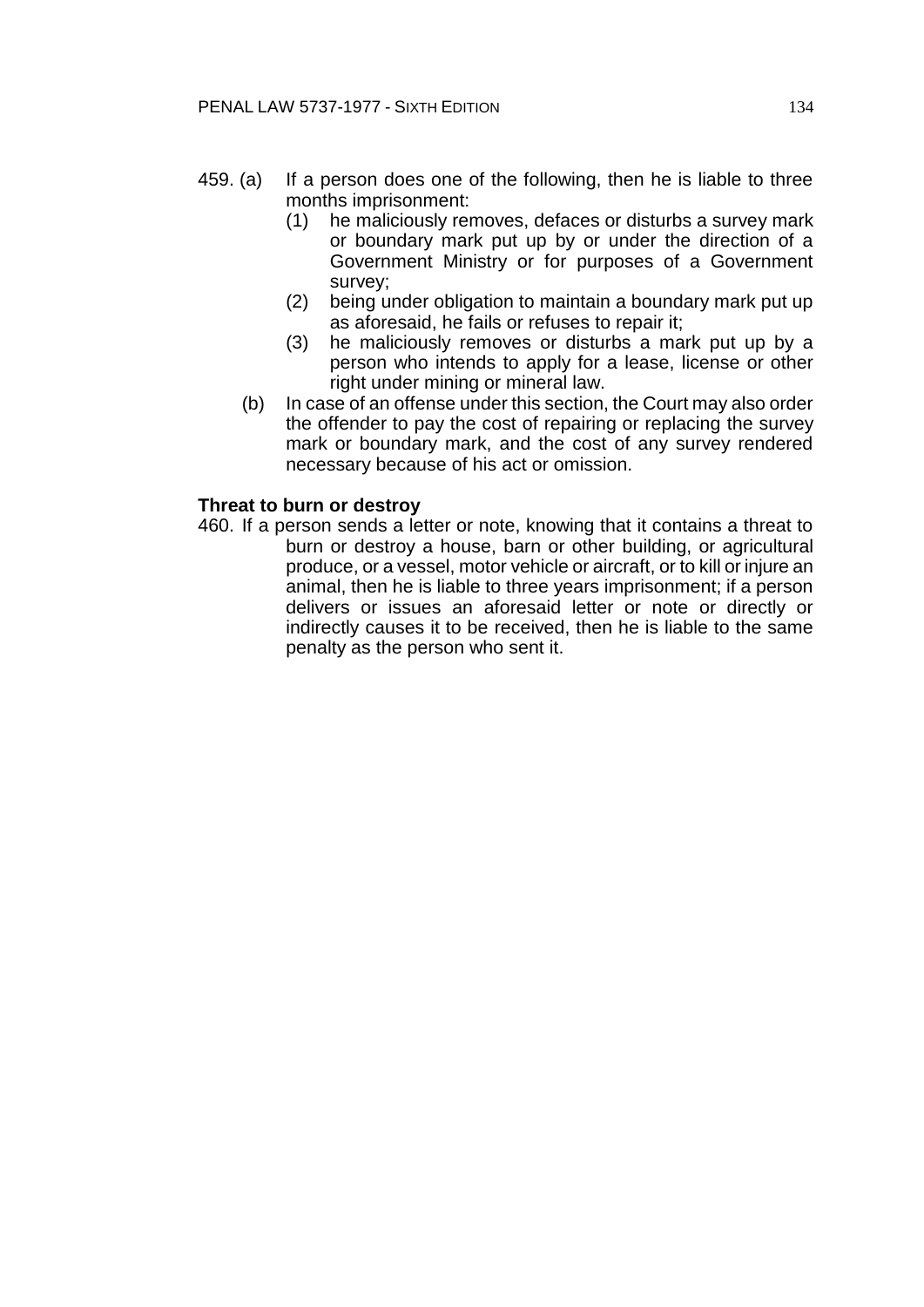459. (a) If a person does one of the following, then he is liable to three months imprisonment:
   (1) he maliciously removes, defaces or disturbs a survey mark or boundary mark put up by or under the direction of a Government Ministry or for purposes of a Government survey;
   (2) being under obligation to maintain a boundary mark put up as aforesaid, he fails or refuses to repair it;
   (3) he maliciously removes or disturbs a mark put up by a person who intends to apply for a lease, license or other right under mining or mineral law.

(b) In case of an offense under this section, the Court may also order the offender to pay the cost of repairing or replacing the survey mark or boundary mark, and the cost of any survey rendered necessary because of his act or omission.

**Threat to burn or destroy**

460. If a person sends a letter or note, knowing that it contains a threat to burn or destroy a house, barn or other building, or agricultural produce, or a vessel, motor vehicle or aircraft, or to kill or injure an animal, then he is liable to three years imprisonment; if a person delivers or issues an aforesaid letter or note or directly or indirectly causes it to be received, then he is liable to the same penalty as the person who sent it.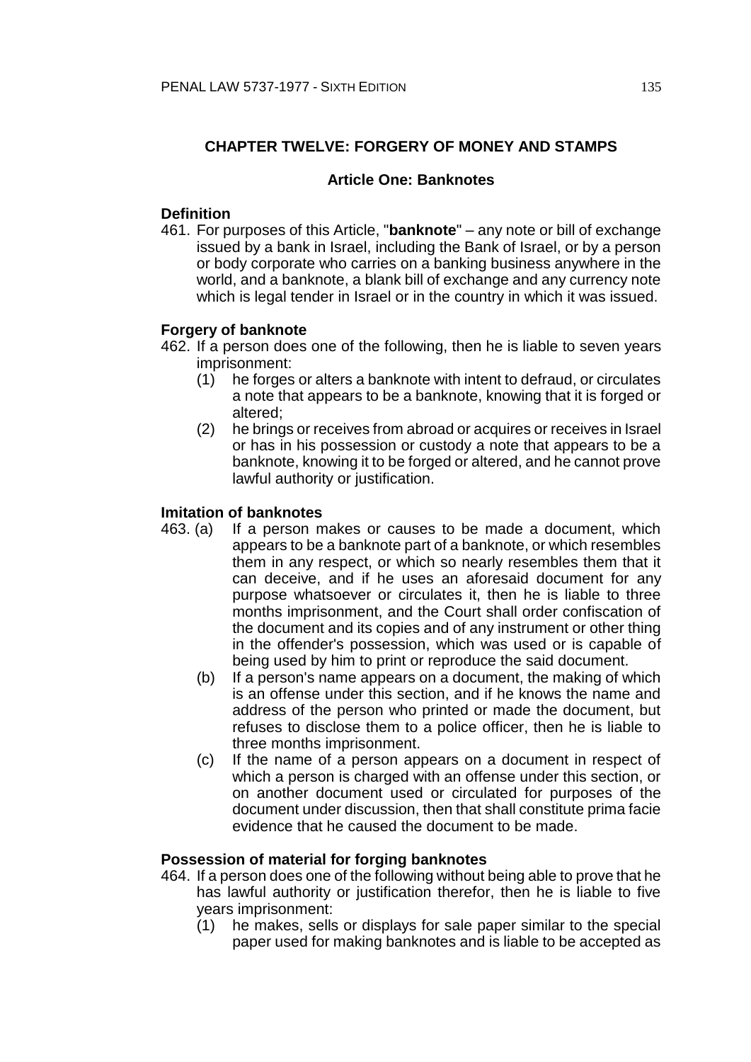## CHAPTER TWELVE: FORGERY OF MONEY AND STAMPS

### Article One: Banknotes

**Definition**

461. For purposes of this Article, "**banknote**" – any note or bill of exchange issued by a bank in Israel, including the Bank of Israel, or by a person or body corporate who carries on a banking business anywhere in the world, and a banknote, a blank bill of exchange and any currency note which is legal tender in Israel or in the country in which it was issued.

**Forgery of banknote**

462. If a person does one of the following, then he is liable to seven years imprisonment:
   (1) he forges or alters a banknote with intent to defraud, or circulates a note that appears to be a banknote, knowing that it is forged or altered;
   (2) he brings or receives from abroad or acquires or receives in Israel or has in his possession or custody a note that appears to be a banknote, knowing it to be forged or altered, and he cannot prove lawful authority or justification.

**Imitation of banknotes**

463. (a) If a person makes or causes to be made a document, which appears to be a banknote part of a banknote, or which resembles them in any respect, or which so nearly resembles them that it can deceive, and if he uses an aforesaid document for any purpose whatsoever or circulates it, then he is liable to three months imprisonment, and the Court shall order confiscation of the document and its copies and of any instrument or other thing in the offender's possession, which was used or is capable of being used by him to print or reproduce the said document.
   (b) If a person's name appears on a document, the making of which is an offense under this section, and if he knows the name and address of the person who printed or made the document, but refuses to disclose them to a police officer, then he is liable to three months imprisonment.
   (c) If the name of a person appears on a document in respect of which a person is charged with an offense under this section, or on another document used or circulated for purposes of the document under discussion, then that shall constitute prima facie evidence that he caused the document to be made.

**Possession of material for forging banknotes**

464. If a person does one of the following without being able to prove that he has lawful authority or justification therefor, then he is liable to five years imprisonment:
   (1) he makes, sells or displays for sale paper similar to the special paper used for making banknotes and is liable to be accepted as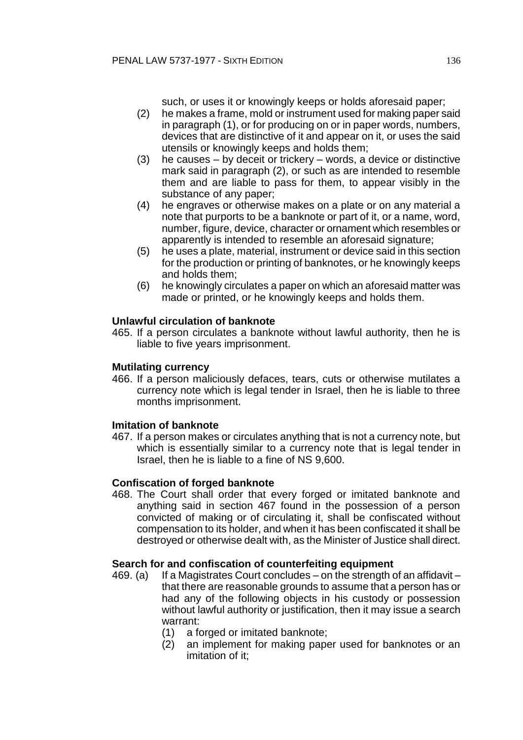such, or uses it or knowingly keeps or holds aforesaid paper;

(2) he makes a frame, mold or instrument used for making paper said in paragraph (1), or for producing on or in paper words, numbers, devices that are distinctive of it and appear on it, or uses the said utensils or knowingly keeps and holds them;

(3) he causes – by deceit or trickery – words, a device or distinctive mark said in paragraph (2), or such as are intended to resemble them and are liable to pass for them, to appear visibly in the substance of any paper;

(4) he engraves or otherwise makes on a plate or on any material a note that purports to be a banknote or part of it, or a name, word, number, figure, device, character or ornament which resembles or apparently is intended to resemble an aforesaid signature;

(5) he uses a plate, material, instrument or device said in this section for the production or printing of banknotes, or he knowingly keeps and holds them;

(6) he knowingly circulates a paper on which an aforesaid matter was made or printed, or he knowingly keeps and holds them.

**Unlawful circulation of banknote**

465. If a person circulates a banknote without lawful authority, then he is liable to five years imprisonment.

**Mutilating currency**

466. If a person maliciously defaces, tears, cuts or otherwise mutilates a currency note which is legal tender in Israel, then he is liable to three months imprisonment.

**Imitation of banknote**

467. If a person makes or circulates anything that is not a currency note, but which is essentially similar to a currency note that is legal tender in Israel, then he is liable to a fine of NS 9,600.

**Confiscation of forged banknote**

468. The Court shall order that every forged or imitated banknote and anything said in section 467 found in the possession of a person convicted of making or of circulating it, shall be confiscated without compensation to its holder, and when it has been confiscated it shall be destroyed or otherwise dealt with, as the Minister of Justice shall direct.

**Search for and confiscation of counterfeiting equipment**

469. (a) If a Magistrates Court concludes – on the strength of an affidavit – that there are reasonable grounds to assume that a person has or had any of the following objects in his custody or possession without lawful authority or justification, then it may issue a search warrant:

(1) a forged or imitated banknote;

(2) an implement for making paper used for banknotes or an imitation of it;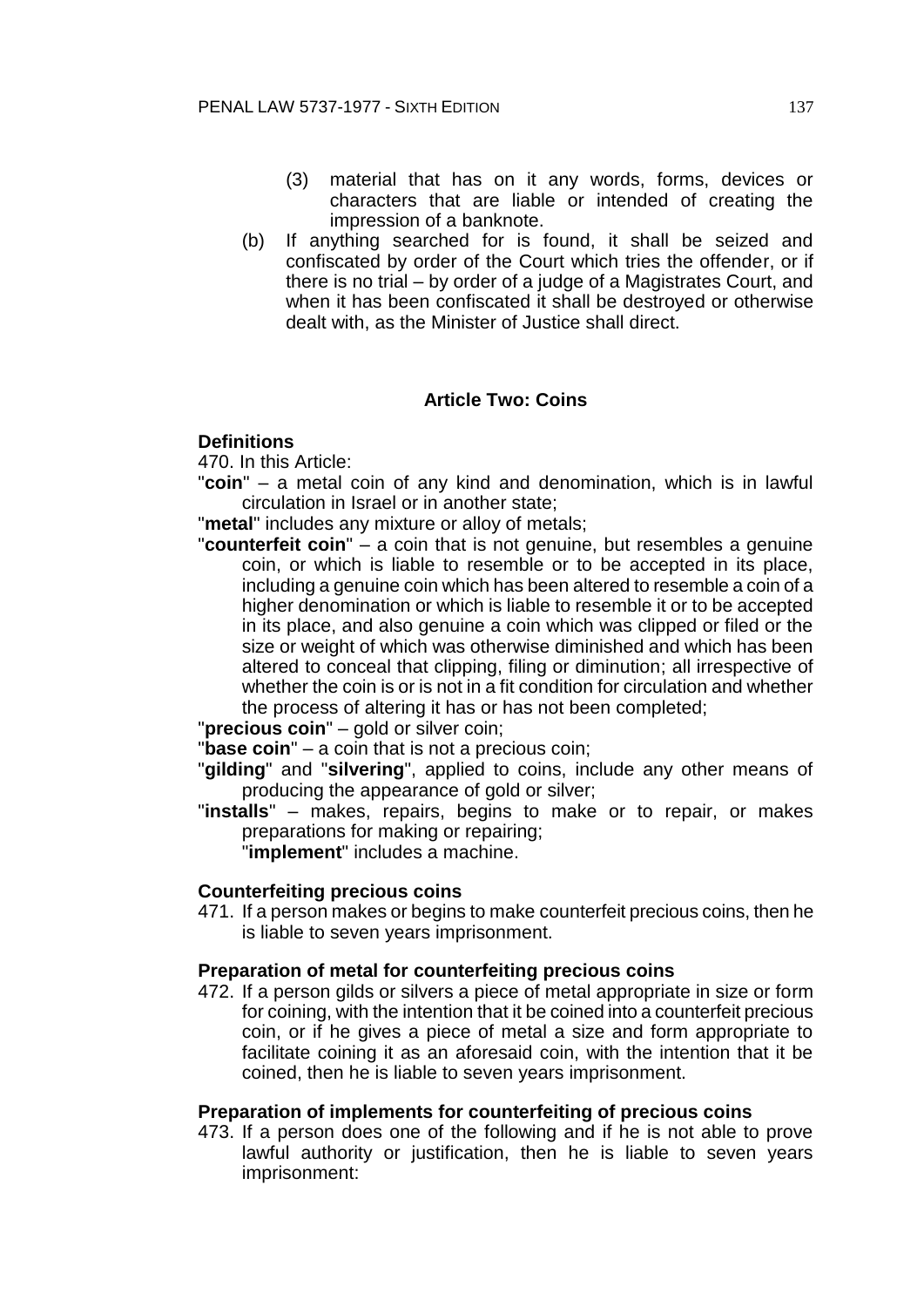(3) material that has on it any words, forms, devices or characters that are liable or intended of creating the impression of a banknote.

(b) If anything searched for is found, it shall be seized and confiscated by order of the Court which tries the offender, or if there is no trial – by order of a judge of a Magistrates Court, and when it has been confiscated it shall be destroyed or otherwise dealt with, as the Minister of Justice shall direct.

## Article Two: Coins

**Definitions**

470. In this Article:

"**coin**" – a metal coin of any kind and denomination, which is in lawful circulation in Israel or in another state;

"**metal**" includes any mixture or alloy of metals;

"**counterfeit coin**" – a coin that is not genuine, but resembles a genuine coin, or which is liable to resemble or to be accepted in its place, including a genuine coin which has been altered to resemble a coin of a higher denomination or which is liable to resemble it or to be accepted in its place, and also genuine a coin which was clipped or filed or the size or weight of which was otherwise diminished and which has been altered to conceal that clipping, filing or diminution; all irrespective of whether the coin is or is not in a fit condition for circulation and whether the process of altering it has or has not been completed;

"**precious coin**" – gold or silver coin;

"**base coin**" – a coin that is not a precious coin;

"**gilding**" and "**silvering**", applied to coins, include any other means of producing the appearance of gold or silver;

"**installs**" – makes, repairs, begins to make or to repair, or makes preparations for making or repairing;

"**implement**" includes a machine.

**Counterfeiting precious coins**

471. If a person makes or begins to make counterfeit precious coins, then he is liable to seven years imprisonment.

**Preparation of metal for counterfeiting precious coins**

472. If a person gilds or silvers a piece of metal appropriate in size or form for coining, with the intention that it be coined into a counterfeit precious coin, or if he gives a piece of metal a size and form appropriate to facilitate coining it as an aforesaid coin, with the intention that it be coined, then he is liable to seven years imprisonment.

**Preparation of implements for counterfeiting of precious coins**

473. If a person does one of the following and if he is not able to prove lawful authority or justification, then he is liable to seven years imprisonment: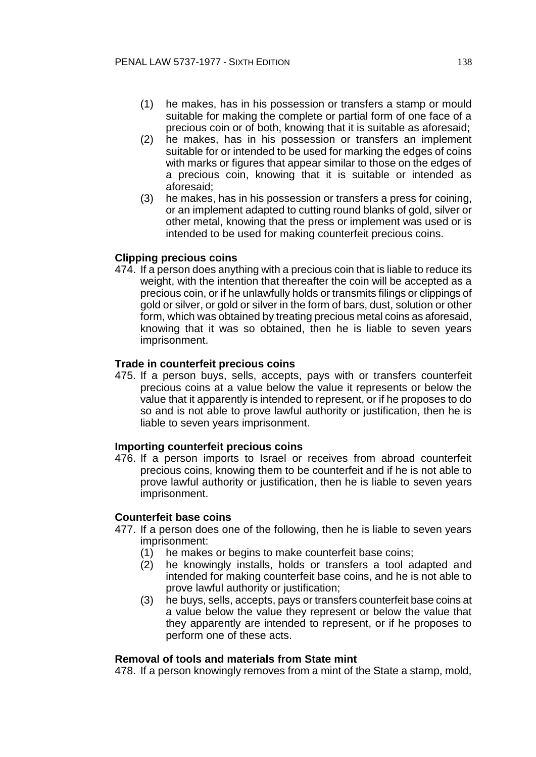(1) he makes, has in his possession or transfers a stamp or mould suitable for making the complete or partial form of one face of a precious coin or of both, knowing that it is suitable as aforesaid;

(2) he makes, has in his possession or transfers an implement suitable for or intended to be used for marking the edges of coins with marks or figures that appear similar to those on the edges of a precious coin, knowing that it is suitable or intended as aforesaid;

(3) he makes, has in his possession or transfers a press for coining, or an implement adapted to cutting round blanks of gold, silver or other metal, knowing that the press or implement was used or is intended to be used for making counterfeit precious coins.

**Clipping precious coins**

474. If a person does anything with a precious coin that is liable to reduce its weight, with the intention that thereafter the coin will be accepted as a precious coin, or if he unlawfully holds or transmits filings or clippings of gold or silver, or gold or silver in the form of bars, dust, solution or other form, which was obtained by treating precious metal coins as aforesaid, knowing that it was so obtained, then he is liable to seven years imprisonment.

**Trade in counterfeit precious coins**

475. If a person buys, sells, accepts, pays with or transfers counterfeit precious coins at a value below the value it represents or below the value that it apparently is intended to represent, or if he proposes to do so and is not able to prove lawful authority or justification, then he is liable to seven years imprisonment.

**Importing counterfeit precious coins**

476. If a person imports to Israel or receives from abroad counterfeit precious coins, knowing them to be counterfeit and if he is not able to prove lawful authority or justification, then he is liable to seven years imprisonment.

**Counterfeit base coins**

477. If a person does one of the following, then he is liable to seven years imprisonment:

(1) he makes or begins to make counterfeit base coins;

(2) he knowingly installs, holds or transfers a tool adapted and intended for making counterfeit base coins, and he is not able to prove lawful authority or justification;

(3) he buys, sells, accepts, pays or transfers counterfeit base coins at a value below the value they represent or below the value that they apparently are intended to represent, or if he proposes to perform one of these acts.

**Removal of tools and materials from State mint**

478. If a person knowingly removes from a mint of the State a stamp, mold,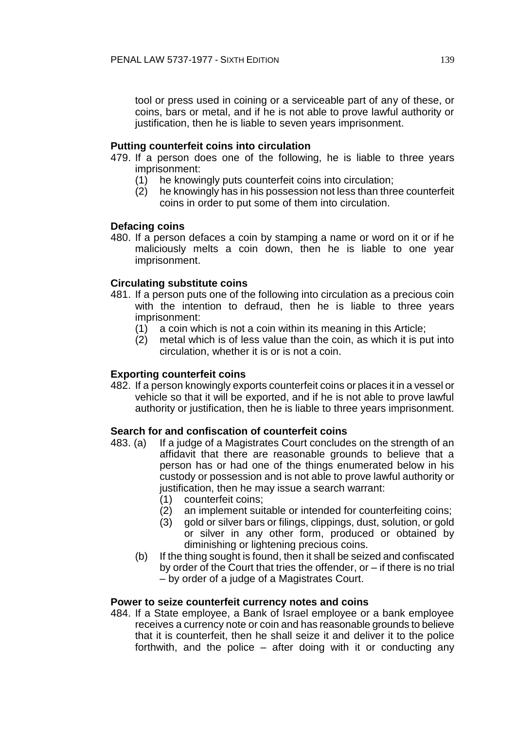tool or press used in coining or a serviceable part of any of these, or coins, bars or metal, and if he is not able to prove lawful authority or justification, then he is liable to seven years imprisonment.

**Putting counterfeit coins into circulation**

479. If a person does one of the following, he is liable to three years imprisonment:
   (1) he knowingly puts counterfeit coins into circulation;
   (2) he knowingly has in his possession not less than three counterfeit coins in order to put some of them into circulation.

**Defacing coins**

480. If a person defaces a coin by stamping a name or word on it or if he maliciously melts a coin down, then he is liable to one year imprisonment.

**Circulating substitute coins**

481. If a person puts one of the following into circulation as a precious coin with the intention to defraud, then he is liable to three years imprisonment:
   (1) a coin which is not a coin within its meaning in this Article;
   (2) metal which is of less value than the coin, as which it is put into circulation, whether it is or is not a coin.

**Exporting counterfeit coins**

482. If a person knowingly exports counterfeit coins or places it in a vessel or vehicle so that it will be exported, and if he is not able to prove lawful authority or justification, then he is liable to three years imprisonment.

**Search for and confiscation of counterfeit coins**

483. (a) If a judge of a Magistrates Court concludes on the strength of an affidavit that there are reasonable grounds to believe that a person has or had one of the things enumerated below in his custody or possession and is not able to prove lawful authority or justification, then he may issue a search warrant:
   (1) counterfeit coins;
   (2) an implement suitable or intended for counterfeiting coins;
   (3) gold or silver bars or filings, clippings, dust, solution, or gold or silver in any other form, produced or obtained by diminishing or lightening precious coins.

   (b) If the thing sought is found, then it shall be seized and confiscated by order of the Court that tries the offender, or – if there is no trial – by order of a judge of a Magistrates Court.

**Power to seize counterfeit currency notes and coins**

484. If a State employee, a Bank of Israel employee or a bank employee receives a currency note or coin and has reasonable grounds to believe that it is counterfeit, then he shall seize it and deliver it to the police forthwith, and the police – after doing with it or conducting any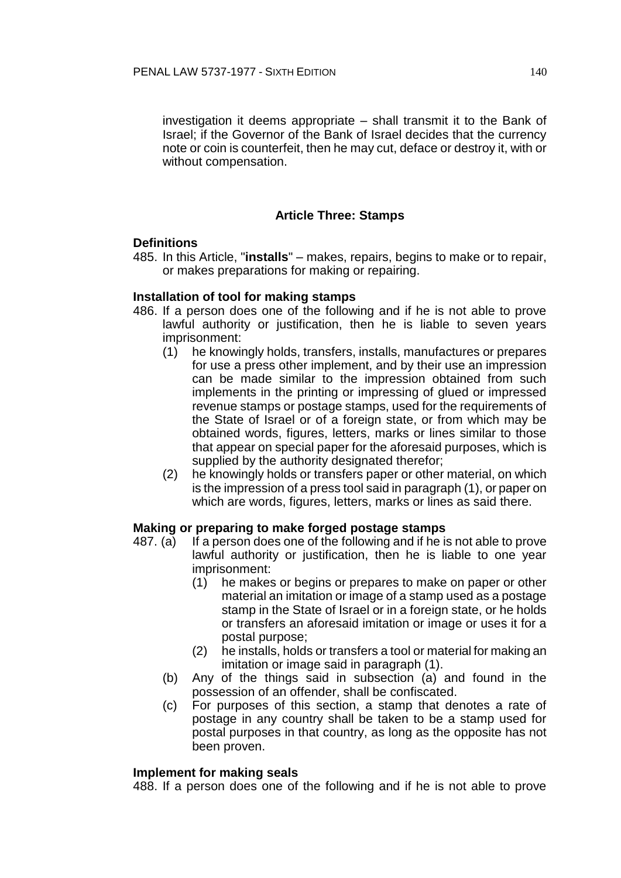investigation it deems appropriate – shall transmit it to the Bank of Israel; if the Governor of the Bank of Israel decides that the currency note or coin is counterfeit, then he may cut, deface or destroy it, with or without compensation.

## Article Three: Stamps

**Definitions**

485. In this Article, "**installs**" – makes, repairs, begins to make or to repair, or makes preparations for making or repairing.

**Installation of tool for making stamps**

486. If a person does one of the following and if he is not able to prove lawful authority or justification, then he is liable to seven years imprisonment:
   - (1) he knowingly holds, transfers, installs, manufactures or prepares for use a press other implement, and by their use an impression can be made similar to the impression obtained from such implements in the printing or impressing of glued or impressed revenue stamps or postage stamps, used for the requirements of the State of Israel or of a foreign state, or from which may be obtained words, figures, letters, marks or lines similar to those that appear on special paper for the aforesaid purposes, which is supplied by the authority designated therefor;
   - (2) he knowingly holds or transfers paper or other material, on which is the impression of a press tool said in paragraph (1), or paper on which are words, figures, letters, marks or lines as said there.

**Making or preparing to make forged postage stamps**

487. (a) If a person does one of the following and if he is not able to prove lawful authority or justification, then he is liable to one year imprisonment:
   - (1) he makes or begins or prepares to make on paper or other material an imitation or image of a stamp used as a postage stamp in the State of Israel or in a foreign state, or he holds or transfers an aforesaid imitation or image or uses it for a postal purpose;
   - (2) he installs, holds or transfers a tool or material for making an imitation or image said in paragraph (1).

   (b) Any of the things said in subsection (a) and found in the possession of an offender, shall be confiscated.

   (c) For purposes of this section, a stamp that denotes a rate of postage in any country shall be taken to be a stamp used for postal purposes in that country, as long as the opposite has not been proven.

**Implement for making seals**

488. If a person does one of the following and if he is not able to prove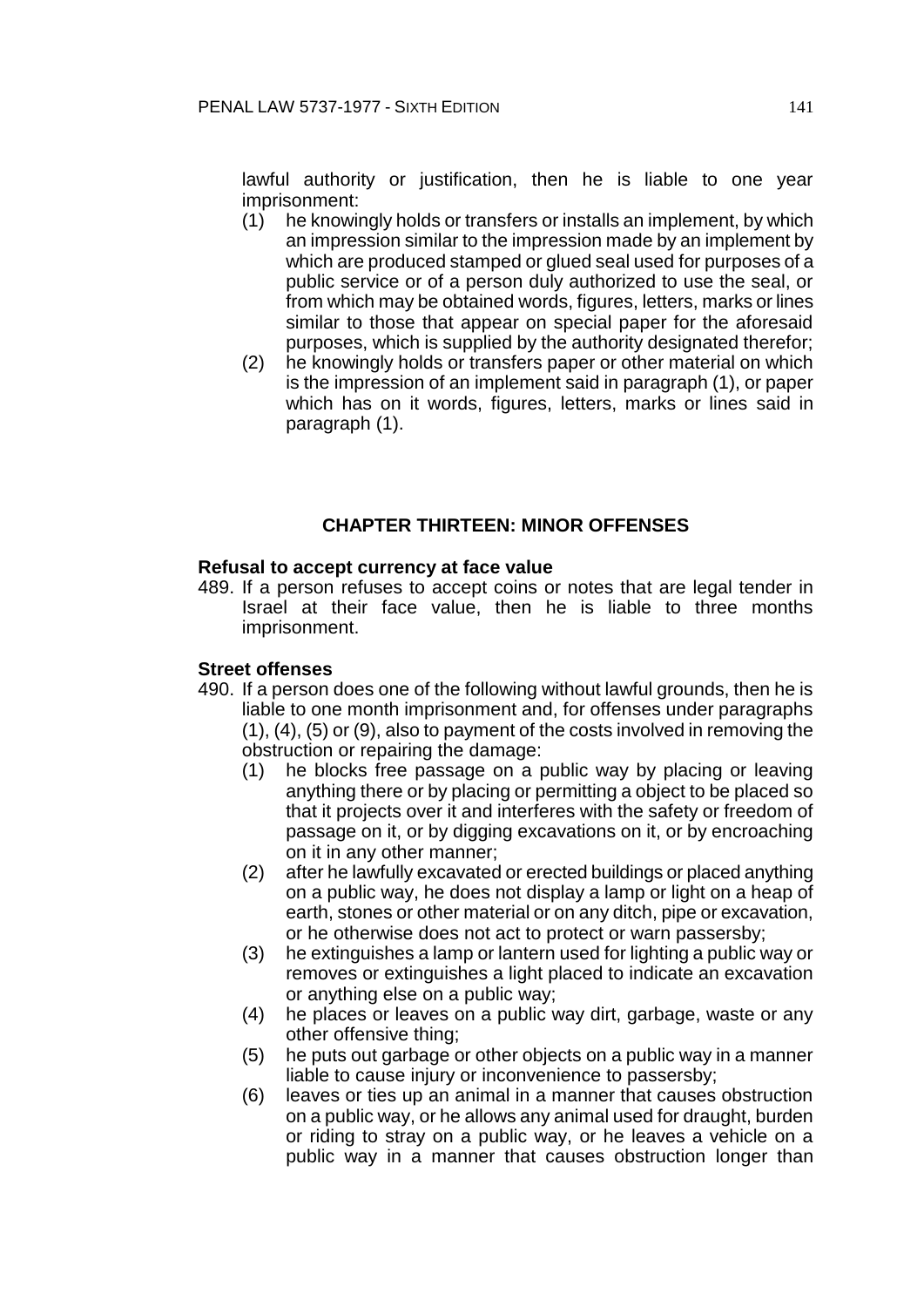lawful authority or justification, then he is liable to one year imprisonment:

(1) he knowingly holds or transfers or installs an implement, by which an impression similar to the impression made by an implement by which are produced stamped or glued seal used for purposes of a public service or of a person duly authorized to use the seal, or from which may be obtained words, figures, letters, marks or lines similar to those that appear on special paper for the aforesaid purposes, which is supplied by the authority designated therefor;

(2) he knowingly holds or transfers paper or other material on which is the impression of an implement said in paragraph (1), or paper which has on it words, figures, letters, marks or lines said in paragraph (1).

## CHAPTER THIRTEEN: MINOR OFFENSES

**Refusal to accept currency at face value**

489. If a person refuses to accept coins or notes that are legal tender in Israel at their face value, then he is liable to three months imprisonment.

**Street offenses**

490. If a person does one of the following without lawful grounds, then he is liable to one month imprisonment and, for offenses under paragraphs (1), (4), (5) or (9), also to payment of the costs involved in removing the obstruction or repairing the damage:

(1) he blocks free passage on a public way by placing or leaving anything there or by placing or permitting a object to be placed so that it projects over it and interferes with the safety or freedom of passage on it, or by digging excavations on it, or by encroaching on it in any other manner;

(2) after he lawfully excavated or erected buildings or placed anything on a public way, he does not display a lamp or light on a heap of earth, stones or other material or on any ditch, pipe or excavation, or he otherwise does not act to protect or warn passersby;

(3) he extinguishes a lamp or lantern used for lighting a public way or removes or extinguishes a light placed to indicate an excavation or anything else on a public way;

(4) he places or leaves on a public way dirt, garbage, waste or any other offensive thing;

(5) he puts out garbage or other objects on a public way in a manner liable to cause injury or inconvenience to passersby;

(6) leaves or ties up an animal in a manner that causes obstruction on a public way, or he allows any animal used for draught, burden or riding to stray on a public way, or he leaves a vehicle on a public way in a manner that causes obstruction longer than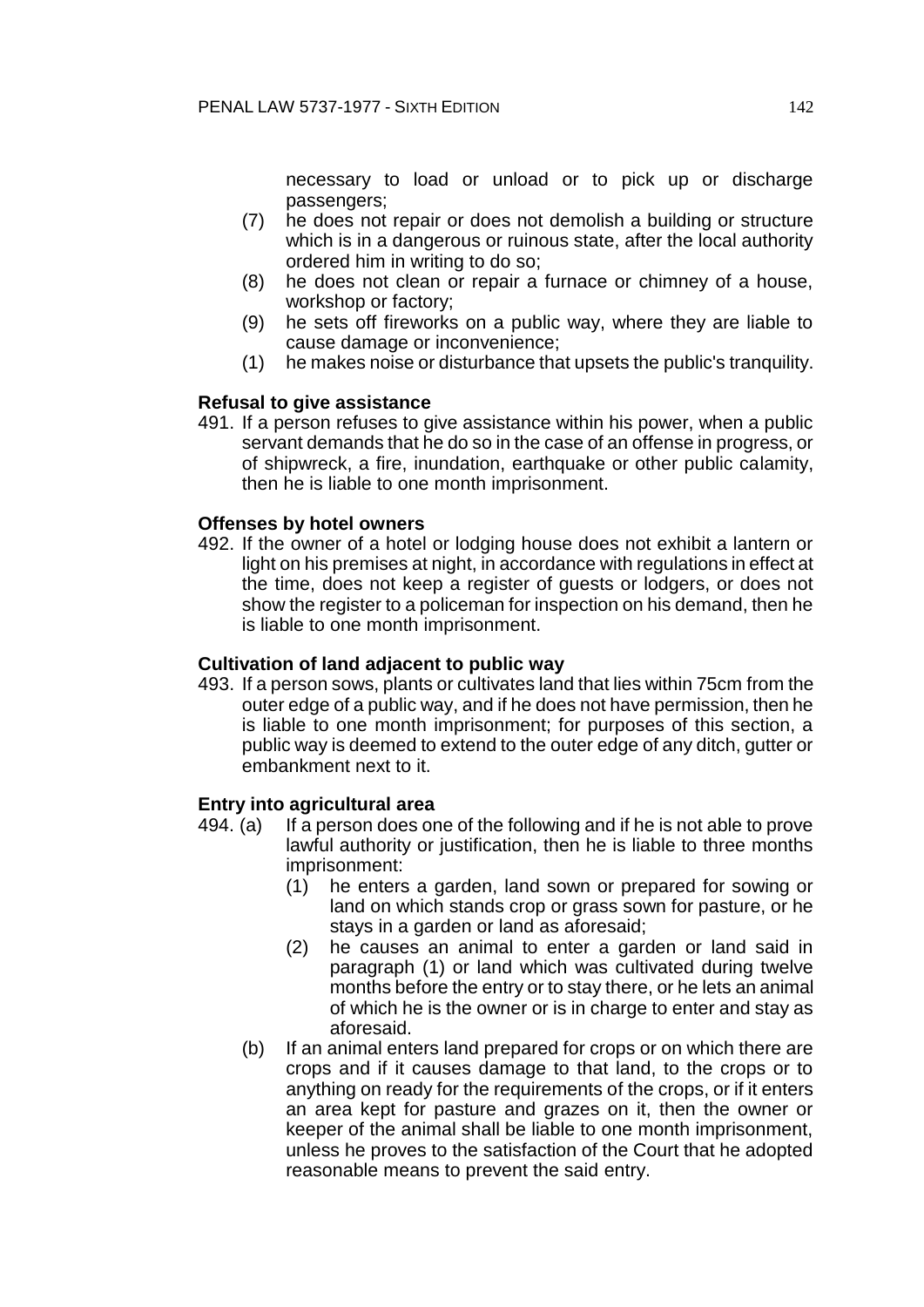necessary to load or unload or to pick up or discharge passengers;

(7) he does not repair or does not demolish a building or structure which is in a dangerous or ruinous state, after the local authority ordered him in writing to do so;

(8) he does not clean or repair a furnace or chimney of a house, workshop or factory;

(9) he sets off fireworks on a public way, where they are liable to cause damage or inconvenience;

(1) he makes noise or disturbance that upsets the public's tranquility.

**Refusal to give assistance**

491. If a person refuses to give assistance within his power, when a public servant demands that he do so in the case of an offense in progress, or of shipwreck, a fire, inundation, earthquake or other public calamity, then he is liable to one month imprisonment.

**Offenses by hotel owners**

492. If the owner of a hotel or lodging house does not exhibit a lantern or light on his premises at night, in accordance with regulations in effect at the time, does not keep a register of guests or lodgers, or does not show the register to a policeman for inspection on his demand, then he is liable to one month imprisonment.

**Cultivation of land adjacent to public way**

493. If a person sows, plants or cultivates land that lies within 75cm from the outer edge of a public way, and if he does not have permission, then he is liable to one month imprisonment; for purposes of this section, a public way is deemed to extend to the outer edge of any ditch, gutter or embankment next to it.

**Entry into agricultural area**

494. (a) If a person does one of the following and if he is not able to prove lawful authority or justification, then he is liable to three months imprisonment:

(1) he enters a garden, land sown or prepared for sowing or land on which stands crop or grass sown for pasture, or he stays in a garden or land as aforesaid;

(2) he causes an animal to enter a garden or land said in paragraph (1) or land which was cultivated during twelve months before the entry or to stay there, or he lets an animal of which he is the owner or is in charge to enter and stay as aforesaid.

(b) If an animal enters land prepared for crops or on which there are crops and if it causes damage to that land, to the crops or to anything on ready for the requirements of the crops, or if it enters an area kept for pasture and grazes on it, then the owner or keeper of the animal shall be liable to one month imprisonment, unless he proves to the satisfaction of the Court that he adopted reasonable means to prevent the said entry.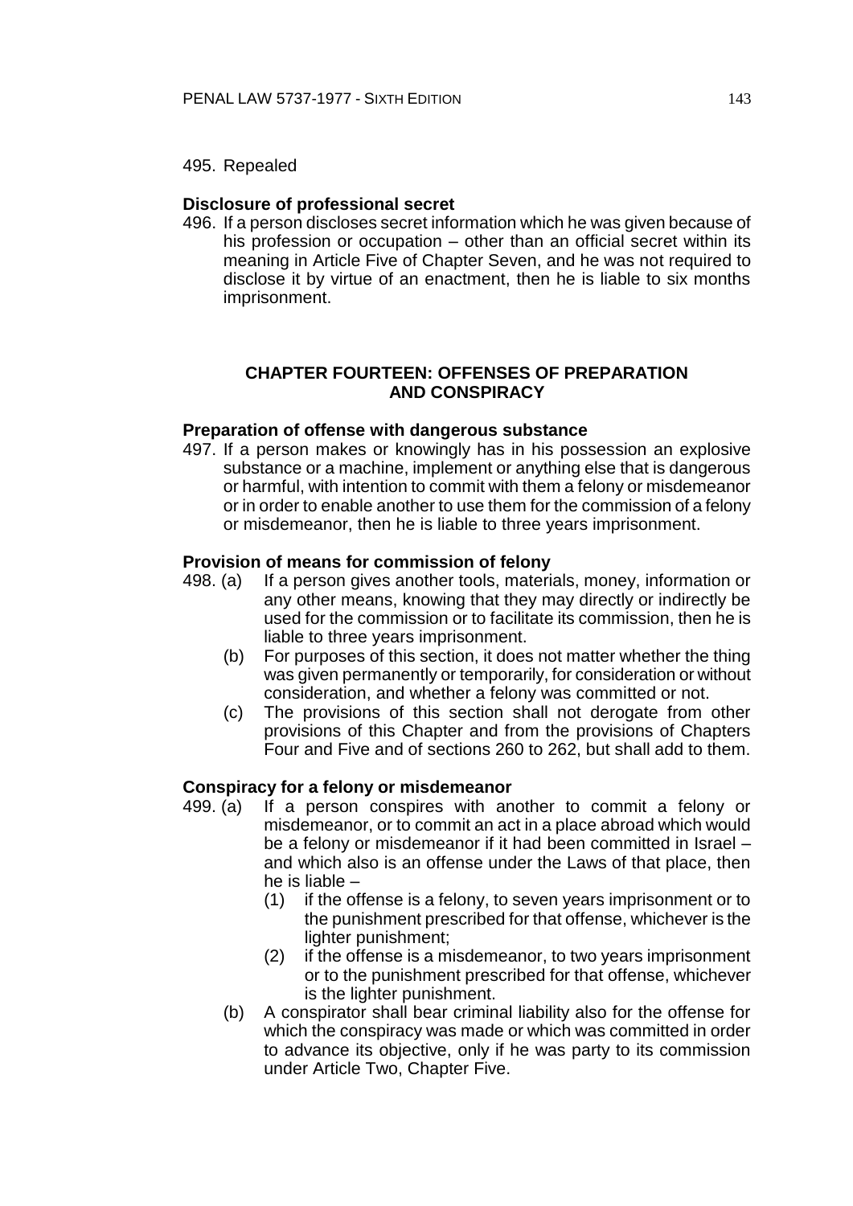495. Repealed

**Disclosure of professional secret**

496. If a person discloses secret information which he was given because of his profession or occupation – other than an official secret within its meaning in Article Five of Chapter Seven, and he was not required to disclose it by virtue of an enactment, then he is liable to six months imprisonment.

## CHAPTER FOURTEEN: OFFENSES OF PREPARATION AND CONSPIRACY

**Preparation of offense with dangerous substance**

497. If a person makes or knowingly has in his possession an explosive substance or a machine, implement or anything else that is dangerous or harmful, with intention to commit with them a felony or misdemeanor or in order to enable another to use them for the commission of a felony or misdemeanor, then he is liable to three years imprisonment.

**Provision of means for commission of felony**

498. (a) If a person gives another tools, materials, money, information or any other means, knowing that they may directly or indirectly be used for the commission or to facilitate its commission, then he is liable to three years imprisonment.

(b) For purposes of this section, it does not matter whether the thing was given permanently or temporarily, for consideration or without consideration, and whether a felony was committed or not.

(c) The provisions of this section shall not derogate from other provisions of this Chapter and from the provisions of Chapters Four and Five and of sections 260 to 262, but shall add to them.

**Conspiracy for a felony or misdemeanor**

499. (a) If a person conspires with another to commit a felony or misdemeanor, or to commit an act in a place abroad which would be a felony or misdemeanor if it had been committed in Israel – and which also is an offense under the Laws of that place, then he is liable –

(1) if the offense is a felony, to seven years imprisonment or to the punishment prescribed for that offense, whichever is the lighter punishment;

(2) if the offense is a misdemeanor, to two years imprisonment or to the punishment prescribed for that offense, whichever is the lighter punishment.

(b) A conspirator shall bear criminal liability also for the offense for which the conspiracy was made or which was committed in order to advance its objective, only if he was party to its commission under Article Two, Chapter Five.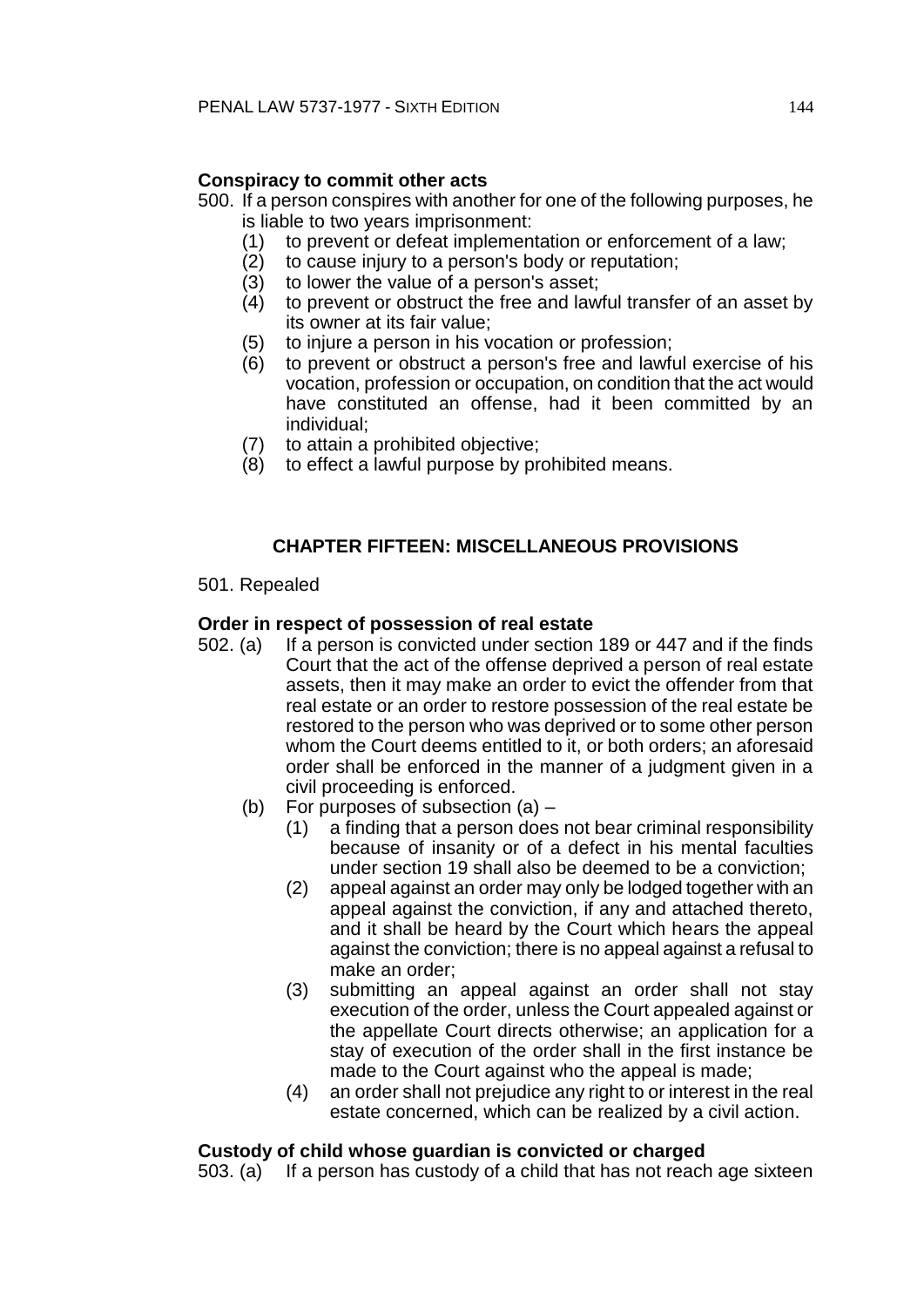**Conspiracy to commit other acts**

500. If a person conspires with another for one of the following purposes, he is liable to two years imprisonment:
   (1) to prevent or defeat implementation or enforcement of a law;
   (2) to cause injury to a person's body or reputation;
   (3) to lower the value of a person's asset;
   (4) to prevent or obstruct the free and lawful transfer of an asset by its owner at its fair value;
   (5) to injure a person in his vocation or profession;
   (6) to prevent or obstruct a person's free and lawful exercise of his vocation, profession or occupation, on condition that the act would have constituted an offense, had it been committed by an individual;
   (7) to attain a prohibited objective;
   (8) to effect a lawful purpose by prohibited means.

## CHAPTER FIFTEEN: MISCELLANEOUS PROVISIONS

501. Repealed

**Order in respect of possession of real estate**

502. (a) If a person is convicted under section 189 or 447 and if the finds Court that the act of the offense deprived a person of real estate assets, then it may make an order to evict the offender from that real estate or an order to restore possession of the real estate be restored to the person who was deprived or to some other person whom the Court deems entitled to it, or both orders; an aforesaid order shall be enforced in the manner of a judgment given in a civil proceeding is enforced.
   (b) For purposes of subsection (a) –
      (1) a finding that a person does not bear criminal responsibility because of insanity or of a defect in his mental faculties under section 19 shall also be deemed to be a conviction;
      (2) appeal against an order may only be lodged together with an appeal against the conviction, if any and attached thereto, and it shall be heard by the Court which hears the appeal against the conviction; there is no appeal against a refusal to make an order;
      (3) submitting an appeal against an order shall not stay execution of the order, unless the Court appealed against or the appellate Court directs otherwise; an application for a stay of execution of the order shall in the first instance be made to the Court against who the appeal is made;
      (4) an order shall not prejudice any right to or interest in the real estate concerned, which can be realized by a civil action.

**Custody of child whose guardian is convicted or charged**

503. (a) If a person has custody of a child that has not reach age sixteen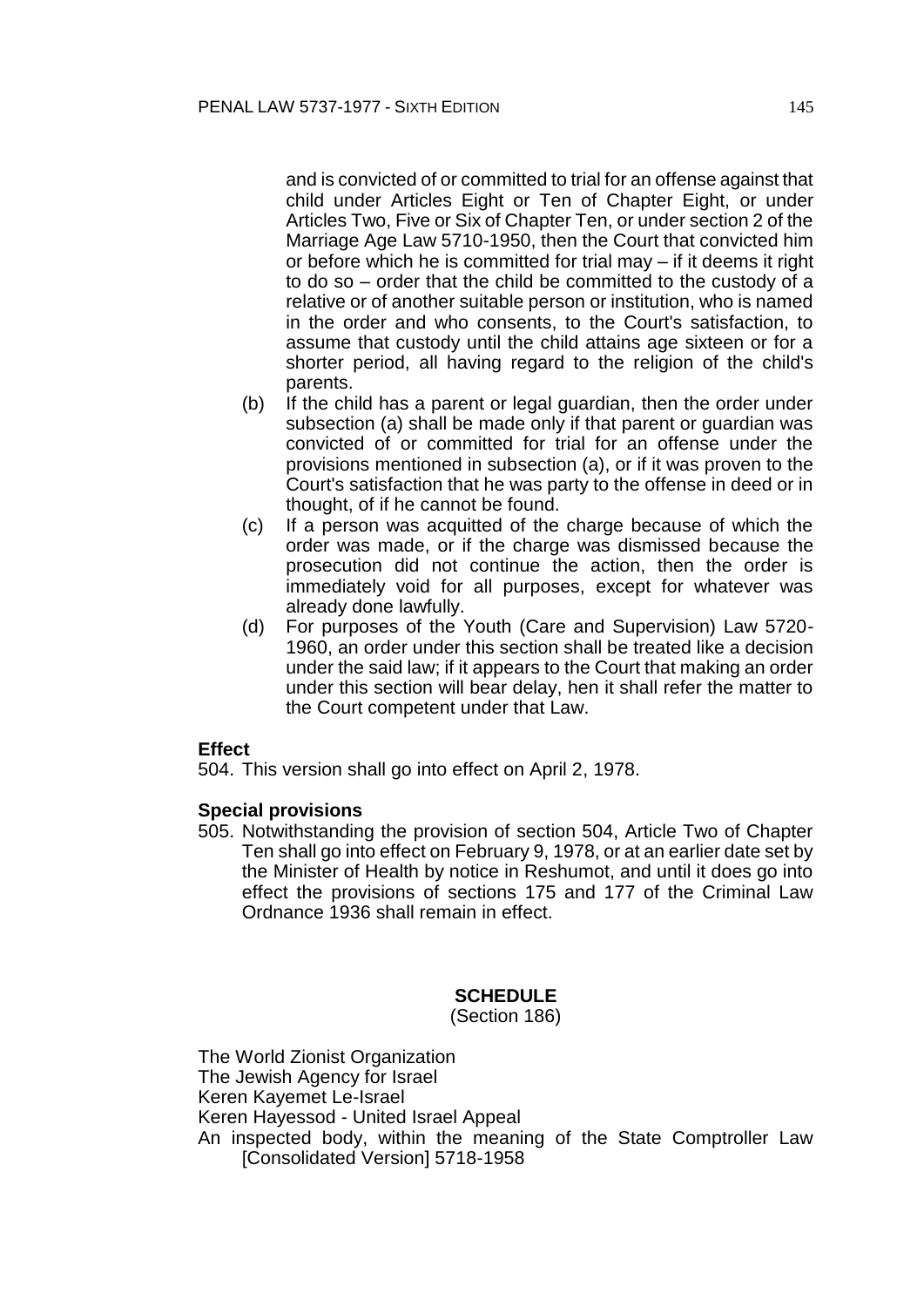and is convicted of or committed to trial for an offense against that child under Articles Eight or Ten of Chapter Eight, or under Articles Two, Five or Six of Chapter Ten, or under section 2 of the Marriage Age Law 5710-1950, then the Court that convicted him or before which he is committed for trial may – if it deems it right to do so – order that the child be committed to the custody of a relative or of another suitable person or institution, who is named in the order and who consents, to the Court's satisfaction, to assume that custody until the child attains age sixteen or for a shorter period, all having regard to the religion of the child's parents.

(b) If the child has a parent or legal guardian, then the order under subsection (a) shall be made only if that parent or guardian was convicted of or committed for trial for an offense under the provisions mentioned in subsection (a), or if it was proven to the Court's satisfaction that he was party to the offense in deed or in thought, of if he cannot be found.

(c) If a person was acquitted of the charge because of which the order was made, or if the charge was dismissed because the prosecution did not continue the action, then the order is immediately void for all purposes, except for whatever was already done lawfully.

(d) For purposes of the Youth (Care and Supervision) Law 5720-1960, an order under this section shall be treated like a decision under the said law; if it appears to the Court that making an order under this section will bear delay, hen it shall refer the matter to the Court competent under that Law.

**Effect**

504. This version shall go into effect on April 2, 1978.

**Special provisions**

505. Notwithstanding the provision of section 504, Article Two of Chapter Ten shall go into effect on February 9, 1978, or at an earlier date set by the Minister of Health by notice in Reshumot, and until it does go into effect the provisions of sections 175 and 177 of the Criminal Law Ordnance 1936 shall remain in effect.

## SCHEDULE

(Section 186)

The World Zionist Organization
The Jewish Agency for Israel
Keren Kayemet Le-Israel
Keren Hayessod - United Israel Appeal
An inspected body, within the meaning of the State Comptroller Law [Consolidated Version] 5718-1958